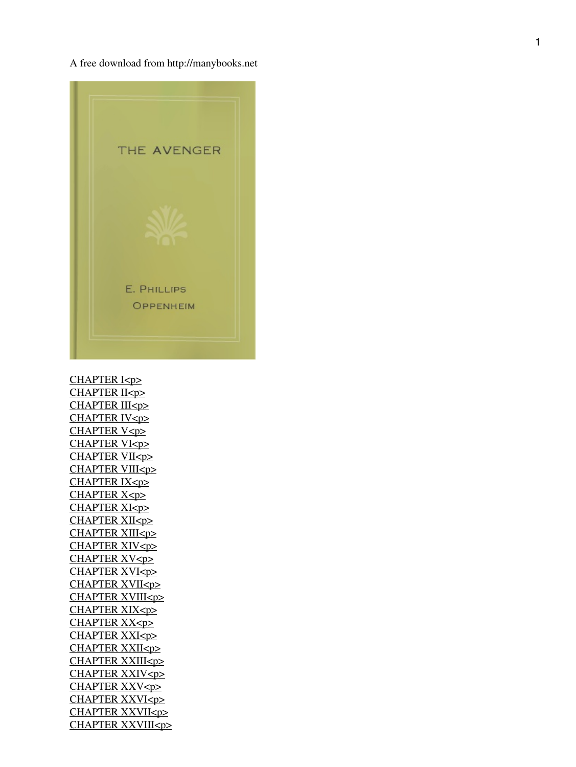A free download from http://manybooks.net

THE AVENGER

E. PHILLIPS OPPENHEIM

CHAPTER I<p>
CHAPTER II<p>
CHAPTER III<p>
CHAPTER IV<p>
CHAPTER V<p>
CHAPTER VI<p>
CHAPTER VII<p>
CHAPTER VIII<p>
CHAPTER IX<p>
CHAPTER X<p>
CHAPTER XI<p>
CHAPTER XII<p>
CHAPTER XIII<p>
CHAPTER XIV<p>
CHAPTER XV<p>
CHAPTER XVI<p>
CHAPTER XVII<p>
CHAPTER XVIII<p>
CHAPTER XIX<p>
CHAPTER XX<p>
CHAPTER XXI<p>
CHAPTER XXII<p>
CHAPTER XXIII<p>
CHAPTER XXIV<p>
CHAPTER XXV<p>
CHAPTER XXVI<p>
CHAPTER XXVII<p>
CHAPTER XXVIII<p>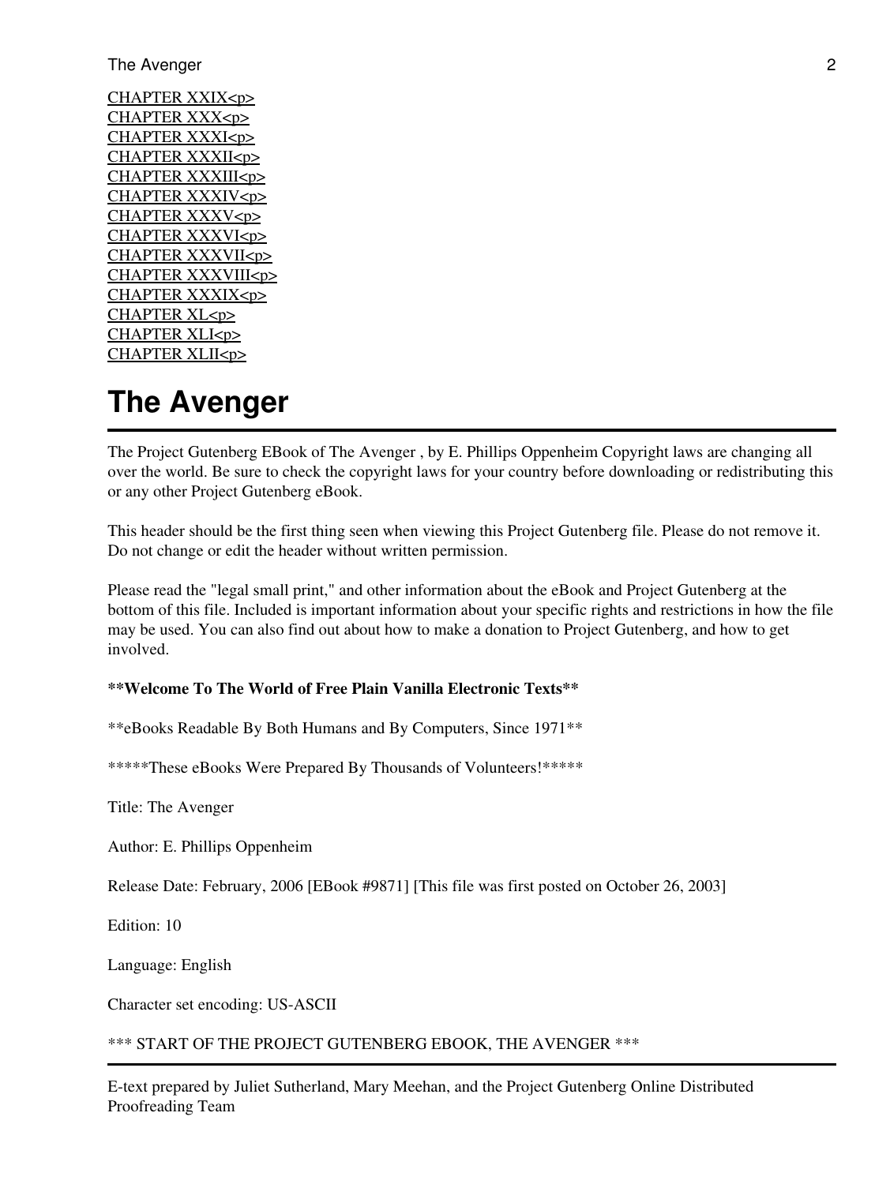CHAPTER XXIX<p>
CHAPTER XXX<p>
CHAPTER XXXI<p>
CHAPTER XXXII<p>
CHAPTER XXXIII<p>
CHAPTER XXXIV<p>
CHAPTER XXXV<p>
CHAPTER XXXVI<p>
CHAPTER XXXVII<p>
CHAPTER XXXVIII<p>
CHAPTER XXXIX<p>
CHAPTER XL<p>
CHAPTER XLI<p>
CHAPTER XLII<p>

# The Avenger

---

The Project Gutenberg EBook of The Avenger , by E. Phillips Oppenheim Copyright laws are changing all over the world. Be sure to check the copyright laws for your country before downloading or redistributing this or any other Project Gutenberg eBook.

This header should be the first thing seen when viewing this Project Gutenberg file. Please do not remove it. Do not change or edit the header without written permission.

Please read the "legal small print," and other information about the eBook and Project Gutenberg at the bottom of this file. Included is important information about your specific rights and restrictions in how the file may be used. You can also find out about how to make a donation to Project Gutenberg, and how to get involved.

**Welcome To The World of Free Plain Vanilla Electronic Texts**

**eBooks Readable By Both Humans and By Computers, Since 1971**

*****These eBooks Were Prepared By Thousands of Volunteers!*****

Title: The Avenger

Author: E. Phillips Oppenheim

Release Date: February, 2006 [EBook #9871] [This file was first posted on October 26, 2003]

Edition: 10

Language: English

Character set encoding: US-ASCII

*** START OF THE PROJECT GUTENBERG EBOOK, THE AVENGER ***

---

E-text prepared by Juliet Sutherland, Mary Meehan, and the Project Gutenberg Online Distributed Proofreading Team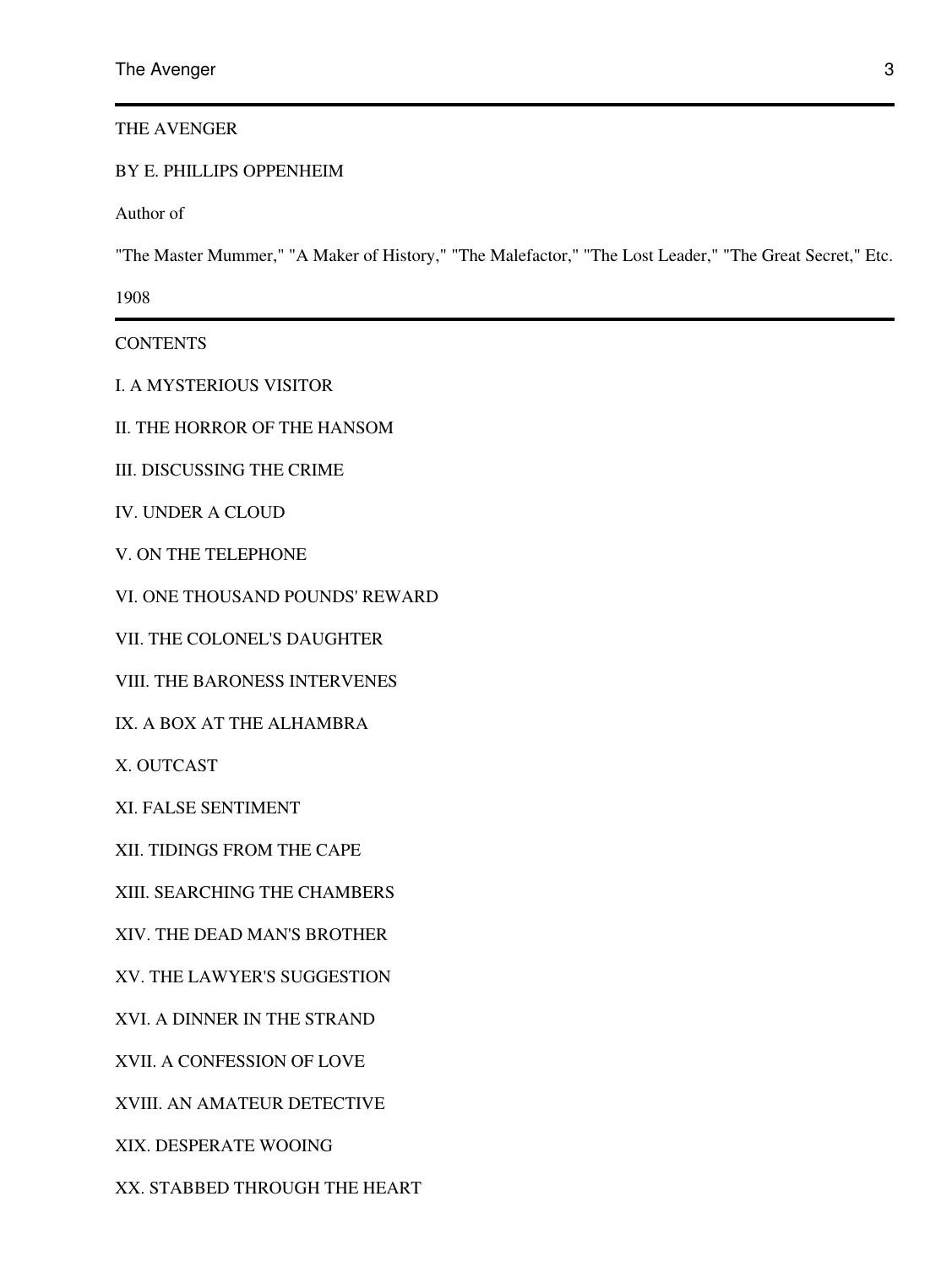# THE AVENGER

BY E. PHILLIPS OPPENHEIM

Author of

"The Master Mummer," "A Maker of History," "The Malefactor," "The Lost Leader," "The Great Secret," Etc.

1908

---

## CONTENTS

I. A MYSTERIOUS VISITOR

II. THE HORROR OF THE HANSOM

III. DISCUSSING THE CRIME

IV. UNDER A CLOUD

V. ON THE TELEPHONE

VI. ONE THOUSAND POUNDS' REWARD

VII. THE COLONEL'S DAUGHTER

VIII. THE BARONESS INTERVENES

IX. A BOX AT THE ALHAMBRA

X. OUTCAST

XI. FALSE SENTIMENT

XII. TIDINGS FROM THE CAPE

XIII. SEARCHING THE CHAMBERS

XIV. THE DEAD MAN'S BROTHER

XV. THE LAWYER'S SUGGESTION

XVI. A DINNER IN THE STRAND

XVII. A CONFESSION OF LOVE

XVIII. AN AMATEUR DETECTIVE

XIX. DESPERATE WOOING

XX. STABBED THROUGH THE HEART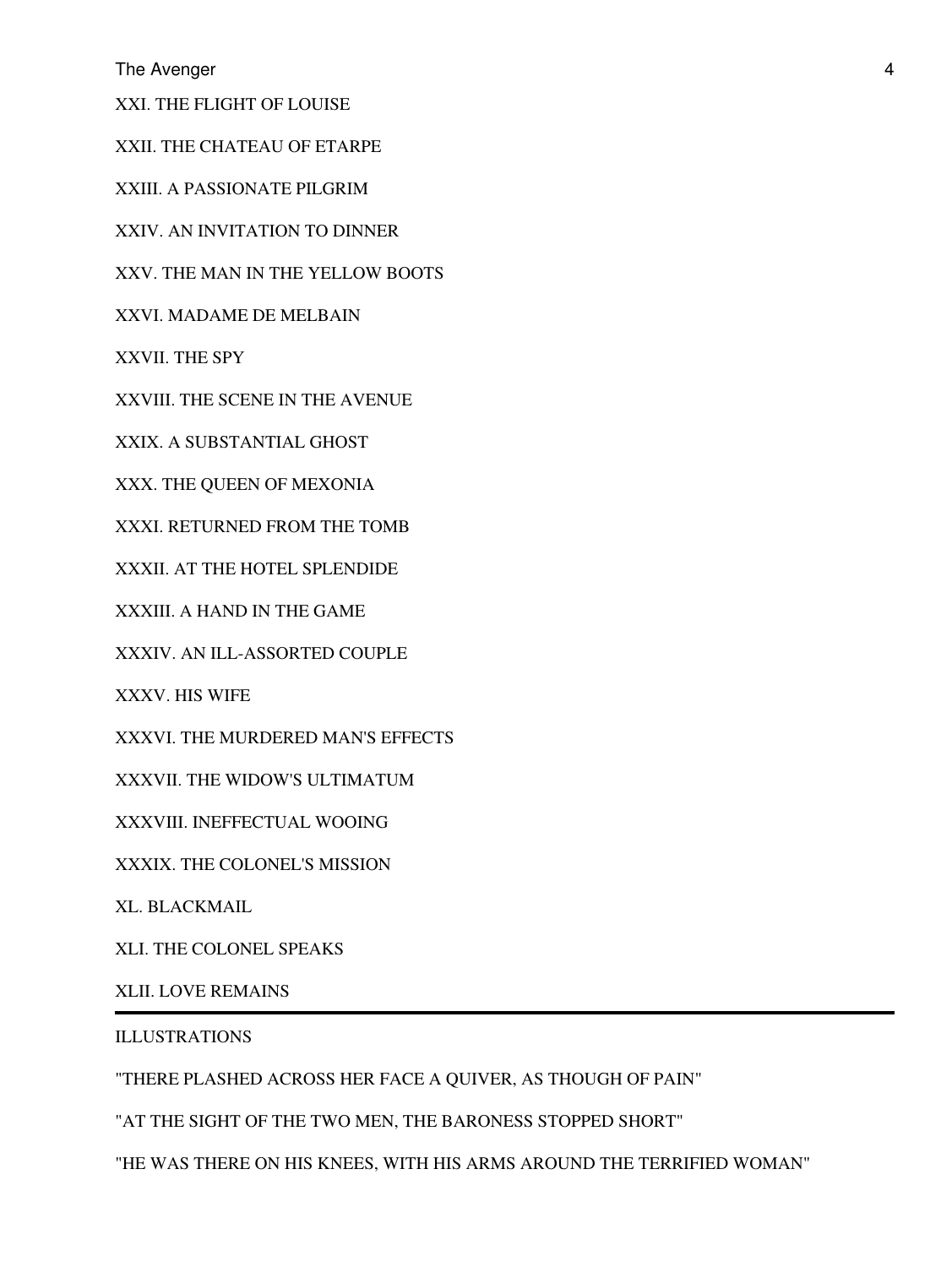XXI. THE FLIGHT OF LOUISE

XXII. THE CHATEAU OF ETARPE

XXIII. A PASSIONATE PILGRIM

XXIV. AN INVITATION TO DINNER

XXV. THE MAN IN THE YELLOW BOOTS

XXVI. MADAME DE MELBAIN

XXVII. THE SPY

XXVIII. THE SCENE IN THE AVENUE

XXIX. A SUBSTANTIAL GHOST

XXX. THE QUEEN OF MEXONIA

XXXI. RETURNED FROM THE TOMB

XXXII. AT THE HOTEL SPLENDIDE

XXXIII. A HAND IN THE GAME

XXXIV. AN ILL-ASSORTED COUPLE

XXXV. HIS WIFE

XXXVI. THE MURDERED MAN'S EFFECTS

XXXVII. THE WIDOW'S ULTIMATUM

XXXVIII. INEFFECTUAL WOOING

XXXIX. THE COLONEL'S MISSION

XL. BLACKMAIL

XLI. THE COLONEL SPEAKS

XLII. LOVE REMAINS

---

ILLUSTRATIONS

"THERE PLASHED ACROSS HER FACE A QUIVER, AS THOUGH OF PAIN"

"AT THE SIGHT OF THE TWO MEN, THE BARONESS STOPPED SHORT"

"HE WAS THERE ON HIS KNEES, WITH HIS ARMS AROUND THE TERRIFIED WOMAN"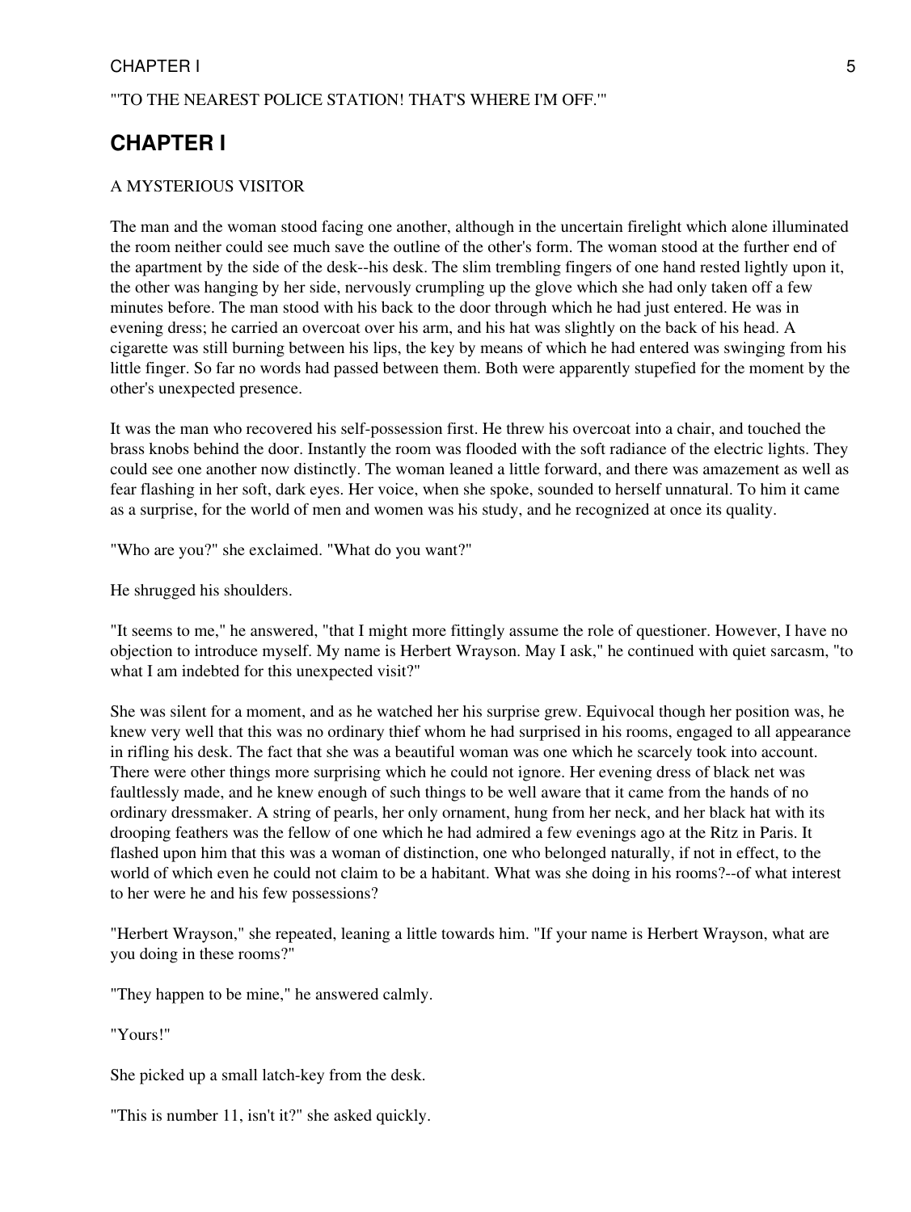"'TO THE NEAREST POLICE STATION! THAT'S WHERE I'M OFF.'"

## CHAPTER I

A MYSTERIOUS VISITOR

The man and the woman stood facing one another, although in the uncertain firelight which alone illuminated the room neither could see much save the outline of the other's form. The woman stood at the further end of the apartment by the side of the desk--his desk. The slim trembling fingers of one hand rested lightly upon it, the other was hanging by her side, nervously crumpling up the glove which she had only taken off a few minutes before. The man stood with his back to the door through which he had just entered. He was in evening dress; he carried an overcoat over his arm, and his hat was slightly on the back of his head. A cigarette was still burning between his lips, the key by means of which he had entered was swinging from his little finger. So far no words had passed between them. Both were apparently stupefied for the moment by the other's unexpected presence.

It was the man who recovered his self-possession first. He threw his overcoat into a chair, and touched the brass knobs behind the door. Instantly the room was flooded with the soft radiance of the electric lights. They could see one another now distinctly. The woman leaned a little forward, and there was amazement as well as fear flashing in her soft, dark eyes. Her voice, when she spoke, sounded to herself unnatural. To him it came as a surprise, for the world of men and women was his study, and he recognized at once its quality.

"Who are you?" she exclaimed. "What do you want?"

He shrugged his shoulders.

"It seems to me," he answered, "that I might more fittingly assume the role of questioner. However, I have no objection to introduce myself. My name is Herbert Wrayson. May I ask," he continued with quiet sarcasm, "to what I am indebted for this unexpected visit?"

She was silent for a moment, and as he watched her his surprise grew. Equivocal though her position was, he knew very well that this was no ordinary thief whom he had surprised in his rooms, engaged to all appearance in rifling his desk. The fact that she was a beautiful woman was one which he scarcely took into account. There were other things more surprising which he could not ignore. Her evening dress of black net was faultlessly made, and he knew enough of such things to be well aware that it came from the hands of no ordinary dressmaker. A string of pearls, her only ornament, hung from her neck, and her black hat with its drooping feathers was the fellow of one which he had admired a few evenings ago at the Ritz in Paris. It flashed upon him that this was a woman of distinction, one who belonged naturally, if not in effect, to the world of which even he could not claim to be a habitant. What was she doing in his rooms?--of what interest to her were he and his few possessions?

"Herbert Wrayson," she repeated, leaning a little towards him. "If your name is Herbert Wrayson, what are you doing in these rooms?"

"They happen to be mine," he answered calmly.

"Yours!"

She picked up a small latch-key from the desk.

"This is number 11, isn't it?" she asked quickly.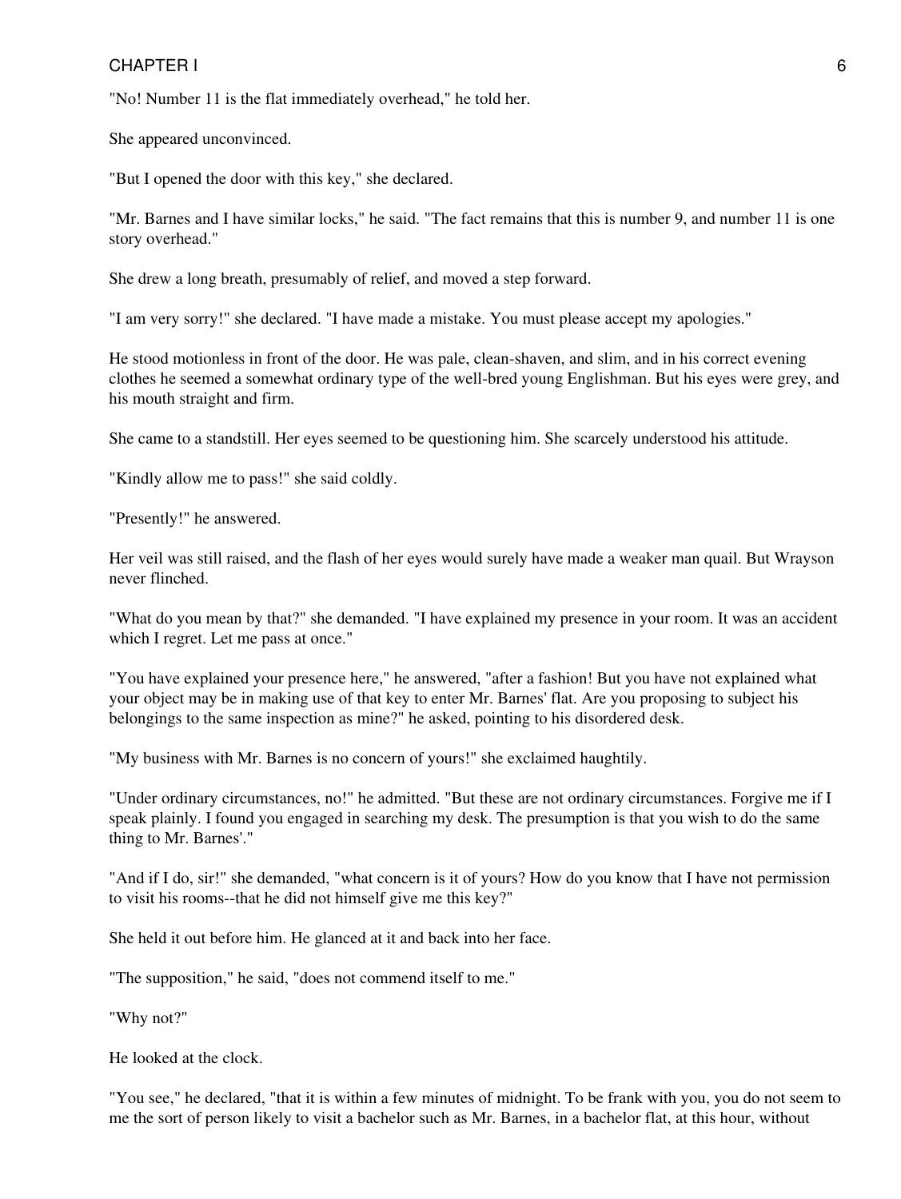"No! Number 11 is the flat immediately overhead," he told her.

She appeared unconvinced.

"But I opened the door with this key," she declared.

"Mr. Barnes and I have similar locks," he said. "The fact remains that this is number 9, and number 11 is one story overhead."

She drew a long breath, presumably of relief, and moved a step forward.

"I am very sorry!" she declared. "I have made a mistake. You must please accept my apologies."

He stood motionless in front of the door. He was pale, clean-shaven, and slim, and in his correct evening clothes he seemed a somewhat ordinary type of the well-bred young Englishman. But his eyes were grey, and his mouth straight and firm.

She came to a standstill. Her eyes seemed to be questioning him. She scarcely understood his attitude.

"Kindly allow me to pass!" she said coldly.

"Presently!" he answered.

Her veil was still raised, and the flash of her eyes would surely have made a weaker man quail. But Wrayson never flinched.

"What do you mean by that?" she demanded. "I have explained my presence in your room. It was an accident which I regret. Let me pass at once."

"You have explained your presence here," he answered, "after a fashion! But you have not explained what your object may be in making use of that key to enter Mr. Barnes' flat. Are you proposing to subject his belongings to the same inspection as mine?" he asked, pointing to his disordered desk.

"My business with Mr. Barnes is no concern of yours!" she exclaimed haughtily.

"Under ordinary circumstances, no!" he admitted. "But these are not ordinary circumstances. Forgive me if I speak plainly. I found you engaged in searching my desk. The presumption is that you wish to do the same thing to Mr. Barnes'."

"And if I do, sir!" she demanded, "what concern is it of yours? How do you know that I have not permission to visit his rooms--that he did not himself give me this key?"

She held it out before him. He glanced at it and back into her face.

"The supposition," he said, "does not commend itself to me."

"Why not?"

He looked at the clock.

"You see," he declared, "that it is within a few minutes of midnight. To be frank with you, you do not seem to me the sort of person likely to visit a bachelor such as Mr. Barnes, in a bachelor flat, at this hour, without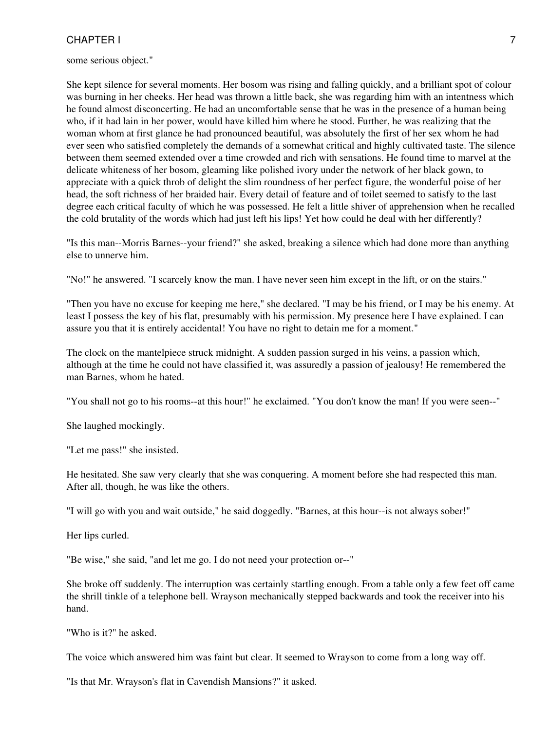some serious object."

She kept silence for several moments. Her bosom was rising and falling quickly, and a brilliant spot of colour was burning in her cheeks. Her head was thrown a little back, she was regarding him with an intentness which he found almost disconcerting. He had an uncomfortable sense that he was in the presence of a human being who, if it had lain in her power, would have killed him where he stood. Further, he was realizing that the woman whom at first glance he had pronounced beautiful, was absolutely the first of her sex whom he had ever seen who satisfied completely the demands of a somewhat critical and highly cultivated taste. The silence between them seemed extended over a time crowded and rich with sensations. He found time to marvel at the delicate whiteness of her bosom, gleaming like polished ivory under the network of her black gown, to appreciate with a quick throb of delight the slim roundness of her perfect figure, the wonderful poise of her head, the soft richness of her braided hair. Every detail of feature and of toilet seemed to satisfy to the last degree each critical faculty of which he was possessed. He felt a little shiver of apprehension when he recalled the cold brutality of the words which had just left his lips! Yet how could he deal with her differently?

"Is this man--Morris Barnes--your friend?" she asked, breaking a silence which had done more than anything else to unnerve him.

"No!" he answered. "I scarcely know the man. I have never seen him except in the lift, or on the stairs."

"Then you have no excuse for keeping me here," she declared. "I may be his friend, or I may be his enemy. At least I possess the key of his flat, presumably with his permission. My presence here I have explained. I can assure you that it is entirely accidental! You have no right to detain me for a moment."

The clock on the mantelpiece struck midnight. A sudden passion surged in his veins, a passion which, although at the time he could not have classified it, was assuredly a passion of jealousy! He remembered the man Barnes, whom he hated.

"You shall not go to his rooms--at this hour!" he exclaimed. "You don't know the man! If you were seen--"

She laughed mockingly.

"Let me pass!" she insisted.

He hesitated. She saw very clearly that she was conquering. A moment before she had respected this man. After all, though, he was like the others.

"I will go with you and wait outside," he said doggedly. "Barnes, at this hour--is not always sober!"

Her lips curled.

"Be wise," she said, "and let me go. I do not need your protection or--"

She broke off suddenly. The interruption was certainly startling enough. From a table only a few feet off came the shrill tinkle of a telephone bell. Wrayson mechanically stepped backwards and took the receiver into his hand.

"Who is it?" he asked.

The voice which answered him was faint but clear. It seemed to Wrayson to come from a long way off.

"Is that Mr. Wrayson's flat in Cavendish Mansions?" it asked.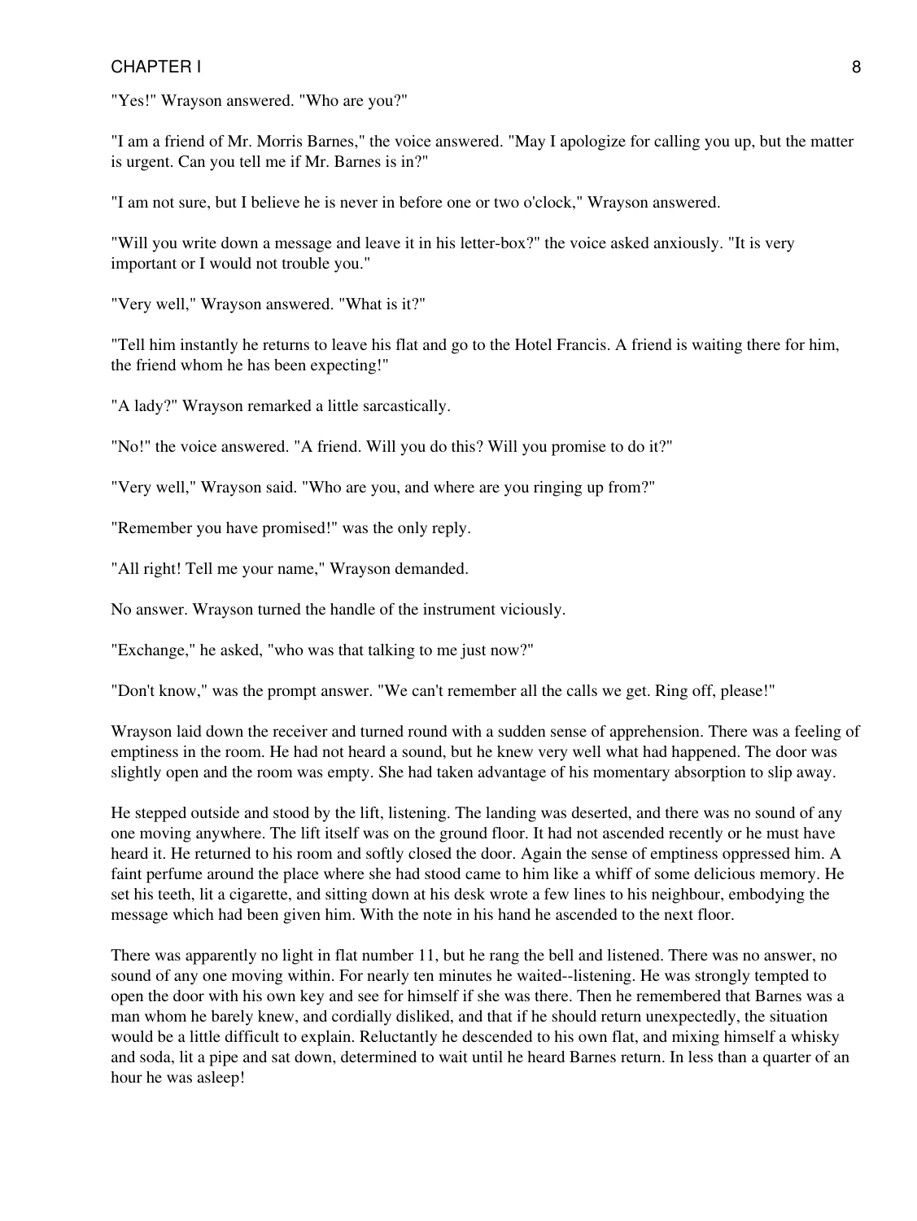"Yes!" Wrayson answered. "Who are you?"

"I am a friend of Mr. Morris Barnes," the voice answered. "May I apologize for calling you up, but the matter is urgent. Can you tell me if Mr. Barnes is in?"

"I am not sure, but I believe he is never in before one or two o'clock," Wrayson answered.

"Will you write down a message and leave it in his letter-box?" the voice asked anxiously. "It is very important or I would not trouble you."

"Very well," Wrayson answered. "What is it?"

"Tell him instantly he returns to leave his flat and go to the Hotel Francis. A friend is waiting there for him, the friend whom he has been expecting!"

"A lady?" Wrayson remarked a little sarcastically.

"No!" the voice answered. "A friend. Will you do this? Will you promise to do it?"

"Very well," Wrayson said. "Who are you, and where are you ringing up from?"

"Remember you have promised!" was the only reply.

"All right! Tell me your name," Wrayson demanded.

No answer. Wrayson turned the handle of the instrument viciously.

"Exchange," he asked, "who was that talking to me just now?"

"Don't know," was the prompt answer. "We can't remember all the calls we get. Ring off, please!"

Wrayson laid down the receiver and turned round with a sudden sense of apprehension. There was a feeling of emptiness in the room. He had not heard a sound, but he knew very well what had happened. The door was slightly open and the room was empty. She had taken advantage of his momentary absorption to slip away.

He stepped outside and stood by the lift, listening. The landing was deserted, and there was no sound of any one moving anywhere. The lift itself was on the ground floor. It had not ascended recently or he must have heard it. He returned to his room and softly closed the door. Again the sense of emptiness oppressed him. A faint perfume around the place where she had stood came to him like a whiff of some delicious memory. He set his teeth, lit a cigarette, and sitting down at his desk wrote a few lines to his neighbour, embodying the message which had been given him. With the note in his hand he ascended to the next floor.

There was apparently no light in flat number 11, but he rang the bell and listened. There was no answer, no sound of any one moving within. For nearly ten minutes he waited--listening. He was strongly tempted to open the door with his own key and see for himself if she was there. Then he remembered that Barnes was a man whom he barely knew, and cordially disliked, and that if he should return unexpectedly, the situation would be a little difficult to explain. Reluctantly he descended to his own flat, and mixing himself a whisky and soda, lit a pipe and sat down, determined to wait until he heard Barnes return. In less than a quarter of an hour he was asleep!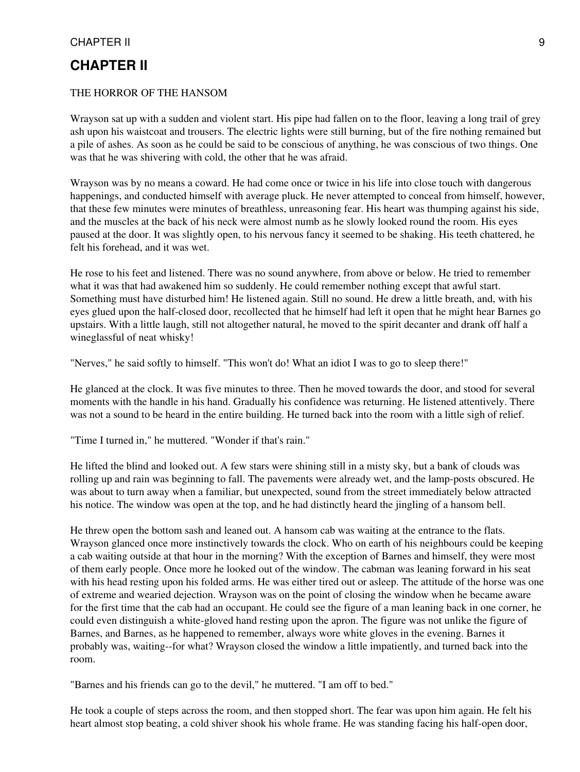## CHAPTER II

THE HORROR OF THE HANSOM

Wrayson sat up with a sudden and violent start. His pipe had fallen on to the floor, leaving a long trail of grey ash upon his waistcoat and trousers. The electric lights were still burning, but of the fire nothing remained but a pile of ashes. As soon as he could be said to be conscious of anything, he was conscious of two things. One was that he was shivering with cold, the other that he was afraid.

Wrayson was by no means a coward. He had come once or twice in his life into close touch with dangerous happenings, and conducted himself with average pluck. He never attempted to conceal from himself, however, that these few minutes were minutes of breathless, unreasoning fear. His heart was thumping against his side, and the muscles at the back of his neck were almost numb as he slowly looked round the room. His eyes paused at the door. It was slightly open, to his nervous fancy it seemed to be shaking. His teeth chattered, he felt his forehead, and it was wet.

He rose to his feet and listened. There was no sound anywhere, from above or below. He tried to remember what it was that had awakened him so suddenly. He could remember nothing except that awful start. Something must have disturbed him! He listened again. Still no sound. He drew a little breath, and, with his eyes glued upon the half-closed door, recollected that he himself had left it open that he might hear Barnes go upstairs. With a little laugh, still not altogether natural, he moved to the spirit decanter and drank off half a wineglassful of neat whisky!

"Nerves," he said softly to himself. "This won't do! What an idiot I was to go to sleep there!"

He glanced at the clock. It was five minutes to three. Then he moved towards the door, and stood for several moments with the handle in his hand. Gradually his confidence was returning. He listened attentively. There was not a sound to be heard in the entire building. He turned back into the room with a little sigh of relief.

"Time I turned in," he muttered. "Wonder if that's rain."

He lifted the blind and looked out. A few stars were shining still in a misty sky, but a bank of clouds was rolling up and rain was beginning to fall. The pavements were already wet, and the lamp-posts obscured. He was about to turn away when a familiar, but unexpected, sound from the street immediately below attracted his notice. The window was open at the top, and he had distinctly heard the jingling of a hansom bell.

He threw open the bottom sash and leaned out. A hansom cab was waiting at the entrance to the flats. Wrayson glanced once more instinctively towards the clock. Who on earth of his neighbours could be keeping a cab waiting outside at that hour in the morning? With the exception of Barnes and himself, they were most of them early people. Once more he looked out of the window. The cabman was leaning forward in his seat with his head resting upon his folded arms. He was either tired out or asleep. The attitude of the horse was one of extreme and wearied dejection. Wrayson was on the point of closing the window when he became aware for the first time that the cab had an occupant. He could see the figure of a man leaning back in one corner, he could even distinguish a white-gloved hand resting upon the apron. The figure was not unlike the figure of Barnes, and Barnes, as he happened to remember, always wore white gloves in the evening. Barnes it probably was, waiting--for what? Wrayson closed the window a little impatiently, and turned back into the room.

"Barnes and his friends can go to the devil," he muttered. "I am off to bed."

He took a couple of steps across the room, and then stopped short. The fear was upon him again. He felt his heart almost stop beating, a cold shiver shook his whole frame. He was standing facing his half-open door,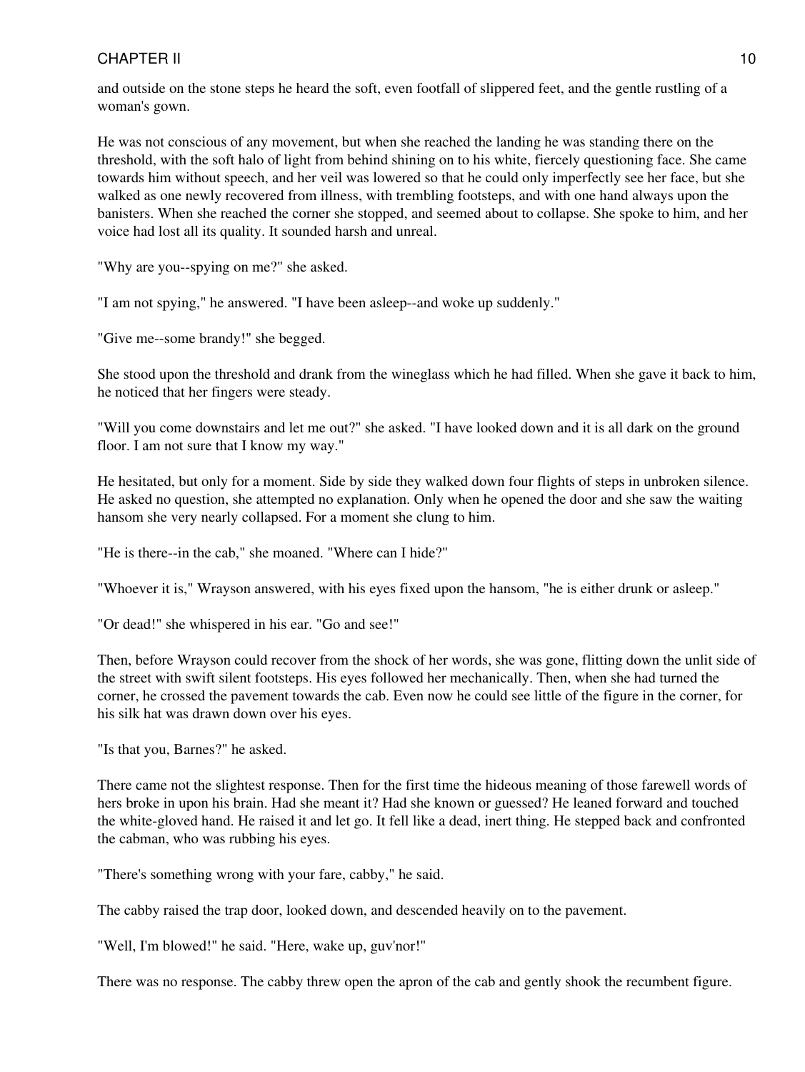and outside on the stone steps he heard the soft, even footfall of slippered feet, and the gentle rustling of a woman's gown.

He was not conscious of any movement, but when she reached the landing he was standing there on the threshold, with the soft halo of light from behind shining on to his white, fiercely questioning face. She came towards him without speech, and her veil was lowered so that he could only imperfectly see her face, but she walked as one newly recovered from illness, with trembling footsteps, and with one hand always upon the banisters. When she reached the corner she stopped, and seemed about to collapse. She spoke to him, and her voice had lost all its quality. It sounded harsh and unreal.

"Why are you--spying on me?" she asked.

"I am not spying," he answered. "I have been asleep--and woke up suddenly."

"Give me--some brandy!" she begged.

She stood upon the threshold and drank from the wineglass which he had filled. When she gave it back to him, he noticed that her fingers were steady.

"Will you come downstairs and let me out?" she asked. "I have looked down and it is all dark on the ground floor. I am not sure that I know my way."

He hesitated, but only for a moment. Side by side they walked down four flights of steps in unbroken silence. He asked no question, she attempted no explanation. Only when he opened the door and she saw the waiting hansom she very nearly collapsed. For a moment she clung to him.

"He is there--in the cab," she moaned. "Where can I hide?"

"Whoever it is," Wrayson answered, with his eyes fixed upon the hansom, "he is either drunk or asleep."

"Or dead!" she whispered in his ear. "Go and see!"

Then, before Wrayson could recover from the shock of her words, she was gone, flitting down the unlit side of the street with swift silent footsteps. His eyes followed her mechanically. Then, when she had turned the corner, he crossed the pavement towards the cab. Even now he could see little of the figure in the corner, for his silk hat was drawn down over his eyes.

"Is that you, Barnes?" he asked.

There came not the slightest response. Then for the first time the hideous meaning of those farewell words of hers broke in upon his brain. Had she meant it? Had she known or guessed? He leaned forward and touched the white-gloved hand. He raised it and let go. It fell like a dead, inert thing. He stepped back and confronted the cabman, who was rubbing his eyes.

"There's something wrong with your fare, cabby," he said.

The cabby raised the trap door, looked down, and descended heavily on to the pavement.

"Well, I'm blowed!" he said. "Here, wake up, guv'nor!"

There was no response. The cabby threw open the apron of the cab and gently shook the recumbent figure.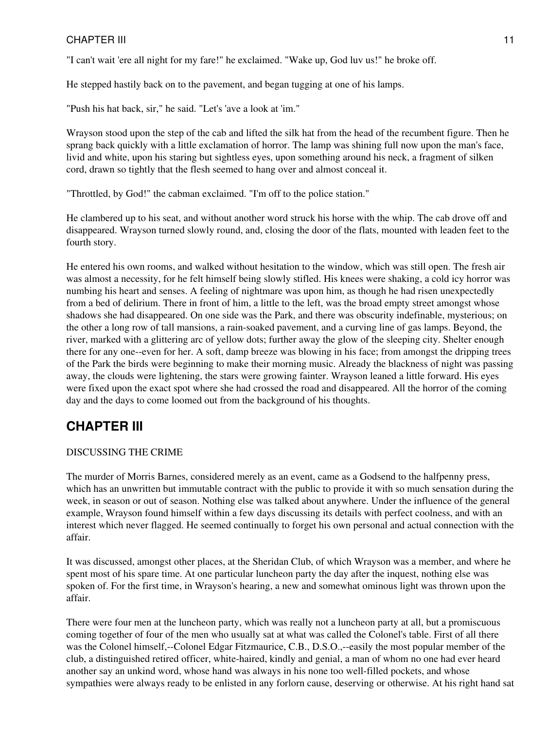"I can't wait 'ere all night for my fare!" he exclaimed. "Wake up, God luv us!" he broke off.

He stepped hastily back on to the pavement, and began tugging at one of his lamps.

"Push his hat back, sir," he said. "Let's 'ave a look at 'im."

Wrayson stood upon the step of the cab and lifted the silk hat from the head of the recumbent figure. Then he sprang back quickly with a little exclamation of horror. The lamp was shining full now upon the man's face, livid and white, upon his staring but sightless eyes, upon something around his neck, a fragment of silken cord, drawn so tightly that the flesh seemed to hang over and almost conceal it.

"Throttled, by God!" the cabman exclaimed. "I'm off to the police station."

He clambered up to his seat, and without another word struck his horse with the whip. The cab drove off and disappeared. Wrayson turned slowly round, and, closing the door of the flats, mounted with leaden feet to the fourth story.

He entered his own rooms, and walked without hesitation to the window, which was still open. The fresh air was almost a necessity, for he felt himself being slowly stifled. His knees were shaking, a cold icy horror was numbing his heart and senses. A feeling of nightmare was upon him, as though he had risen unexpectedly from a bed of delirium. There in front of him, a little to the left, was the broad empty street amongst whose shadows she had disappeared. On one side was the Park, and there was obscurity indefinable, mysterious; on the other a long row of tall mansions, a rain-soaked pavement, and a curving line of gas lamps. Beyond, the river, marked with a glittering arc of yellow dots; further away the glow of the sleeping city. Shelter enough there for any one--even for her. A soft, damp breeze was blowing in his face; from amongst the dripping trees of the Park the birds were beginning to make their morning music. Already the blackness of night was passing away, the clouds were lightening, the stars were growing fainter. Wrayson leaned a little forward. His eyes were fixed upon the exact spot where she had crossed the road and disappeared. All the horror of the coming day and the days to come loomed out from the background of his thoughts.

## CHAPTER III

DISCUSSING THE CRIME

The murder of Morris Barnes, considered merely as an event, came as a Godsend to the halfpenny press, which has an unwritten but immutable contract with the public to provide it with so much sensation during the week, in season or out of season. Nothing else was talked about anywhere. Under the influence of the general example, Wrayson found himself within a few days discussing its details with perfect coolness, and with an interest which never flagged. He seemed continually to forget his own personal and actual connection with the affair.

It was discussed, amongst other places, at the Sheridan Club, of which Wrayson was a member, and where he spent most of his spare time. At one particular luncheon party the day after the inquest, nothing else was spoken of. For the first time, in Wrayson's hearing, a new and somewhat ominous light was thrown upon the affair.

There were four men at the luncheon party, which was really not a luncheon party at all, but a promiscuous coming together of four of the men who usually sat at what was called the Colonel's table. First of all there was the Colonel himself,--Colonel Edgar Fitzmaurice, C.B., D.S.O.,--easily the most popular member of the club, a distinguished retired officer, white-haired, kindly and genial, a man of whom no one had ever heard another say an unkind word, whose hand was always in his none too well-filled pockets, and whose sympathies were always ready to be enlisted in any forlorn cause, deserving or otherwise. At his right hand sat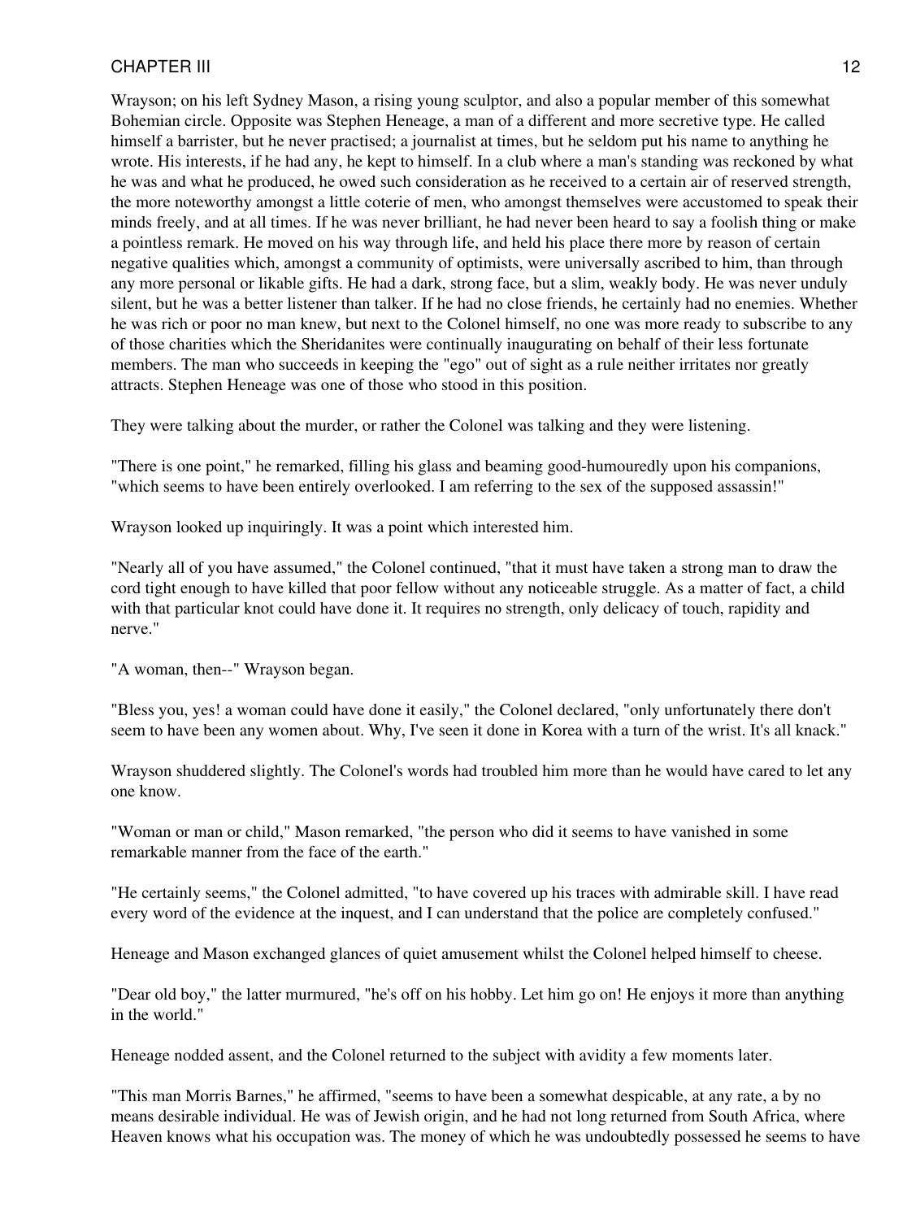Wrayson; on his left Sydney Mason, a rising young sculptor, and also a popular member of this somewhat Bohemian circle. Opposite was Stephen Heneage, a man of a different and more secretive type. He called himself a barrister, but he never practised; a journalist at times, but he seldom put his name to anything he wrote. His interests, if he had any, he kept to himself. In a club where a man's standing was reckoned by what he was and what he produced, he owed such consideration as he received to a certain air of reserved strength, the more noteworthy amongst a little coterie of men, who amongst themselves were accustomed to speak their minds freely, and at all times. If he was never brilliant, he had never been heard to say a foolish thing or make a pointless remark. He moved on his way through life, and held his place there more by reason of certain negative qualities which, amongst a community of optimists, were universally ascribed to him, than through any more personal or likable gifts. He had a dark, strong face, but a slim, weakly body. He was never unduly silent, but he was a better listener than talker. If he had no close friends, he certainly had no enemies. Whether he was rich or poor no man knew, but next to the Colonel himself, no one was more ready to subscribe to any of those charities which the Sheridanites were continually inaugurating on behalf of their less fortunate members. The man who succeeds in keeping the "ego" out of sight as a rule neither irritates nor greatly attracts. Stephen Heneage was one of those who stood in this position.

They were talking about the murder, or rather the Colonel was talking and they were listening.

"There is one point," he remarked, filling his glass and beaming good-humouredly upon his companions, "which seems to have been entirely overlooked. I am referring to the sex of the supposed assassin!"

Wrayson looked up inquiringly. It was a point which interested him.

"Nearly all of you have assumed," the Colonel continued, "that it must have taken a strong man to draw the cord tight enough to have killed that poor fellow without any noticeable struggle. As a matter of fact, a child with that particular knot could have done it. It requires no strength, only delicacy of touch, rapidity and nerve."

"A woman, then--" Wrayson began.

"Bless you, yes! a woman could have done it easily," the Colonel declared, "only unfortunately there don't seem to have been any women about. Why, I've seen it done in Korea with a turn of the wrist. It's all knack."

Wrayson shuddered slightly. The Colonel's words had troubled him more than he would have cared to let any one know.

"Woman or man or child," Mason remarked, "the person who did it seems to have vanished in some remarkable manner from the face of the earth."

"He certainly seems," the Colonel admitted, "to have covered up his traces with admirable skill. I have read every word of the evidence at the inquest, and I can understand that the police are completely confused."

Heneage and Mason exchanged glances of quiet amusement whilst the Colonel helped himself to cheese.

"Dear old boy," the latter murmured, "he's off on his hobby. Let him go on! He enjoys it more than anything in the world."

Heneage nodded assent, and the Colonel returned to the subject with avidity a few moments later.

"This man Morris Barnes," he affirmed, "seems to have been a somewhat despicable, at any rate, a by no means desirable individual. He was of Jewish origin, and he had not long returned from South Africa, where Heaven knows what his occupation was. The money of which he was undoubtedly possessed he seems to have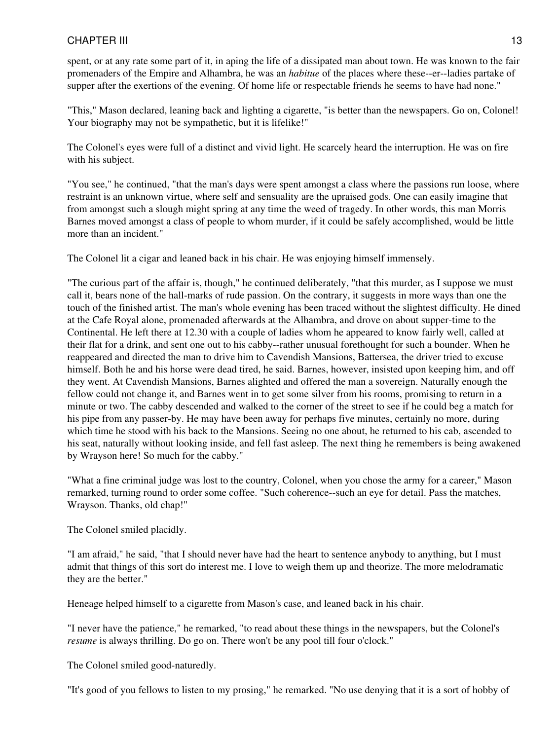spent, or at any rate some part of it, in aping the life of a dissipated man about town. He was known to the fair promenaders of the Empire and Alhambra, he was an *habitue* of the places where these--er--ladies partake of supper after the exertions of the evening. Of home life or respectable friends he seems to have had none."

"This," Mason declared, leaning back and lighting a cigarette, "is better than the newspapers. Go on, Colonel! Your biography may not be sympathetic, but it is lifelike!"

The Colonel's eyes were full of a distinct and vivid light. He scarcely heard the interruption. He was on fire with his subject.

"You see," he continued, "that the man's days were spent amongst a class where the passions run loose, where restraint is an unknown virtue, where self and sensuality are the upraised gods. One can easily imagine that from amongst such a slough might spring at any time the weed of tragedy. In other words, this man Morris Barnes moved amongst a class of people to whom murder, if it could be safely accomplished, would be little more than an incident."

The Colonel lit a cigar and leaned back in his chair. He was enjoying himself immensely.

"The curious part of the affair is, though," he continued deliberately, "that this murder, as I suppose we must call it, bears none of the hall-marks of rude passion. On the contrary, it suggests in more ways than one the touch of the finished artist. The man's whole evening has been traced without the slightest difficulty. He dined at the Cafe Royal alone, promenaded afterwards at the Alhambra, and drove on about supper-time to the Continental. He left there at 12.30 with a couple of ladies whom he appeared to know fairly well, called at their flat for a drink, and sent one out to his cabby--rather unusual forethought for such a bounder. When he reappeared and directed the man to drive him to Cavendish Mansions, Battersea, the driver tried to excuse himself. Both he and his horse were dead tired, he said. Barnes, however, insisted upon keeping him, and off they went. At Cavendish Mansions, Barnes alighted and offered the man a sovereign. Naturally enough the fellow could not change it, and Barnes went in to get some silver from his rooms, promising to return in a minute or two. The cabby descended and walked to the corner of the street to see if he could beg a match for his pipe from any passer-by. He may have been away for perhaps five minutes, certainly no more, during which time he stood with his back to the Mansions. Seeing no one about, he returned to his cab, ascended to his seat, naturally without looking inside, and fell fast asleep. The next thing he remembers is being awakened by Wrayson here! So much for the cabby."

"What a fine criminal judge was lost to the country, Colonel, when you chose the army for a career," Mason remarked, turning round to order some coffee. "Such coherence--such an eye for detail. Pass the matches, Wrayson. Thanks, old chap!"

The Colonel smiled placidly.

"I am afraid," he said, "that I should never have had the heart to sentence anybody to anything, but I must admit that things of this sort do interest me. I love to weigh them up and theorize. The more melodramatic they are the better."

Heneage helped himself to a cigarette from Mason's case, and leaned back in his chair.

"I never have the patience," he remarked, "to read about these things in the newspapers, but the Colonel's *resume* is always thrilling. Do go on. There won't be any pool till four o'clock."

The Colonel smiled good-naturedly.

"It's good of you fellows to listen to my prosing," he remarked. "No use denying that it is a sort of hobby of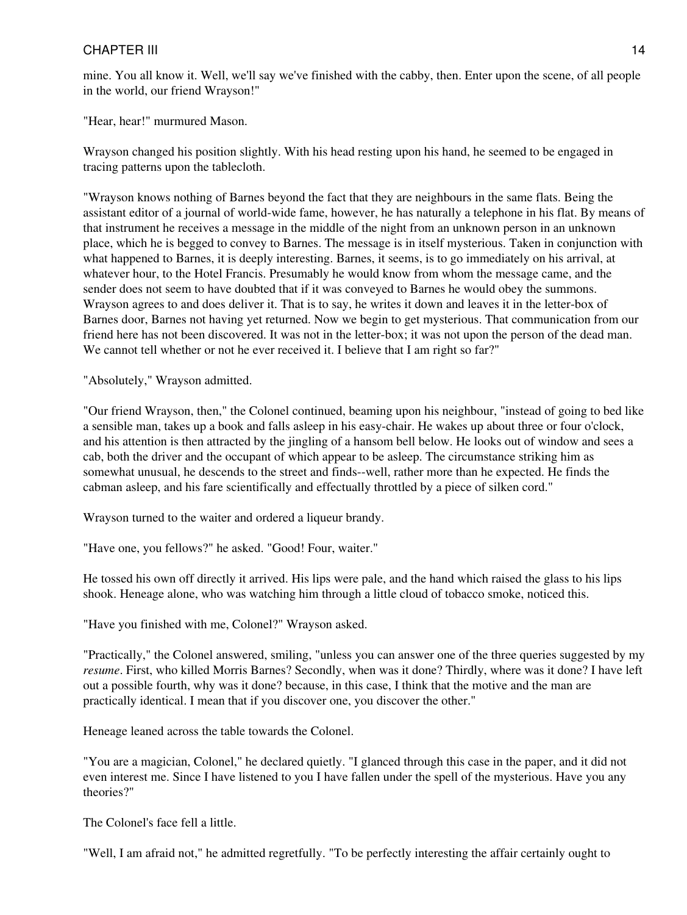mine. You all know it. Well, we'll say we've finished with the cabby, then. Enter upon the scene, of all people in the world, our friend Wrayson!"

"Hear, hear!" murmured Mason.

Wrayson changed his position slightly. With his head resting upon his hand, he seemed to be engaged in tracing patterns upon the tablecloth.

"Wrayson knows nothing of Barnes beyond the fact that they are neighbours in the same flats. Being the assistant editor of a journal of world-wide fame, however, he has naturally a telephone in his flat. By means of that instrument he receives a message in the middle of the night from an unknown person in an unknown place, which he is begged to convey to Barnes. The message is in itself mysterious. Taken in conjunction with what happened to Barnes, it is deeply interesting. Barnes, it seems, is to go immediately on his arrival, at whatever hour, to the Hotel Francis. Presumably he would know from whom the message came, and the sender does not seem to have doubted that if it was conveyed to Barnes he would obey the summons. Wrayson agrees to and does deliver it. That is to say, he writes it down and leaves it in the letter-box of Barnes door, Barnes not having yet returned. Now we begin to get mysterious. That communication from our friend here has not been discovered. It was not in the letter-box; it was not upon the person of the dead man. We cannot tell whether or not he ever received it. I believe that I am right so far?"

"Absolutely," Wrayson admitted.

"Our friend Wrayson, then," the Colonel continued, beaming upon his neighbour, "instead of going to bed like a sensible man, takes up a book and falls asleep in his easy-chair. He wakes up about three or four o'clock, and his attention is then attracted by the jingling of a hansom bell below. He looks out of window and sees a cab, both the driver and the occupant of which appear to be asleep. The circumstance striking him as somewhat unusual, he descends to the street and finds--well, rather more than he expected. He finds the cabman asleep, and his fare scientifically and effectually throttled by a piece of silken cord."

Wrayson turned to the waiter and ordered a liqueur brandy.

"Have one, you fellows?" he asked. "Good! Four, waiter."

He tossed his own off directly it arrived. His lips were pale, and the hand which raised the glass to his lips shook. Heneage alone, who was watching him through a little cloud of tobacco smoke, noticed this.

"Have you finished with me, Colonel?" Wrayson asked.

"Practically," the Colonel answered, smiling, "unless you can answer one of the three queries suggested by my *resume*. First, who killed Morris Barnes? Secondly, when was it done? Thirdly, where was it done? I have left out a possible fourth, why was it done? because, in this case, I think that the motive and the man are practically identical. I mean that if you discover one, you discover the other."

Heneage leaned across the table towards the Colonel.

"You are a magician, Colonel," he declared quietly. "I glanced through this case in the paper, and it did not even interest me. Since I have listened to you I have fallen under the spell of the mysterious. Have you any theories?"

The Colonel's face fell a little.

"Well, I am afraid not," he admitted regretfully. "To be perfectly interesting the affair certainly ought to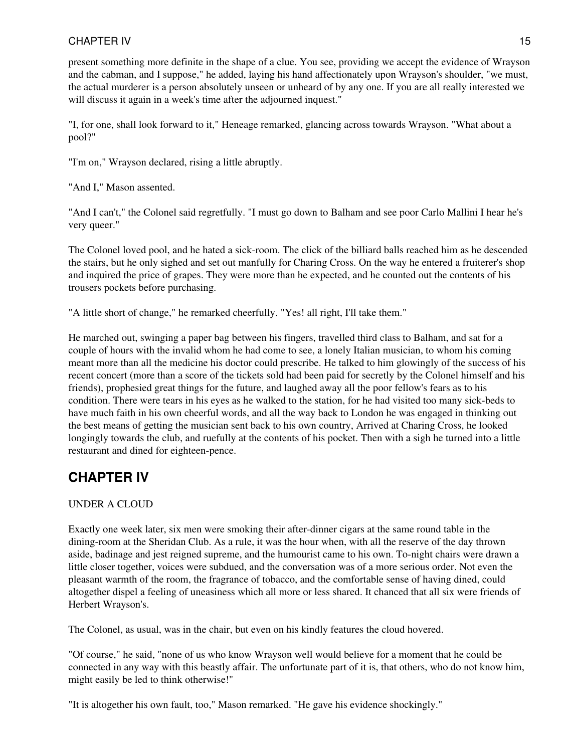present something more definite in the shape of a clue. You see, providing we accept the evidence of Wrayson and the cabman, and I suppose," he added, laying his hand affectionately upon Wrayson's shoulder, "we must, the actual murderer is a person absolutely unseen or unheard of by any one. If you are all really interested we will discuss it again in a week's time after the adjourned inquest."

"I, for one, shall look forward to it," Heneage remarked, glancing across towards Wrayson. "What about a pool?"

"I'm on," Wrayson declared, rising a little abruptly.

"And I," Mason assented.

"And I can't," the Colonel said regretfully. "I must go down to Balham and see poor Carlo Mallini I hear he's very queer."

The Colonel loved pool, and he hated a sick-room. The click of the billiard balls reached him as he descended the stairs, but he only sighed and set out manfully for Charing Cross. On the way he entered a fruiterer's shop and inquired the price of grapes. They were more than he expected, and he counted out the contents of his trousers pockets before purchasing.

"A little short of change," he remarked cheerfully. "Yes! all right, I'll take them."

He marched out, swinging a paper bag between his fingers, travelled third class to Balham, and sat for a couple of hours with the invalid whom he had come to see, a lonely Italian musician, to whom his coming meant more than all the medicine his doctor could prescribe. He talked to him glowingly of the success of his recent concert (more than a score of the tickets sold had been paid for secretly by the Colonel himself and his friends), prophesied great things for the future, and laughed away all the poor fellow's fears as to his condition. There were tears in his eyes as he walked to the station, for he had visited too many sick-beds to have much faith in his own cheerful words, and all the way back to London he was engaged in thinking out the best means of getting the musician sent back to his own country, Arrived at Charing Cross, he looked longingly towards the club, and ruefully at the contents of his pocket. Then with a sigh he turned into a little restaurant and dined for eighteen-pence.

## CHAPTER IV

UNDER A CLOUD

Exactly one week later, six men were smoking their after-dinner cigars at the same round table in the dining-room at the Sheridan Club. As a rule, it was the hour when, with all the reserve of the day thrown aside, badinage and jest reigned supreme, and the humourist came to his own. To-night chairs were drawn a little closer together, voices were subdued, and the conversation was of a more serious order. Not even the pleasant warmth of the room, the fragrance of tobacco, and the comfortable sense of having dined, could altogether dispel a feeling of uneasiness which all more or less shared. It chanced that all six were friends of Herbert Wrayson's.

The Colonel, as usual, was in the chair, but even on his kindly features the cloud hovered.

"Of course," he said, "none of us who know Wrayson well would believe for a moment that he could be connected in any way with this beastly affair. The unfortunate part of it is, that others, who do not know him, might easily be led to think otherwise!"

"It is altogether his own fault, too," Mason remarked. "He gave his evidence shockingly."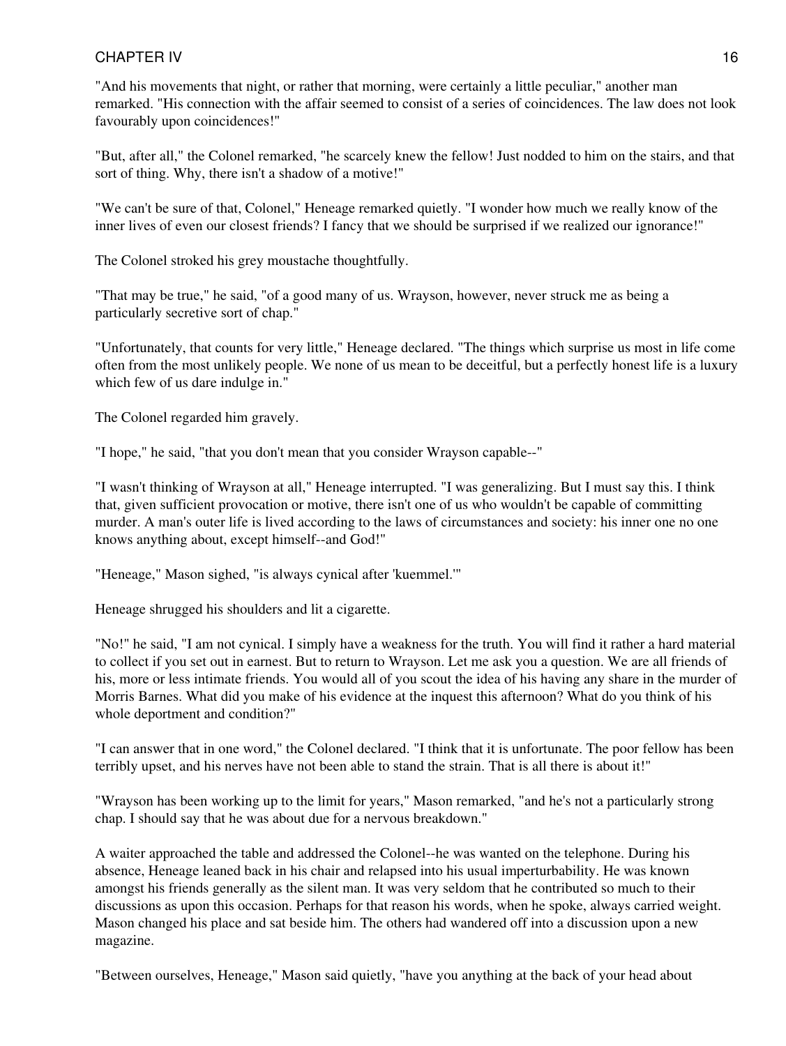"And his movements that night, or rather that morning, were certainly a little peculiar," another man remarked. "His connection with the affair seemed to consist of a series of coincidences. The law does not look favourably upon coincidences!"

"But, after all," the Colonel remarked, "he scarcely knew the fellow! Just nodded to him on the stairs, and that sort of thing. Why, there isn't a shadow of a motive!"

"We can't be sure of that, Colonel," Heneage remarked quietly. "I wonder how much we really know of the inner lives of even our closest friends? I fancy that we should be surprised if we realized our ignorance!"

The Colonel stroked his grey moustache thoughtfully.

"That may be true," he said, "of a good many of us. Wrayson, however, never struck me as being a particularly secretive sort of chap."

"Unfortunately, that counts for very little," Heneage declared. "The things which surprise us most in life come often from the most unlikely people. We none of us mean to be deceitful, but a perfectly honest life is a luxury which few of us dare indulge in."

The Colonel regarded him gravely.

"I hope," he said, "that you don't mean that you consider Wrayson capable--"

"I wasn't thinking of Wrayson at all," Heneage interrupted. "I was generalizing. But I must say this. I think that, given sufficient provocation or motive, there isn't one of us who wouldn't be capable of committing murder. A man's outer life is lived according to the laws of circumstances and society: his inner one no one knows anything about, except himself--and God!"

"Heneage," Mason sighed, "is always cynical after 'kuemmel.'"

Heneage shrugged his shoulders and lit a cigarette.

"No!" he said, "I am not cynical. I simply have a weakness for the truth. You will find it rather a hard material to collect if you set out in earnest. But to return to Wrayson. Let me ask you a question. We are all friends of his, more or less intimate friends. You would all of you scout the idea of his having any share in the murder of Morris Barnes. What did you make of his evidence at the inquest this afternoon? What do you think of his whole deportment and condition?"

"I can answer that in one word," the Colonel declared. "I think that it is unfortunate. The poor fellow has been terribly upset, and his nerves have not been able to stand the strain. That is all there is about it!"

"Wrayson has been working up to the limit for years," Mason remarked, "and he's not a particularly strong chap. I should say that he was about due for a nervous breakdown."

A waiter approached the table and addressed the Colonel--he was wanted on the telephone. During his absence, Heneage leaned back in his chair and relapsed into his usual imperturbability. He was known amongst his friends generally as the silent man. It was very seldom that he contributed so much to their discussions as upon this occasion. Perhaps for that reason his words, when he spoke, always carried weight. Mason changed his place and sat beside him. The others had wandered off into a discussion upon a new magazine.

"Between ourselves, Heneage," Mason said quietly, "have you anything at the back of your head about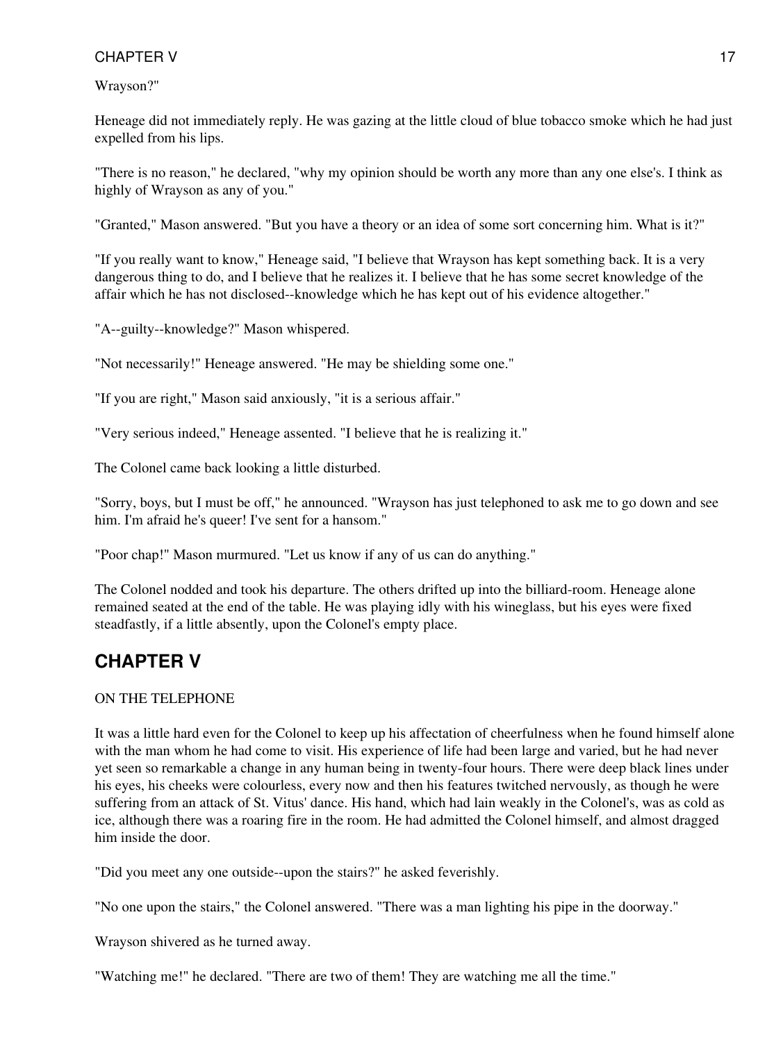Wrayson?"

Heneage did not immediately reply. He was gazing at the little cloud of blue tobacco smoke which he had just expelled from his lips.

"There is no reason," he declared, "why my opinion should be worth any more than any one else's. I think as highly of Wrayson as any of you."

"Granted," Mason answered. "But you have a theory or an idea of some sort concerning him. What is it?"

"If you really want to know," Heneage said, "I believe that Wrayson has kept something back. It is a very dangerous thing to do, and I believe that he realizes it. I believe that he has some secret knowledge of the affair which he has not disclosed--knowledge which he has kept out of his evidence altogether."

"A--guilty--knowledge?" Mason whispered.

"Not necessarily!" Heneage answered. "He may be shielding some one."

"If you are right," Mason said anxiously, "it is a serious affair."

"Very serious indeed," Heneage assented. "I believe that he is realizing it."

The Colonel came back looking a little disturbed.

"Sorry, boys, but I must be off," he announced. "Wrayson has just telephoned to ask me to go down and see him. I'm afraid he's queer! I've sent for a hansom."

"Poor chap!" Mason murmured. "Let us know if any of us can do anything."

The Colonel nodded and took his departure. The others drifted up into the billiard-room. Heneage alone remained seated at the end of the table. He was playing idly with his wineglass, but his eyes were fixed steadfastly, if a little absently, upon the Colonel's empty place.

## CHAPTER V

ON THE TELEPHONE

It was a little hard even for the Colonel to keep up his affectation of cheerfulness when he found himself alone with the man whom he had come to visit. His experience of life had been large and varied, but he had never yet seen so remarkable a change in any human being in twenty-four hours. There were deep black lines under his eyes, his cheeks were colourless, every now and then his features twitched nervously, as though he were suffering from an attack of St. Vitus' dance. His hand, which had lain weakly in the Colonel's, was as cold as ice, although there was a roaring fire in the room. He had admitted the Colonel himself, and almost dragged him inside the door.

"Did you meet any one outside--upon the stairs?" he asked feverishly.

"No one upon the stairs," the Colonel answered. "There was a man lighting his pipe in the doorway."

Wrayson shivered as he turned away.

"Watching me!" he declared. "There are two of them! They are watching me all the time."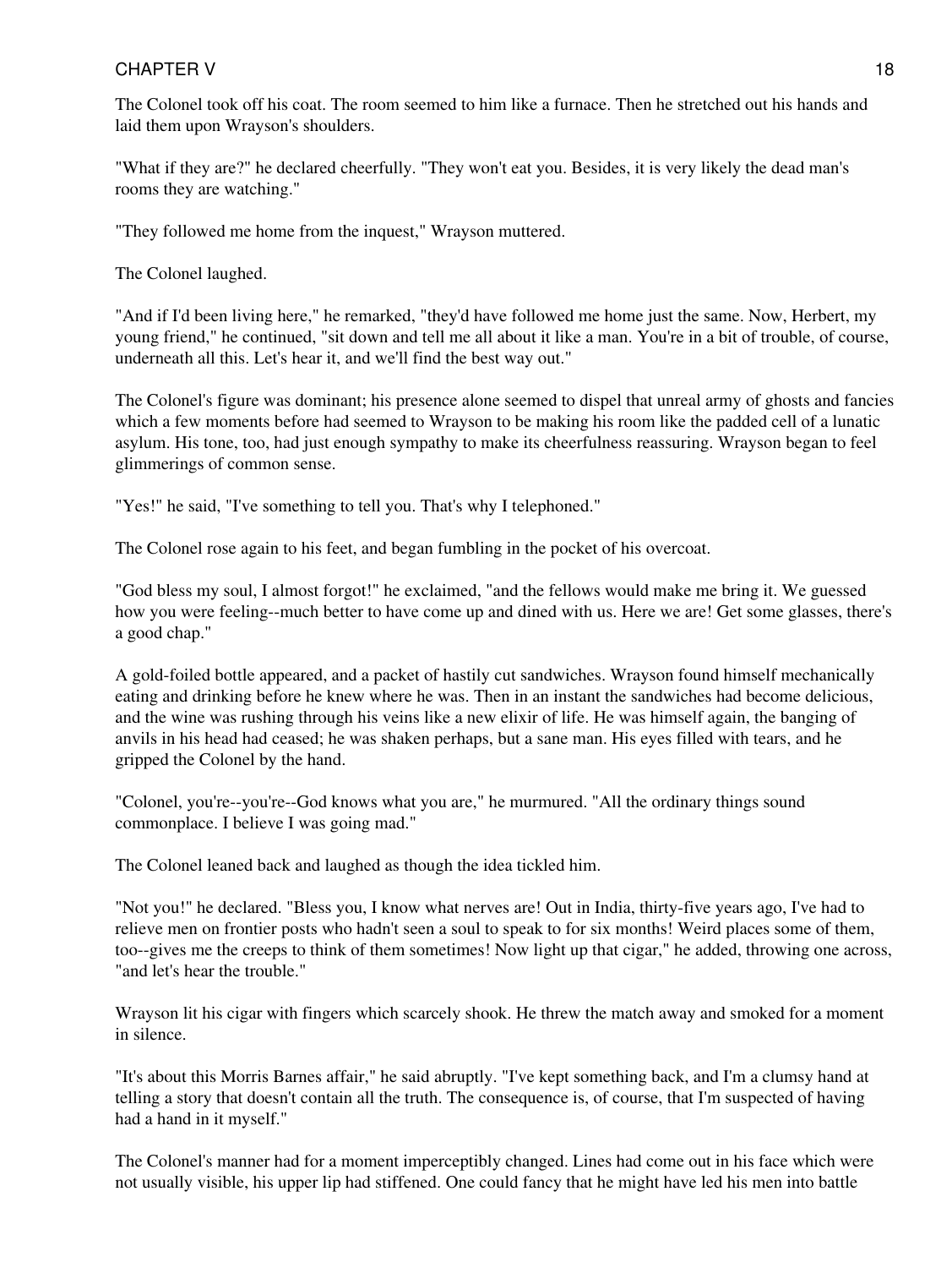The Colonel took off his coat. The room seemed to him like a furnace. Then he stretched out his hands and laid them upon Wrayson's shoulders.

"What if they are?" he declared cheerfully. "They won't eat you. Besides, it is very likely the dead man's rooms they are watching."

"They followed me home from the inquest," Wrayson muttered.

The Colonel laughed.

"And if I'd been living here," he remarked, "they'd have followed me home just the same. Now, Herbert, my young friend," he continued, "sit down and tell me all about it like a man. You're in a bit of trouble, of course, underneath all this. Let's hear it, and we'll find the best way out."

The Colonel's figure was dominant; his presence alone seemed to dispel that unreal army of ghosts and fancies which a few moments before had seemed to Wrayson to be making his room like the padded cell of a lunatic asylum. His tone, too, had just enough sympathy to make its cheerfulness reassuring. Wrayson began to feel glimmerings of common sense.

"Yes!" he said, "I've something to tell you. That's why I telephoned."

The Colonel rose again to his feet, and began fumbling in the pocket of his overcoat.

"God bless my soul, I almost forgot!" he exclaimed, "and the fellows would make me bring it. We guessed how you were feeling--much better to have come up and dined with us. Here we are! Get some glasses, there's a good chap."

A gold-foiled bottle appeared, and a packet of hastily cut sandwiches. Wrayson found himself mechanically eating and drinking before he knew where he was. Then in an instant the sandwiches had become delicious, and the wine was rushing through his veins like a new elixir of life. He was himself again, the banging of anvils in his head had ceased; he was shaken perhaps, but a sane man. His eyes filled with tears, and he gripped the Colonel by the hand.

"Colonel, you're--you're--God knows what you are," he murmured. "All the ordinary things sound commonplace. I believe I was going mad."

The Colonel leaned back and laughed as though the idea tickled him.

"Not you!" he declared. "Bless you, I know what nerves are! Out in India, thirty-five years ago, I've had to relieve men on frontier posts who hadn't seen a soul to speak to for six months! Weird places some of them, too--gives me the creeps to think of them sometimes! Now light up that cigar," he added, throwing one across, "and let's hear the trouble."

Wrayson lit his cigar with fingers which scarcely shook. He threw the match away and smoked for a moment in silence.

"It's about this Morris Barnes affair," he said abruptly. "I've kept something back, and I'm a clumsy hand at telling a story that doesn't contain all the truth. The consequence is, of course, that I'm suspected of having had a hand in it myself."

The Colonel's manner had for a moment imperceptibly changed. Lines had come out in his face which were not usually visible, his upper lip had stiffened. One could fancy that he might have led his men into battle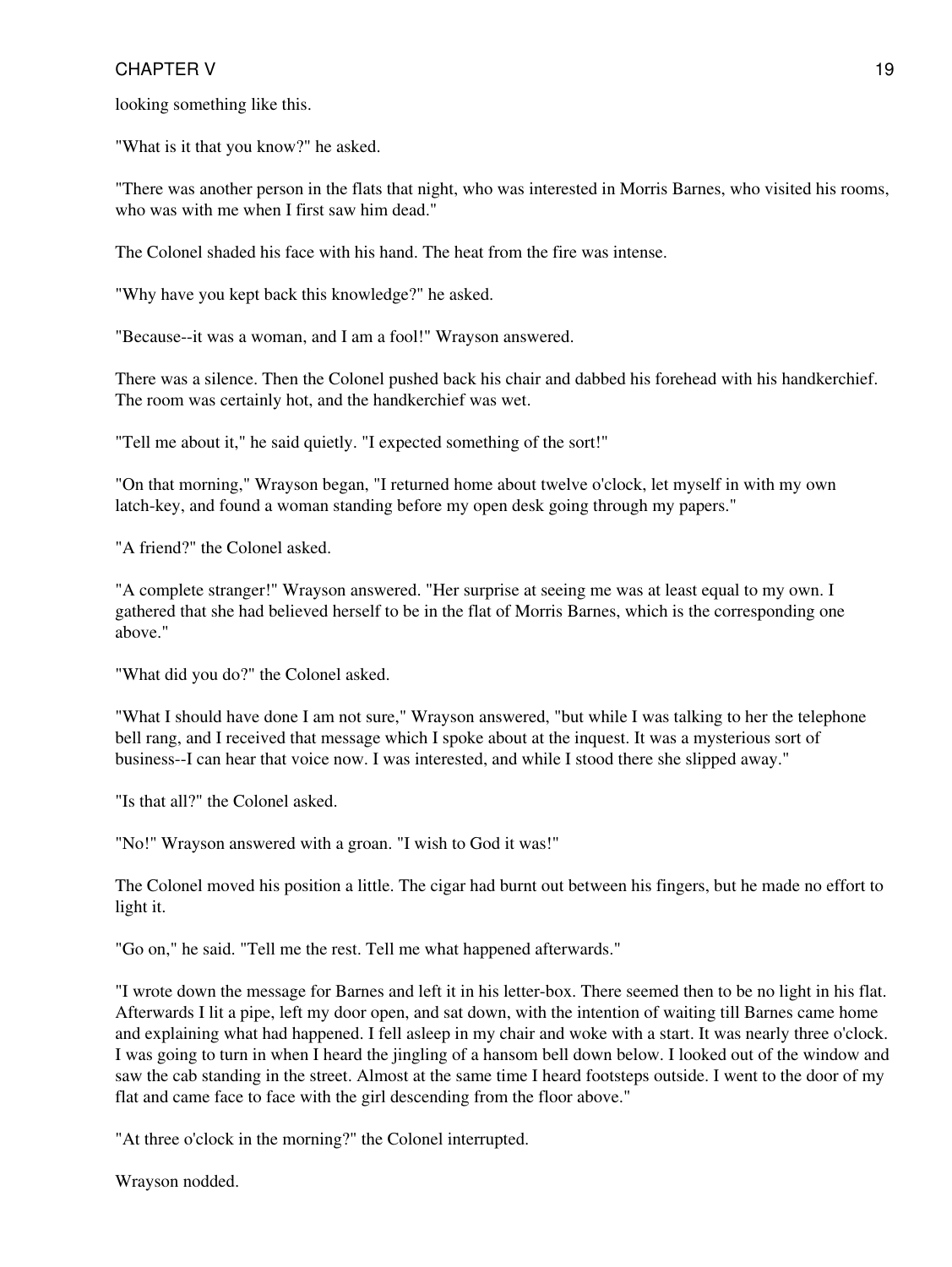looking something like this.

"What is it that you know?" he asked.

"There was another person in the flats that night, who was interested in Morris Barnes, who visited his rooms, who was with me when I first saw him dead."

The Colonel shaded his face with his hand. The heat from the fire was intense.

"Why have you kept back this knowledge?" he asked.

"Because--it was a woman, and I am a fool!" Wrayson answered.

There was a silence. Then the Colonel pushed back his chair and dabbed his forehead with his handkerchief. The room was certainly hot, and the handkerchief was wet.

"Tell me about it," he said quietly. "I expected something of the sort!"

"On that morning," Wrayson began, "I returned home about twelve o'clock, let myself in with my own latch-key, and found a woman standing before my open desk going through my papers."

"A friend?" the Colonel asked.

"A complete stranger!" Wrayson answered. "Her surprise at seeing me was at least equal to my own. I gathered that she had believed herself to be in the flat of Morris Barnes, which is the corresponding one above."

"What did you do?" the Colonel asked.

"What I should have done I am not sure," Wrayson answered, "but while I was talking to her the telephone bell rang, and I received that message which I spoke about at the inquest. It was a mysterious sort of business--I can hear that voice now. I was interested, and while I stood there she slipped away."

"Is that all?" the Colonel asked.

"No!" Wrayson answered with a groan. "I wish to God it was!"

The Colonel moved his position a little. The cigar had burnt out between his fingers, but he made no effort to light it.

"Go on," he said. "Tell me the rest. Tell me what happened afterwards."

"I wrote down the message for Barnes and left it in his letter-box. There seemed then to be no light in his flat. Afterwards I lit a pipe, left my door open, and sat down, with the intention of waiting till Barnes came home and explaining what had happened. I fell asleep in my chair and woke with a start. It was nearly three o'clock. I was going to turn in when I heard the jingling of a hansom bell down below. I looked out of the window and saw the cab standing in the street. Almost at the same time I heard footsteps outside. I went to the door of my flat and came face to face with the girl descending from the floor above."

"At three o'clock in the morning?" the Colonel interrupted.

Wrayson nodded.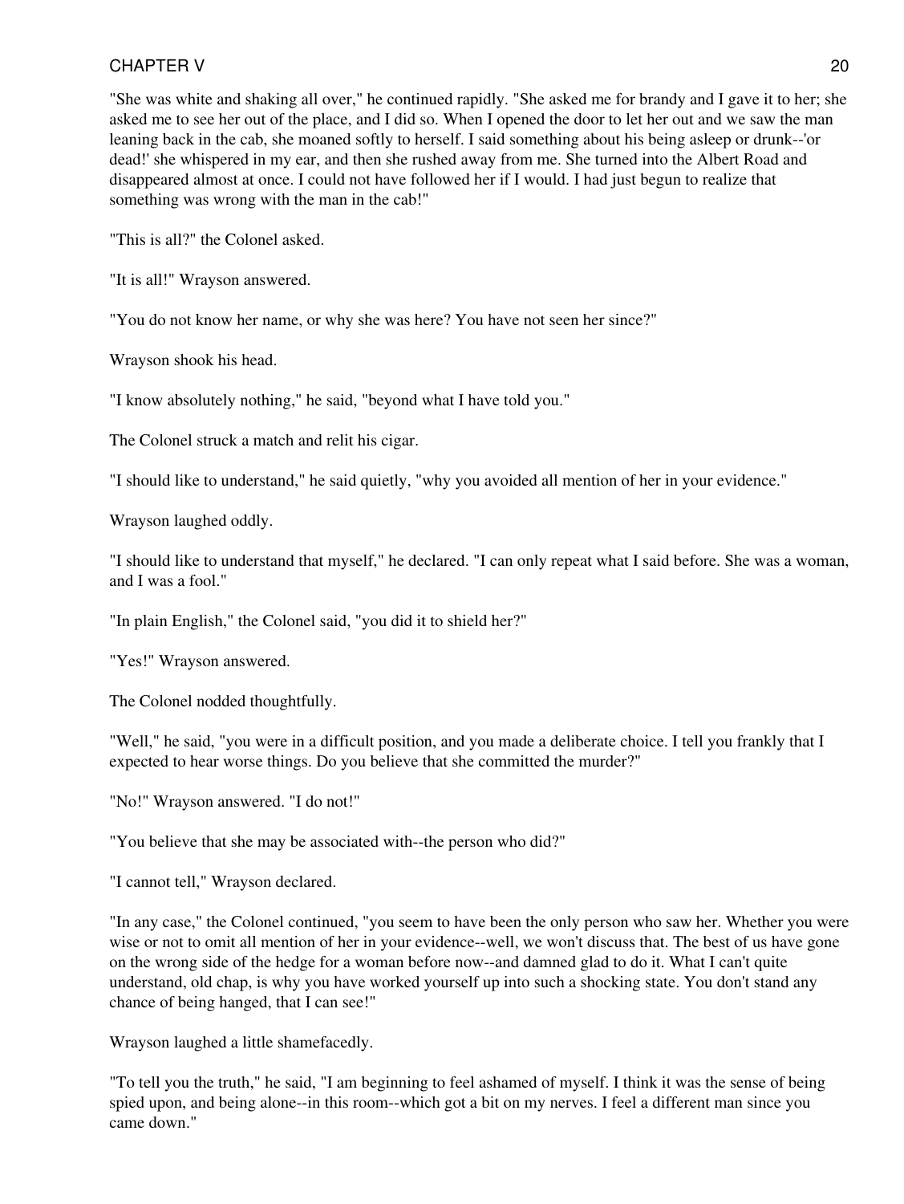"She was white and shaking all over," he continued rapidly. "She asked me for brandy and I gave it to her; she asked me to see her out of the place, and I did so. When I opened the door to let her out and we saw the man leaning back in the cab, she moaned softly to herself. I said something about his being asleep or drunk--'or dead!' she whispered in my ear, and then she rushed away from me. She turned into the Albert Road and disappeared almost at once. I could not have followed her if I would. I had just begun to realize that something was wrong with the man in the cab!"

"This is all?" the Colonel asked.

"It is all!" Wrayson answered.

"You do not know her name, or why she was here? You have not seen her since?"

Wrayson shook his head.

"I know absolutely nothing," he said, "beyond what I have told you."

The Colonel struck a match and relit his cigar.

"I should like to understand," he said quietly, "why you avoided all mention of her in your evidence."

Wrayson laughed oddly.

"I should like to understand that myself," he declared. "I can only repeat what I said before. She was a woman, and I was a fool."

"In plain English," the Colonel said, "you did it to shield her?"

"Yes!" Wrayson answered.

The Colonel nodded thoughtfully.

"Well," he said, "you were in a difficult position, and you made a deliberate choice. I tell you frankly that I expected to hear worse things. Do you believe that she committed the murder?"

"No!" Wrayson answered. "I do not!"

"You believe that she may be associated with--the person who did?"

"I cannot tell," Wrayson declared.

"In any case," the Colonel continued, "you seem to have been the only person who saw her. Whether you were wise or not to omit all mention of her in your evidence--well, we won't discuss that. The best of us have gone on the wrong side of the hedge for a woman before now--and damned glad to do it. What I can't quite understand, old chap, is why you have worked yourself up into such a shocking state. You don't stand any chance of being hanged, that I can see!"

Wrayson laughed a little shamefacedly.

"To tell you the truth," he said, "I am beginning to feel ashamed of myself. I think it was the sense of being spied upon, and being alone--in this room--which got a bit on my nerves. I feel a different man since you came down."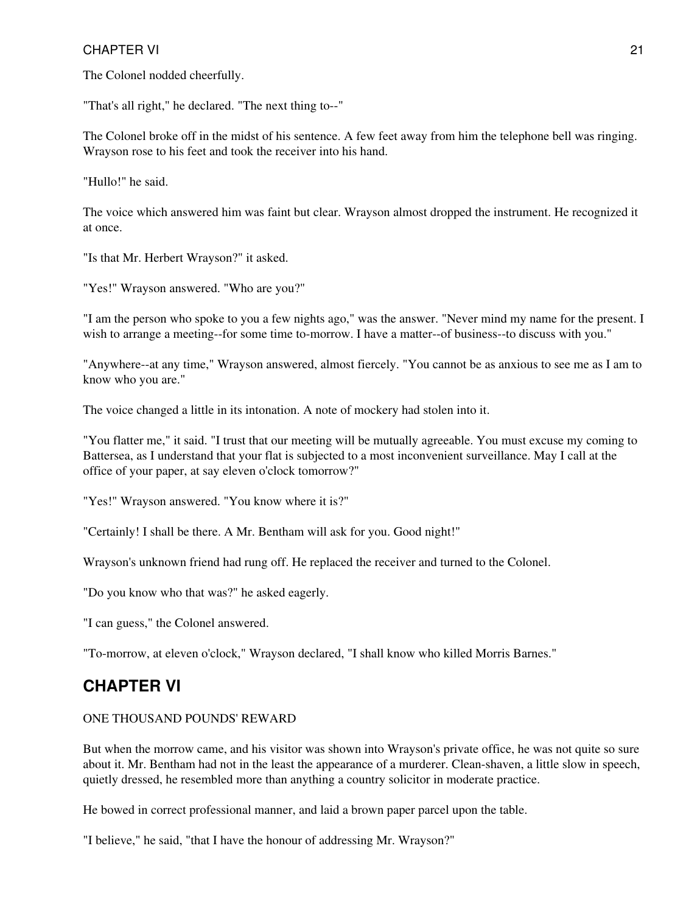The Colonel nodded cheerfully.

"That's all right," he declared. "The next thing to--"

The Colonel broke off in the midst of his sentence. A few feet away from him the telephone bell was ringing. Wrayson rose to his feet and took the receiver into his hand.

"Hullo!" he said.

The voice which answered him was faint but clear. Wrayson almost dropped the instrument. He recognized it at once.

"Is that Mr. Herbert Wrayson?" it asked.

"Yes!" Wrayson answered. "Who are you?"

"I am the person who spoke to you a few nights ago," was the answer. "Never mind my name for the present. I wish to arrange a meeting--for some time to-morrow. I have a matter--of business--to discuss with you."

"Anywhere--at any time," Wrayson answered, almost fiercely. "You cannot be as anxious to see me as I am to know who you are."

The voice changed a little in its intonation. A note of mockery had stolen into it.

"You flatter me," it said. "I trust that our meeting will be mutually agreeable. You must excuse my coming to Battersea, as I understand that your flat is subjected to a most inconvenient surveillance. May I call at the office of your paper, at say eleven o'clock tomorrow?"

"Yes!" Wrayson answered. "You know where it is?"

"Certainly! I shall be there. A Mr. Bentham will ask for you. Good night!"

Wrayson's unknown friend had rung off. He replaced the receiver and turned to the Colonel.

"Do you know who that was?" he asked eagerly.

"I can guess," the Colonel answered.

"To-morrow, at eleven o'clock," Wrayson declared, "I shall know who killed Morris Barnes."

## CHAPTER VI

ONE THOUSAND POUNDS' REWARD

But when the morrow came, and his visitor was shown into Wrayson's private office, he was not quite so sure about it. Mr. Bentham had not in the least the appearance of a murderer. Clean-shaven, a little slow in speech, quietly dressed, he resembled more than anything a country solicitor in moderate practice.

He bowed in correct professional manner, and laid a brown paper parcel upon the table.

"I believe," he said, "that I have the honour of addressing Mr. Wrayson?"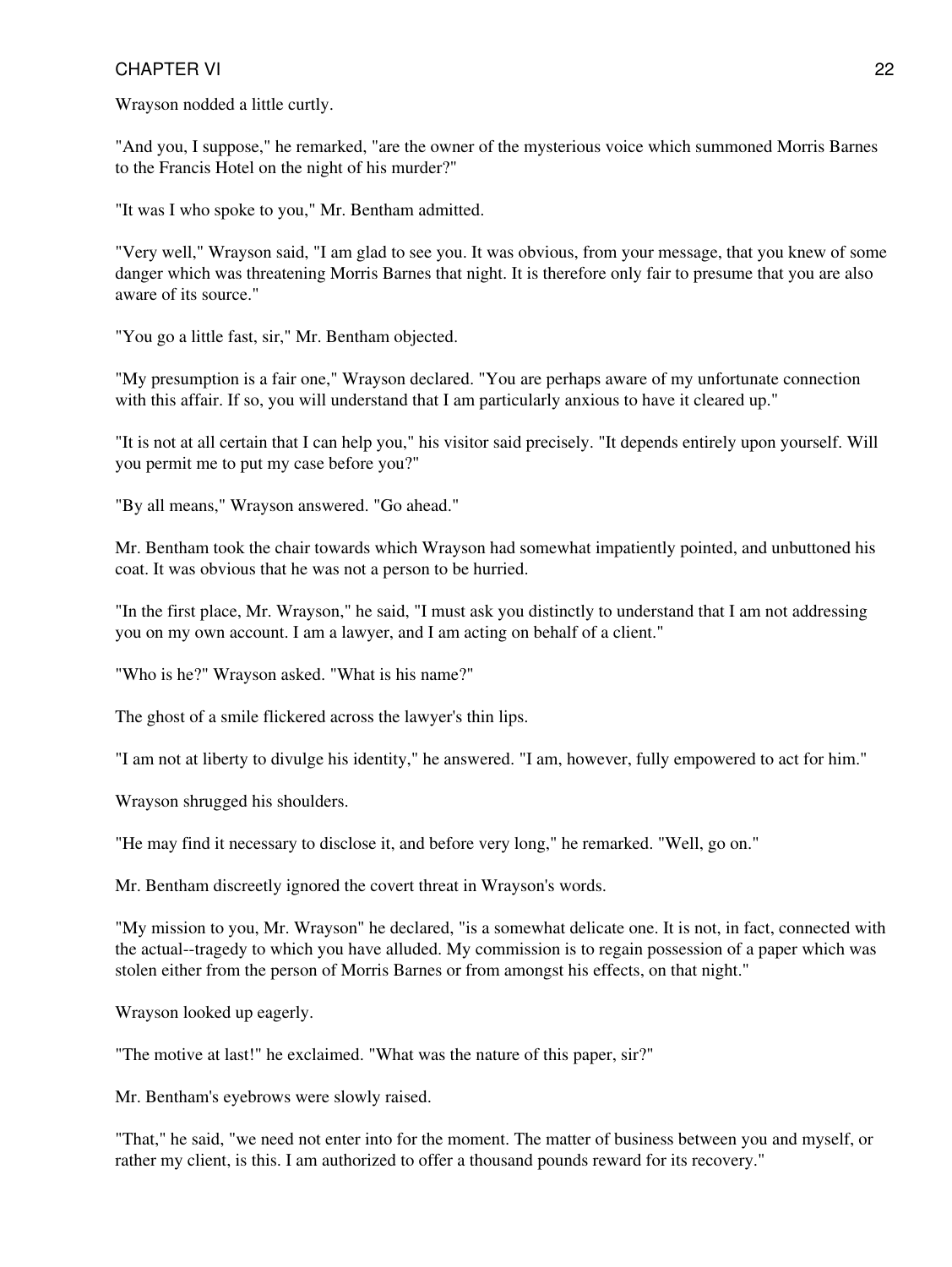Wrayson nodded a little curtly.

"And you, I suppose," he remarked, "are the owner of the mysterious voice which summoned Morris Barnes to the Francis Hotel on the night of his murder?"

"It was I who spoke to you," Mr. Bentham admitted.

"Very well," Wrayson said, "I am glad to see you. It was obvious, from your message, that you knew of some danger which was threatening Morris Barnes that night. It is therefore only fair to presume that you are also aware of its source."

"You go a little fast, sir," Mr. Bentham objected.

"My presumption is a fair one," Wrayson declared. "You are perhaps aware of my unfortunate connection with this affair. If so, you will understand that I am particularly anxious to have it cleared up."

"It is not at all certain that I can help you," his visitor said precisely. "It depends entirely upon yourself. Will you permit me to put my case before you?"

"By all means," Wrayson answered. "Go ahead."

Mr. Bentham took the chair towards which Wrayson had somewhat impatiently pointed, and unbuttoned his coat. It was obvious that he was not a person to be hurried.

"In the first place, Mr. Wrayson," he said, "I must ask you distinctly to understand that I am not addressing you on my own account. I am a lawyer, and I am acting on behalf of a client."

"Who is he?" Wrayson asked. "What is his name?"

The ghost of a smile flickered across the lawyer's thin lips.

"I am not at liberty to divulge his identity," he answered. "I am, however, fully empowered to act for him."

Wrayson shrugged his shoulders.

"He may find it necessary to disclose it, and before very long," he remarked. "Well, go on."

Mr. Bentham discreetly ignored the covert threat in Wrayson's words.

"My mission to you, Mr. Wrayson" he declared, "is a somewhat delicate one. It is not, in fact, connected with the actual--tragedy to which you have alluded. My commission is to regain possession of a paper which was stolen either from the person of Morris Barnes or from amongst his effects, on that night."

Wrayson looked up eagerly.

"The motive at last!" he exclaimed. "What was the nature of this paper, sir?"

Mr. Bentham's eyebrows were slowly raised.

"That," he said, "we need not enter into for the moment. The matter of business between you and myself, or rather my client, is this. I am authorized to offer a thousand pounds reward for its recovery."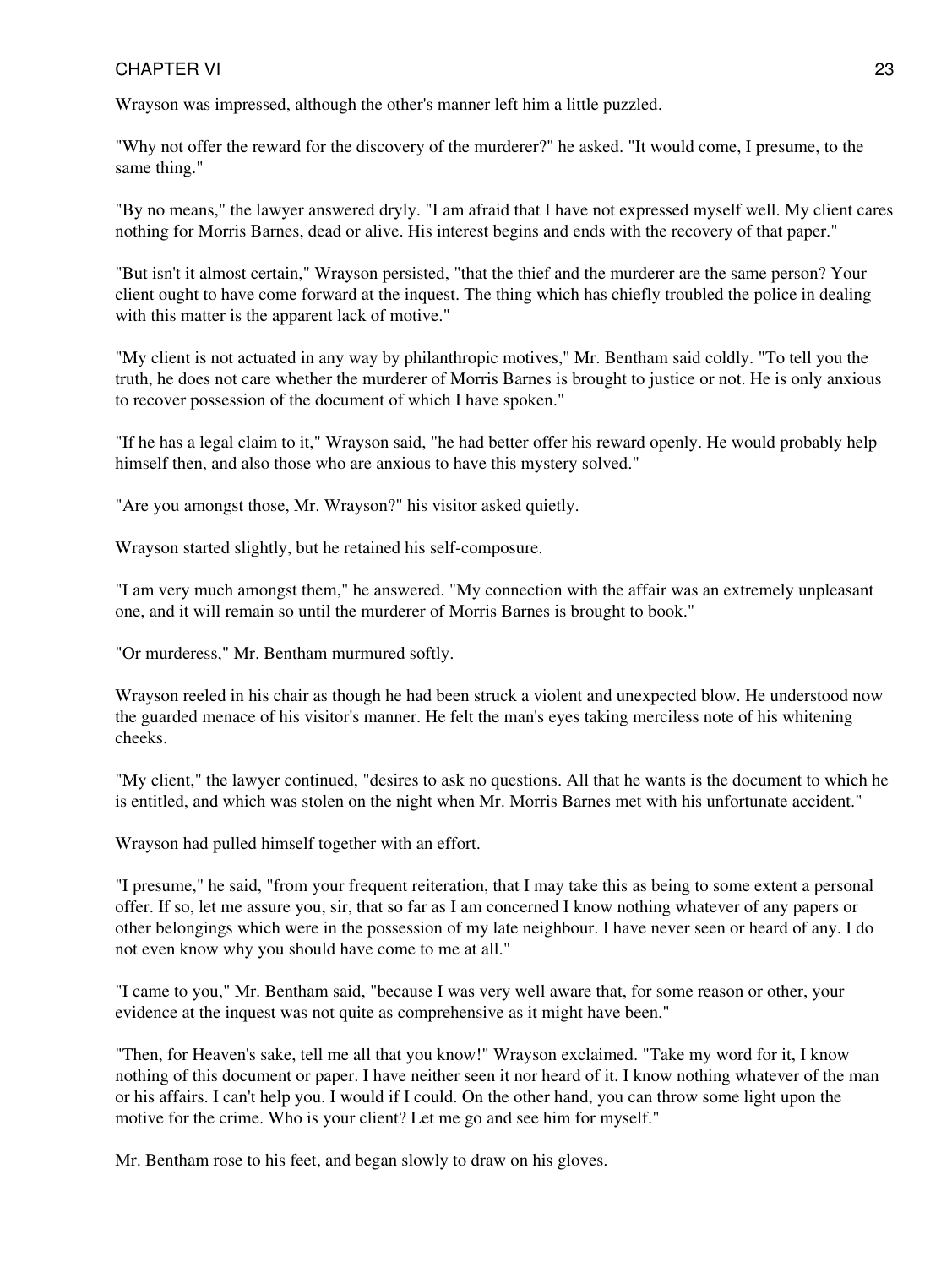Wrayson was impressed, although the other's manner left him a little puzzled.

"Why not offer the reward for the discovery of the murderer?" he asked. "It would come, I presume, to the same thing."

"By no means," the lawyer answered dryly. "I am afraid that I have not expressed myself well. My client cares nothing for Morris Barnes, dead or alive. His interest begins and ends with the recovery of that paper."

"But isn't it almost certain," Wrayson persisted, "that the thief and the murderer are the same person? Your client ought to have come forward at the inquest. The thing which has chiefly troubled the police in dealing with this matter is the apparent lack of motive."

"My client is not actuated in any way by philanthropic motives," Mr. Bentham said coldly. "To tell you the truth, he does not care whether the murderer of Morris Barnes is brought to justice or not. He is only anxious to recover possession of the document of which I have spoken."

"If he has a legal claim to it," Wrayson said, "he had better offer his reward openly. He would probably help himself then, and also those who are anxious to have this mystery solved."

"Are you amongst those, Mr. Wrayson?" his visitor asked quietly.

Wrayson started slightly, but he retained his self-composure.

"I am very much amongst them," he answered. "My connection with the affair was an extremely unpleasant one, and it will remain so until the murderer of Morris Barnes is brought to book."

"Or murderess," Mr. Bentham murmured softly.

Wrayson reeled in his chair as though he had been struck a violent and unexpected blow. He understood now the guarded menace of his visitor's manner. He felt the man's eyes taking merciless note of his whitening cheeks.

"My client," the lawyer continued, "desires to ask no questions. All that he wants is the document to which he is entitled, and which was stolen on the night when Mr. Morris Barnes met with his unfortunate accident."

Wrayson had pulled himself together with an effort.

"I presume," he said, "from your frequent reiteration, that I may take this as being to some extent a personal offer. If so, let me assure you, sir, that so far as I am concerned I know nothing whatever of any papers or other belongings which were in the possession of my late neighbour. I have never seen or heard of any. I do not even know why you should have come to me at all."

"I came to you," Mr. Bentham said, "because I was very well aware that, for some reason or other, your evidence at the inquest was not quite as comprehensive as it might have been."

"Then, for Heaven's sake, tell me all that you know!" Wrayson exclaimed. "Take my word for it, I know nothing of this document or paper. I have neither seen it nor heard of it. I know nothing whatever of the man or his affairs. I can't help you. I would if I could. On the other hand, you can throw some light upon the motive for the crime. Who is your client? Let me go and see him for myself."

Mr. Bentham rose to his feet, and began slowly to draw on his gloves.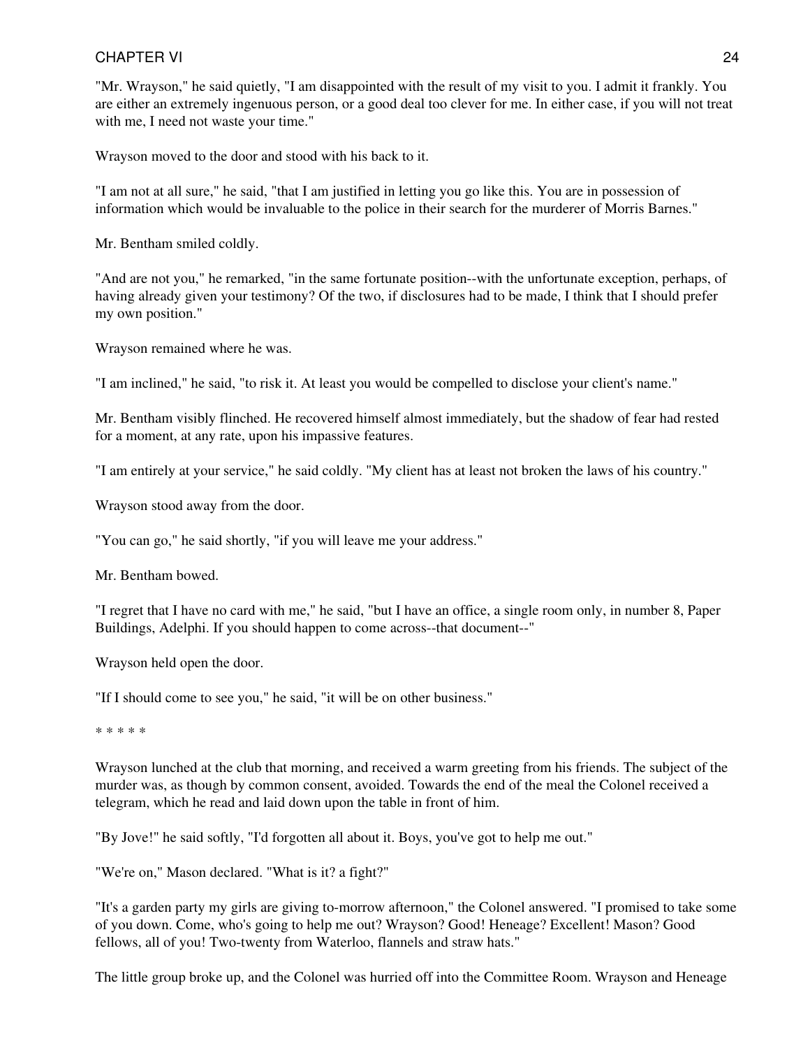"Mr. Wrayson," he said quietly, "I am disappointed with the result of my visit to you. I admit it frankly. You are either an extremely ingenuous person, or a good deal too clever for me. In either case, if you will not treat with me, I need not waste your time."

Wrayson moved to the door and stood with his back to it.

"I am not at all sure," he said, "that I am justified in letting you go like this. You are in possession of information which would be invaluable to the police in their search for the murderer of Morris Barnes."

Mr. Bentham smiled coldly.

"And are not you," he remarked, "in the same fortunate position--with the unfortunate exception, perhaps, of having already given your testimony? Of the two, if disclosures had to be made, I think that I should prefer my own position."

Wrayson remained where he was.

"I am inclined," he said, "to risk it. At least you would be compelled to disclose your client's name."

Mr. Bentham visibly flinched. He recovered himself almost immediately, but the shadow of fear had rested for a moment, at any rate, upon his impassive features.

"I am entirely at your service," he said coldly. "My client has at least not broken the laws of his country."

Wrayson stood away from the door.

"You can go," he said shortly, "if you will leave me your address."

Mr. Bentham bowed.

"I regret that I have no card with me," he said, "but I have an office, a single room only, in number 8, Paper Buildings, Adelphi. If you should happen to come across--that document--"

Wrayson held open the door.

"If I should come to see you," he said, "it will be on other business."

* * * * *

Wrayson lunched at the club that morning, and received a warm greeting from his friends. The subject of the murder was, as though by common consent, avoided. Towards the end of the meal the Colonel received a telegram, which he read and laid down upon the table in front of him.

"By Jove!" he said softly, "I'd forgotten all about it. Boys, you've got to help me out."

"We're on," Mason declared. "What is it? a fight?"

"It's a garden party my girls are giving to-morrow afternoon," the Colonel answered. "I promised to take some of you down. Come, who's going to help me out? Wrayson? Good! Heneage? Excellent! Mason? Good fellows, all of you! Two-twenty from Waterloo, flannels and straw hats."

The little group broke up, and the Colonel was hurried off into the Committee Room. Wrayson and Heneage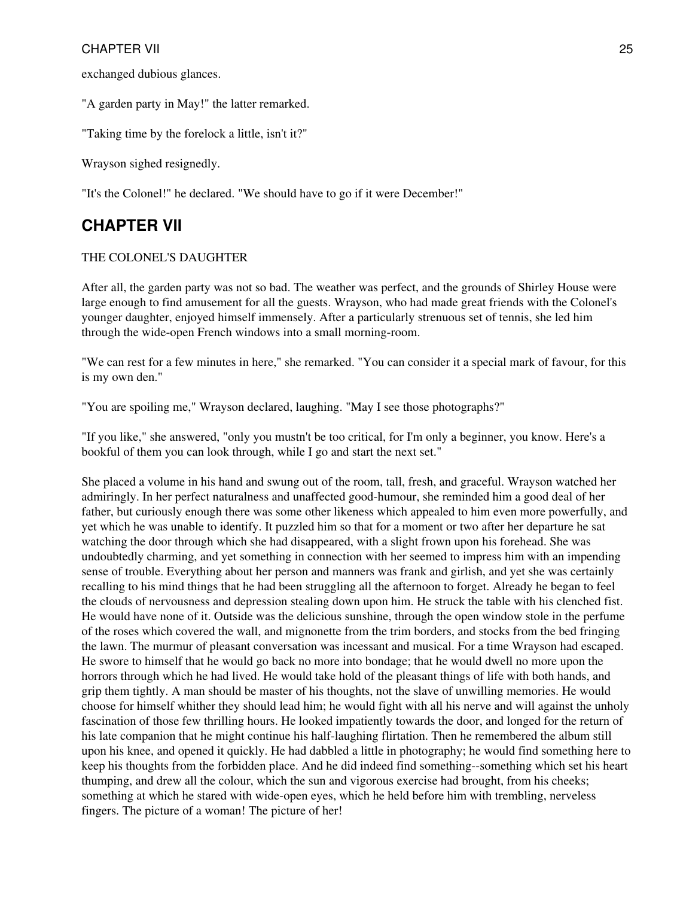exchanged dubious glances.

"A garden party in May!" the latter remarked.

"Taking time by the forelock a little, isn't it?"

Wrayson sighed resignedly.

"It's the Colonel!" he declared. "We should have to go if it were December!"

## CHAPTER VII

THE COLONEL'S DAUGHTER

After all, the garden party was not so bad. The weather was perfect, and the grounds of Shirley House were large enough to find amusement for all the guests. Wrayson, who had made great friends with the Colonel's younger daughter, enjoyed himself immensely. After a particularly strenuous set of tennis, she led him through the wide-open French windows into a small morning-room.

"We can rest for a few minutes in here," she remarked. "You can consider it a special mark of favour, for this is my own den."

"You are spoiling me," Wrayson declared, laughing. "May I see those photographs?"

"If you like," she answered, "only you mustn't be too critical, for I'm only a beginner, you know. Here's a bookful of them you can look through, while I go and start the next set."

She placed a volume in his hand and swung out of the room, tall, fresh, and graceful. Wrayson watched her admiringly. In her perfect naturalness and unaffected good-humour, she reminded him a good deal of her father, but curiously enough there was some other likeness which appealed to him even more powerfully, and yet which he was unable to identify. It puzzled him so that for a moment or two after her departure he sat watching the door through which she had disappeared, with a slight frown upon his forehead. She was undoubtedly charming, and yet something in connection with her seemed to impress him with an impending sense of trouble. Everything about her person and manners was frank and girlish, and yet she was certainly recalling to his mind things that he had been struggling all the afternoon to forget. Already he began to feel the clouds of nervousness and depression stealing down upon him. He struck the table with his clenched fist. He would have none of it. Outside was the delicious sunshine, through the open window stole in the perfume of the roses which covered the wall, and mignonette from the trim borders, and stocks from the bed fringing the lawn. The murmur of pleasant conversation was incessant and musical. For a time Wrayson had escaped. He swore to himself that he would go back no more into bondage; that he would dwell no more upon the horrors through which he had lived. He would take hold of the pleasant things of life with both hands, and grip them tightly. A man should be master of his thoughts, not the slave of unwilling memories. He would choose for himself whither they should lead him; he would fight with all his nerve and will against the unholy fascination of those few thrilling hours. He looked impatiently towards the door, and longed for the return of his late companion that he might continue his half-laughing flirtation. Then he remembered the album still upon his knee, and opened it quickly. He had dabbled a little in photography; he would find something here to keep his thoughts from the forbidden place. And he did indeed find something--something which set his heart thumping, and drew all the colour, which the sun and vigorous exercise had brought, from his cheeks; something at which he stared with wide-open eyes, which he held before him with trembling, nerveless fingers. The picture of a woman! The picture of her!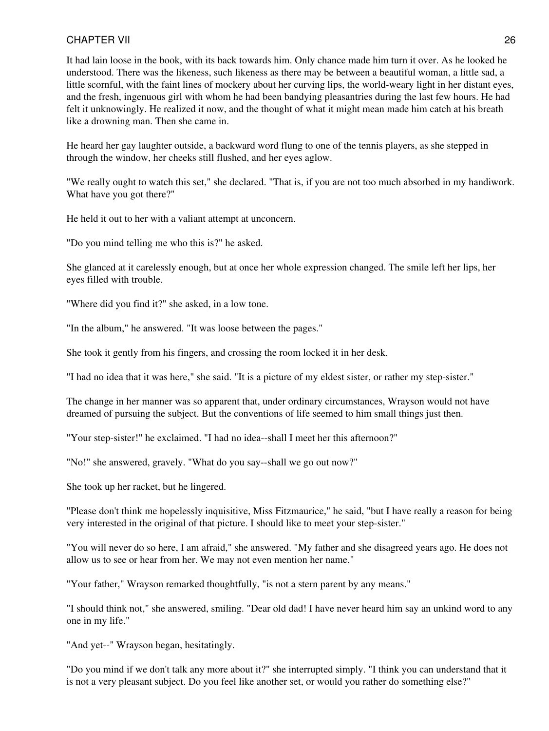It had lain loose in the book, with its back towards him. Only chance made him turn it over. As he looked he understood. There was the likeness, such likeness as there may be between a beautiful woman, a little sad, a little scornful, with the faint lines of mockery about her curving lips, the world-weary light in her distant eyes, and the fresh, ingenuous girl with whom he had been bandying pleasantries during the last few hours. He had felt it unknowingly. He realized it now, and the thought of what it might mean made him catch at his breath like a drowning man. Then she came in.

He heard her gay laughter outside, a backward word flung to one of the tennis players, as she stepped in through the window, her cheeks still flushed, and her eyes aglow.

"We really ought to watch this set," she declared. "That is, if you are not too much absorbed in my handiwork. What have you got there?"

He held it out to her with a valiant attempt at unconcern.

"Do you mind telling me who this is?" he asked.

She glanced at it carelessly enough, but at once her whole expression changed. The smile left her lips, her eyes filled with trouble.

"Where did you find it?" she asked, in a low tone.

"In the album," he answered. "It was loose between the pages."

She took it gently from his fingers, and crossing the room locked it in her desk.

"I had no idea that it was here," she said. "It is a picture of my eldest sister, or rather my step-sister."

The change in her manner was so apparent that, under ordinary circumstances, Wrayson would not have dreamed of pursuing the subject. But the conventions of life seemed to him small things just then.

"Your step-sister!" he exclaimed. "I had no idea--shall I meet her this afternoon?"

"No!" she answered, gravely. "What do you say--shall we go out now?"

She took up her racket, but he lingered.

"Please don't think me hopelessly inquisitive, Miss Fitzmaurice," he said, "but I have really a reason for being very interested in the original of that picture. I should like to meet your step-sister."

"You will never do so here, I am afraid," she answered. "My father and she disagreed years ago. He does not allow us to see or hear from her. We may not even mention her name."

"Your father," Wrayson remarked thoughtfully, "is not a stern parent by any means."

"I should think not," she answered, smiling. "Dear old dad! I have never heard him say an unkind word to any one in my life."

"And yet--" Wrayson began, hesitatingly.

"Do you mind if we don't talk any more about it?" she interrupted simply. "I think you can understand that it is not a very pleasant subject. Do you feel like another set, or would you rather do something else?"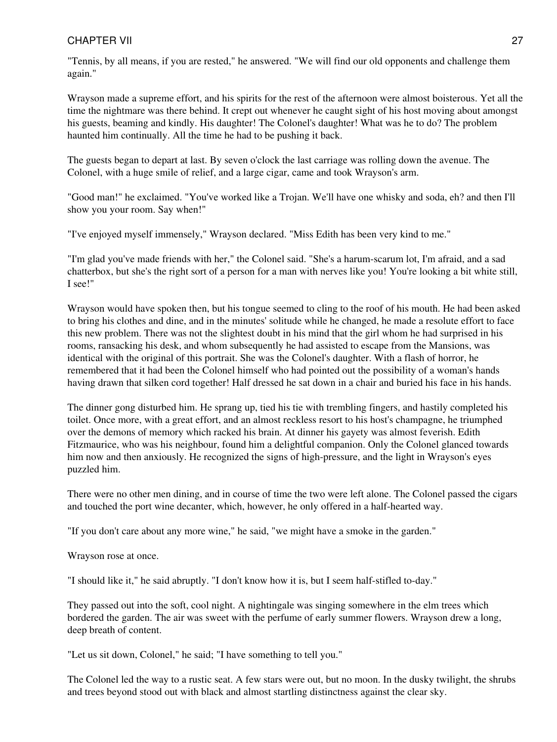"Tennis, by all means, if you are rested," he answered. "We will find our old opponents and challenge them again."

Wrayson made a supreme effort, and his spirits for the rest of the afternoon were almost boisterous. Yet all the time the nightmare was there behind. It crept out whenever he caught sight of his host moving about amongst his guests, beaming and kindly. His daughter! The Colonel's daughter! What was he to do? The problem haunted him continually. All the time he had to be pushing it back.

The guests began to depart at last. By seven o'clock the last carriage was rolling down the avenue. The Colonel, with a huge smile of relief, and a large cigar, came and took Wrayson's arm.

"Good man!" he exclaimed. "You've worked like a Trojan. We'll have one whisky and soda, eh? and then I'll show you your room. Say when!"

"I've enjoyed myself immensely," Wrayson declared. "Miss Edith has been very kind to me."

"I'm glad you've made friends with her," the Colonel said. "She's a harum-scarum lot, I'm afraid, and a sad chatterbox, but she's the right sort of a person for a man with nerves like you! You're looking a bit white still, I see!"

Wrayson would have spoken then, but his tongue seemed to cling to the roof of his mouth. He had been asked to bring his clothes and dine, and in the minutes' solitude while he changed, he made a resolute effort to face this new problem. There was not the slightest doubt in his mind that the girl whom he had surprised in his rooms, ransacking his desk, and whom subsequently he had assisted to escape from the Mansions, was identical with the original of this portrait. She was the Colonel's daughter. With a flash of horror, he remembered that it had been the Colonel himself who had pointed out the possibility of a woman's hands having drawn that silken cord together! Half dressed he sat down in a chair and buried his face in his hands.

The dinner gong disturbed him. He sprang up, tied his tie with trembling fingers, and hastily completed his toilet. Once more, with a great effort, and an almost reckless resort to his host's champagne, he triumphed over the demons of memory which racked his brain. At dinner his gayety was almost feverish. Edith Fitzmaurice, who was his neighbour, found him a delightful companion. Only the Colonel glanced towards him now and then anxiously. He recognized the signs of high-pressure, and the light in Wrayson's eyes puzzled him.

There were no other men dining, and in course of time the two were left alone. The Colonel passed the cigars and touched the port wine decanter, which, however, he only offered in a half-hearted way.

"If you don't care about any more wine," he said, "we might have a smoke in the garden."

Wrayson rose at once.

"I should like it," he said abruptly. "I don't know how it is, but I seem half-stifled to-day."

They passed out into the soft, cool night. A nightingale was singing somewhere in the elm trees which bordered the garden. The air was sweet with the perfume of early summer flowers. Wrayson drew a long, deep breath of content.

"Let us sit down, Colonel," he said; "I have something to tell you."

The Colonel led the way to a rustic seat. A few stars were out, but no moon. In the dusky twilight, the shrubs and trees beyond stood out with black and almost startling distinctness against the clear sky.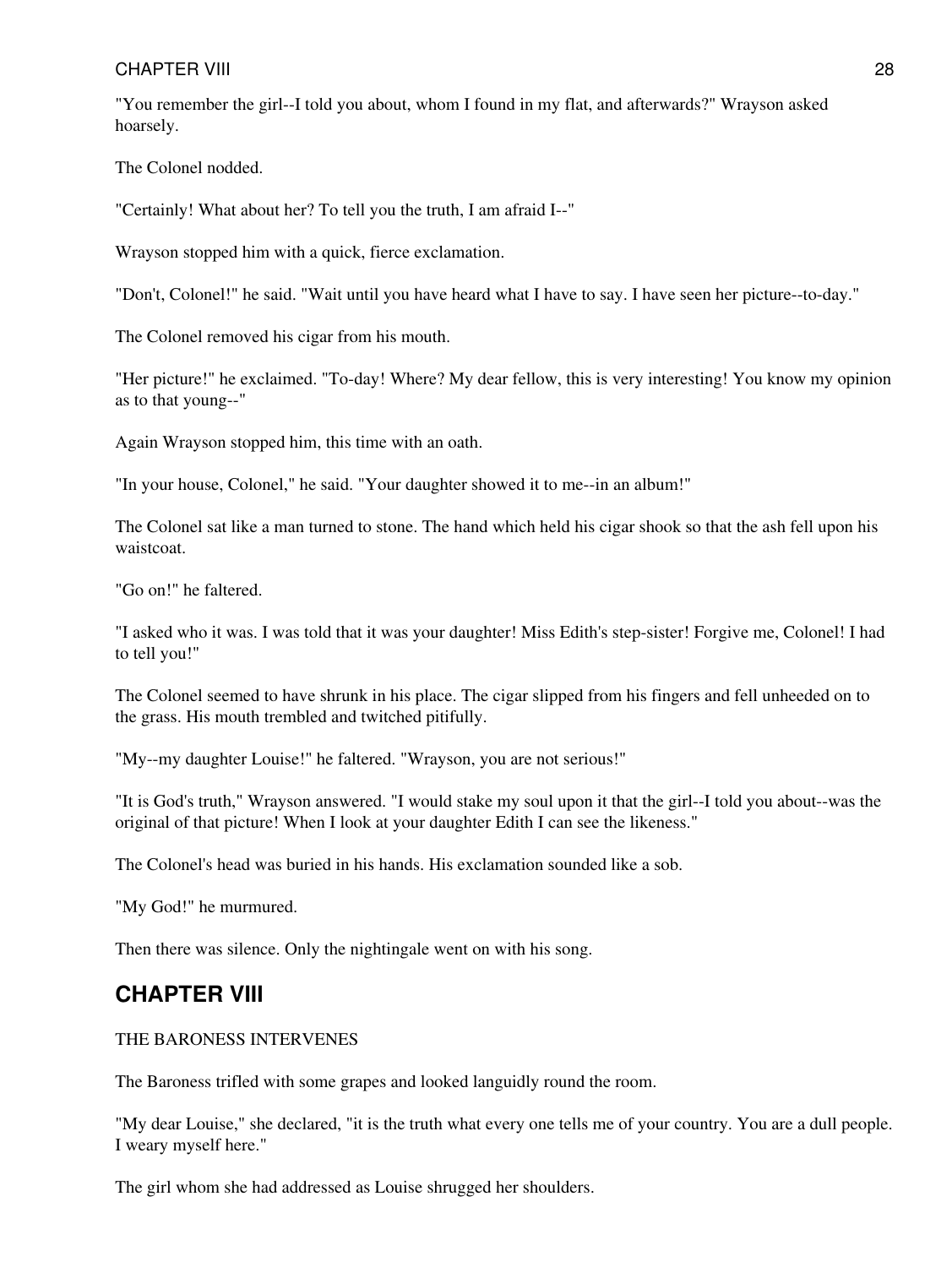"You remember the girl--I told you about, whom I found in my flat, and afterwards?" Wrayson asked hoarsely.

The Colonel nodded.

"Certainly! What about her? To tell you the truth, I am afraid I--"

Wrayson stopped him with a quick, fierce exclamation.

"Don't, Colonel!" he said. "Wait until you have heard what I have to say. I have seen her picture--to-day."

The Colonel removed his cigar from his mouth.

"Her picture!" he exclaimed. "To-day! Where? My dear fellow, this is very interesting! You know my opinion as to that young--"

Again Wrayson stopped him, this time with an oath.

"In your house, Colonel," he said. "Your daughter showed it to me--in an album!"

The Colonel sat like a man turned to stone. The hand which held his cigar shook so that the ash fell upon his waistcoat.

"Go on!" he faltered.

"I asked who it was. I was told that it was your daughter! Miss Edith's step-sister! Forgive me, Colonel! I had to tell you!"

The Colonel seemed to have shrunk in his place. The cigar slipped from his fingers and fell unheeded on to the grass. His mouth trembled and twitched pitifully.

"My--my daughter Louise!" he faltered. "Wrayson, you are not serious!"

"It is God's truth," Wrayson answered. "I would stake my soul upon it that the girl--I told you about--was the original of that picture! When I look at your daughter Edith I can see the likeness."

The Colonel's head was buried in his hands. His exclamation sounded like a sob.

"My God!" he murmured.

Then there was silence. Only the nightingale went on with his song.

## CHAPTER VIII

THE BARONESS INTERVENES

The Baroness trifled with some grapes and looked languidly round the room.

"My dear Louise," she declared, "it is the truth what every one tells me of your country. You are a dull people. I weary myself here."

The girl whom she had addressed as Louise shrugged her shoulders.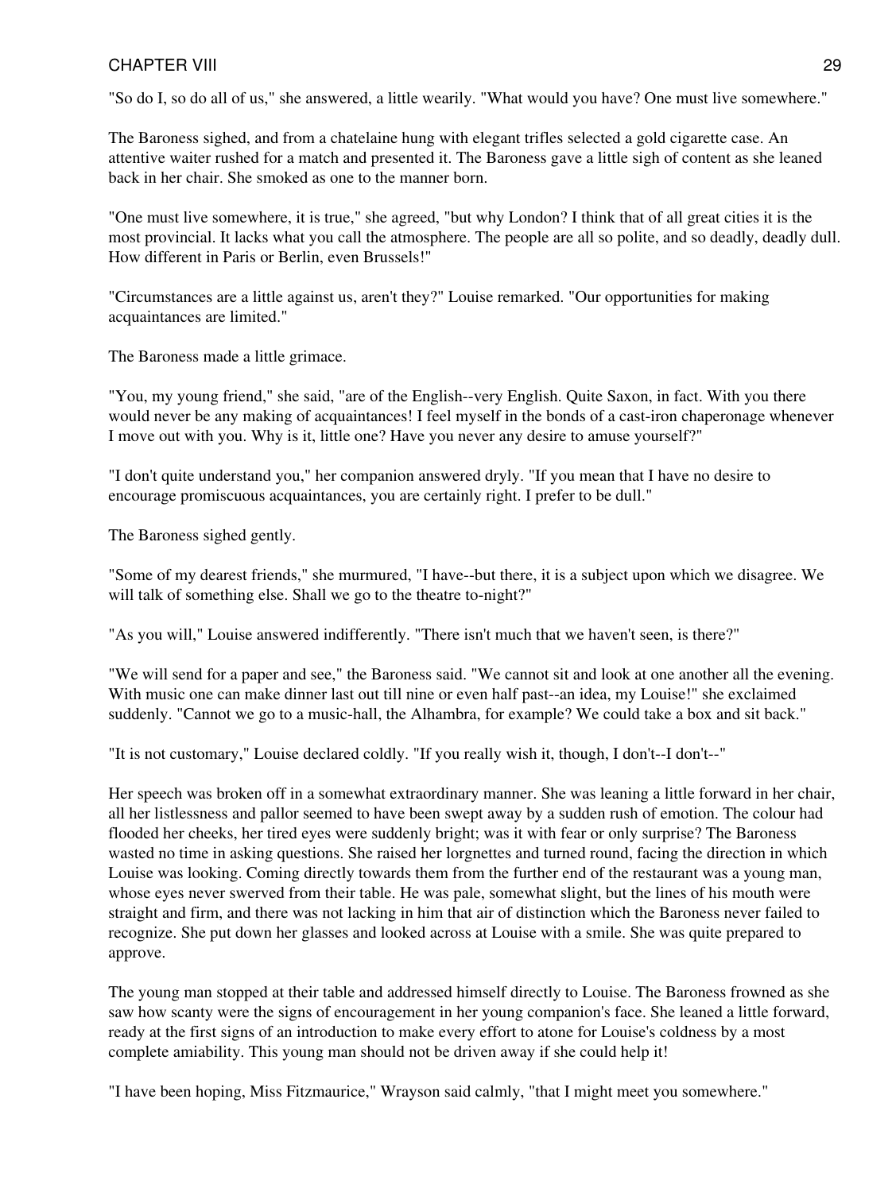"So do I, so do all of us," she answered, a little wearily. "What would you have? One must live somewhere."

The Baroness sighed, and from a chatelaine hung with elegant trifles selected a gold cigarette case. An attentive waiter rushed for a match and presented it. The Baroness gave a little sigh of content as she leaned back in her chair. She smoked as one to the manner born.

"One must live somewhere, it is true," she agreed, "but why London? I think that of all great cities it is the most provincial. It lacks what you call the atmosphere. The people are all so polite, and so deadly, deadly dull. How different in Paris or Berlin, even Brussels!"

"Circumstances are a little against us, aren't they?" Louise remarked. "Our opportunities for making acquaintances are limited."

The Baroness made a little grimace.

"You, my young friend," she said, "are of the English--very English. Quite Saxon, in fact. With you there would never be any making of acquaintances! I feel myself in the bonds of a cast-iron chaperonage whenever I move out with you. Why is it, little one? Have you never any desire to amuse yourself?"

"I don't quite understand you," her companion answered dryly. "If you mean that I have no desire to encourage promiscuous acquaintances, you are certainly right. I prefer to be dull."

The Baroness sighed gently.

"Some of my dearest friends," she murmured, "I have--but there, it is a subject upon which we disagree. We will talk of something else. Shall we go to the theatre to-night?"

"As you will," Louise answered indifferently. "There isn't much that we haven't seen, is there?"

"We will send for a paper and see," the Baroness said. "We cannot sit and look at one another all the evening. With music one can make dinner last out till nine or even half past--an idea, my Louise!" she exclaimed suddenly. "Cannot we go to a music-hall, the Alhambra, for example? We could take a box and sit back."

"It is not customary," Louise declared coldly. "If you really wish it, though, I don't--I don't--"

Her speech was broken off in a somewhat extraordinary manner. She was leaning a little forward in her chair, all her listlessness and pallor seemed to have been swept away by a sudden rush of emotion. The colour had flooded her cheeks, her tired eyes were suddenly bright; was it with fear or only surprise? The Baroness wasted no time in asking questions. She raised her lorgnettes and turned round, facing the direction in which Louise was looking. Coming directly towards them from the further end of the restaurant was a young man, whose eyes never swerved from their table. He was pale, somewhat slight, but the lines of his mouth were straight and firm, and there was not lacking in him that air of distinction which the Baroness never failed to recognize. She put down her glasses and looked across at Louise with a smile. She was quite prepared to approve.

The young man stopped at their table and addressed himself directly to Louise. The Baroness frowned as she saw how scanty were the signs of encouragement in her young companion's face. She leaned a little forward, ready at the first signs of an introduction to make every effort to atone for Louise's coldness by a most complete amiability. This young man should not be driven away if she could help it!

"I have been hoping, Miss Fitzmaurice," Wrayson said calmly, "that I might meet you somewhere."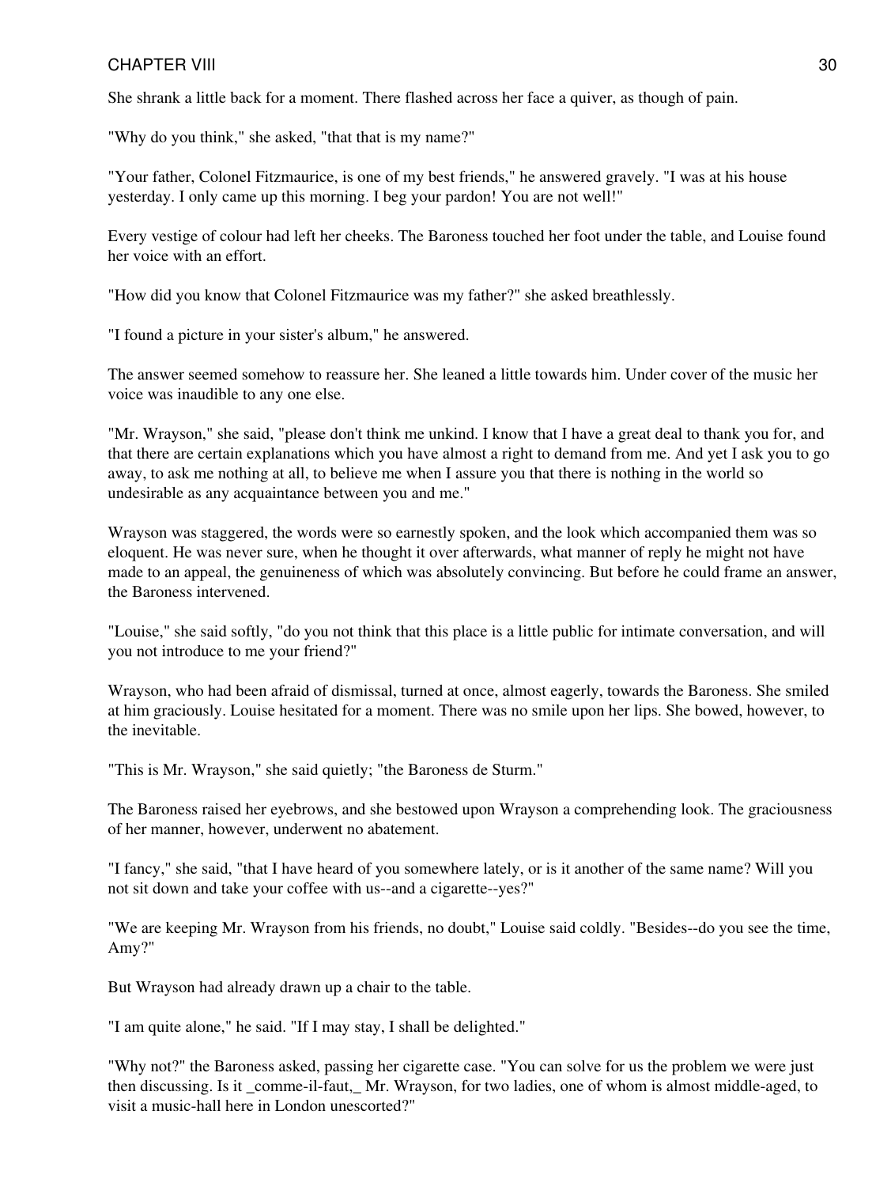She shrank a little back for a moment. There flashed across her face a quiver, as though of pain.

"Why do you think," she asked, "that that is my name?"

"Your father, Colonel Fitzmaurice, is one of my best friends," he answered gravely. "I was at his house yesterday. I only came up this morning. I beg your pardon! You are not well!"

Every vestige of colour had left her cheeks. The Baroness touched her foot under the table, and Louise found her voice with an effort.

"How did you know that Colonel Fitzmaurice was my father?" she asked breathlessly.

"I found a picture in your sister's album," he answered.

The answer seemed somehow to reassure her. She leaned a little towards him. Under cover of the music her voice was inaudible to any one else.

"Mr. Wrayson," she said, "please don't think me unkind. I know that I have a great deal to thank you for, and that there are certain explanations which you have almost a right to demand from me. And yet I ask you to go away, to ask me nothing at all, to believe me when I assure you that there is nothing in the world so undesirable as any acquaintance between you and me."

Wrayson was staggered, the words were so earnestly spoken, and the look which accompanied them was so eloquent. He was never sure, when he thought it over afterwards, what manner of reply he might not have made to an appeal, the genuineness of which was absolutely convincing. But before he could frame an answer, the Baroness intervened.

"Louise," she said softly, "do you not think that this place is a little public for intimate conversation, and will you not introduce to me your friend?"

Wrayson, who had been afraid of dismissal, turned at once, almost eagerly, towards the Baroness. She smiled at him graciously. Louise hesitated for a moment. There was no smile upon her lips. She bowed, however, to the inevitable.

"This is Mr. Wrayson," she said quietly; "the Baroness de Sturm."

The Baroness raised her eyebrows, and she bestowed upon Wrayson a comprehending look. The graciousness of her manner, however, underwent no abatement.

"I fancy," she said, "that I have heard of you somewhere lately, or is it another of the same name? Will you not sit down and take your coffee with us--and a cigarette--yes?"

"We are keeping Mr. Wrayson from his friends, no doubt," Louise said coldly. "Besides--do you see the time, Amy?"

But Wrayson had already drawn up a chair to the table.

"I am quite alone," he said. "If I may stay, I shall be delighted."

"Why not?" the Baroness asked, passing her cigarette case. "You can solve for us the problem we were just then discussing. Is it _comme-il-faut,_ Mr. Wrayson, for two ladies, one of whom is almost middle-aged, to visit a music-hall here in London unescorted?"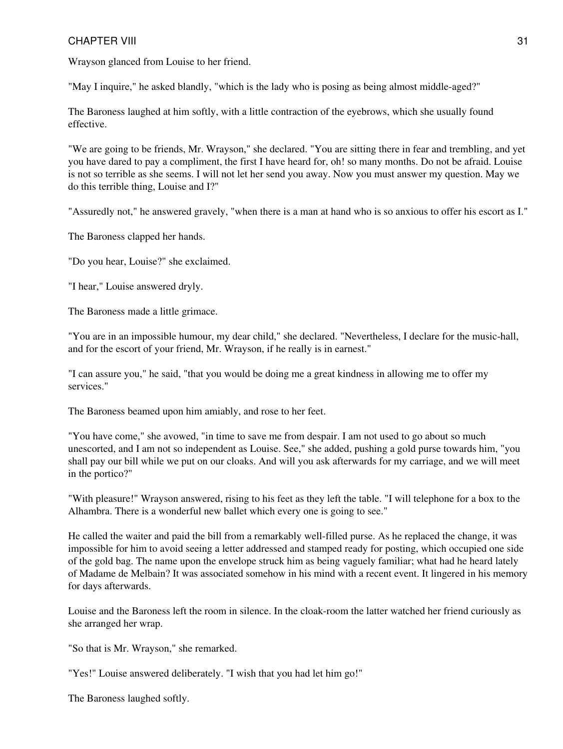Wrayson glanced from Louise to her friend.

"May I inquire," he asked blandly, "which is the lady who is posing as being almost middle-aged?"

The Baroness laughed at him softly, with a little contraction of the eyebrows, which she usually found effective.

"We are going to be friends, Mr. Wrayson," she declared. "You are sitting there in fear and trembling, and yet you have dared to pay a compliment, the first I have heard for, oh! so many months. Do not be afraid. Louise is not so terrible as she seems. I will not let her send you away. Now you must answer my question. May we do this terrible thing, Louise and I?"

"Assuredly not," he answered gravely, "when there is a man at hand who is so anxious to offer his escort as I."

The Baroness clapped her hands.

"Do you hear, Louise?" she exclaimed.

"I hear," Louise answered dryly.

The Baroness made a little grimace.

"You are in an impossible humour, my dear child," she declared. "Nevertheless, I declare for the music-hall, and for the escort of your friend, Mr. Wrayson, if he really is in earnest."

"I can assure you," he said, "that you would be doing me a great kindness in allowing me to offer my services."

The Baroness beamed upon him amiably, and rose to her feet.

"You have come," she avowed, "in time to save me from despair. I am not used to go about so much unescorted, and I am not so independent as Louise. See," she added, pushing a gold purse towards him, "you shall pay our bill while we put on our cloaks. And will you ask afterwards for my carriage, and we will meet in the portico?"

"With pleasure!" Wrayson answered, rising to his feet as they left the table. "I will telephone for a box to the Alhambra. There is a wonderful new ballet which every one is going to see."

He called the waiter and paid the bill from a remarkably well-filled purse. As he replaced the change, it was impossible for him to avoid seeing a letter addressed and stamped ready for posting, which occupied one side of the gold bag. The name upon the envelope struck him as being vaguely familiar; what had he heard lately of Madame de Melbain? It was associated somehow in his mind with a recent event. It lingered in his memory for days afterwards.

Louise and the Baroness left the room in silence. In the cloak-room the latter watched her friend curiously as she arranged her wrap.

"So that is Mr. Wrayson," she remarked.

"Yes!" Louise answered deliberately. "I wish that you had let him go!"

The Baroness laughed softly.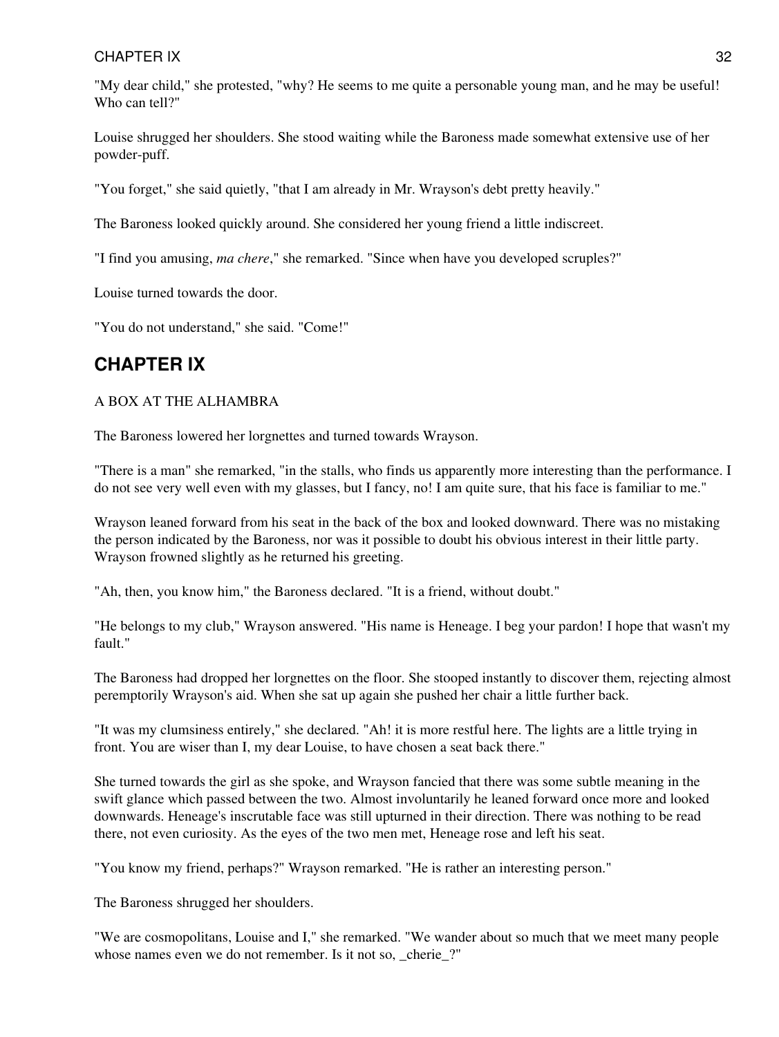"My dear child," she protested, "why? He seems to me quite a personable young man, and he may be useful! Who can tell?"

Louise shrugged her shoulders. She stood waiting while the Baroness made somewhat extensive use of her powder-puff.

"You forget," she said quietly, "that I am already in Mr. Wrayson's debt pretty heavily."

The Baroness looked quickly around. She considered her young friend a little indiscreet.

"I find you amusing, *ma chere*," she remarked. "Since when have you developed scruples?"

Louise turned towards the door.

"You do not understand," she said. "Come!"

## CHAPTER IX

A BOX AT THE ALHAMBRA

The Baroness lowered her lorgnettes and turned towards Wrayson.

"There is a man" she remarked, "in the stalls, who finds us apparently more interesting than the performance. I do not see very well even with my glasses, but I fancy, no! I am quite sure, that his face is familiar to me."

Wrayson leaned forward from his seat in the back of the box and looked downward. There was no mistaking the person indicated by the Baroness, nor was it possible to doubt his obvious interest in their little party. Wrayson frowned slightly as he returned his greeting.

"Ah, then, you know him," the Baroness declared. "It is a friend, without doubt."

"He belongs to my club," Wrayson answered. "His name is Heneage. I beg your pardon! I hope that wasn't my fault."

The Baroness had dropped her lorgnettes on the floor. She stooped instantly to discover them, rejecting almost peremptorily Wrayson's aid. When she sat up again she pushed her chair a little further back.

"It was my clumsiness entirely," she declared. "Ah! it is more restful here. The lights are a little trying in front. You are wiser than I, my dear Louise, to have chosen a seat back there."

She turned towards the girl as she spoke, and Wrayson fancied that there was some subtle meaning in the swift glance which passed between the two. Almost involuntarily he leaned forward once more and looked downwards. Heneage's inscrutable face was still upturned in their direction. There was nothing to be read there, not even curiosity. As the eyes of the two men met, Heneage rose and left his seat.

"You know my friend, perhaps?" Wrayson remarked. "He is rather an interesting person."

The Baroness shrugged her shoulders.

"We are cosmopolitans, Louise and I," she remarked. "We wander about so much that we meet many people whose names even we do not remember. Is it not so, _cherie_?"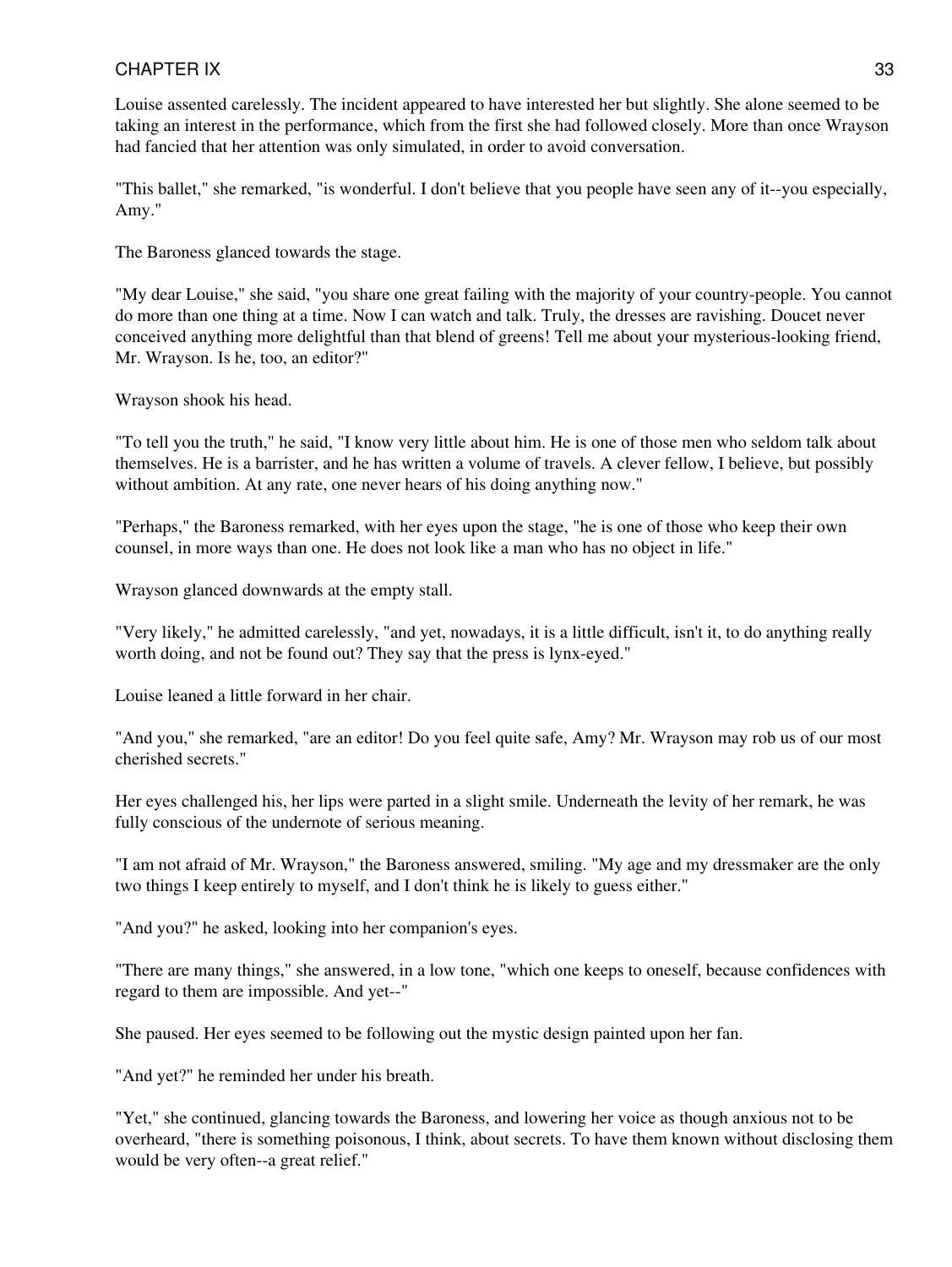Louise assented carelessly. The incident appeared to have interested her but slightly. She alone seemed to be taking an interest in the performance, which from the first she had followed closely. More than once Wrayson had fancied that her attention was only simulated, in order to avoid conversation.

"This ballet," she remarked, "is wonderful. I don't believe that you people have seen any of it--you especially, Amy."

The Baroness glanced towards the stage.

"My dear Louise," she said, "you share one great failing with the majority of your country-people. You cannot do more than one thing at a time. Now I can watch and talk. Truly, the dresses are ravishing. Doucet never conceived anything more delightful than that blend of greens! Tell me about your mysterious-looking friend, Mr. Wrayson. Is he, too, an editor?"

Wrayson shook his head.

"To tell you the truth," he said, "I know very little about him. He is one of those men who seldom talk about themselves. He is a barrister, and he has written a volume of travels. A clever fellow, I believe, but possibly without ambition. At any rate, one never hears of his doing anything now."

"Perhaps," the Baroness remarked, with her eyes upon the stage, "he is one of those who keep their own counsel, in more ways than one. He does not look like a man who has no object in life."

Wrayson glanced downwards at the empty stall.

"Very likely," he admitted carelessly, "and yet, nowadays, it is a little difficult, isn't it, to do anything really worth doing, and not be found out? They say that the press is lynx-eyed."

Louise leaned a little forward in her chair.

"And you," she remarked, "are an editor! Do you feel quite safe, Amy? Mr. Wrayson may rob us of our most cherished secrets."

Her eyes challenged his, her lips were parted in a slight smile. Underneath the levity of her remark, he was fully conscious of the undernote of serious meaning.

"I am not afraid of Mr. Wrayson," the Baroness answered, smiling. "My age and my dressmaker are the only two things I keep entirely to myself, and I don't think he is likely to guess either."

"And you?" he asked, looking into her companion's eyes.

"There are many things," she answered, in a low tone, "which one keeps to oneself, because confidences with regard to them are impossible. And yet--"

She paused. Her eyes seemed to be following out the mystic design painted upon her fan.

"And yet?" he reminded her under his breath.

"Yet," she continued, glancing towards the Baroness, and lowering her voice as though anxious not to be overheard, "there is something poisonous, I think, about secrets. To have them known without disclosing them would be very often--a great relief."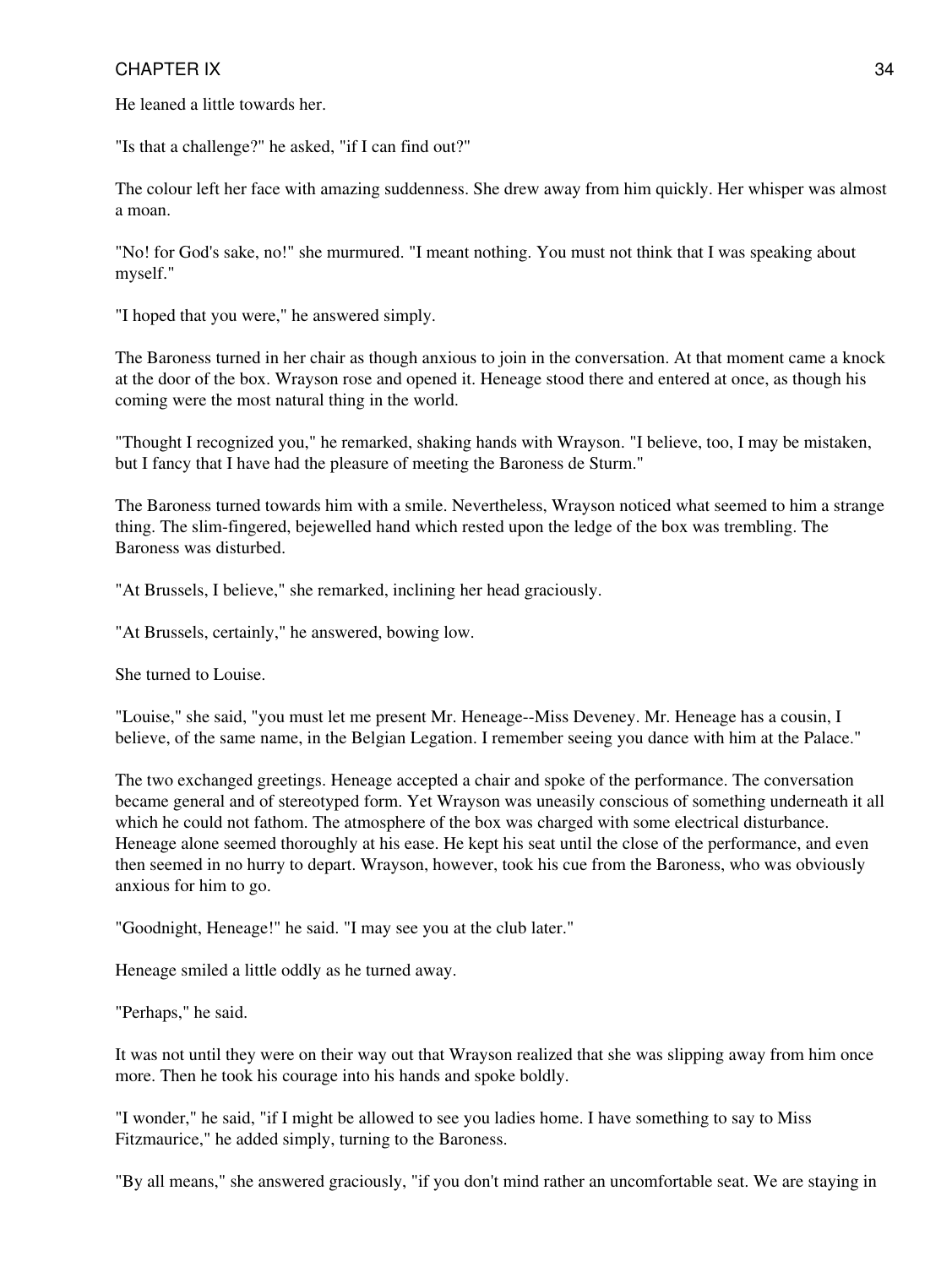He leaned a little towards her.

"Is that a challenge?" he asked, "if I can find out?"

The colour left her face with amazing suddenness. She drew away from him quickly. Her whisper was almost a moan.

"No! for God's sake, no!" she murmured. "I meant nothing. You must not think that I was speaking about myself."

"I hoped that you were," he answered simply.

The Baroness turned in her chair as though anxious to join in the conversation. At that moment came a knock at the door of the box. Wrayson rose and opened it. Heneage stood there and entered at once, as though his coming were the most natural thing in the world.

"Thought I recognized you," he remarked, shaking hands with Wrayson. "I believe, too, I may be mistaken, but I fancy that I have had the pleasure of meeting the Baroness de Sturm."

The Baroness turned towards him with a smile. Nevertheless, Wrayson noticed what seemed to him a strange thing. The slim-fingered, bejewelled hand which rested upon the ledge of the box was trembling. The Baroness was disturbed.

"At Brussels, I believe," she remarked, inclining her head graciously.

"At Brussels, certainly," he answered, bowing low.

She turned to Louise.

"Louise," she said, "you must let me present Mr. Heneage--Miss Deveney. Mr. Heneage has a cousin, I believe, of the same name, in the Belgian Legation. I remember seeing you dance with him at the Palace."

The two exchanged greetings. Heneage accepted a chair and spoke of the performance. The conversation became general and of stereotyped form. Yet Wrayson was uneasily conscious of something underneath it all which he could not fathom. The atmosphere of the box was charged with some electrical disturbance. Heneage alone seemed thoroughly at his ease. He kept his seat until the close of the performance, and even then seemed in no hurry to depart. Wrayson, however, took his cue from the Baroness, who was obviously anxious for him to go.

"Goodnight, Heneage!" he said. "I may see you at the club later."

Heneage smiled a little oddly as he turned away.

"Perhaps," he said.

It was not until they were on their way out that Wrayson realized that she was slipping away from him once more. Then he took his courage into his hands and spoke boldly.

"I wonder," he said, "if I might be allowed to see you ladies home. I have something to say to Miss Fitzmaurice," he added simply, turning to the Baroness.

"By all means," she answered graciously, "if you don't mind rather an uncomfortable seat. We are staying in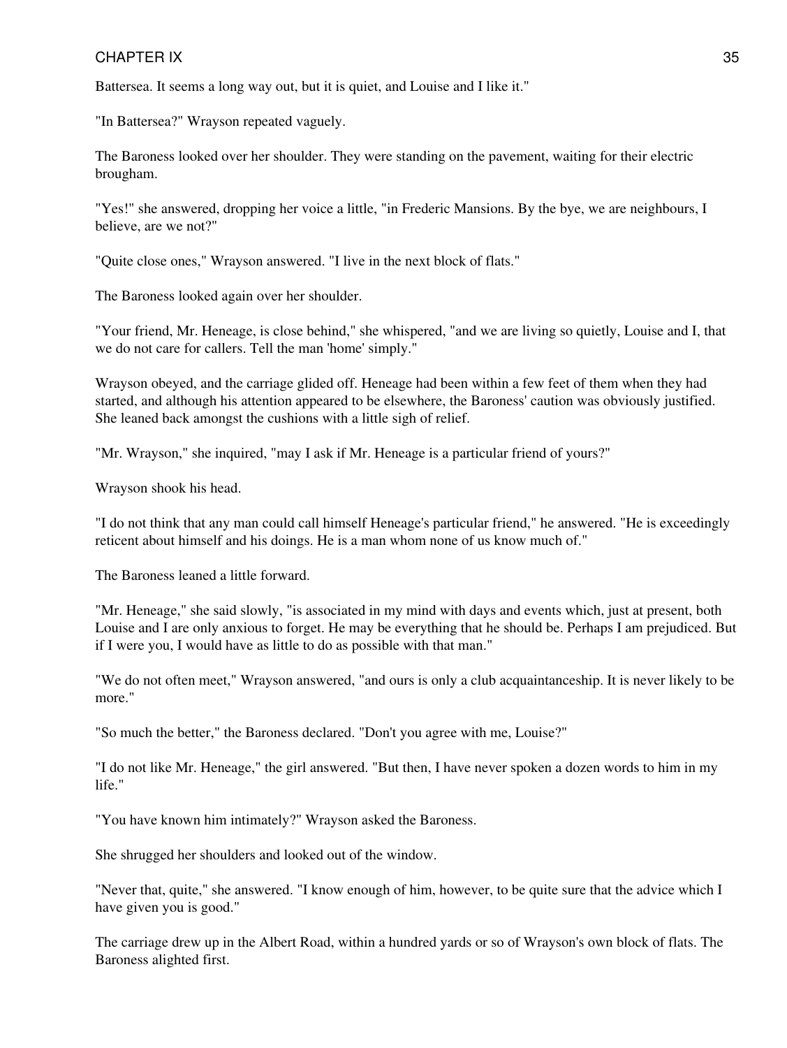Battersea. It seems a long way out, but it is quiet, and Louise and I like it."

"In Battersea?" Wrayson repeated vaguely.

The Baroness looked over her shoulder. They were standing on the pavement, waiting for their electric brougham.

"Yes!" she answered, dropping her voice a little, "in Frederic Mansions. By the bye, we are neighbours, I believe, are we not?"

"Quite close ones," Wrayson answered. "I live in the next block of flats."

The Baroness looked again over her shoulder.

"Your friend, Mr. Heneage, is close behind," she whispered, "and we are living so quietly, Louise and I, that we do not care for callers. Tell the man 'home' simply."

Wrayson obeyed, and the carriage glided off. Heneage had been within a few feet of them when they had started, and although his attention appeared to be elsewhere, the Baroness' caution was obviously justified. She leaned back amongst the cushions with a little sigh of relief.

"Mr. Wrayson," she inquired, "may I ask if Mr. Heneage is a particular friend of yours?"

Wrayson shook his head.

"I do not think that any man could call himself Heneage's particular friend," he answered. "He is exceedingly reticent about himself and his doings. He is a man whom none of us know much of."

The Baroness leaned a little forward.

"Mr. Heneage," she said slowly, "is associated in my mind with days and events which, just at present, both Louise and I are only anxious to forget. He may be everything that he should be. Perhaps I am prejudiced. But if I were you, I would have as little to do as possible with that man."

"We do not often meet," Wrayson answered, "and ours is only a club acquaintanceship. It is never likely to be more."

"So much the better," the Baroness declared. "Don't you agree with me, Louise?"

"I do not like Mr. Heneage," the girl answered. "But then, I have never spoken a dozen words to him in my life."

"You have known him intimately?" Wrayson asked the Baroness.

She shrugged her shoulders and looked out of the window.

"Never that, quite," she answered. "I know enough of him, however, to be quite sure that the advice which I have given you is good."

The carriage drew up in the Albert Road, within a hundred yards or so of Wrayson's own block of flats. The Baroness alighted first.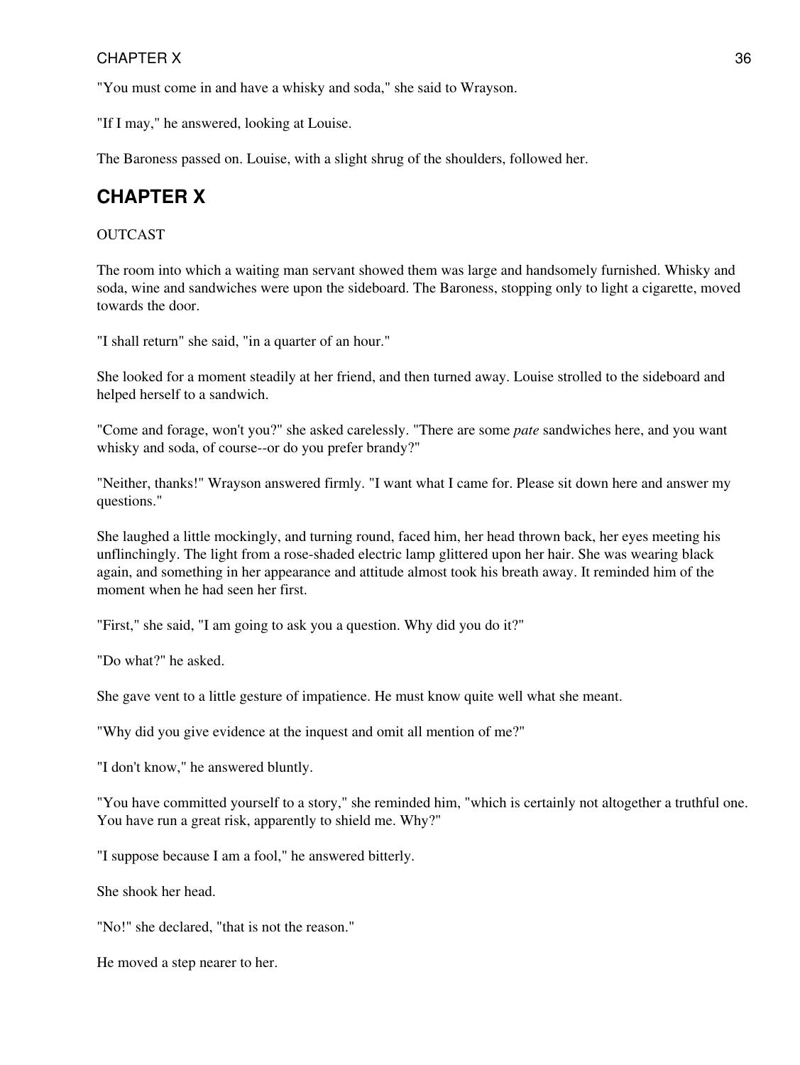"You must come in and have a whisky and soda," she said to Wrayson.

"If I may," he answered, looking at Louise.

The Baroness passed on. Louise, with a slight shrug of the shoulders, followed her.

## CHAPTER X

OUTCAST

The room into which a waiting man servant showed them was large and handsomely furnished. Whisky and soda, wine and sandwiches were upon the sideboard. The Baroness, stopping only to light a cigarette, moved towards the door.

"I shall return" she said, "in a quarter of an hour."

She looked for a moment steadily at her friend, and then turned away. Louise strolled to the sideboard and helped herself to a sandwich.

"Come and forage, won't you?" she asked carelessly. "There are some *pate* sandwiches here, and you want whisky and soda, of course--or do you prefer brandy?"

"Neither, thanks!" Wrayson answered firmly. "I want what I came for. Please sit down here and answer my questions."

She laughed a little mockingly, and turning round, faced him, her head thrown back, her eyes meeting his unflinchingly. The light from a rose-shaded electric lamp glittered upon her hair. She was wearing black again, and something in her appearance and attitude almost took his breath away. It reminded him of the moment when he had seen her first.

"First," she said, "I am going to ask you a question. Why did you do it?"

"Do what?" he asked.

She gave vent to a little gesture of impatience. He must know quite well what she meant.

"Why did you give evidence at the inquest and omit all mention of me?"

"I don't know," he answered bluntly.

"You have committed yourself to a story," she reminded him, "which is certainly not altogether a truthful one. You have run a great risk, apparently to shield me. Why?"

"I suppose because I am a fool," he answered bitterly.

She shook her head.

"No!" she declared, "that is not the reason."

He moved a step nearer to her.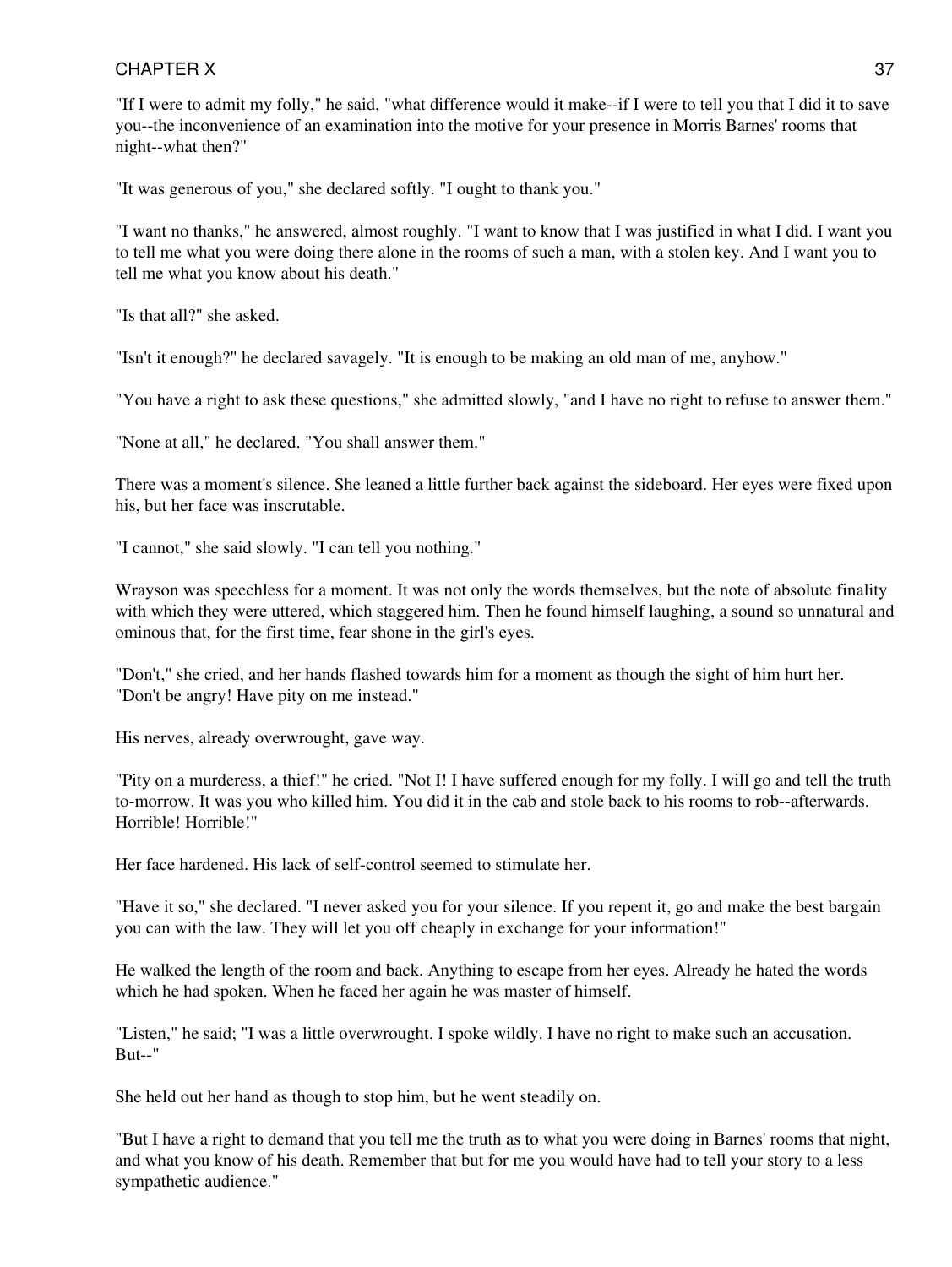"If I were to admit my folly," he said, "what difference would it make--if I were to tell you that I did it to save you--the inconvenience of an examination into the motive for your presence in Morris Barnes' rooms that night--what then?"

"It was generous of you," she declared softly. "I ought to thank you."

"I want no thanks," he answered, almost roughly. "I want to know that I was justified in what I did. I want you to tell me what you were doing there alone in the rooms of such a man, with a stolen key. And I want you to tell me what you know about his death."

"Is that all?" she asked.

"Isn't it enough?" he declared savagely. "It is enough to be making an old man of me, anyhow."

"You have a right to ask these questions," she admitted slowly, "and I have no right to refuse to answer them."

"None at all," he declared. "You shall answer them."

There was a moment's silence. She leaned a little further back against the sideboard. Her eyes were fixed upon his, but her face was inscrutable.

"I cannot," she said slowly. "I can tell you nothing."

Wrayson was speechless for a moment. It was not only the words themselves, but the note of absolute finality with which they were uttered, which staggered him. Then he found himself laughing, a sound so unnatural and ominous that, for the first time, fear shone in the girl's eyes.

"Don't," she cried, and her hands flashed towards him for a moment as though the sight of him hurt her. "Don't be angry! Have pity on me instead."

His nerves, already overwrought, gave way.

"Pity on a murderess, a thief!" he cried. "Not I! I have suffered enough for my folly. I will go and tell the truth to-morrow. It was you who killed him. You did it in the cab and stole back to his rooms to rob--afterwards. Horrible! Horrible!"

Her face hardened. His lack of self-control seemed to stimulate her.

"Have it so," she declared. "I never asked you for your silence. If you repent it, go and make the best bargain you can with the law. They will let you off cheaply in exchange for your information!"

He walked the length of the room and back. Anything to escape from her eyes. Already he hated the words which he had spoken. When he faced her again he was master of himself.

"Listen," he said; "I was a little overwrought. I spoke wildly. I have no right to make such an accusation. But--"

She held out her hand as though to stop him, but he went steadily on.

"But I have a right to demand that you tell me the truth as to what you were doing in Barnes' rooms that night, and what you know of his death. Remember that but for me you would have had to tell your story to a less sympathetic audience."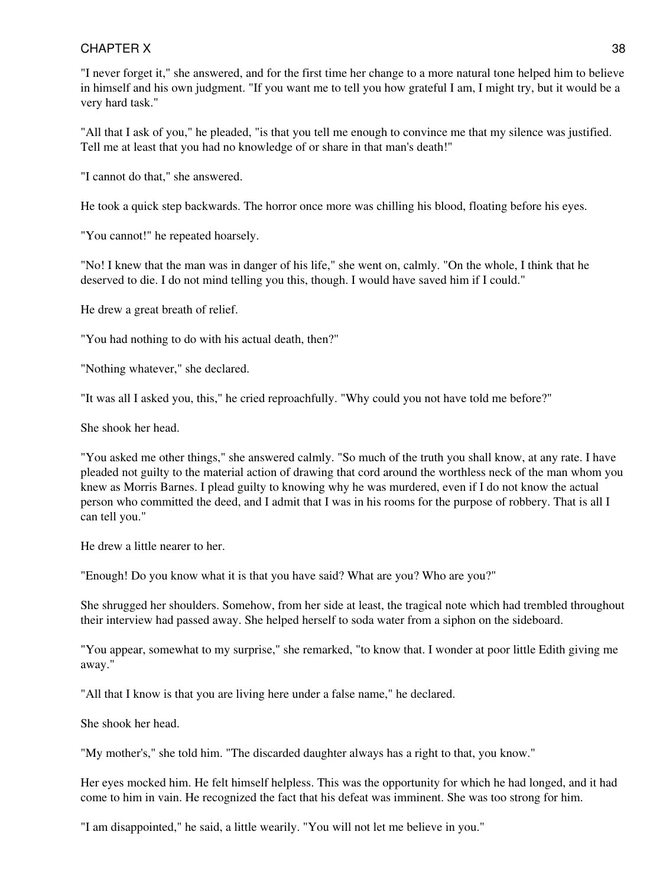"I never forget it," she answered, and for the first time her change to a more natural tone helped him to believe in himself and his own judgment. "If you want me to tell you how grateful I am, I might try, but it would be a very hard task."

"All that I ask of you," he pleaded, "is that you tell me enough to convince me that my silence was justified. Tell me at least that you had no knowledge of or share in that man's death!"

"I cannot do that," she answered.

He took a quick step backwards. The horror once more was chilling his blood, floating before his eyes.

"You cannot!" he repeated hoarsely.

"No! I knew that the man was in danger of his life," she went on, calmly. "On the whole, I think that he deserved to die. I do not mind telling you this, though. I would have saved him if I could."

He drew a great breath of relief.

"You had nothing to do with his actual death, then?"

"Nothing whatever," she declared.

"It was all I asked you, this," he cried reproachfully. "Why could you not have told me before?"

She shook her head.

"You asked me other things," she answered calmly. "So much of the truth you shall know, at any rate. I have pleaded not guilty to the material action of drawing that cord around the worthless neck of the man whom you knew as Morris Barnes. I plead guilty to knowing why he was murdered, even if I do not know the actual person who committed the deed, and I admit that I was in his rooms for the purpose of robbery. That is all I can tell you."

He drew a little nearer to her.

"Enough! Do you know what it is that you have said? What are you? Who are you?"

She shrugged her shoulders. Somehow, from her side at least, the tragical note which had trembled throughout their interview had passed away. She helped herself to soda water from a siphon on the sideboard.

"You appear, somewhat to my surprise," she remarked, "to know that. I wonder at poor little Edith giving me away."

"All that I know is that you are living here under a false name," he declared.

She shook her head.

"My mother's," she told him. "The discarded daughter always has a right to that, you know."

Her eyes mocked him. He felt himself helpless. This was the opportunity for which he had longed, and it had come to him in vain. He recognized the fact that his defeat was imminent. She was too strong for him.

"I am disappointed," he said, a little wearily. "You will not let me believe in you."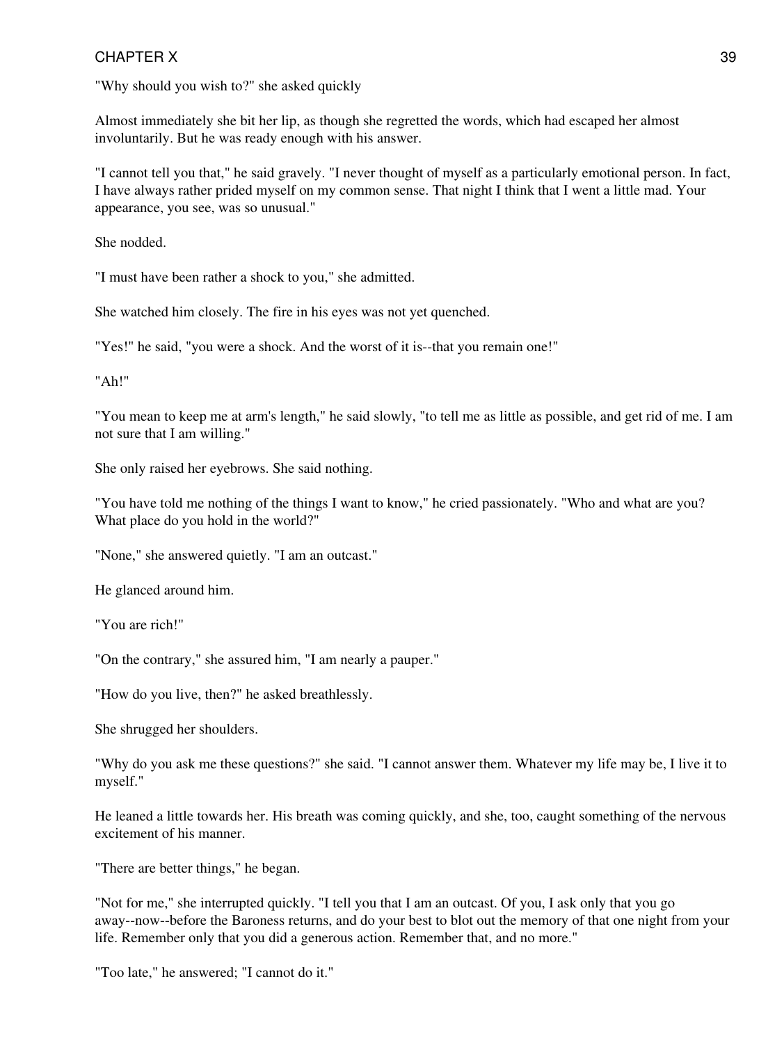"Why should you wish to?" she asked quickly

Almost immediately she bit her lip, as though she regretted the words, which had escaped her almost involuntarily. But he was ready enough with his answer.

"I cannot tell you that," he said gravely. "I never thought of myself as a particularly emotional person. In fact, I have always rather prided myself on my common sense. That night I think that I went a little mad. Your appearance, you see, was so unusual."

She nodded.

"I must have been rather a shock to you," she admitted.

She watched him closely. The fire in his eyes was not yet quenched.

"Yes!" he said, "you were a shock. And the worst of it is--that you remain one!"

"Ah!"

"You mean to keep me at arm's length," he said slowly, "to tell me as little as possible, and get rid of me. I am not sure that I am willing."

She only raised her eyebrows. She said nothing.

"You have told me nothing of the things I want to know," he cried passionately. "Who and what are you? What place do you hold in the world?"

"None," she answered quietly. "I am an outcast."

He glanced around him.

"You are rich!"

"On the contrary," she assured him, "I am nearly a pauper."

"How do you live, then?" he asked breathlessly.

She shrugged her shoulders.

"Why do you ask me these questions?" she said. "I cannot answer them. Whatever my life may be, I live it to myself."

He leaned a little towards her. His breath was coming quickly, and she, too, caught something of the nervous excitement of his manner.

"There are better things," he began.

"Not for me," she interrupted quickly. "I tell you that I am an outcast. Of you, I ask only that you go away--now--before the Baroness returns, and do your best to blot out the memory of that one night from your life. Remember only that you did a generous action. Remember that, and no more."

"Too late," he answered; "I cannot do it."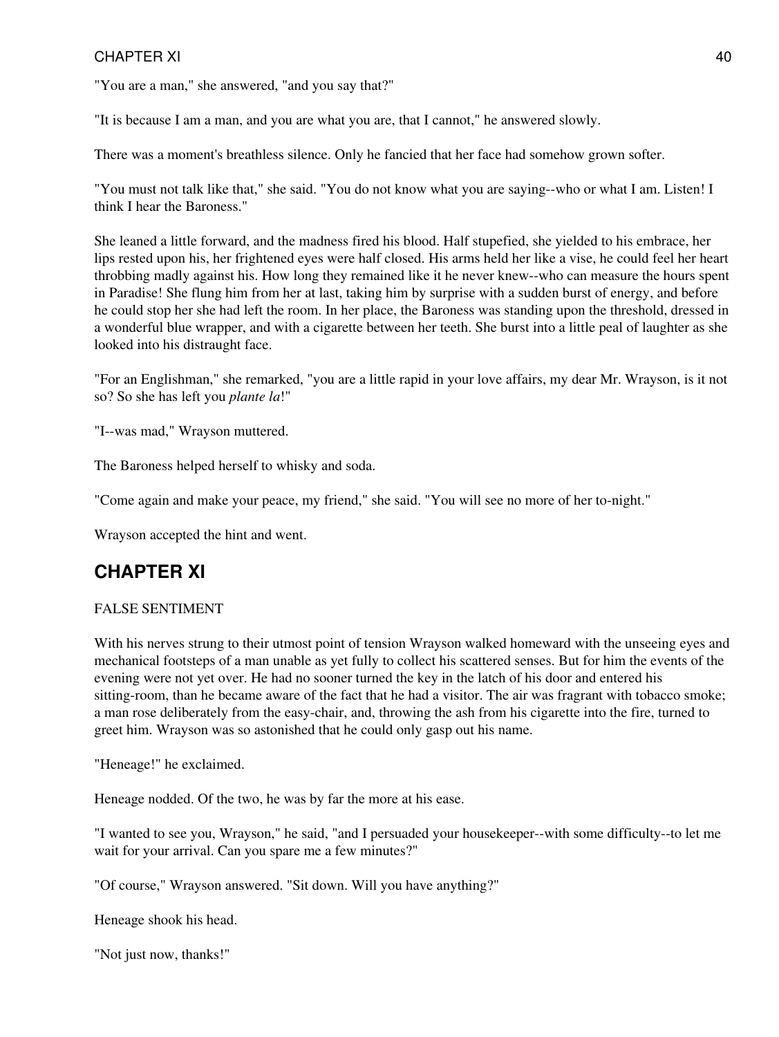"You are a man," she answered, "and you say that?"

"It is because I am a man, and you are what you are, that I cannot," he answered slowly.

There was a moment's breathless silence. Only he fancied that her face had somehow grown softer.

"You must not talk like that," she said. "You do not know what you are saying--who or what I am. Listen! I think I hear the Baroness."

She leaned a little forward, and the madness fired his blood. Half stupefied, she yielded to his embrace, her lips rested upon his, her frightened eyes were half closed. His arms held her like a vise, he could feel her heart throbbing madly against his. How long they remained like it he never knew--who can measure the hours spent in Paradise! She flung him from her at last, taking him by surprise with a sudden burst of energy, and before he could stop her she had left the room. In her place, the Baroness was standing upon the threshold, dressed in a wonderful blue wrapper, and with a cigarette between her teeth. She burst into a little peal of laughter as she looked into his distraught face.

"For an Englishman," she remarked, "you are a little rapid in your love affairs, my dear Mr. Wrayson, is it not so? So she has left you *plante la*!"

"I--was mad," Wrayson muttered.

The Baroness helped herself to whisky and soda.

"Come again and make your peace, my friend," she said. "You will see no more of her to-night."

Wrayson accepted the hint and went.

## CHAPTER XI

FALSE SENTIMENT

With his nerves strung to their utmost point of tension Wrayson walked homeward with the unseeing eyes and mechanical footsteps of a man unable as yet fully to collect his scattered senses. But for him the events of the evening were not yet over. He had no sooner turned the key in the latch of his door and entered his sitting-room, than he became aware of the fact that he had a visitor. The air was fragrant with tobacco smoke; a man rose deliberately from the easy-chair, and, throwing the ash from his cigarette into the fire, turned to greet him. Wrayson was so astonished that he could only gasp out his name.

"Heneage!" he exclaimed.

Heneage nodded. Of the two, he was by far the more at his ease.

"I wanted to see you, Wrayson," he said, "and I persuaded your housekeeper--with some difficulty--to let me wait for your arrival. Can you spare me a few minutes?"

"Of course," Wrayson answered. "Sit down. Will you have anything?"

Heneage shook his head.

"Not just now, thanks!"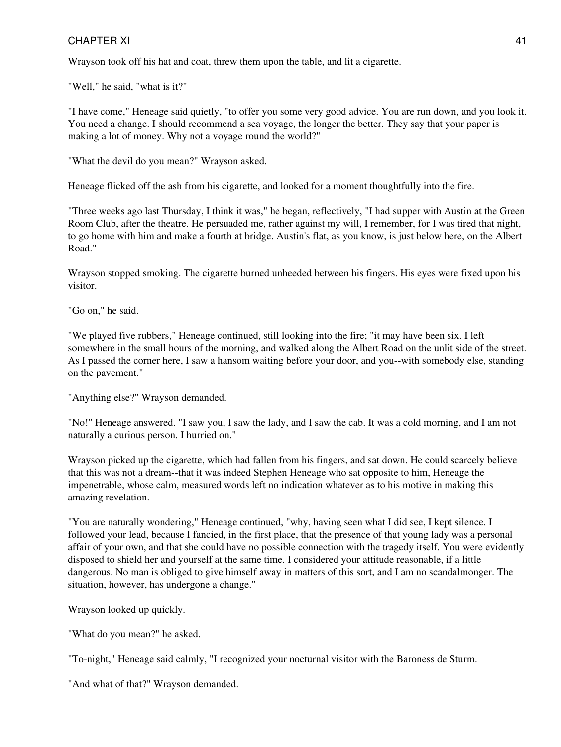Wrayson took off his hat and coat, threw them upon the table, and lit a cigarette.

"Well," he said, "what is it?"

"I have come," Heneage said quietly, "to offer you some very good advice. You are run down, and you look it. You need a change. I should recommend a sea voyage, the longer the better. They say that your paper is making a lot of money. Why not a voyage round the world?"

"What the devil do you mean?" Wrayson asked.

Heneage flicked off the ash from his cigarette, and looked for a moment thoughtfully into the fire.

"Three weeks ago last Thursday, I think it was," he began, reflectively, "I had supper with Austin at the Green Room Club, after the theatre. He persuaded me, rather against my will, I remember, for I was tired that night, to go home with him and make a fourth at bridge. Austin's flat, as you know, is just below here, on the Albert Road."

Wrayson stopped smoking. The cigarette burned unheeded between his fingers. His eyes were fixed upon his visitor.

"Go on," he said.

"We played five rubbers," Heneage continued, still looking into the fire; "it may have been six. I left somewhere in the small hours of the morning, and walked along the Albert Road on the unlit side of the street. As I passed the corner here, I saw a hansom waiting before your door, and you--with somebody else, standing on the pavement."

"Anything else?" Wrayson demanded.

"No!" Heneage answered. "I saw you, I saw the lady, and I saw the cab. It was a cold morning, and I am not naturally a curious person. I hurried on."

Wrayson picked up the cigarette, which had fallen from his fingers, and sat down. He could scarcely believe that this was not a dream--that it was indeed Stephen Heneage who sat opposite to him, Heneage the impenetrable, whose calm, measured words left no indication whatever as to his motive in making this amazing revelation.

"You are naturally wondering," Heneage continued, "why, having seen what I did see, I kept silence. I followed your lead, because I fancied, in the first place, that the presence of that young lady was a personal affair of your own, and that she could have no possible connection with the tragedy itself. You were evidently disposed to shield her and yourself at the same time. I considered your attitude reasonable, if a little dangerous. No man is obliged to give himself away in matters of this sort, and I am no scandalmonger. The situation, however, has undergone a change."

Wrayson looked up quickly.

"What do you mean?" he asked.

"To-night," Heneage said calmly, "I recognized your nocturnal visitor with the Baroness de Sturm.

"And what of that?" Wrayson demanded.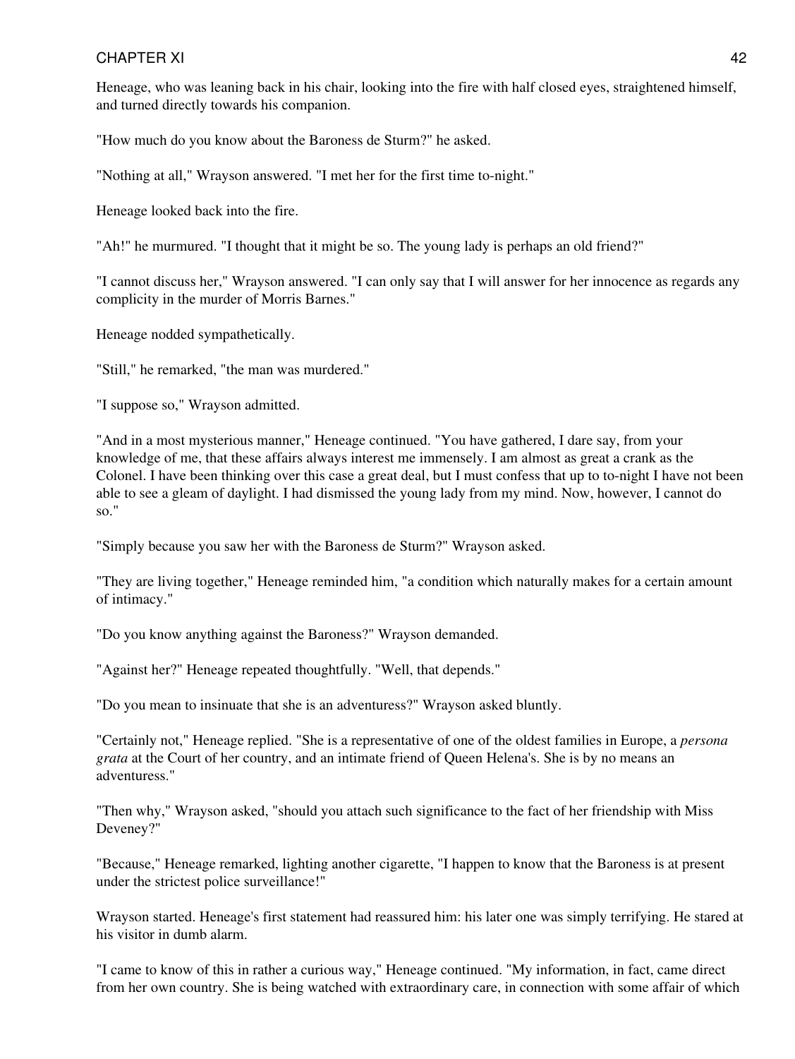Heneage, who was leaning back in his chair, looking into the fire with half closed eyes, straightened himself, and turned directly towards his companion.

"How much do you know about the Baroness de Sturm?" he asked.

"Nothing at all," Wrayson answered. "I met her for the first time to-night."

Heneage looked back into the fire.

"Ah!" he murmured. "I thought that it might be so. The young lady is perhaps an old friend?"

"I cannot discuss her," Wrayson answered. "I can only say that I will answer for her innocence as regards any complicity in the murder of Morris Barnes."

Heneage nodded sympathetically.

"Still," he remarked, "the man was murdered."

"I suppose so," Wrayson admitted.

"And in a most mysterious manner," Heneage continued. "You have gathered, I dare say, from your knowledge of me, that these affairs always interest me immensely. I am almost as great a crank as the Colonel. I have been thinking over this case a great deal, but I must confess that up to to-night I have not been able to see a gleam of daylight. I had dismissed the young lady from my mind. Now, however, I cannot do so."

"Simply because you saw her with the Baroness de Sturm?" Wrayson asked.

"They are living together," Heneage reminded him, "a condition which naturally makes for a certain amount of intimacy."

"Do you know anything against the Baroness?" Wrayson demanded.

"Against her?" Heneage repeated thoughtfully. "Well, that depends."

"Do you mean to insinuate that she is an adventuress?" Wrayson asked bluntly.

"Certainly not," Heneage replied. "She is a representative of one of the oldest families in Europe, a *persona grata* at the Court of her country, and an intimate friend of Queen Helena's. She is by no means an adventuress."

"Then why," Wrayson asked, "should you attach such significance to the fact of her friendship with Miss Deveney?"

"Because," Heneage remarked, lighting another cigarette, "I happen to know that the Baroness is at present under the strictest police surveillance!"

Wrayson started. Heneage's first statement had reassured him: his later one was simply terrifying. He stared at his visitor in dumb alarm.

"I came to know of this in rather a curious way," Heneage continued. "My information, in fact, came direct from her own country. She is being watched with extraordinary care, in connection with some affair of which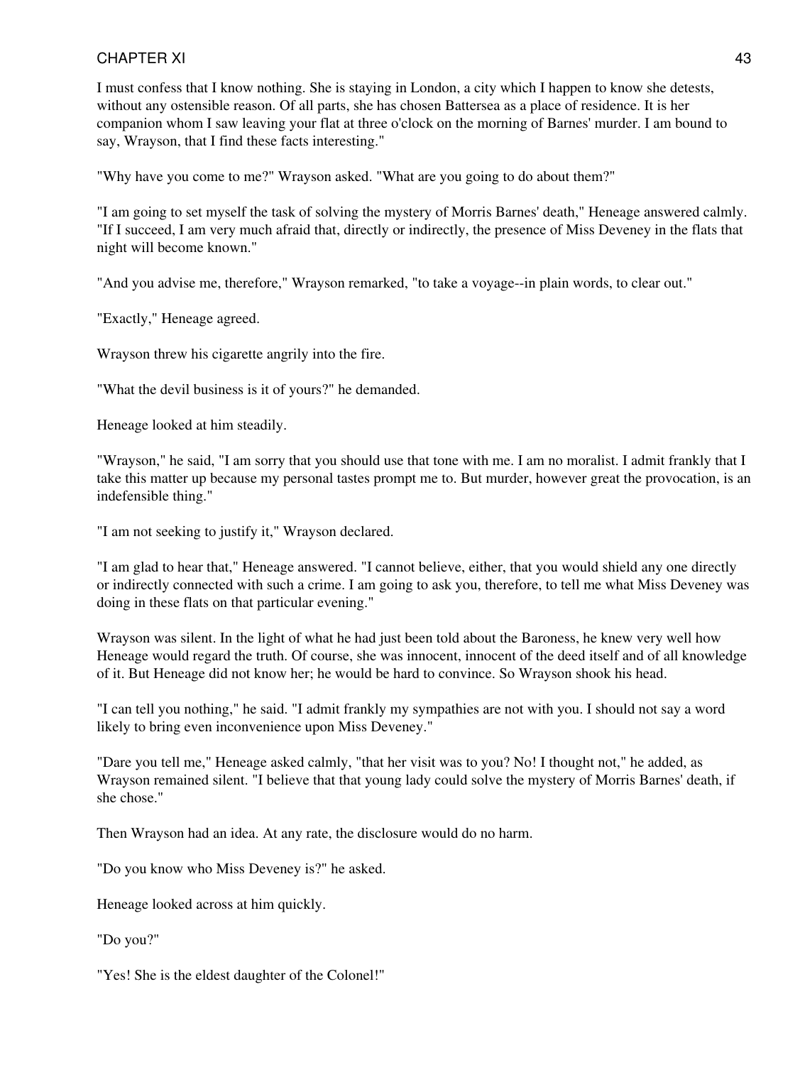I must confess that I know nothing. She is staying in London, a city which I happen to know she detests, without any ostensible reason. Of all parts, she has chosen Battersea as a place of residence. It is her companion whom I saw leaving your flat at three o'clock on the morning of Barnes' murder. I am bound to say, Wrayson, that I find these facts interesting."

"Why have you come to me?" Wrayson asked. "What are you going to do about them?"

"I am going to set myself the task of solving the mystery of Morris Barnes' death," Heneage answered calmly. "If I succeed, I am very much afraid that, directly or indirectly, the presence of Miss Deveney in the flats that night will become known."

"And you advise me, therefore," Wrayson remarked, "to take a voyage--in plain words, to clear out."

"Exactly," Heneage agreed.

Wrayson threw his cigarette angrily into the fire.

"What the devil business is it of yours?" he demanded.

Heneage looked at him steadily.

"Wrayson," he said, "I am sorry that you should use that tone with me. I am no moralist. I admit frankly that I take this matter up because my personal tastes prompt me to. But murder, however great the provocation, is an indefensible thing."

"I am not seeking to justify it," Wrayson declared.

"I am glad to hear that," Heneage answered. "I cannot believe, either, that you would shield any one directly or indirectly connected with such a crime. I am going to ask you, therefore, to tell me what Miss Deveney was doing in these flats on that particular evening."

Wrayson was silent. In the light of what he had just been told about the Baroness, he knew very well how Heneage would regard the truth. Of course, she was innocent, innocent of the deed itself and of all knowledge of it. But Heneage did not know her; he would be hard to convince. So Wrayson shook his head.

"I can tell you nothing," he said. "I admit frankly my sympathies are not with you. I should not say a word likely to bring even inconvenience upon Miss Deveney."

"Dare you tell me," Heneage asked calmly, "that her visit was to you? No! I thought not," he added, as Wrayson remained silent. "I believe that that young lady could solve the mystery of Morris Barnes' death, if she chose."

Then Wrayson had an idea. At any rate, the disclosure would do no harm.

"Do you know who Miss Deveney is?" he asked.

Heneage looked across at him quickly.

"Do you?"

"Yes! She is the eldest daughter of the Colonel!"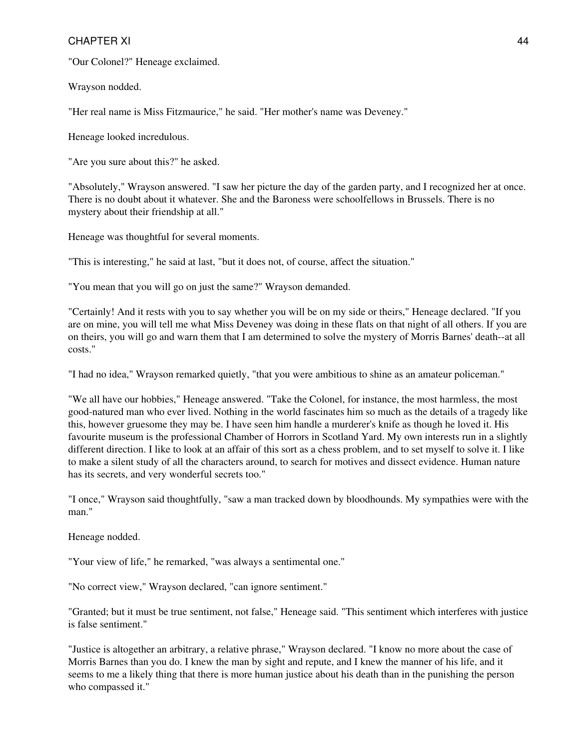"Our Colonel?" Heneage exclaimed.

Wrayson nodded.

"Her real name is Miss Fitzmaurice," he said. "Her mother's name was Deveney."

Heneage looked incredulous.

"Are you sure about this?" he asked.

"Absolutely," Wrayson answered. "I saw her picture the day of the garden party, and I recognized her at once. There is no doubt about it whatever. She and the Baroness were schoolfellows in Brussels. There is no mystery about their friendship at all."

Heneage was thoughtful for several moments.

"This is interesting," he said at last, "but it does not, of course, affect the situation."

"You mean that you will go on just the same?" Wrayson demanded.

"Certainly! And it rests with you to say whether you will be on my side or theirs," Heneage declared. "If you are on mine, you will tell me what Miss Deveney was doing in these flats on that night of all others. If you are on theirs, you will go and warn them that I am determined to solve the mystery of Morris Barnes' death--at all costs."

"I had no idea," Wrayson remarked quietly, "that you were ambitious to shine as an amateur policeman."

"We all have our hobbies," Heneage answered. "Take the Colonel, for instance, the most harmless, the most good-natured man who ever lived. Nothing in the world fascinates him so much as the details of a tragedy like this, however gruesome they may be. I have seen him handle a murderer's knife as though he loved it. His favourite museum is the professional Chamber of Horrors in Scotland Yard. My own interests run in a slightly different direction. I like to look at an affair of this sort as a chess problem, and to set myself to solve it. I like to make a silent study of all the characters around, to search for motives and dissect evidence. Human nature has its secrets, and very wonderful secrets too."

"I once," Wrayson said thoughtfully, "saw a man tracked down by bloodhounds. My sympathies were with the man."

Heneage nodded.

"Your view of life," he remarked, "was always a sentimental one."

"No correct view," Wrayson declared, "can ignore sentiment."

"Granted; but it must be true sentiment, not false," Heneage said. "This sentiment which interferes with justice is false sentiment."

"Justice is altogether an arbitrary, a relative phrase," Wrayson declared. "I know no more about the case of Morris Barnes than you do. I knew the man by sight and repute, and I knew the manner of his life, and it seems to me a likely thing that there is more human justice about his death than in the punishing the person who compassed it."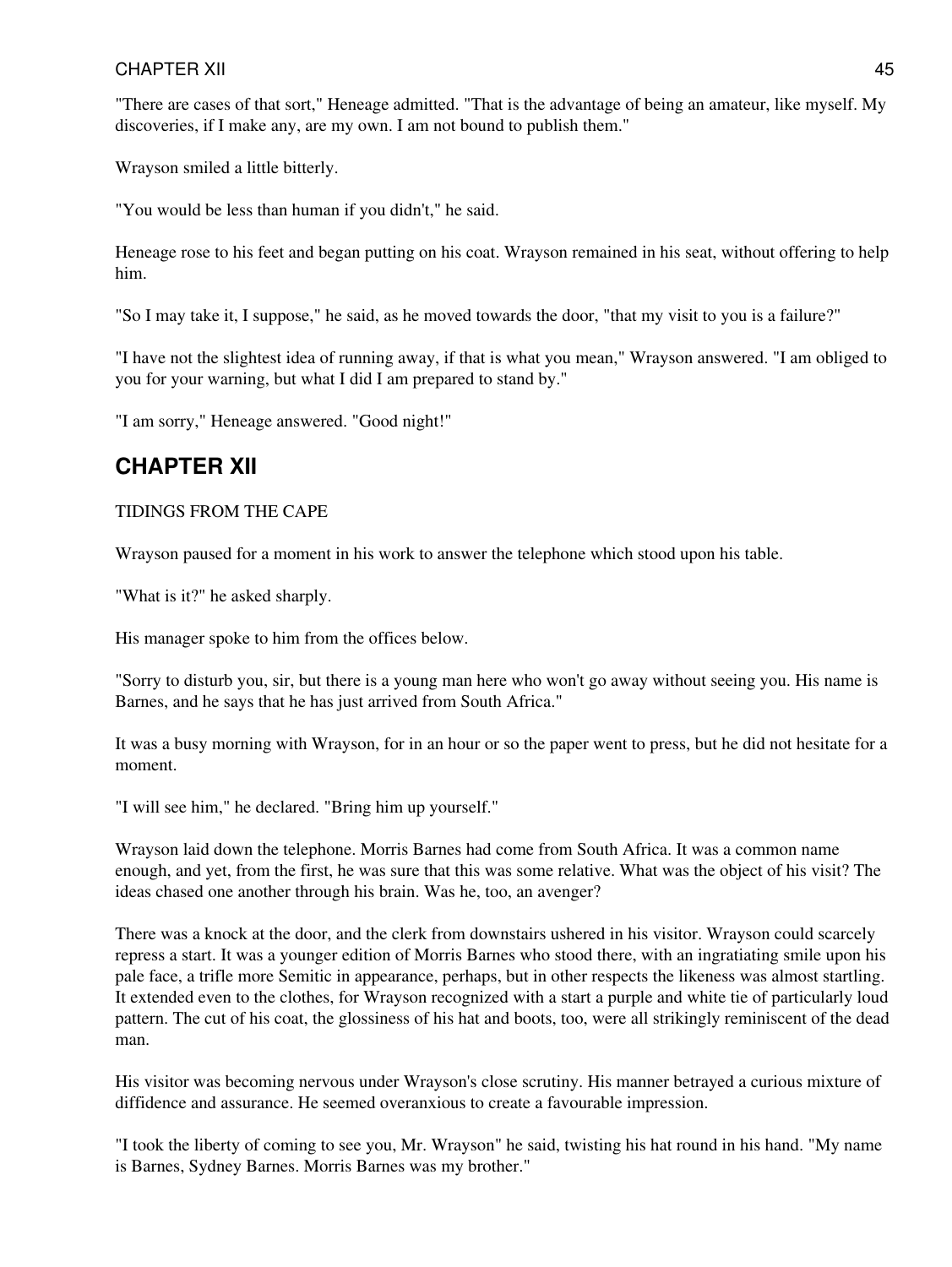"There are cases of that sort," Heneage admitted. "That is the advantage of being an amateur, like myself. My discoveries, if I make any, are my own. I am not bound to publish them."

Wrayson smiled a little bitterly.

"You would be less than human if you didn't," he said.

Heneage rose to his feet and began putting on his coat. Wrayson remained in his seat, without offering to help him.

"So I may take it, I suppose," he said, as he moved towards the door, "that my visit to you is a failure?"

"I have not the slightest idea of running away, if that is what you mean," Wrayson answered. "I am obliged to you for your warning, but what I did I am prepared to stand by."

"I am sorry," Heneage answered. "Good night!"

## CHAPTER XII

TIDINGS FROM THE CAPE

Wrayson paused for a moment in his work to answer the telephone which stood upon his table.

"What is it?" he asked sharply.

His manager spoke to him from the offices below.

"Sorry to disturb you, sir, but there is a young man here who won't go away without seeing you. His name is Barnes, and he says that he has just arrived from South Africa."

It was a busy morning with Wrayson, for in an hour or so the paper went to press, but he did not hesitate for a moment.

"I will see him," he declared. "Bring him up yourself."

Wrayson laid down the telephone. Morris Barnes had come from South Africa. It was a common name enough, and yet, from the first, he was sure that this was some relative. What was the object of his visit? The ideas chased one another through his brain. Was he, too, an avenger?

There was a knock at the door, and the clerk from downstairs ushered in his visitor. Wrayson could scarcely repress a start. It was a younger edition of Morris Barnes who stood there, with an ingratiating smile upon his pale face, a trifle more Semitic in appearance, perhaps, but in other respects the likeness was almost startling. It extended even to the clothes, for Wrayson recognized with a start a purple and white tie of particularly loud pattern. The cut of his coat, the glossiness of his hat and boots, too, were all strikingly reminiscent of the dead man.

His visitor was becoming nervous under Wrayson's close scrutiny. His manner betrayed a curious mixture of diffidence and assurance. He seemed overanxious to create a favourable impression.

"I took the liberty of coming to see you, Mr. Wrayson" he said, twisting his hat round in his hand. "My name is Barnes, Sydney Barnes. Morris Barnes was my brother."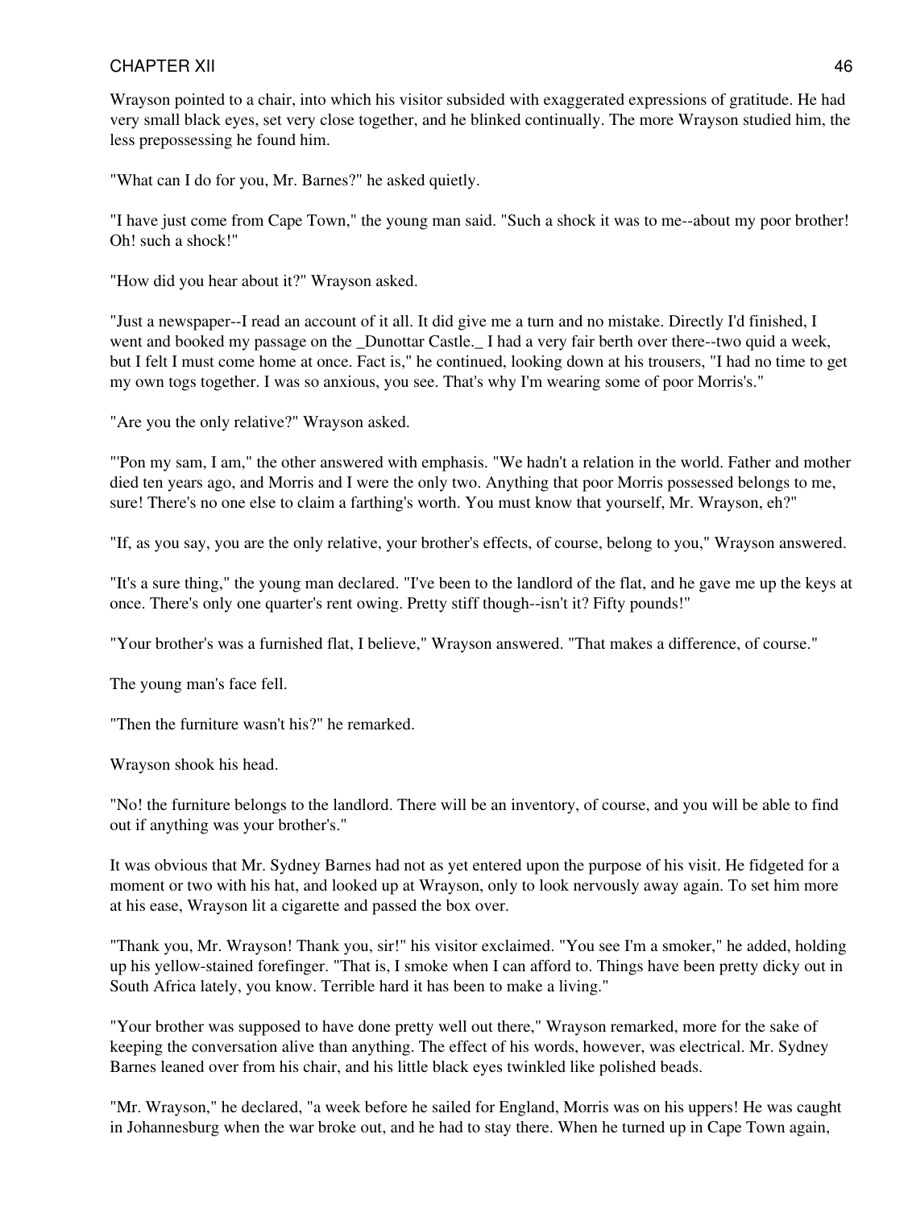Wrayson pointed to a chair, into which his visitor subsided with exaggerated expressions of gratitude. He had very small black eyes, set very close together, and he blinked continually. The more Wrayson studied him, the less prepossessing he found him.

"What can I do for you, Mr. Barnes?" he asked quietly.

"I have just come from Cape Town," the young man said. "Such a shock it was to me--about my poor brother! Oh! such a shock!"

"How did you hear about it?" Wrayson asked.

"Just a newspaper--I read an account of it all. It did give me a turn and no mistake. Directly I'd finished, I went and booked my passage on the _Dunottar Castle._ I had a very fair berth over there--two quid a week, but I felt I must come home at once. Fact is," he continued, looking down at his trousers, "I had no time to get my own togs together. I was so anxious, you see. That's why I'm wearing some of poor Morris's."

"Are you the only relative?" Wrayson asked.

"'Pon my sam, I am," the other answered with emphasis. "We hadn't a relation in the world. Father and mother died ten years ago, and Morris and I were the only two. Anything that poor Morris possessed belongs to me, sure! There's no one else to claim a farthing's worth. You must know that yourself, Mr. Wrayson, eh?"

"If, as you say, you are the only relative, your brother's effects, of course, belong to you," Wrayson answered.

"It's a sure thing," the young man declared. "I've been to the landlord of the flat, and he gave me up the keys at once. There's only one quarter's rent owing. Pretty stiff though--isn't it? Fifty pounds!"

"Your brother's was a furnished flat, I believe," Wrayson answered. "That makes a difference, of course."

The young man's face fell.

"Then the furniture wasn't his?" he remarked.

Wrayson shook his head.

"No! the furniture belongs to the landlord. There will be an inventory, of course, and you will be able to find out if anything was your brother's."

It was obvious that Mr. Sydney Barnes had not as yet entered upon the purpose of his visit. He fidgeted for a moment or two with his hat, and looked up at Wrayson, only to look nervously away again. To set him more at his ease, Wrayson lit a cigarette and passed the box over.

"Thank you, Mr. Wrayson! Thank you, sir!" his visitor exclaimed. "You see I'm a smoker," he added, holding up his yellow-stained forefinger. "That is, I smoke when I can afford to. Things have been pretty dicky out in South Africa lately, you know. Terrible hard it has been to make a living."

"Your brother was supposed to have done pretty well out there," Wrayson remarked, more for the sake of keeping the conversation alive than anything. The effect of his words, however, was electrical. Mr. Sydney Barnes leaned over from his chair, and his little black eyes twinkled like polished beads.

"Mr. Wrayson," he declared, "a week before he sailed for England, Morris was on his uppers! He was caught in Johannesburg when the war broke out, and he had to stay there. When he turned up in Cape Town again,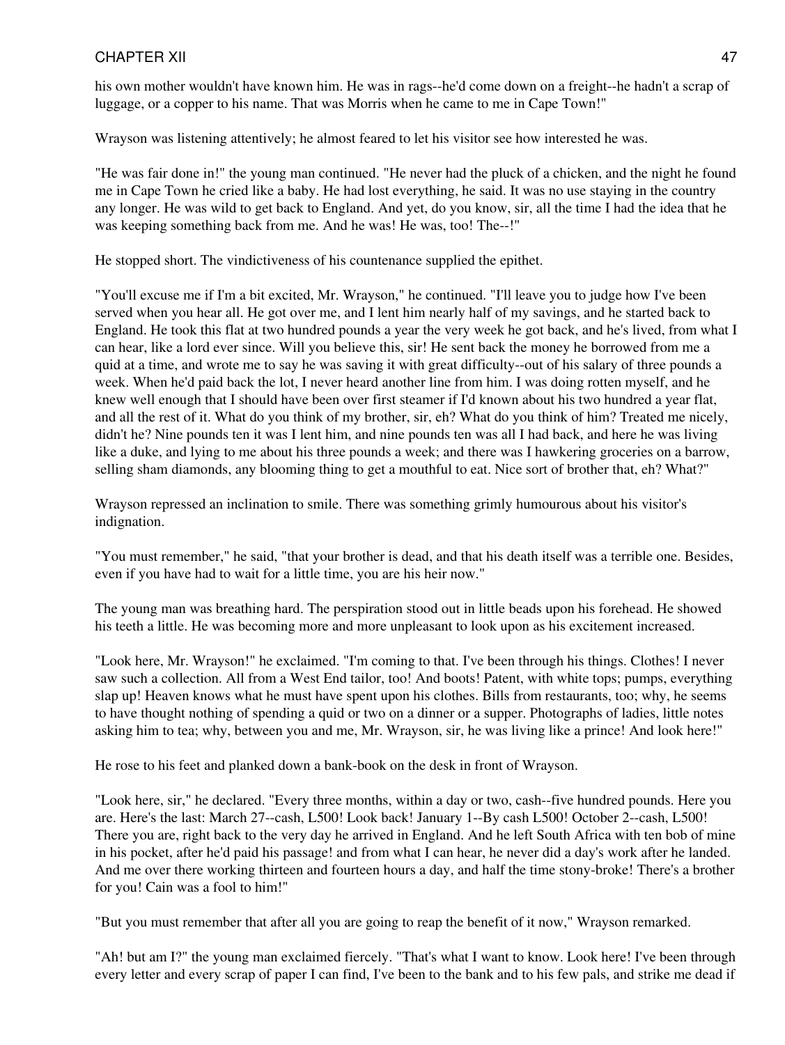his own mother wouldn't have known him. He was in rags--he'd come down on a freight--he hadn't a scrap of luggage, or a copper to his name. That was Morris when he came to me in Cape Town!"

Wrayson was listening attentively; he almost feared to let his visitor see how interested he was.

"He was fair done in!" the young man continued. "He never had the pluck of a chicken, and the night he found me in Cape Town he cried like a baby. He had lost everything, he said. It was no use staying in the country any longer. He was wild to get back to England. And yet, do you know, sir, all the time I had the idea that he was keeping something back from me. And he was! He was, too! The--!"

He stopped short. The vindictiveness of his countenance supplied the epithet.

"You'll excuse me if I'm a bit excited, Mr. Wrayson," he continued. "I'll leave you to judge how I've been served when you hear all. He got over me, and I lent him nearly half of my savings, and he started back to England. He took this flat at two hundred pounds a year the very week he got back, and he's lived, from what I can hear, like a lord ever since. Will you believe this, sir! He sent back the money he borrowed from me a quid at a time, and wrote me to say he was saving it with great difficulty--out of his salary of three pounds a week. When he'd paid back the lot, I never heard another line from him. I was doing rotten myself, and he knew well enough that I should have been over first steamer if I'd known about his two hundred a year flat, and all the rest of it. What do you think of my brother, sir, eh? What do you think of him? Treated me nicely, didn't he? Nine pounds ten it was I lent him, and nine pounds ten was all I had back, and here he was living like a duke, and lying to me about his three pounds a week; and there was I hawkering groceries on a barrow, selling sham diamonds, any blooming thing to get a mouthful to eat. Nice sort of brother that, eh? What?"

Wrayson repressed an inclination to smile. There was something grimly humourous about his visitor's indignation.

"You must remember," he said, "that your brother is dead, and that his death itself was a terrible one. Besides, even if you have had to wait for a little time, you are his heir now."

The young man was breathing hard. The perspiration stood out in little beads upon his forehead. He showed his teeth a little. He was becoming more and more unpleasant to look upon as his excitement increased.

"Look here, Mr. Wrayson!" he exclaimed. "I'm coming to that. I've been through his things. Clothes! I never saw such a collection. All from a West End tailor, too! And boots! Patent, with white tops; pumps, everything slap up! Heaven knows what he must have spent upon his clothes. Bills from restaurants, too; why, he seems to have thought nothing of spending a quid or two on a dinner or a supper. Photographs of ladies, little notes asking him to tea; why, between you and me, Mr. Wrayson, sir, he was living like a prince! And look here!"

He rose to his feet and planked down a bank-book on the desk in front of Wrayson.

"Look here, sir," he declared. "Every three months, within a day or two, cash--five hundred pounds. Here you are. Here's the last: March 27--cash, L500! Look back! January 1--By cash L500! October 2--cash, L500! There you are, right back to the very day he arrived in England. And he left South Africa with ten bob of mine in his pocket, after he'd paid his passage! and from what I can hear, he never did a day's work after he landed. And me over there working thirteen and fourteen hours a day, and half the time stony-broke! There's a brother for you! Cain was a fool to him!"

"But you must remember that after all you are going to reap the benefit of it now," Wrayson remarked.

"Ah! but am I?" the young man exclaimed fiercely. "That's what I want to know. Look here! I've been through every letter and every scrap of paper I can find, I've been to the bank and to his few pals, and strike me dead if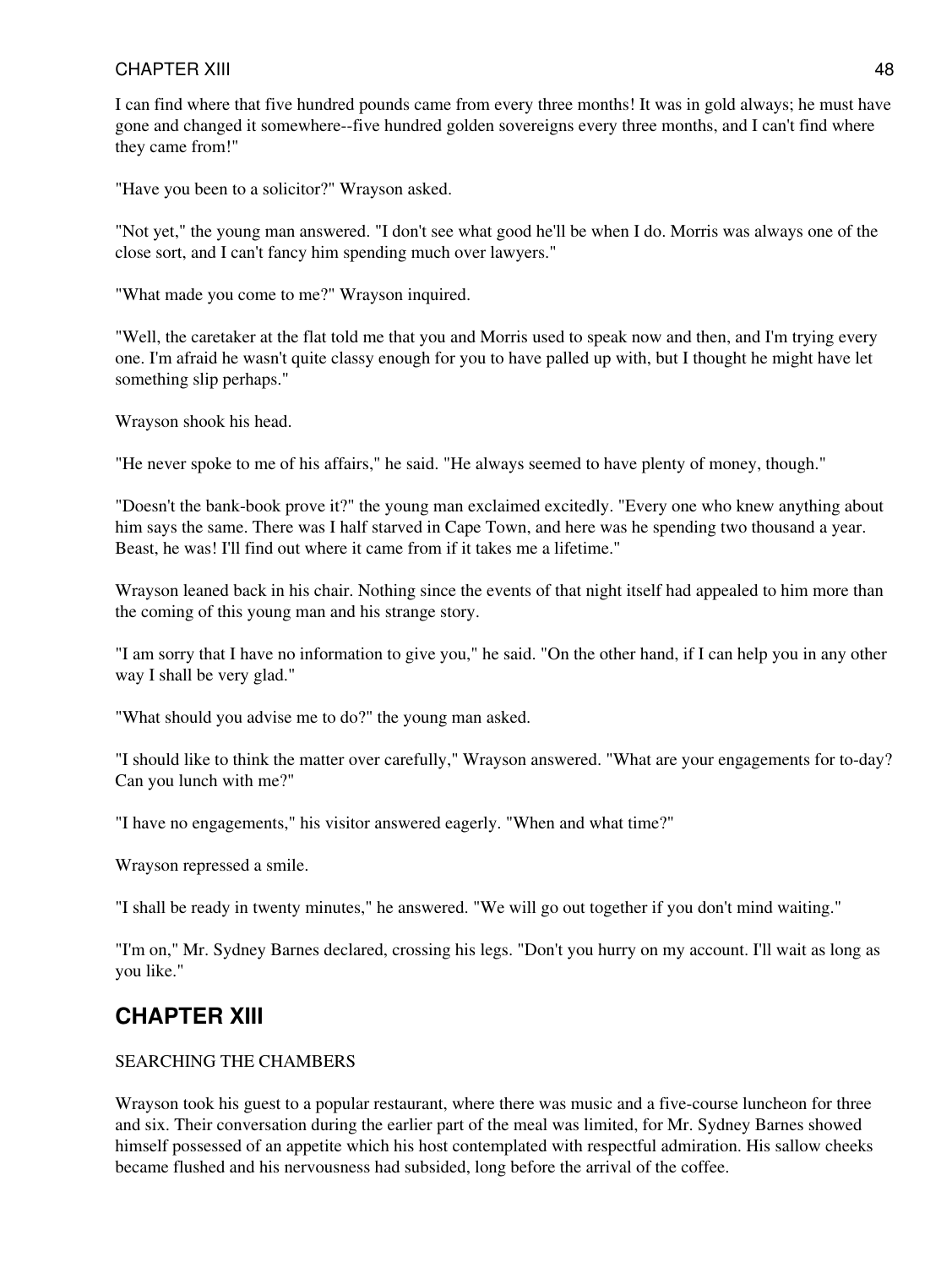I can find where that five hundred pounds came from every three months! It was in gold always; he must have gone and changed it somewhere--five hundred golden sovereigns every three months, and I can't find where they came from!"

"Have you been to a solicitor?" Wrayson asked.

"Not yet," the young man answered. "I don't see what good he'll be when I do. Morris was always one of the close sort, and I can't fancy him spending much over lawyers."

"What made you come to me?" Wrayson inquired.

"Well, the caretaker at the flat told me that you and Morris used to speak now and then, and I'm trying every one. I'm afraid he wasn't quite classy enough for you to have palled up with, but I thought he might have let something slip perhaps."

Wrayson shook his head.

"He never spoke to me of his affairs," he said. "He always seemed to have plenty of money, though."

"Doesn't the bank-book prove it?" the young man exclaimed excitedly. "Every one who knew anything about him says the same. There was I half starved in Cape Town, and here was he spending two thousand a year. Beast, he was! I'll find out where it came from if it takes me a lifetime."

Wrayson leaned back in his chair. Nothing since the events of that night itself had appealed to him more than the coming of this young man and his strange story.

"I am sorry that I have no information to give you," he said. "On the other hand, if I can help you in any other way I shall be very glad."

"What should you advise me to do?" the young man asked.

"I should like to think the matter over carefully," Wrayson answered. "What are your engagements for to-day? Can you lunch with me?"

"I have no engagements," his visitor answered eagerly. "When and what time?"

Wrayson repressed a smile.

"I shall be ready in twenty minutes," he answered. "We will go out together if you don't mind waiting."

"I'm on," Mr. Sydney Barnes declared, crossing his legs. "Don't you hurry on my account. I'll wait as long as you like."

## CHAPTER XIII

SEARCHING THE CHAMBERS

Wrayson took his guest to a popular restaurant, where there was music and a five-course luncheon for three and six. Their conversation during the earlier part of the meal was limited, for Mr. Sydney Barnes showed himself possessed of an appetite which his host contemplated with respectful admiration. His sallow cheeks became flushed and his nervousness had subsided, long before the arrival of the coffee.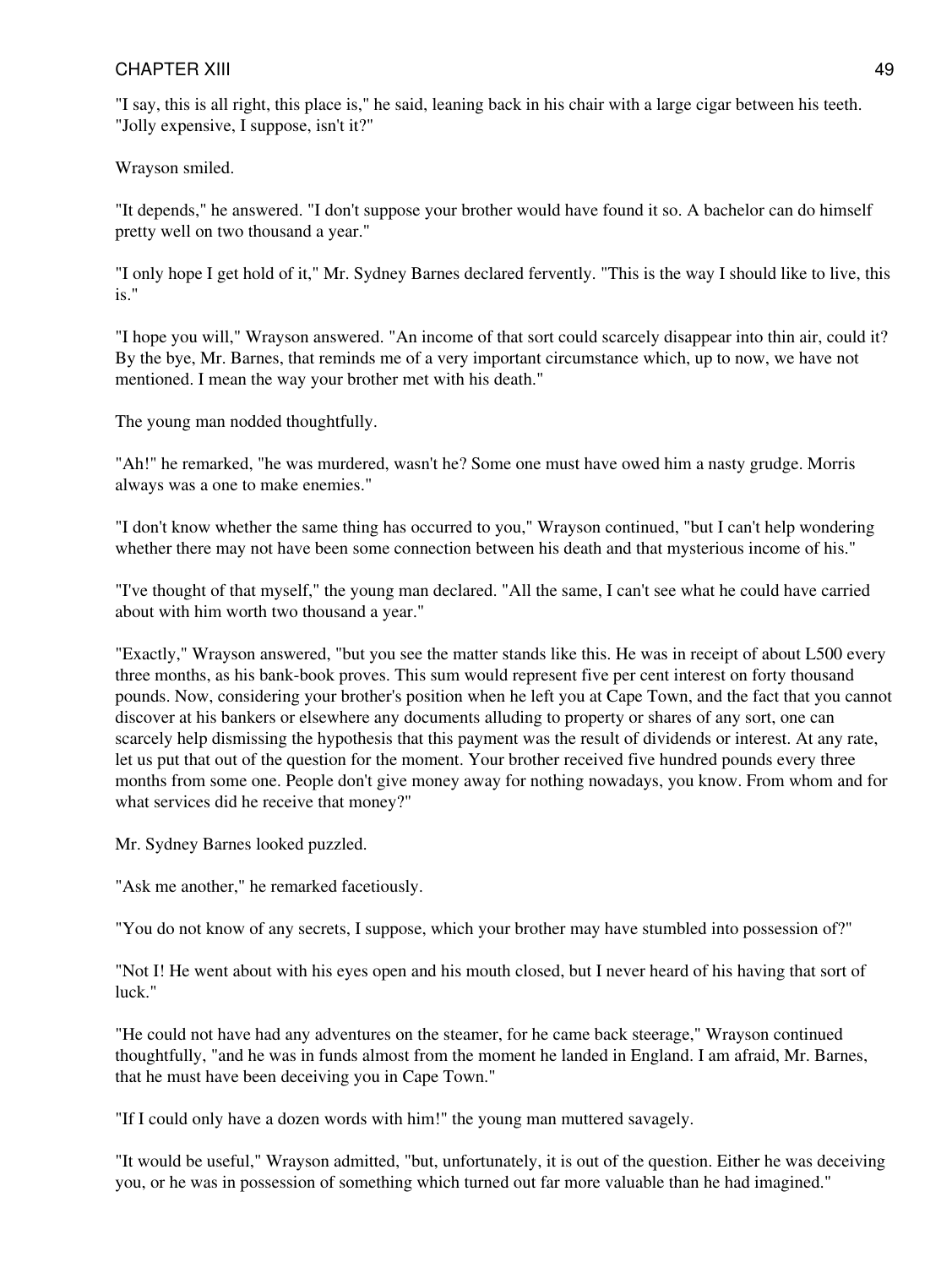"I say, this is all right, this place is," he said, leaning back in his chair with a large cigar between his teeth. "Jolly expensive, I suppose, isn't it?"

Wrayson smiled.

"It depends," he answered. "I don't suppose your brother would have found it so. A bachelor can do himself pretty well on two thousand a year."

"I only hope I get hold of it," Mr. Sydney Barnes declared fervently. "This is the way I should like to live, this is."

"I hope you will," Wrayson answered. "An income of that sort could scarcely disappear into thin air, could it? By the bye, Mr. Barnes, that reminds me of a very important circumstance which, up to now, we have not mentioned. I mean the way your brother met with his death."

The young man nodded thoughtfully.

"Ah!" he remarked, "he was murdered, wasn't he? Some one must have owed him a nasty grudge. Morris always was a one to make enemies."

"I don't know whether the same thing has occurred to you," Wrayson continued, "but I can't help wondering whether there may not have been some connection between his death and that mysterious income of his."

"I've thought of that myself," the young man declared. "All the same, I can't see what he could have carried about with him worth two thousand a year."

"Exactly," Wrayson answered, "but you see the matter stands like this. He was in receipt of about L500 every three months, as his bank-book proves. This sum would represent five per cent interest on forty thousand pounds. Now, considering your brother's position when he left you at Cape Town, and the fact that you cannot discover at his bankers or elsewhere any documents alluding to property or shares of any sort, one can scarcely help dismissing the hypothesis that this payment was the result of dividends or interest. At any rate, let us put that out of the question for the moment. Your brother received five hundred pounds every three months from some one. People don't give money away for nothing nowadays, you know. From whom and for what services did he receive that money?"

Mr. Sydney Barnes looked puzzled.

"Ask me another," he remarked facetiously.

"You do not know of any secrets, I suppose, which your brother may have stumbled into possession of?"

"Not I! He went about with his eyes open and his mouth closed, but I never heard of his having that sort of luck."

"He could not have had any adventures on the steamer, for he came back steerage," Wrayson continued thoughtfully, "and he was in funds almost from the moment he landed in England. I am afraid, Mr. Barnes, that he must have been deceiving you in Cape Town."

"If I could only have a dozen words with him!" the young man muttered savagely.

"It would be useful," Wrayson admitted, "but, unfortunately, it is out of the question. Either he was deceiving you, or he was in possession of something which turned out far more valuable than he had imagined."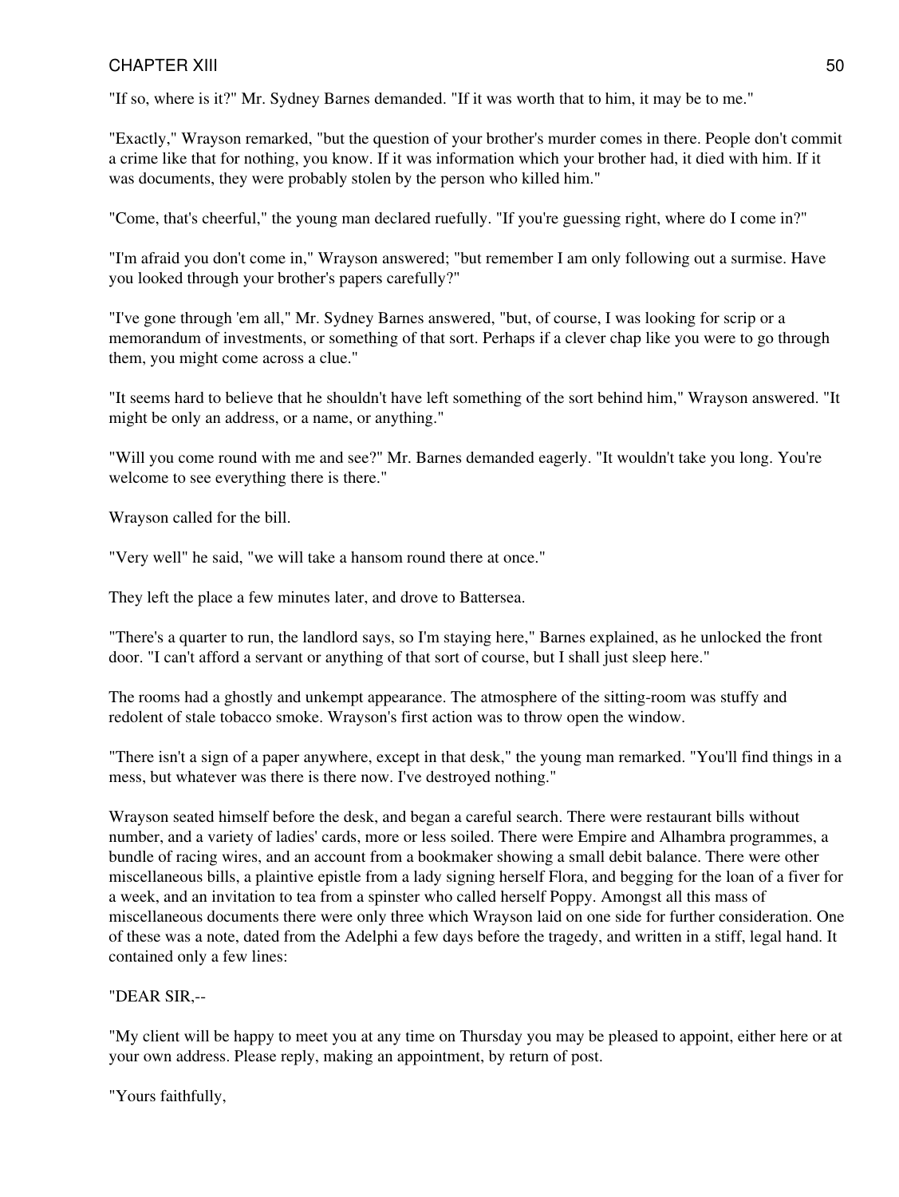"If so, where is it?" Mr. Sydney Barnes demanded. "If it was worth that to him, it may be to me."

"Exactly," Wrayson remarked, "but the question of your brother's murder comes in there. People don't commit a crime like that for nothing, you know. If it was information which your brother had, it died with him. If it was documents, they were probably stolen by the person who killed him."

"Come, that's cheerful," the young man declared ruefully. "If you're guessing right, where do I come in?"

"I'm afraid you don't come in," Wrayson answered; "but remember I am only following out a surmise. Have you looked through your brother's papers carefully?"

"I've gone through 'em all," Mr. Sydney Barnes answered, "but, of course, I was looking for scrip or a memorandum of investments, or something of that sort. Perhaps if a clever chap like you were to go through them, you might come across a clue."

"It seems hard to believe that he shouldn't have left something of the sort behind him," Wrayson answered. "It might be only an address, or a name, or anything."

"Will you come round with me and see?" Mr. Barnes demanded eagerly. "It wouldn't take you long. You're welcome to see everything there is there."

Wrayson called for the bill.

"Very well" he said, "we will take a hansom round there at once."

They left the place a few minutes later, and drove to Battersea.

"There's a quarter to run, the landlord says, so I'm staying here," Barnes explained, as he unlocked the front door. "I can't afford a servant or anything of that sort of course, but I shall just sleep here."

The rooms had a ghostly and unkempt appearance. The atmosphere of the sitting-room was stuffy and redolent of stale tobacco smoke. Wrayson's first action was to throw open the window.

"There isn't a sign of a paper anywhere, except in that desk," the young man remarked. "You'll find things in a mess, but whatever was there is there now. I've destroyed nothing."

Wrayson seated himself before the desk, and began a careful search. There were restaurant bills without number, and a variety of ladies' cards, more or less soiled. There were Empire and Alhambra programmes, a bundle of racing wires, and an account from a bookmaker showing a small debit balance. There were other miscellaneous bills, a plaintive epistle from a lady signing herself Flora, and begging for the loan of a fiver for a week, and an invitation to tea from a spinster who called herself Poppy. Amongst all this mass of miscellaneous documents there were only three which Wrayson laid on one side for further consideration. One of these was a note, dated from the Adelphi a few days before the tragedy, and written in a stiff, legal hand. It contained only a few lines:

"DEAR SIR,--

"My client will be happy to meet you at any time on Thursday you may be pleased to appoint, either here or at your own address. Please reply, making an appointment, by return of post.

"Yours faithfully,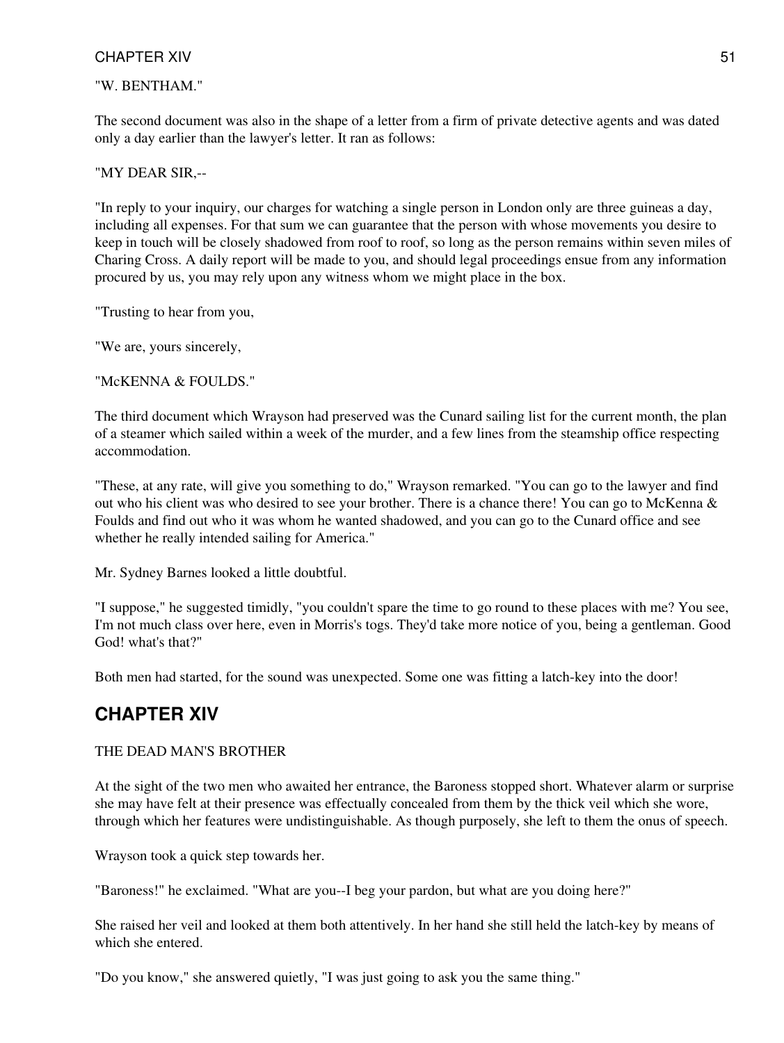"W. BENTHAM."

The second document was also in the shape of a letter from a firm of private detective agents and was dated only a day earlier than the lawyer's letter. It ran as follows:

"MY DEAR SIR,--

"In reply to your inquiry, our charges for watching a single person in London only are three guineas a day, including all expenses. For that sum we can guarantee that the person with whose movements you desire to keep in touch will be closely shadowed from roof to roof, so long as the person remains within seven miles of Charing Cross. A daily report will be made to you, and should legal proceedings ensue from any information procured by us, you may rely upon any witness whom we might place in the box.

"Trusting to hear from you,

"We are, yours sincerely,

"McKENNA & FOULDS."

The third document which Wrayson had preserved was the Cunard sailing list for the current month, the plan of a steamer which sailed within a week of the murder, and a few lines from the steamship office respecting accommodation.

"These, at any rate, will give you something to do," Wrayson remarked. "You can go to the lawyer and find out who his client was who desired to see your brother. There is a chance there! You can go to McKenna & Foulds and find out who it was whom he wanted shadowed, and you can go to the Cunard office and see whether he really intended sailing for America."

Mr. Sydney Barnes looked a little doubtful.

"I suppose," he suggested timidly, "you couldn't spare the time to go round to these places with me? You see, I'm not much class over here, even in Morris's togs. They'd take more notice of you, being a gentleman. Good God! what's that?"

Both men had started, for the sound was unexpected. Some one was fitting a latch-key into the door!

## CHAPTER XIV

THE DEAD MAN'S BROTHER

At the sight of the two men who awaited her entrance, the Baroness stopped short. Whatever alarm or surprise she may have felt at their presence was effectually concealed from them by the thick veil which she wore, through which her features were undistinguishable. As though purposely, she left to them the onus of speech.

Wrayson took a quick step towards her.

"Baroness!" he exclaimed. "What are you--I beg your pardon, but what are you doing here?"

She raised her veil and looked at them both attentively. In her hand she still held the latch-key by means of which she entered.

"Do you know," she answered quietly, "I was just going to ask you the same thing."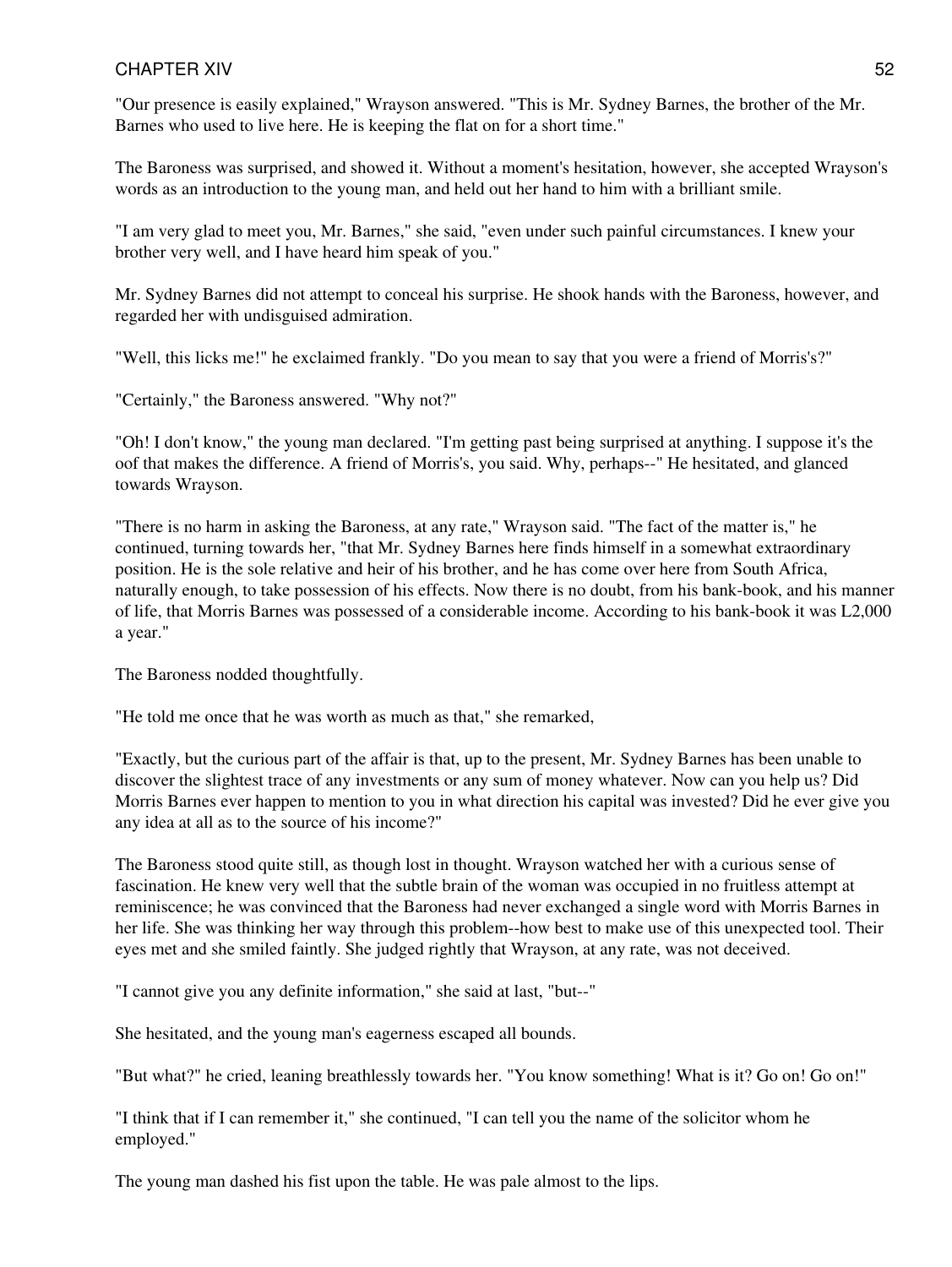"Our presence is easily explained," Wrayson answered. "This is Mr. Sydney Barnes, the brother of the Mr. Barnes who used to live here. He is keeping the flat on for a short time."

The Baroness was surprised, and showed it. Without a moment's hesitation, however, she accepted Wrayson's words as an introduction to the young man, and held out her hand to him with a brilliant smile.

"I am very glad to meet you, Mr. Barnes," she said, "even under such painful circumstances. I knew your brother very well, and I have heard him speak of you."

Mr. Sydney Barnes did not attempt to conceal his surprise. He shook hands with the Baroness, however, and regarded her with undisguised admiration.

"Well, this licks me!" he exclaimed frankly. "Do you mean to say that you were a friend of Morris's?"

"Certainly," the Baroness answered. "Why not?"

"Oh! I don't know," the young man declared. "I'm getting past being surprised at anything. I suppose it's the oof that makes the difference. A friend of Morris's, you said. Why, perhaps--" He hesitated, and glanced towards Wrayson.

"There is no harm in asking the Baroness, at any rate," Wrayson said. "The fact of the matter is," he continued, turning towards her, "that Mr. Sydney Barnes here finds himself in a somewhat extraordinary position. He is the sole relative and heir of his brother, and he has come over here from South Africa, naturally enough, to take possession of his effects. Now there is no doubt, from his bank-book, and his manner of life, that Morris Barnes was possessed of a considerable income. According to his bank-book it was L2,000 a year."

The Baroness nodded thoughtfully.

"He told me once that he was worth as much as that," she remarked,

"Exactly, but the curious part of the affair is that, up to the present, Mr. Sydney Barnes has been unable to discover the slightest trace of any investments or any sum of money whatever. Now can you help us? Did Morris Barnes ever happen to mention to you in what direction his capital was invested? Did he ever give you any idea at all as to the source of his income?"

The Baroness stood quite still, as though lost in thought. Wrayson watched her with a curious sense of fascination. He knew very well that the subtle brain of the woman was occupied in no fruitless attempt at reminiscence; he was convinced that the Baroness had never exchanged a single word with Morris Barnes in her life. She was thinking her way through this problem--how best to make use of this unexpected tool. Their eyes met and she smiled faintly. She judged rightly that Wrayson, at any rate, was not deceived.

"I cannot give you any definite information," she said at last, "but--"

She hesitated, and the young man's eagerness escaped all bounds.

"But what?" he cried, leaning breathlessly towards her. "You know something! What is it? Go on! Go on!"

"I think that if I can remember it," she continued, "I can tell you the name of the solicitor whom he employed."

The young man dashed his fist upon the table. He was pale almost to the lips.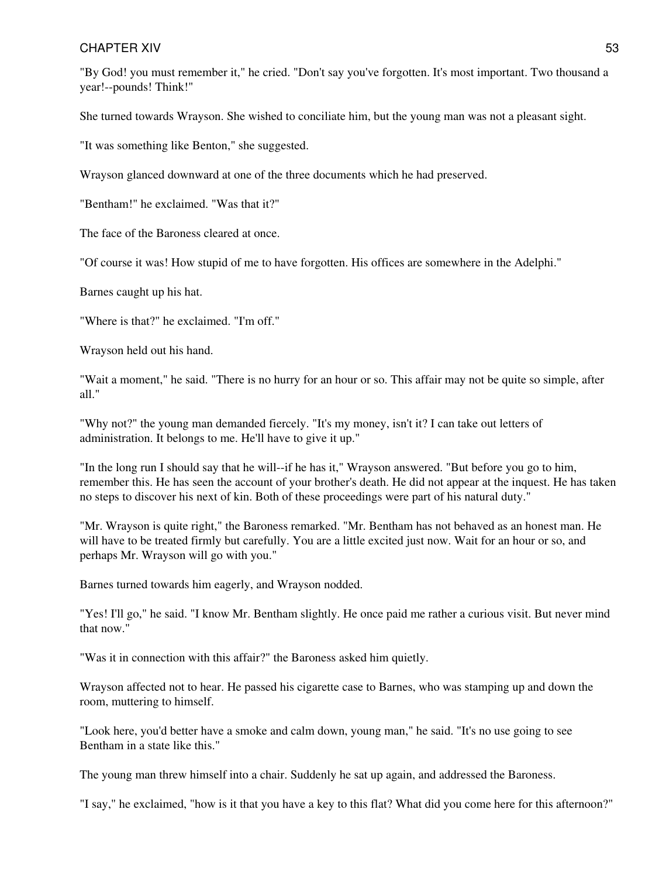"By God! you must remember it," he cried. "Don't say you've forgotten. It's most important. Two thousand a year!--pounds! Think!"

She turned towards Wrayson. She wished to conciliate him, but the young man was not a pleasant sight.

"It was something like Benton," she suggested.

Wrayson glanced downward at one of the three documents which he had preserved.

"Bentham!" he exclaimed. "Was that it?"

The face of the Baroness cleared at once.

"Of course it was! How stupid of me to have forgotten. His offices are somewhere in the Adelphi."

Barnes caught up his hat.

"Where is that?" he exclaimed. "I'm off."

Wrayson held out his hand.

"Wait a moment," he said. "There is no hurry for an hour or so. This affair may not be quite so simple, after all."

"Why not?" the young man demanded fiercely. "It's my money, isn't it? I can take out letters of administration. It belongs to me. He'll have to give it up."

"In the long run I should say that he will--if he has it," Wrayson answered. "But before you go to him, remember this. He has seen the account of your brother's death. He did not appear at the inquest. He has taken no steps to discover his next of kin. Both of these proceedings were part of his natural duty."

"Mr. Wrayson is quite right," the Baroness remarked. "Mr. Bentham has not behaved as an honest man. He will have to be treated firmly but carefully. You are a little excited just now. Wait for an hour or so, and perhaps Mr. Wrayson will go with you."

Barnes turned towards him eagerly, and Wrayson nodded.

"Yes! I'll go," he said. "I know Mr. Bentham slightly. He once paid me rather a curious visit. But never mind that now."

"Was it in connection with this affair?" the Baroness asked him quietly.

Wrayson affected not to hear. He passed his cigarette case to Barnes, who was stamping up and down the room, muttering to himself.

"Look here, you'd better have a smoke and calm down, young man," he said. "It's no use going to see Bentham in a state like this."

The young man threw himself into a chair. Suddenly he sat up again, and addressed the Baroness.

"I say," he exclaimed, "how is it that you have a key to this flat? What did you come here for this afternoon?"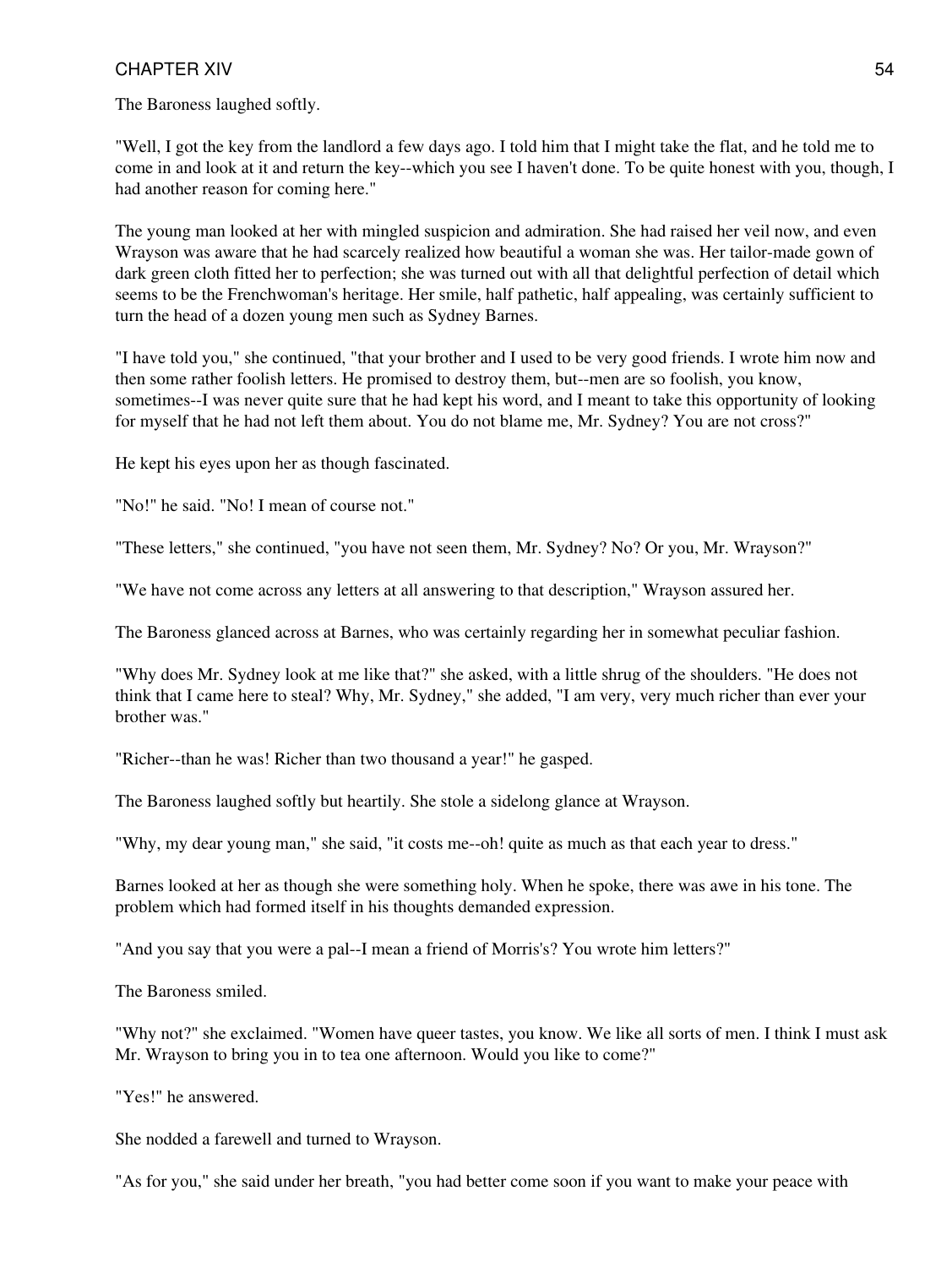The Baroness laughed softly.

"Well, I got the key from the landlord a few days ago. I told him that I might take the flat, and he told me to come in and look at it and return the key--which you see I haven't done. To be quite honest with you, though, I had another reason for coming here."

The young man looked at her with mingled suspicion and admiration. She had raised her veil now, and even Wrayson was aware that he had scarcely realized how beautiful a woman she was. Her tailor-made gown of dark green cloth fitted her to perfection; she was turned out with all that delightful perfection of detail which seems to be the Frenchwoman's heritage. Her smile, half pathetic, half appealing, was certainly sufficient to turn the head of a dozen young men such as Sydney Barnes.

"I have told you," she continued, "that your brother and I used to be very good friends. I wrote him now and then some rather foolish letters. He promised to destroy them, but--men are so foolish, you know, sometimes--I was never quite sure that he had kept his word, and I meant to take this opportunity of looking for myself that he had not left them about. You do not blame me, Mr. Sydney? You are not cross?"

He kept his eyes upon her as though fascinated.

"No!" he said. "No! I mean of course not."

"These letters," she continued, "you have not seen them, Mr. Sydney? No? Or you, Mr. Wrayson?"

"We have not come across any letters at all answering to that description," Wrayson assured her.

The Baroness glanced across at Barnes, who was certainly regarding her in somewhat peculiar fashion.

"Why does Mr. Sydney look at me like that?" she asked, with a little shrug of the shoulders. "He does not think that I came here to steal? Why, Mr. Sydney," she added, "I am very, very much richer than ever your brother was."

"Richer--than he was! Richer than two thousand a year!" he gasped.

The Baroness laughed softly but heartily. She stole a sidelong glance at Wrayson.

"Why, my dear young man," she said, "it costs me--oh! quite as much as that each year to dress."

Barnes looked at her as though she were something holy. When he spoke, there was awe in his tone. The problem which had formed itself in his thoughts demanded expression.

"And you say that you were a pal--I mean a friend of Morris's? You wrote him letters?"

The Baroness smiled.

"Why not?" she exclaimed. "Women have queer tastes, you know. We like all sorts of men. I think I must ask Mr. Wrayson to bring you in to tea one afternoon. Would you like to come?"

"Yes!" he answered.

She nodded a farewell and turned to Wrayson.

"As for you," she said under her breath, "you had better come soon if you want to make your peace with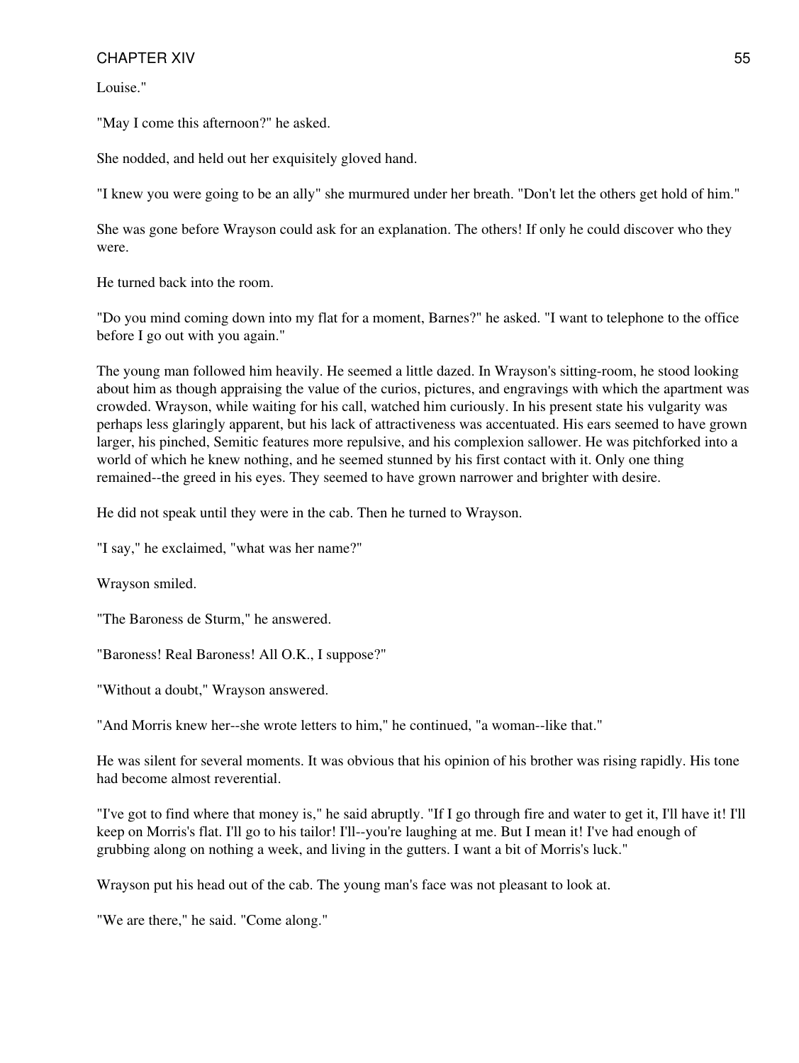Louise."

"May I come this afternoon?" he asked.

She nodded, and held out her exquisitely gloved hand.

"I knew you were going to be an ally" she murmured under her breath. "Don't let the others get hold of him."

She was gone before Wrayson could ask for an explanation. The others! If only he could discover who they were.

He turned back into the room.

"Do you mind coming down into my flat for a moment, Barnes?" he asked. "I want to telephone to the office before I go out with you again."

The young man followed him heavily. He seemed a little dazed. In Wrayson's sitting-room, he stood looking about him as though appraising the value of the curios, pictures, and engravings with which the apartment was crowded. Wrayson, while waiting for his call, watched him curiously. In his present state his vulgarity was perhaps less glaringly apparent, but his lack of attractiveness was accentuated. His ears seemed to have grown larger, his pinched, Semitic features more repulsive, and his complexion sallower. He was pitchforked into a world of which he knew nothing, and he seemed stunned by his first contact with it. Only one thing remained--the greed in his eyes. They seemed to have grown narrower and brighter with desire.

He did not speak until they were in the cab. Then he turned to Wrayson.

"I say," he exclaimed, "what was her name?"

Wrayson smiled.

"The Baroness de Sturm," he answered.

"Baroness! Real Baroness! All O.K., I suppose?"

"Without a doubt," Wrayson answered.

"And Morris knew her--she wrote letters to him," he continued, "a woman--like that."

He was silent for several moments. It was obvious that his opinion of his brother was rising rapidly. His tone had become almost reverential.

"I've got to find where that money is," he said abruptly. "If I go through fire and water to get it, I'll have it! I'll keep on Morris's flat. I'll go to his tailor! I'll--you're laughing at me. But I mean it! I've had enough of grubbing along on nothing a week, and living in the gutters. I want a bit of Morris's luck."

Wrayson put his head out of the cab. The young man's face was not pleasant to look at.

"We are there," he said. "Come along."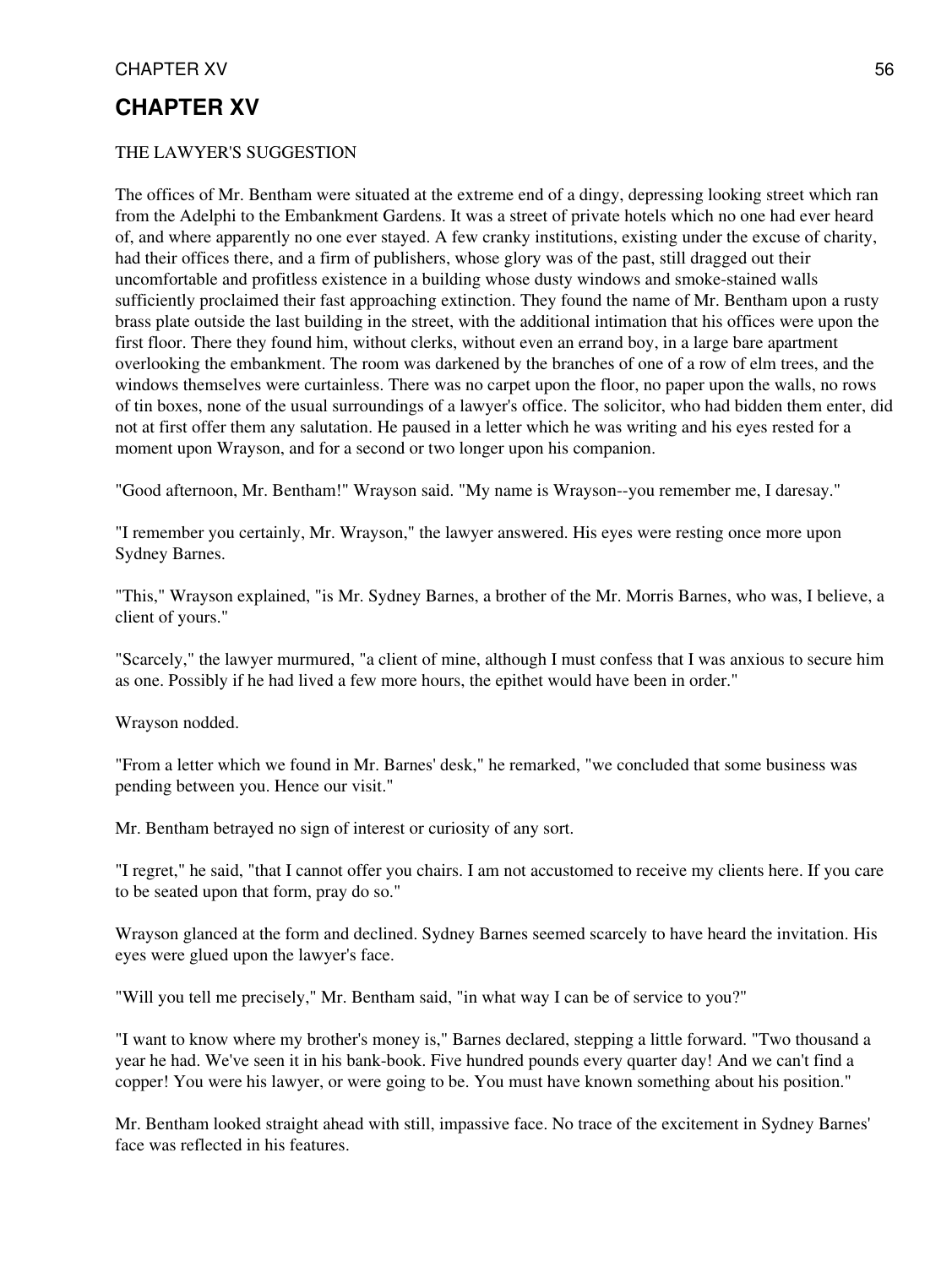# CHAPTER XV

THE LAWYER'S SUGGESTION

The offices of Mr. Bentham were situated at the extreme end of a dingy, depressing looking street which ran from the Adelphi to the Embankment Gardens. It was a street of private hotels which no one had ever heard of, and where apparently no one ever stayed. A few cranky institutions, existing under the excuse of charity, had their offices there, and a firm of publishers, whose glory was of the past, still dragged out their uncomfortable and profitless existence in a building whose dusty windows and smoke-stained walls sufficiently proclaimed their fast approaching extinction. They found the name of Mr. Bentham upon a rusty brass plate outside the last building in the street, with the additional intimation that his offices were upon the first floor. There they found him, without clerks, without even an errand boy, in a large bare apartment overlooking the embankment. The room was darkened by the branches of one of a row of elm trees, and the windows themselves were curtainless. There was no carpet upon the floor, no paper upon the walls, no rows of tin boxes, none of the usual surroundings of a lawyer's office. The solicitor, who had bidden them enter, did not at first offer them any salutation. He paused in a letter which he was writing and his eyes rested for a moment upon Wrayson, and for a second or two longer upon his companion.

"Good afternoon, Mr. Bentham!" Wrayson said. "My name is Wrayson--you remember me, I daresay."

"I remember you certainly, Mr. Wrayson," the lawyer answered. His eyes were resting once more upon Sydney Barnes.

"This," Wrayson explained, "is Mr. Sydney Barnes, a brother of the Mr. Morris Barnes, who was, I believe, a client of yours."

"Scarcely," the lawyer murmured, "a client of mine, although I must confess that I was anxious to secure him as one. Possibly if he had lived a few more hours, the epithet would have been in order."

Wrayson nodded.

"From a letter which we found in Mr. Barnes' desk," he remarked, "we concluded that some business was pending between you. Hence our visit."

Mr. Bentham betrayed no sign of interest or curiosity of any sort.

"I regret," he said, "that I cannot offer you chairs. I am not accustomed to receive my clients here. If you care to be seated upon that form, pray do so."

Wrayson glanced at the form and declined. Sydney Barnes seemed scarcely to have heard the invitation. His eyes were glued upon the lawyer's face.

"Will you tell me precisely," Mr. Bentham said, "in what way I can be of service to you?"

"I want to know where my brother's money is," Barnes declared, stepping a little forward. "Two thousand a year he had. We've seen it in his bank-book. Five hundred pounds every quarter day! And we can't find a copper! You were his lawyer, or were going to be. You must have known something about his position."

Mr. Bentham looked straight ahead with still, impassive face. No trace of the excitement in Sydney Barnes' face was reflected in his features.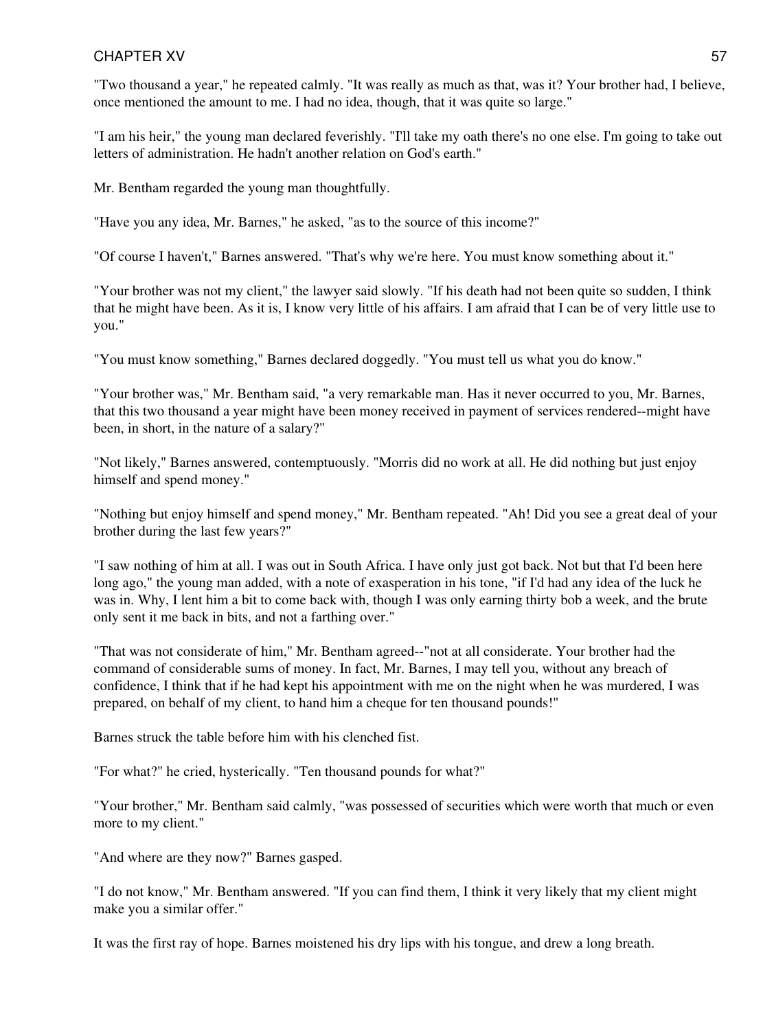"Two thousand a year," he repeated calmly. "It was really as much as that, was it? Your brother had, I believe, once mentioned the amount to me. I had no idea, though, that it was quite so large."

"I am his heir," the young man declared feverishly. "I'll take my oath there's no one else. I'm going to take out letters of administration. He hadn't another relation on God's earth."

Mr. Bentham regarded the young man thoughtfully.

"Have you any idea, Mr. Barnes," he asked, "as to the source of this income?"

"Of course I haven't," Barnes answered. "That's why we're here. You must know something about it."

"Your brother was not my client," the lawyer said slowly. "If his death had not been quite so sudden, I think that he might have been. As it is, I know very little of his affairs. I am afraid that I can be of very little use to you."

"You must know something," Barnes declared doggedly. "You must tell us what you do know."

"Your brother was," Mr. Bentham said, "a very remarkable man. Has it never occurred to you, Mr. Barnes, that this two thousand a year might have been money received in payment of services rendered--might have been, in short, in the nature of a salary?"

"Not likely," Barnes answered, contemptuously. "Morris did no work at all. He did nothing but just enjoy himself and spend money."

"Nothing but enjoy himself and spend money," Mr. Bentham repeated. "Ah! Did you see a great deal of your brother during the last few years?"

"I saw nothing of him at all. I was out in South Africa. I have only just got back. Not but that I'd been here long ago," the young man added, with a note of exasperation in his tone, "if I'd had any idea of the luck he was in. Why, I lent him a bit to come back with, though I was only earning thirty bob a week, and the brute only sent it me back in bits, and not a farthing over."

"That was not considerate of him," Mr. Bentham agreed--"not at all considerate. Your brother had the command of considerable sums of money. In fact, Mr. Barnes, I may tell you, without any breach of confidence, I think that if he had kept his appointment with me on the night when he was murdered, I was prepared, on behalf of my client, to hand him a cheque for ten thousand pounds!"

Barnes struck the table before him with his clenched fist.

"For what?" he cried, hysterically. "Ten thousand pounds for what?"

"Your brother," Mr. Bentham said calmly, "was possessed of securities which were worth that much or even more to my client."

"And where are they now?" Barnes gasped.

"I do not know," Mr. Bentham answered. "If you can find them, I think it very likely that my client might make you a similar offer."

It was the first ray of hope. Barnes moistened his dry lips with his tongue, and drew a long breath.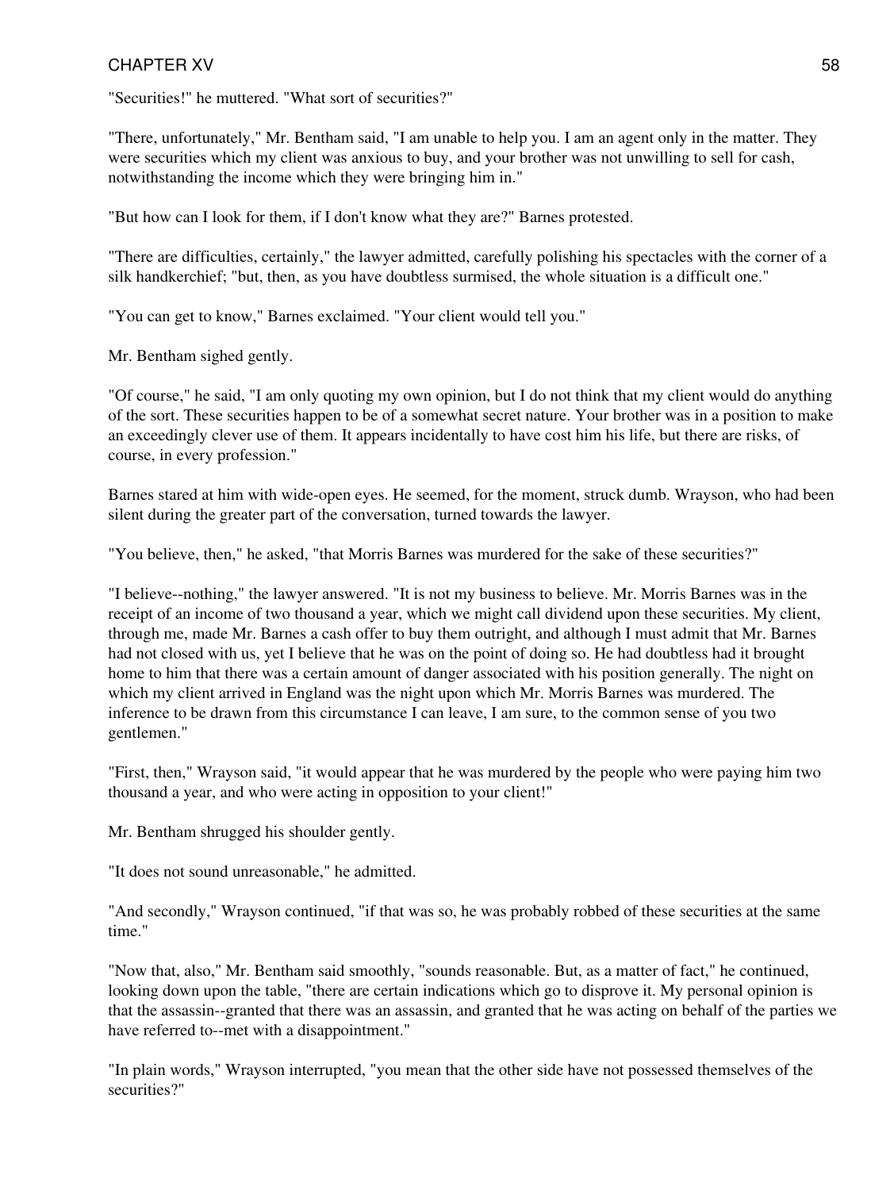"Securities!" he muttered. "What sort of securities?"

"There, unfortunately," Mr. Bentham said, "I am unable to help you. I am an agent only in the matter. They were securities which my client was anxious to buy, and your brother was not unwilling to sell for cash, notwithstanding the income which they were bringing him in."

"But how can I look for them, if I don't know what they are?" Barnes protested.

"There are difficulties, certainly," the lawyer admitted, carefully polishing his spectacles with the corner of a silk handkerchief; "but, then, as you have doubtless surmised, the whole situation is a difficult one."

"You can get to know," Barnes exclaimed. "Your client would tell you."

Mr. Bentham sighed gently.

"Of course," he said, "I am only quoting my own opinion, but I do not think that my client would do anything of the sort. These securities happen to be of a somewhat secret nature. Your brother was in a position to make an exceedingly clever use of them. It appears incidentally to have cost him his life, but there are risks, of course, in every profession."

Barnes stared at him with wide-open eyes. He seemed, for the moment, struck dumb. Wrayson, who had been silent during the greater part of the conversation, turned towards the lawyer.

"You believe, then," he asked, "that Morris Barnes was murdered for the sake of these securities?"

"I believe--nothing," the lawyer answered. "It is not my business to believe. Mr. Morris Barnes was in the receipt of an income of two thousand a year, which we might call dividend upon these securities. My client, through me, made Mr. Barnes a cash offer to buy them outright, and although I must admit that Mr. Barnes had not closed with us, yet I believe that he was on the point of doing so. He had doubtless had it brought home to him that there was a certain amount of danger associated with his position generally. The night on which my client arrived in England was the night upon which Mr. Morris Barnes was murdered. The inference to be drawn from this circumstance I can leave, I am sure, to the common sense of you two gentlemen."

"First, then," Wrayson said, "it would appear that he was murdered by the people who were paying him two thousand a year, and who were acting in opposition to your client!"

Mr. Bentham shrugged his shoulder gently.

"It does not sound unreasonable," he admitted.

"And secondly," Wrayson continued, "if that was so, he was probably robbed of these securities at the same time."

"Now that, also," Mr. Bentham said smoothly, "sounds reasonable. But, as a matter of fact," he continued, looking down upon the table, "there are certain indications which go to disprove it. My personal opinion is that the assassin--granted that there was an assassin, and granted that he was acting on behalf of the parties we have referred to--met with a disappointment."

"In plain words," Wrayson interrupted, "you mean that the other side have not possessed themselves of the securities?"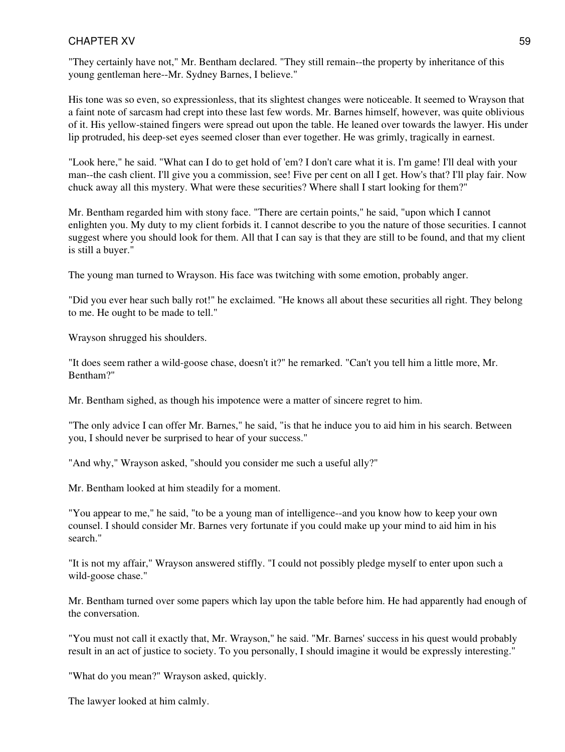"They certainly have not," Mr. Bentham declared. "They still remain--the property by inheritance of this young gentleman here--Mr. Sydney Barnes, I believe."

His tone was so even, so expressionless, that its slightest changes were noticeable. It seemed to Wrayson that a faint note of sarcasm had crept into these last few words. Mr. Barnes himself, however, was quite oblivious of it. His yellow-stained fingers were spread out upon the table. He leaned over towards the lawyer. His under lip protruded, his deep-set eyes seemed closer than ever together. He was grimly, tragically in earnest.

"Look here," he said. "What can I do to get hold of 'em? I don't care what it is. I'm game! I'll deal with your man--the cash client. I'll give you a commission, see! Five per cent on all I get. How's that? I'll play fair. Now chuck away all this mystery. What were these securities? Where shall I start looking for them?"

Mr. Bentham regarded him with stony face. "There are certain points," he said, "upon which I cannot enlighten you. My duty to my client forbids it. I cannot describe to you the nature of those securities. I cannot suggest where you should look for them. All that I can say is that they are still to be found, and that my client is still a buyer."

The young man turned to Wrayson. His face was twitching with some emotion, probably anger.

"Did you ever hear such bally rot!" he exclaimed. "He knows all about these securities all right. They belong to me. He ought to be made to tell."

Wrayson shrugged his shoulders.

"It does seem rather a wild-goose chase, doesn't it?" he remarked. "Can't you tell him a little more, Mr. Bentham?"

Mr. Bentham sighed, as though his impotence were a matter of sincere regret to him.

"The only advice I can offer Mr. Barnes," he said, "is that he induce you to aid him in his search. Between you, I should never be surprised to hear of your success."

"And why," Wrayson asked, "should you consider me such a useful ally?"

Mr. Bentham looked at him steadily for a moment.

"You appear to me," he said, "to be a young man of intelligence--and you know how to keep your own counsel. I should consider Mr. Barnes very fortunate if you could make up your mind to aid him in his search."

"It is not my affair," Wrayson answered stiffly. "I could not possibly pledge myself to enter upon such a wild-goose chase."

Mr. Bentham turned over some papers which lay upon the table before him. He had apparently had enough of the conversation.

"You must not call it exactly that, Mr. Wrayson," he said. "Mr. Barnes' success in his quest would probably result in an act of justice to society. To you personally, I should imagine it would be expressly interesting."

"What do you mean?" Wrayson asked, quickly.

The lawyer looked at him calmly.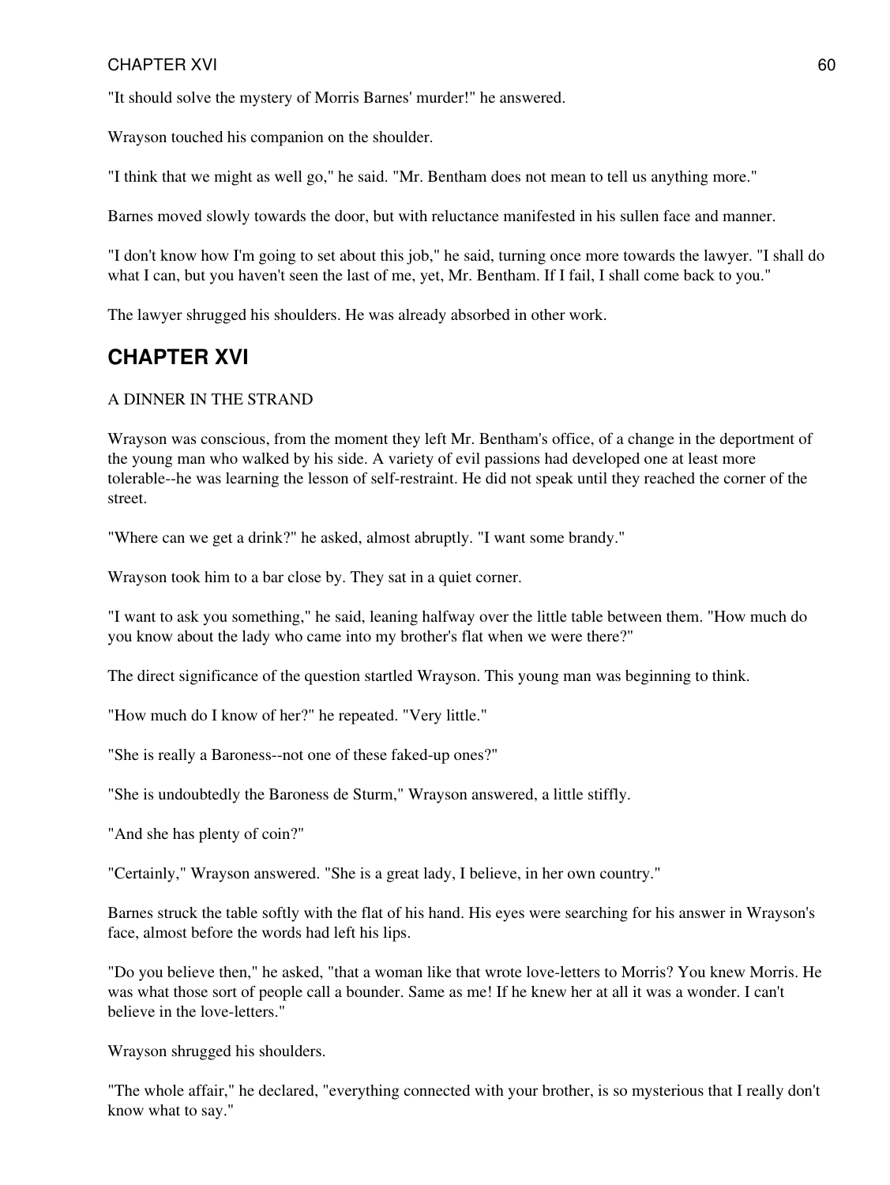"It should solve the mystery of Morris Barnes' murder!" he answered.

Wrayson touched his companion on the shoulder.

"I think that we might as well go," he said. "Mr. Bentham does not mean to tell us anything more."

Barnes moved slowly towards the door, but with reluctance manifested in his sullen face and manner.

"I don't know how I'm going to set about this job," he said, turning once more towards the lawyer. "I shall do what I can, but you haven't seen the last of me, yet, Mr. Bentham. If I fail, I shall come back to you."

The lawyer shrugged his shoulders. He was already absorbed in other work.

## CHAPTER XVI

A DINNER IN THE STRAND

Wrayson was conscious, from the moment they left Mr. Bentham's office, of a change in the deportment of the young man who walked by his side. A variety of evil passions had developed one at least more tolerable--he was learning the lesson of self-restraint. He did not speak until they reached the corner of the street.

"Where can we get a drink?" he asked, almost abruptly. "I want some brandy."

Wrayson took him to a bar close by. They sat in a quiet corner.

"I want to ask you something," he said, leaning halfway over the little table between them. "How much do you know about the lady who came into my brother's flat when we were there?"

The direct significance of the question startled Wrayson. This young man was beginning to think.

"How much do I know of her?" he repeated. "Very little."

"She is really a Baroness--not one of these faked-up ones?"

"She is undoubtedly the Baroness de Sturm," Wrayson answered, a little stiffly.

"And she has plenty of coin?"

"Certainly," Wrayson answered. "She is a great lady, I believe, in her own country."

Barnes struck the table softly with the flat of his hand. His eyes were searching for his answer in Wrayson's face, almost before the words had left his lips.

"Do you believe then," he asked, "that a woman like that wrote love-letters to Morris? You knew Morris. He was what those sort of people call a bounder. Same as me! If he knew her at all it was a wonder. I can't believe in the love-letters."

Wrayson shrugged his shoulders.

"The whole affair," he declared, "everything connected with your brother, is so mysterious that I really don't know what to say."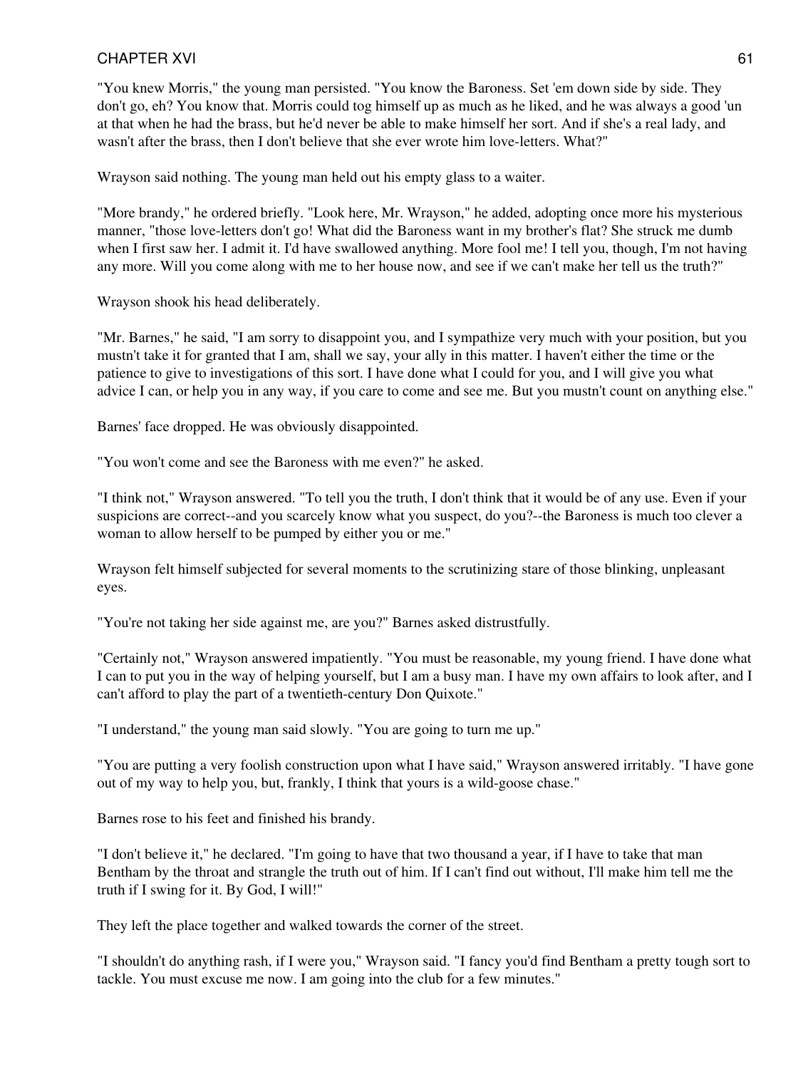"You knew Morris," the young man persisted. "You know the Baroness. Set 'em down side by side. They don't go, eh? You know that. Morris could tog himself up as much as he liked, and he was always a good 'un at that when he had the brass, but he'd never be able to make himself her sort. And if she's a real lady, and wasn't after the brass, then I don't believe that she ever wrote him love-letters. What?"

Wrayson said nothing. The young man held out his empty glass to a waiter.

"More brandy," he ordered briefly. "Look here, Mr. Wrayson," he added, adopting once more his mysterious manner, "those love-letters don't go! What did the Baroness want in my brother's flat? She struck me dumb when I first saw her. I admit it. I'd have swallowed anything. More fool me! I tell you, though, I'm not having any more. Will you come along with me to her house now, and see if we can't make her tell us the truth?"

Wrayson shook his head deliberately.

"Mr. Barnes," he said, "I am sorry to disappoint you, and I sympathize very much with your position, but you mustn't take it for granted that I am, shall we say, your ally in this matter. I haven't either the time or the patience to give to investigations of this sort. I have done what I could for you, and I will give you what advice I can, or help you in any way, if you care to come and see me. But you mustn't count on anything else."

Barnes' face dropped. He was obviously disappointed.

"You won't come and see the Baroness with me even?" he asked.

"I think not," Wrayson answered. "To tell you the truth, I don't think that it would be of any use. Even if your suspicions are correct--and you scarcely know what you suspect, do you?--the Baroness is much too clever a woman to allow herself to be pumped by either you or me."

Wrayson felt himself subjected for several moments to the scrutinizing stare of those blinking, unpleasant eyes.

"You're not taking her side against me, are you?" Barnes asked distrustfully.

"Certainly not," Wrayson answered impatiently. "You must be reasonable, my young friend. I have done what I can to put you in the way of helping yourself, but I am a busy man. I have my own affairs to look after, and I can't afford to play the part of a twentieth-century Don Quixote."

"I understand," the young man said slowly. "You are going to turn me up."

"You are putting a very foolish construction upon what I have said," Wrayson answered irritably. "I have gone out of my way to help you, but, frankly, I think that yours is a wild-goose chase."

Barnes rose to his feet and finished his brandy.

"I don't believe it," he declared. "I'm going to have that two thousand a year, if I have to take that man Bentham by the throat and strangle the truth out of him. If I can't find out without, I'll make him tell me the truth if I swing for it. By God, I will!"

They left the place together and walked towards the corner of the street.

"I shouldn't do anything rash, if I were you," Wrayson said. "I fancy you'd find Bentham a pretty tough sort to tackle. You must excuse me now. I am going into the club for a few minutes."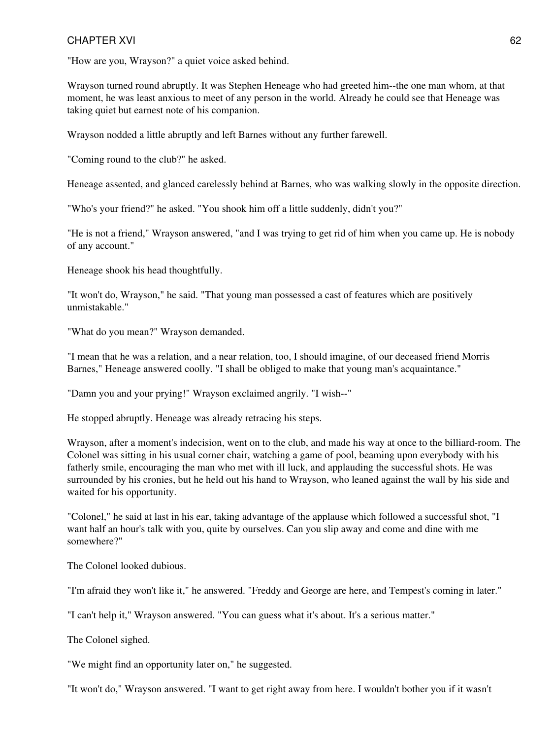"How are you, Wrayson?" a quiet voice asked behind.

Wrayson turned round abruptly. It was Stephen Heneage who had greeted him--the one man whom, at that moment, he was least anxious to meet of any person in the world. Already he could see that Heneage was taking quiet but earnest note of his companion.

Wrayson nodded a little abruptly and left Barnes without any further farewell.

"Coming round to the club?" he asked.

Heneage assented, and glanced carelessly behind at Barnes, who was walking slowly in the opposite direction.

"Who's your friend?" he asked. "You shook him off a little suddenly, didn't you?"

"He is not a friend," Wrayson answered, "and I was trying to get rid of him when you came up. He is nobody of any account."

Heneage shook his head thoughtfully.

"It won't do, Wrayson," he said. "That young man possessed a cast of features which are positively unmistakable."

"What do you mean?" Wrayson demanded.

"I mean that he was a relation, and a near relation, too, I should imagine, of our deceased friend Morris Barnes," Heneage answered coolly. "I shall be obliged to make that young man's acquaintance."

"Damn you and your prying!" Wrayson exclaimed angrily. "I wish--"

He stopped abruptly. Heneage was already retracing his steps.

Wrayson, after a moment's indecision, went on to the club, and made his way at once to the billiard-room. The Colonel was sitting in his usual corner chair, watching a game of pool, beaming upon everybody with his fatherly smile, encouraging the man who met with ill luck, and applauding the successful shots. He was surrounded by his cronies, but he held out his hand to Wrayson, who leaned against the wall by his side and waited for his opportunity.

"Colonel," he said at last in his ear, taking advantage of the applause which followed a successful shot, "I want half an hour's talk with you, quite by ourselves. Can you slip away and come and dine with me somewhere?"

The Colonel looked dubious.

"I'm afraid they won't like it," he answered. "Freddy and George are here, and Tempest's coming in later."

"I can't help it," Wrayson answered. "You can guess what it's about. It's a serious matter."

The Colonel sighed.

"We might find an opportunity later on," he suggested.

"It won't do," Wrayson answered. "I want to get right away from here. I wouldn't bother you if it wasn't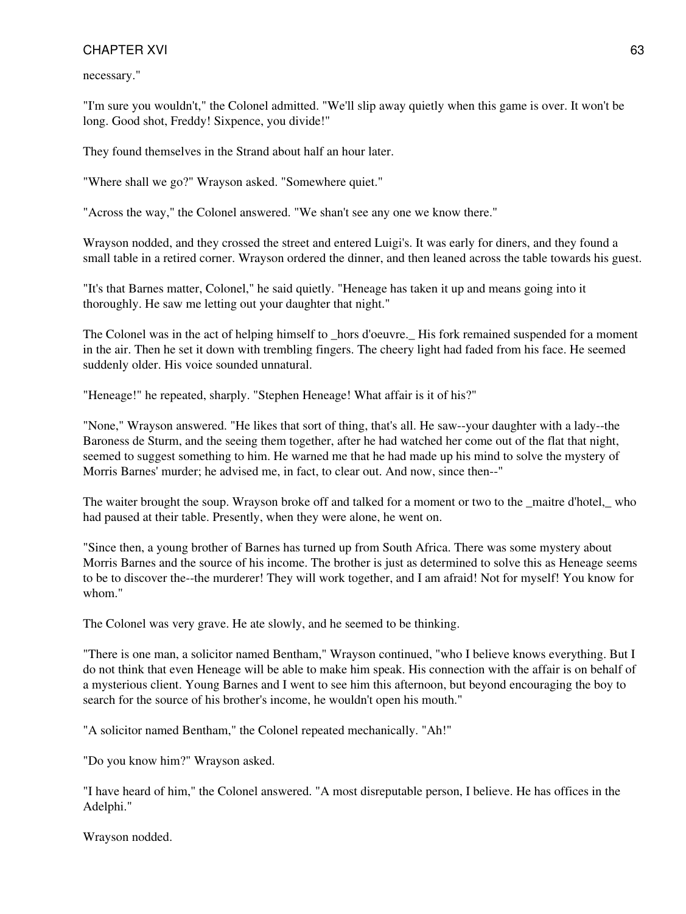necessary."

"I'm sure you wouldn't," the Colonel admitted. "We'll slip away quietly when this game is over. It won't be long. Good shot, Freddy! Sixpence, you divide!"

They found themselves in the Strand about half an hour later.

"Where shall we go?" Wrayson asked. "Somewhere quiet."

"Across the way," the Colonel answered. "We shan't see any one we know there."

Wrayson nodded, and they crossed the street and entered Luigi's. It was early for diners, and they found a small table in a retired corner. Wrayson ordered the dinner, and then leaned across the table towards his guest.

"It's that Barnes matter, Colonel," he said quietly. "Heneage has taken it up and means going into it thoroughly. He saw me letting out your daughter that night."

The Colonel was in the act of helping himself to _hors d'oeuvre._ His fork remained suspended for a moment in the air. Then he set it down with trembling fingers. The cheery light had faded from his face. He seemed suddenly older. His voice sounded unnatural.

"Heneage!" he repeated, sharply. "Stephen Heneage! What affair is it of his?"

"None," Wrayson answered. "He likes that sort of thing, that's all. He saw--your daughter with a lady--the Baroness de Sturm, and the seeing them together, after he had watched her come out of the flat that night, seemed to suggest something to him. He warned me that he had made up his mind to solve the mystery of Morris Barnes' murder; he advised me, in fact, to clear out. And now, since then--"

The waiter brought the soup. Wrayson broke off and talked for a moment or two to the _maitre d'hotel,_ who had paused at their table. Presently, when they were alone, he went on.

"Since then, a young brother of Barnes has turned up from South Africa. There was some mystery about Morris Barnes and the source of his income. The brother is just as determined to solve this as Heneage seems to be to discover the--the murderer! They will work together, and I am afraid! Not for myself! You know for whom."

The Colonel was very grave. He ate slowly, and he seemed to be thinking.

"There is one man, a solicitor named Bentham," Wrayson continued, "who I believe knows everything. But I do not think that even Heneage will be able to make him speak. His connection with the affair is on behalf of a mysterious client. Young Barnes and I went to see him this afternoon, but beyond encouraging the boy to search for the source of his brother's income, he wouldn't open his mouth."

"A solicitor named Bentham," the Colonel repeated mechanically. "Ah!"

"Do you know him?" Wrayson asked.

"I have heard of him," the Colonel answered. "A most disreputable person, I believe. He has offices in the Adelphi."

Wrayson nodded.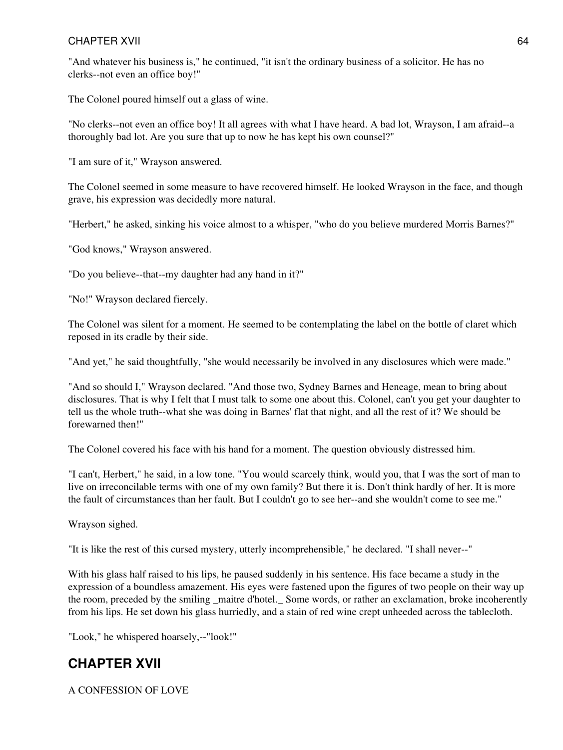"And whatever his business is," he continued, "it isn't the ordinary business of a solicitor. He has no clerks--not even an office boy!"

The Colonel poured himself out a glass of wine.

"No clerks--not even an office boy! It all agrees with what I have heard. A bad lot, Wrayson, I am afraid--a thoroughly bad lot. Are you sure that up to now he has kept his own counsel?"

"I am sure of it," Wrayson answered.

The Colonel seemed in some measure to have recovered himself. He looked Wrayson in the face, and though grave, his expression was decidedly more natural.

"Herbert," he asked, sinking his voice almost to a whisper, "who do you believe murdered Morris Barnes?"

"God knows," Wrayson answered.

"Do you believe--that--my daughter had any hand in it?"

"No!" Wrayson declared fiercely.

The Colonel was silent for a moment. He seemed to be contemplating the label on the bottle of claret which reposed in its cradle by their side.

"And yet," he said thoughtfully, "she would necessarily be involved in any disclosures which were made."

"And so should I," Wrayson declared. "And those two, Sydney Barnes and Heneage, mean to bring about disclosures. That is why I felt that I must talk to some one about this. Colonel, can't you get your daughter to tell us the whole truth--what she was doing in Barnes' flat that night, and all the rest of it? We should be forewarned then!"

The Colonel covered his face with his hand for a moment. The question obviously distressed him.

"I can't, Herbert," he said, in a low tone. "You would scarcely think, would you, that I was the sort of man to live on irreconcilable terms with one of my own family? But there it is. Don't think hardly of her. It is more the fault of circumstances than her fault. But I couldn't go to see her--and she wouldn't come to see me."

Wrayson sighed.

"It is like the rest of this cursed mystery, utterly incomprehensible," he declared. "I shall never--"

With his glass half raised to his lips, he paused suddenly in his sentence. His face became a study in the expression of a boundless amazement. His eyes were fastened upon the figures of two people on their way up the room, preceded by the smiling _maitre d'hotel._ Some words, or rather an exclamation, broke incoherently from his lips. He set down his glass hurriedly, and a stain of red wine crept unheeded across the tablecloth.

"Look," he whispered hoarsely,--"look!"

## CHAPTER XVII

A CONFESSION OF LOVE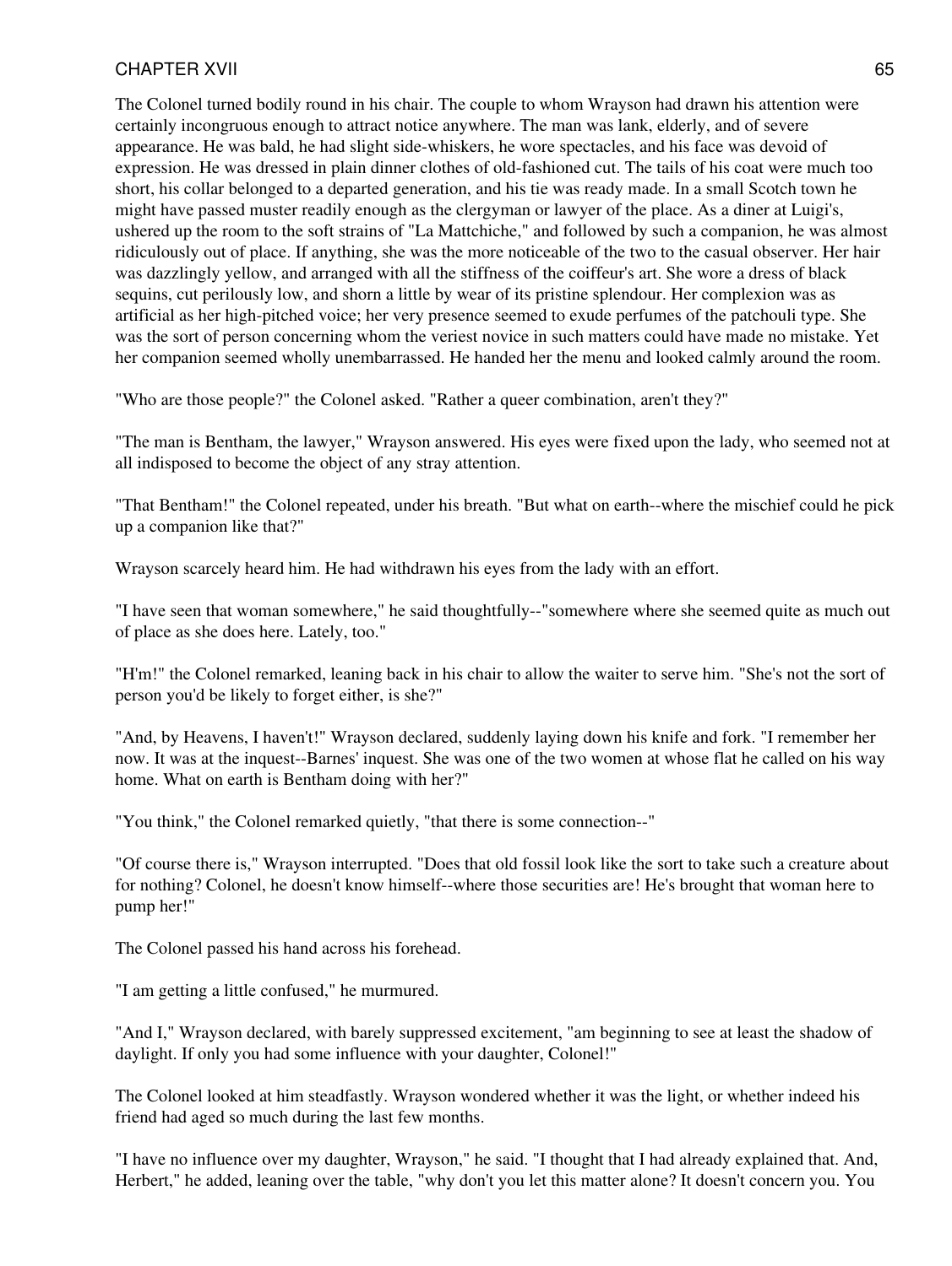The Colonel turned bodily round in his chair. The couple to whom Wrayson had drawn his attention were certainly incongruous enough to attract notice anywhere. The man was lank, elderly, and of severe appearance. He was bald, he had slight side-whiskers, he wore spectacles, and his face was devoid of expression. He was dressed in plain dinner clothes of old-fashioned cut. The tails of his coat were much too short, his collar belonged to a departed generation, and his tie was ready made. In a small Scotch town he might have passed muster readily enough as the clergyman or lawyer of the place. As a diner at Luigi's, ushered up the room to the soft strains of "La Mattchiche," and followed by such a companion, he was almost ridiculously out of place. If anything, she was the more noticeable of the two to the casual observer. Her hair was dazzlingly yellow, and arranged with all the stiffness of the coiffeur's art. She wore a dress of black sequins, cut perilously low, and shorn a little by wear of its pristine splendour. Her complexion was as artificial as her high-pitched voice; her very presence seemed to exude perfumes of the patchouli type. She was the sort of person concerning whom the veriest novice in such matters could have made no mistake. Yet her companion seemed wholly unembarrassed. He handed her the menu and looked calmly around the room.

"Who are those people?" the Colonel asked. "Rather a queer combination, aren't they?"

"The man is Bentham, the lawyer," Wrayson answered. His eyes were fixed upon the lady, who seemed not at all indisposed to become the object of any stray attention.

"That Bentham!" the Colonel repeated, under his breath. "But what on earth--where the mischief could he pick up a companion like that?"

Wrayson scarcely heard him. He had withdrawn his eyes from the lady with an effort.

"I have seen that woman somewhere," he said thoughtfully--"somewhere where she seemed quite as much out of place as she does here. Lately, too."

"H'm!" the Colonel remarked, leaning back in his chair to allow the waiter to serve him. "She's not the sort of person you'd be likely to forget either, is she?"

"And, by Heavens, I haven't!" Wrayson declared, suddenly laying down his knife and fork. "I remember her now. It was at the inquest--Barnes' inquest. She was one of the two women at whose flat he called on his way home. What on earth is Bentham doing with her?"

"You think," the Colonel remarked quietly, "that there is some connection--"

"Of course there is," Wrayson interrupted. "Does that old fossil look like the sort to take such a creature about for nothing? Colonel, he doesn't know himself--where those securities are! He's brought that woman here to pump her!"

The Colonel passed his hand across his forehead.

"I am getting a little confused," he murmured.

"And I," Wrayson declared, with barely suppressed excitement, "am beginning to see at least the shadow of daylight. If only you had some influence with your daughter, Colonel!"

The Colonel looked at him steadfastly. Wrayson wondered whether it was the light, or whether indeed his friend had aged so much during the last few months.

"I have no influence over my daughter, Wrayson," he said. "I thought that I had already explained that. And, Herbert," he added, leaning over the table, "why don't you let this matter alone? It doesn't concern you. You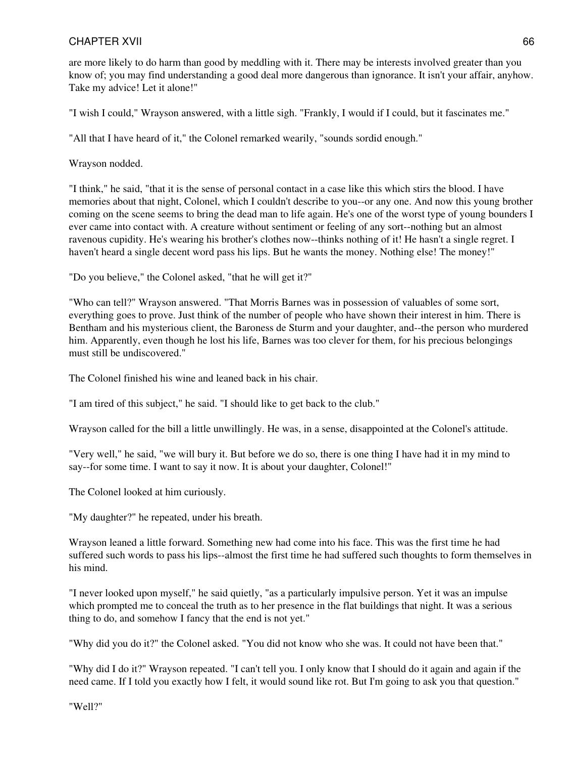are more likely to do harm than good by meddling with it. There may be interests involved greater than you know of; you may find understanding a good deal more dangerous than ignorance. It isn't your affair, anyhow. Take my advice! Let it alone!"

"I wish I could," Wrayson answered, with a little sigh. "Frankly, I would if I could, but it fascinates me."

"All that I have heard of it," the Colonel remarked wearily, "sounds sordid enough."

Wrayson nodded.

"I think," he said, "that it is the sense of personal contact in a case like this which stirs the blood. I have memories about that night, Colonel, which I couldn't describe to you--or any one. And now this young brother coming on the scene seems to bring the dead man to life again. He's one of the worst type of young bounders I ever came into contact with. A creature without sentiment or feeling of any sort--nothing but an almost ravenous cupidity. He's wearing his brother's clothes now--thinks nothing of it! He hasn't a single regret. I haven't heard a single decent word pass his lips. But he wants the money. Nothing else! The money!"

"Do you believe," the Colonel asked, "that he will get it?"

"Who can tell?" Wrayson answered. "That Morris Barnes was in possession of valuables of some sort, everything goes to prove. Just think of the number of people who have shown their interest in him. There is Bentham and his mysterious client, the Baroness de Sturm and your daughter, and--the person who murdered him. Apparently, even though he lost his life, Barnes was too clever for them, for his precious belongings must still be undiscovered."

The Colonel finished his wine and leaned back in his chair.

"I am tired of this subject," he said. "I should like to get back to the club."

Wrayson called for the bill a little unwillingly. He was, in a sense, disappointed at the Colonel's attitude.

"Very well," he said, "we will bury it. But before we do so, there is one thing I have had it in my mind to say--for some time. I want to say it now. It is about your daughter, Colonel!"

The Colonel looked at him curiously.

"My daughter?" he repeated, under his breath.

Wrayson leaned a little forward. Something new had come into his face. This was the first time he had suffered such words to pass his lips--almost the first time he had suffered such thoughts to form themselves in his mind.

"I never looked upon myself," he said quietly, "as a particularly impulsive person. Yet it was an impulse which prompted me to conceal the truth as to her presence in the flat buildings that night. It was a serious thing to do, and somehow I fancy that the end is not yet."

"Why did you do it?" the Colonel asked. "You did not know who she was. It could not have been that."

"Why did I do it?" Wrayson repeated. "I can't tell you. I only know that I should do it again and again if the need came. If I told you exactly how I felt, it would sound like rot. But I'm going to ask you that question."

"Well?"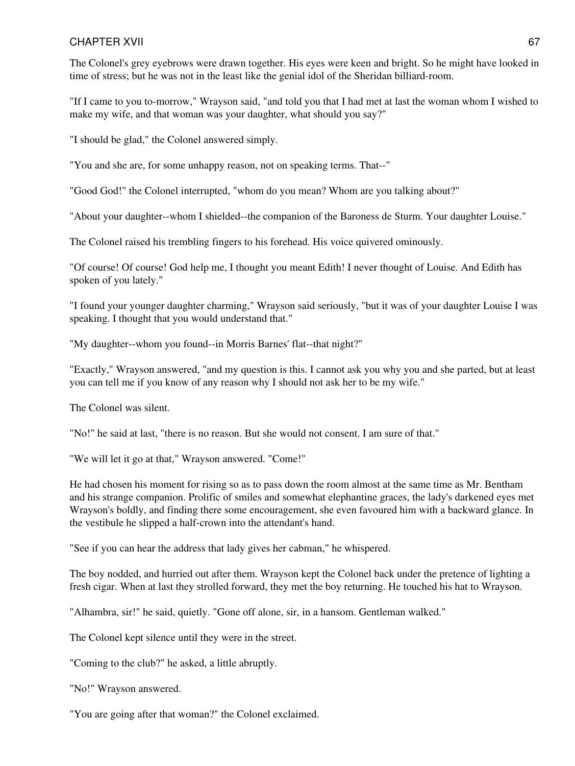The Colonel's grey eyebrows were drawn together. His eyes were keen and bright. So he might have looked in time of stress; but he was not in the least like the genial idol of the Sheridan billiard-room.

"If I came to you to-morrow," Wrayson said, "and told you that I had met at last the woman whom I wished to make my wife, and that woman was your daughter, what should you say?"

"I should be glad," the Colonel answered simply.

"You and she are, for some unhappy reason, not on speaking terms. That--"

"Good God!" the Colonel interrupted, "whom do you mean? Whom are you talking about?"

"About your daughter--whom I shielded--the companion of the Baroness de Sturm. Your daughter Louise."

The Colonel raised his trembling fingers to his forehead. His voice quivered ominously.

"Of course! Of course! God help me, I thought you meant Edith! I never thought of Louise. And Edith has spoken of you lately."

"I found your younger daughter charming," Wrayson said seriously, "but it was of your daughter Louise I was speaking. I thought that you would understand that."

"My daughter--whom you found--in Morris Barnes' flat--that night?"

"Exactly," Wrayson answered, "and my question is this. I cannot ask you why you and she parted, but at least you can tell me if you know of any reason why I should not ask her to be my wife."

The Colonel was silent.

"No!" he said at last, "there is no reason. But she would not consent. I am sure of that."

"We will let it go at that," Wrayson answered. "Come!"

He had chosen his moment for rising so as to pass down the room almost at the same time as Mr. Bentham and his strange companion. Prolific of smiles and somewhat elephantine graces, the lady's darkened eyes met Wrayson's boldly, and finding there some encouragement, she even favoured him with a backward glance. In the vestibule he slipped a half-crown into the attendant's hand.

"See if you can hear the address that lady gives her cabman," he whispered.

The boy nodded, and hurried out after them. Wrayson kept the Colonel back under the pretence of lighting a fresh cigar. When at last they strolled forward, they met the boy returning. He touched his hat to Wrayson.

"Alhambra, sir!" he said, quietly. "Gone off alone, sir, in a hansom. Gentleman walked."

The Colonel kept silence until they were in the street.

"Coming to the club?" he asked, a little abruptly.

"No!" Wrayson answered.

"You are going after that woman?" the Colonel exclaimed.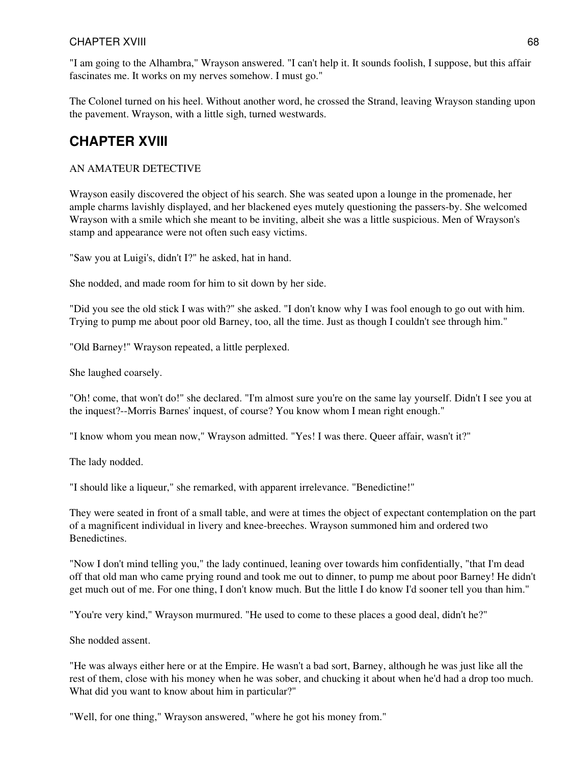"I am going to the Alhambra," Wrayson answered. "I can't help it. It sounds foolish, I suppose, but this affair fascinates me. It works on my nerves somehow. I must go."

The Colonel turned on his heel. Without another word, he crossed the Strand, leaving Wrayson standing upon the pavement. Wrayson, with a little sigh, turned westwards.

## CHAPTER XVIII

AN AMATEUR DETECTIVE

Wrayson easily discovered the object of his search. She was seated upon a lounge in the promenade, her ample charms lavishly displayed, and her blackened eyes mutely questioning the passers-by. She welcomed Wrayson with a smile which she meant to be inviting, albeit she was a little suspicious. Men of Wrayson's stamp and appearance were not often such easy victims.

"Saw you at Luigi's, didn't I?" he asked, hat in hand.

She nodded, and made room for him to sit down by her side.

"Did you see the old stick I was with?" she asked. "I don't know why I was fool enough to go out with him. Trying to pump me about poor old Barney, too, all the time. Just as though I couldn't see through him."

"Old Barney!" Wrayson repeated, a little perplexed.

She laughed coarsely.

"Oh! come, that won't do!" she declared. "I'm almost sure you're on the same lay yourself. Didn't I see you at the inquest?--Morris Barnes' inquest, of course? You know whom I mean right enough."

"I know whom you mean now," Wrayson admitted. "Yes! I was there. Queer affair, wasn't it?"

The lady nodded.

"I should like a liqueur," she remarked, with apparent irrelevance. "Benedictine!"

They were seated in front of a small table, and were at times the object of expectant contemplation on the part of a magnificent individual in livery and knee-breeches. Wrayson summoned him and ordered two Benedictines.

"Now I don't mind telling you," the lady continued, leaning over towards him confidentially, "that I'm dead off that old man who came prying round and took me out to dinner, to pump me about poor Barney! He didn't get much out of me. For one thing, I don't know much. But the little I do know I'd sooner tell you than him."

"You're very kind," Wrayson murmured. "He used to come to these places a good deal, didn't he?"

She nodded assent.

"He was always either here or at the Empire. He wasn't a bad sort, Barney, although he was just like all the rest of them, close with his money when he was sober, and chucking it about when he'd had a drop too much. What did you want to know about him in particular?"

"Well, for one thing," Wrayson answered, "where he got his money from."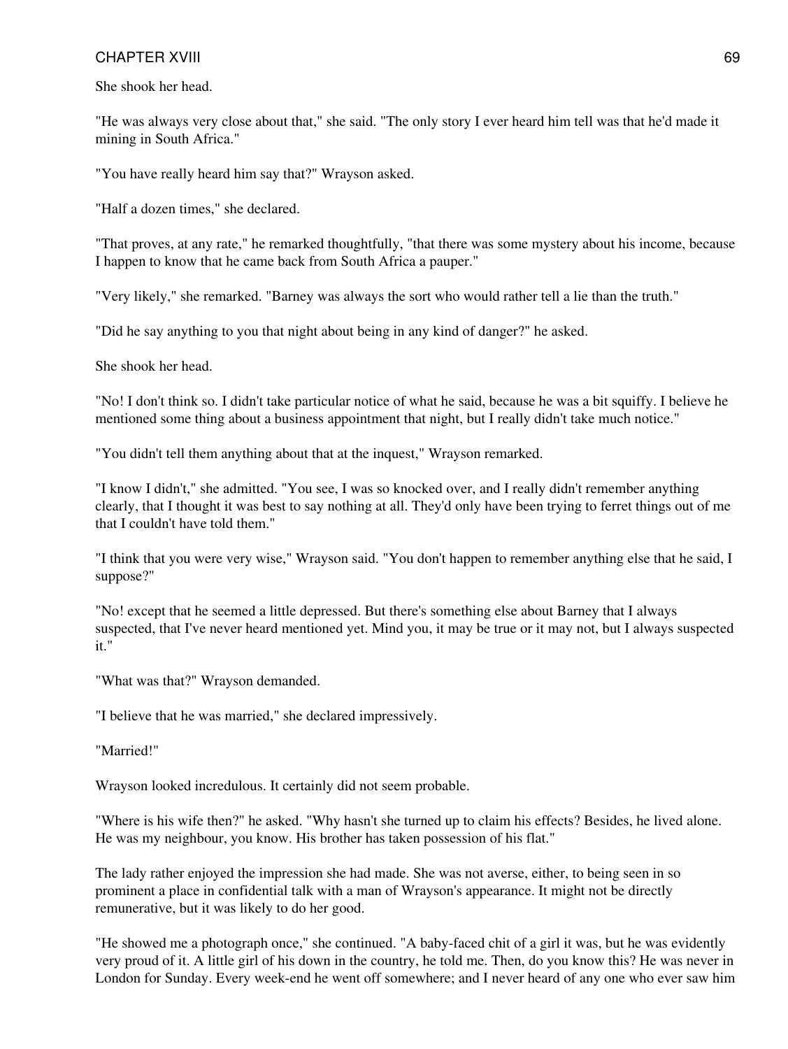She shook her head.

"He was always very close about that," she said. "The only story I ever heard him tell was that he'd made it mining in South Africa."

"You have really heard him say that?" Wrayson asked.

"Half a dozen times," she declared.

"That proves, at any rate," he remarked thoughtfully, "that there was some mystery about his income, because I happen to know that he came back from South Africa a pauper."

"Very likely," she remarked. "Barney was always the sort who would rather tell a lie than the truth."

"Did he say anything to you that night about being in any kind of danger?" he asked.

She shook her head.

"No! I don't think so. I didn't take particular notice of what he said, because he was a bit squiffy. I believe he mentioned some thing about a business appointment that night, but I really didn't take much notice."

"You didn't tell them anything about that at the inquest," Wrayson remarked.

"I know I didn't," she admitted. "You see, I was so knocked over, and I really didn't remember anything clearly, that I thought it was best to say nothing at all. They'd only have been trying to ferret things out of me that I couldn't have told them."

"I think that you were very wise," Wrayson said. "You don't happen to remember anything else that he said, I suppose?"

"No! except that he seemed a little depressed. But there's something else about Barney that I always suspected, that I've never heard mentioned yet. Mind you, it may be true or it may not, but I always suspected it."

"What was that?" Wrayson demanded.

"I believe that he was married," she declared impressively.

"Married!"

Wrayson looked incredulous. It certainly did not seem probable.

"Where is his wife then?" he asked. "Why hasn't she turned up to claim his effects? Besides, he lived alone. He was my neighbour, you know. His brother has taken possession of his flat."

The lady rather enjoyed the impression she had made. She was not averse, either, to being seen in so prominent a place in confidential talk with a man of Wrayson's appearance. It might not be directly remunerative, but it was likely to do her good.

"He showed me a photograph once," she continued. "A baby-faced chit of a girl it was, but he was evidently very proud of it. A little girl of his down in the country, he told me. Then, do you know this? He was never in London for Sunday. Every week-end he went off somewhere; and I never heard of any one who ever saw him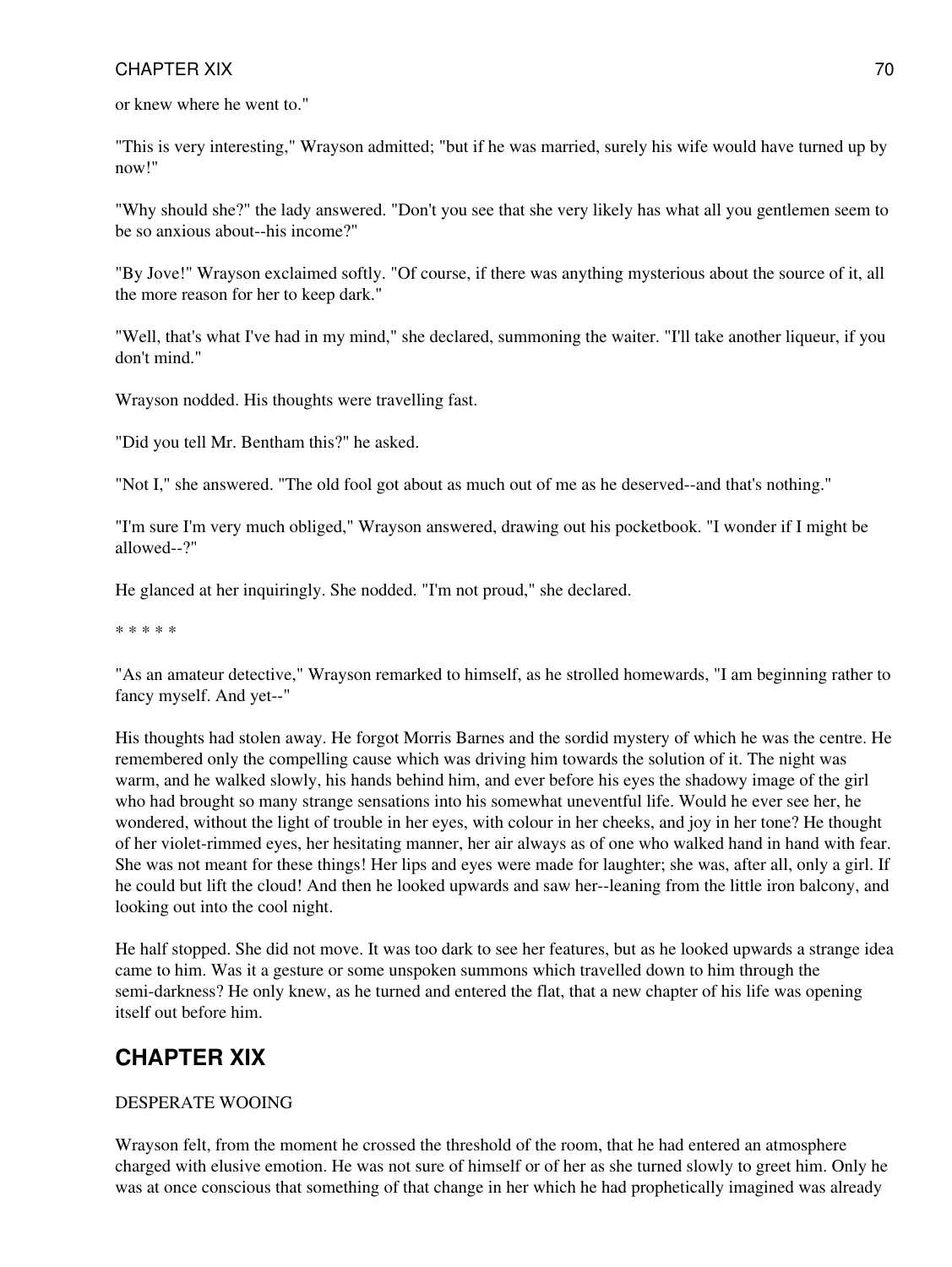or knew where he went to."

"This is very interesting," Wrayson admitted; "but if he was married, surely his wife would have turned up by now!"

"Why should she?" the lady answered. "Don't you see that she very likely has what all you gentlemen seem to be so anxious about--his income?"

"By Jove!" Wrayson exclaimed softly. "Of course, if there was anything mysterious about the source of it, all the more reason for her to keep dark."

"Well, that's what I've had in my mind," she declared, summoning the waiter. "I'll take another liqueur, if you don't mind."

Wrayson nodded. His thoughts were travelling fast.

"Did you tell Mr. Bentham this?" he asked.

"Not I," she answered. "The old fool got about as much out of me as he deserved--and that's nothing."

"I'm sure I'm very much obliged," Wrayson answered, drawing out his pocketbook. "I wonder if I might be allowed--?"

He glanced at her inquiringly. She nodded. "I'm not proud," she declared.

* * * * *

"As an amateur detective," Wrayson remarked to himself, as he strolled homewards, "I am beginning rather to fancy myself. And yet--"

His thoughts had stolen away. He forgot Morris Barnes and the sordid mystery of which he was the centre. He remembered only the compelling cause which was driving him towards the solution of it. The night was warm, and he walked slowly, his hands behind him, and ever before his eyes the shadowy image of the girl who had brought so many strange sensations into his somewhat uneventful life. Would he ever see her, he wondered, without the light of trouble in her eyes, with colour in her cheeks, and joy in her tone? He thought of her violet-rimmed eyes, her hesitating manner, her air always as of one who walked hand in hand with fear. She was not meant for these things! Her lips and eyes were made for laughter; she was, after all, only a girl. If he could but lift the cloud! And then he looked upwards and saw her--leaning from the little iron balcony, and looking out into the cool night.

He half stopped. She did not move. It was too dark to see her features, but as he looked upwards a strange idea came to him. Was it a gesture or some unspoken summons which travelled down to him through the semi-darkness? He only knew, as he turned and entered the flat, that a new chapter of his life was opening itself out before him.

## CHAPTER XIX

DESPERATE WOOING

Wrayson felt, from the moment he crossed the threshold of the room, that he had entered an atmosphere charged with elusive emotion. He was not sure of himself or of her as she turned slowly to greet him. Only he was at once conscious that something of that change in her which he had prophetically imagined was already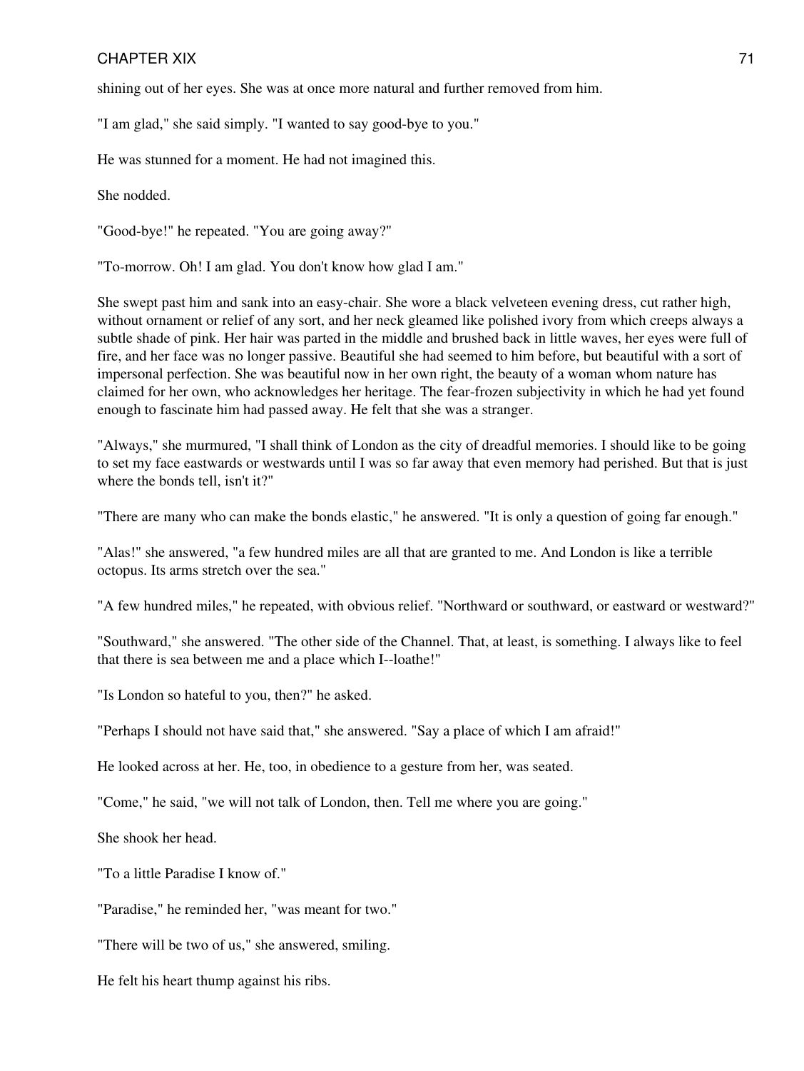shining out of her eyes. She was at once more natural and further removed from him.

"I am glad," she said simply. "I wanted to say good-bye to you."

He was stunned for a moment. He had not imagined this.

She nodded.

"Good-bye!" he repeated. "You are going away?"

"To-morrow. Oh! I am glad. You don't know how glad I am."

She swept past him and sank into an easy-chair. She wore a black velveteen evening dress, cut rather high, without ornament or relief of any sort, and her neck gleamed like polished ivory from which creeps always a subtle shade of pink. Her hair was parted in the middle and brushed back in little waves, her eyes were full of fire, and her face was no longer passive. Beautiful she had seemed to him before, but beautiful with a sort of impersonal perfection. She was beautiful now in her own right, the beauty of a woman whom nature has claimed for her own, who acknowledges her heritage. The fear-frozen subjectivity in which he had yet found enough to fascinate him had passed away. He felt that she was a stranger.

"Always," she murmured, "I shall think of London as the city of dreadful memories. I should like to be going to set my face eastwards or westwards until I was so far away that even memory had perished. But that is just where the bonds tell, isn't it?"

"There are many who can make the bonds elastic," he answered. "It is only a question of going far enough."

"Alas!" she answered, "a few hundred miles are all that are granted to me. And London is like a terrible octopus. Its arms stretch over the sea."

"A few hundred miles," he repeated, with obvious relief. "Northward or southward, or eastward or westward?"

"Southward," she answered. "The other side of the Channel. That, at least, is something. I always like to feel that there is sea between me and a place which I--loathe!"

"Is London so hateful to you, then?" he asked.

"Perhaps I should not have said that," she answered. "Say a place of which I am afraid!"

He looked across at her. He, too, in obedience to a gesture from her, was seated.

"Come," he said, "we will not talk of London, then. Tell me where you are going."

She shook her head.

"To a little Paradise I know of."

"Paradise," he reminded her, "was meant for two."

"There will be two of us," she answered, smiling.

He felt his heart thump against his ribs.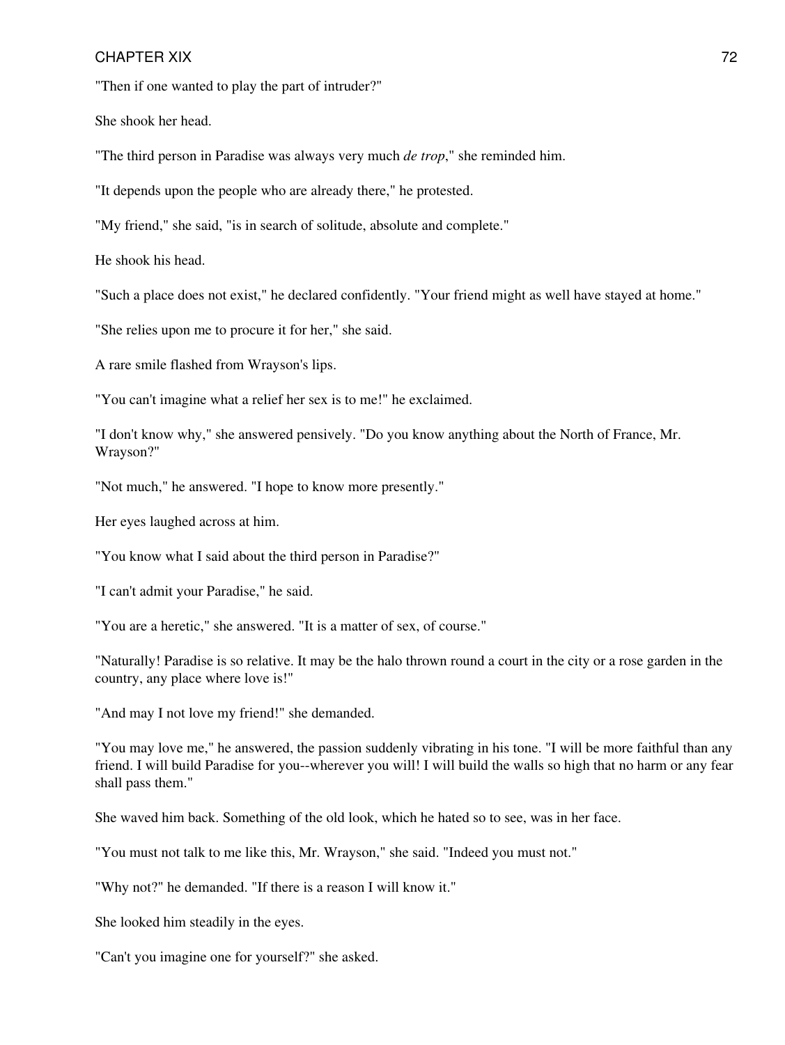"Then if one wanted to play the part of intruder?"

She shook her head.

"The third person in Paradise was always very much *de trop*," she reminded him.

"It depends upon the people who are already there," he protested.

"My friend," she said, "is in search of solitude, absolute and complete."

He shook his head.

"Such a place does not exist," he declared confidently. "Your friend might as well have stayed at home."

"She relies upon me to procure it for her," she said.

A rare smile flashed from Wrayson's lips.

"You can't imagine what a relief her sex is to me!" he exclaimed.

"I don't know why," she answered pensively. "Do you know anything about the North of France, Mr. Wrayson?"

"Not much," he answered. "I hope to know more presently."

Her eyes laughed across at him.

"You know what I said about the third person in Paradise?"

"I can't admit your Paradise," he said.

"You are a heretic," she answered. "It is a matter of sex, of course."

"Naturally! Paradise is so relative. It may be the halo thrown round a court in the city or a rose garden in the country, any place where love is!"

"And may I not love my friend!" she demanded.

"You may love me," he answered, the passion suddenly vibrating in his tone. "I will be more faithful than any friend. I will build Paradise for you--wherever you will! I will build the walls so high that no harm or any fear shall pass them."

She waved him back. Something of the old look, which he hated so to see, was in her face.

"You must not talk to me like this, Mr. Wrayson," she said. "Indeed you must not."

"Why not?" he demanded. "If there is a reason I will know it."

She looked him steadily in the eyes.

"Can't you imagine one for yourself?" she asked.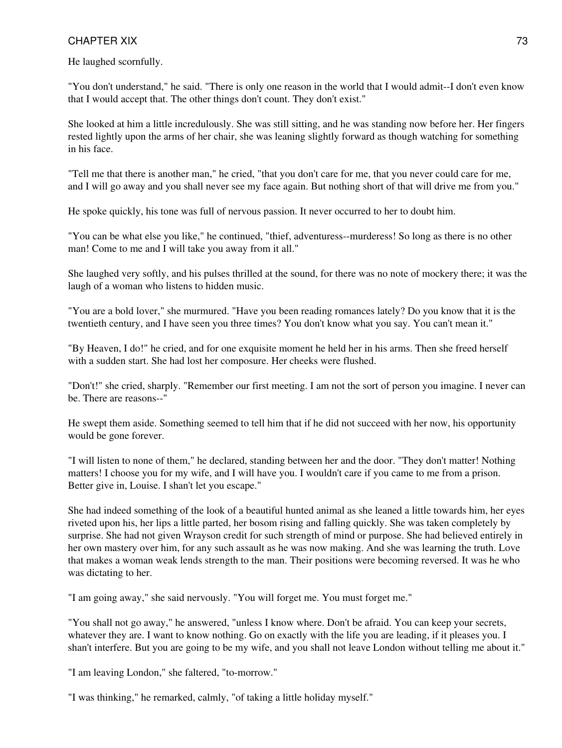He laughed scornfully.

"You don't understand," he said. "There is only one reason in the world that I would admit--I don't even know that I would accept that. The other things don't count. They don't exist."

She looked at him a little incredulously. She was still sitting, and he was standing now before her. Her fingers rested lightly upon the arms of her chair, she was leaning slightly forward as though watching for something in his face.

"Tell me that there is another man," he cried, "that you don't care for me, that you never could care for me, and I will go away and you shall never see my face again. But nothing short of that will drive me from you."

He spoke quickly, his tone was full of nervous passion. It never occurred to her to doubt him.

"You can be what else you like," he continued, "thief, adventuress--murderess! So long as there is no other man! Come to me and I will take you away from it all."

She laughed very softly, and his pulses thrilled at the sound, for there was no note of mockery there; it was the laugh of a woman who listens to hidden music.

"You are a bold lover," she murmured. "Have you been reading romances lately? Do you know that it is the twentieth century, and I have seen you three times? You don't know what you say. You can't mean it."

"By Heaven, I do!" he cried, and for one exquisite moment he held her in his arms. Then she freed herself with a sudden start. She had lost her composure. Her cheeks were flushed.

"Don't!" she cried, sharply. "Remember our first meeting. I am not the sort of person you imagine. I never can be. There are reasons--"

He swept them aside. Something seemed to tell him that if he did not succeed with her now, his opportunity would be gone forever.

"I will listen to none of them," he declared, standing between her and the door. "They don't matter! Nothing matters! I choose you for my wife, and I will have you. I wouldn't care if you came to me from a prison. Better give in, Louise. I shan't let you escape."

She had indeed something of the look of a beautiful hunted animal as she leaned a little towards him, her eyes riveted upon his, her lips a little parted, her bosom rising and falling quickly. She was taken completely by surprise. She had not given Wrayson credit for such strength of mind or purpose. She had believed entirely in her own mastery over him, for any such assault as he was now making. And she was learning the truth. Love that makes a woman weak lends strength to the man. Their positions were becoming reversed. It was he who was dictating to her.

"I am going away," she said nervously. "You will forget me. You must forget me."

"You shall not go away," he answered, "unless I know where. Don't be afraid. You can keep your secrets, whatever they are. I want to know nothing. Go on exactly with the life you are leading, if it pleases you. I shan't interfere. But you are going to be my wife, and you shall not leave London without telling me about it."

"I am leaving London," she faltered, "to-morrow."

"I was thinking," he remarked, calmly, "of taking a little holiday myself."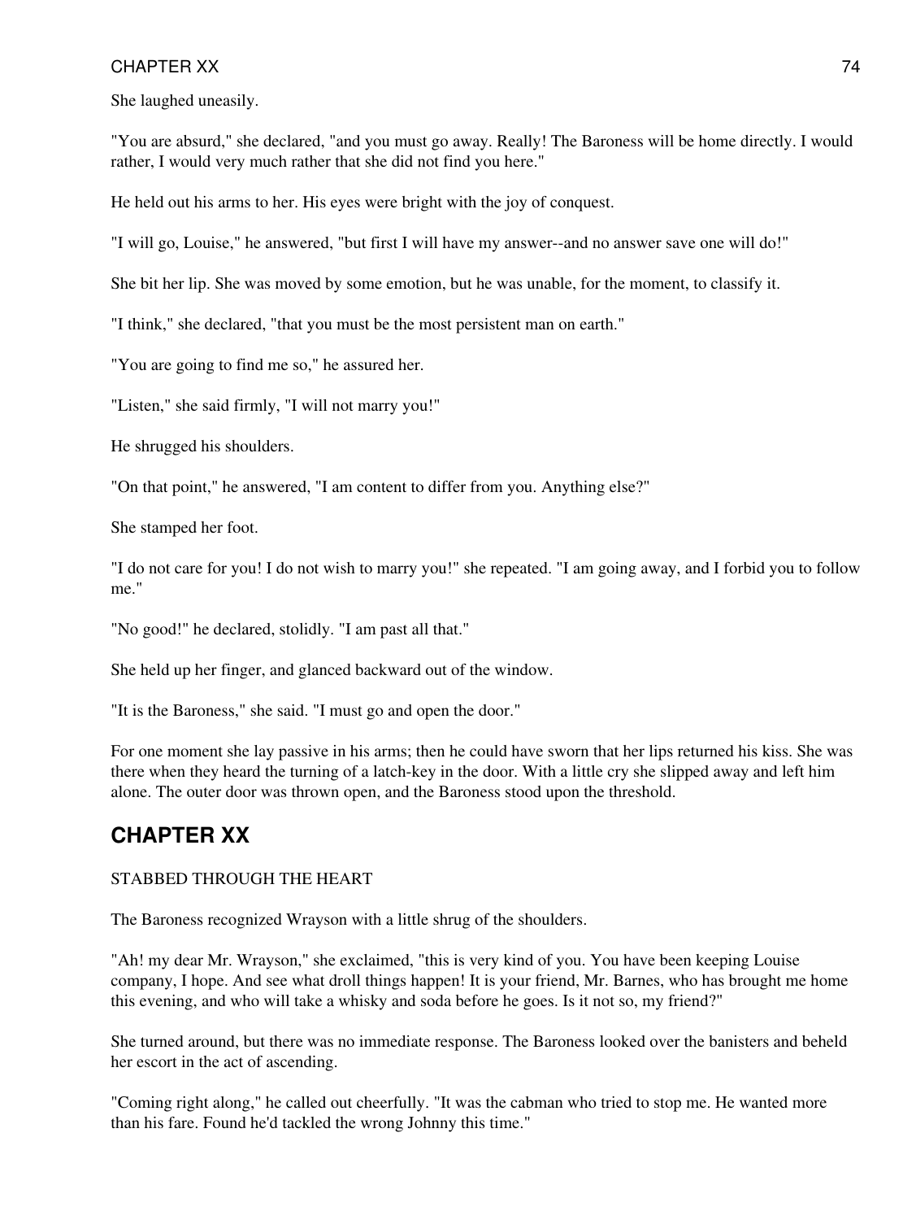She laughed uneasily.

"You are absurd," she declared, "and you must go away. Really! The Baroness will be home directly. I would rather, I would very much rather that she did not find you here."

He held out his arms to her. His eyes were bright with the joy of conquest.

"I will go, Louise," he answered, "but first I will have my answer--and no answer save one will do!"

She bit her lip. She was moved by some emotion, but he was unable, for the moment, to classify it.

"I think," she declared, "that you must be the most persistent man on earth."

"You are going to find me so," he assured her.

"Listen," she said firmly, "I will not marry you!"

He shrugged his shoulders.

"On that point," he answered, "I am content to differ from you. Anything else?"

She stamped her foot.

"I do not care for you! I do not wish to marry you!" she repeated. "I am going away, and I forbid you to follow me."

"No good!" he declared, stolidly. "I am past all that."

She held up her finger, and glanced backward out of the window.

"It is the Baroness," she said. "I must go and open the door."

For one moment she lay passive in his arms; then he could have sworn that her lips returned his kiss. She was there when they heard the turning of a latch-key in the door. With a little cry she slipped away and left him alone. The outer door was thrown open, and the Baroness stood upon the threshold.

## CHAPTER XX

STABBED THROUGH THE HEART

The Baroness recognized Wrayson with a little shrug of the shoulders.

"Ah! my dear Mr. Wrayson," she exclaimed, "this is very kind of you. You have been keeping Louise company, I hope. And see what droll things happen! It is your friend, Mr. Barnes, who has brought me home this evening, and who will take a whisky and soda before he goes. Is it not so, my friend?"

She turned around, but there was no immediate response. The Baroness looked over the banisters and beheld her escort in the act of ascending.

"Coming right along," he called out cheerfully. "It was the cabman who tried to stop me. He wanted more than his fare. Found he'd tackled the wrong Johnny this time."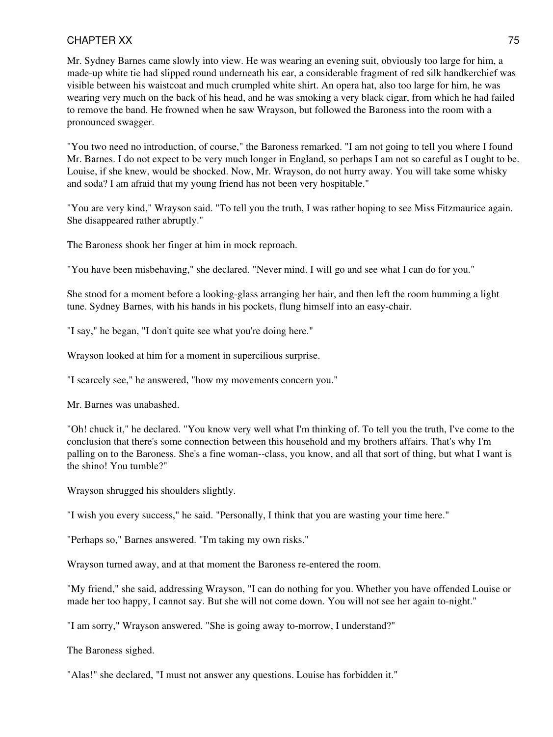Mr. Sydney Barnes came slowly into view. He was wearing an evening suit, obviously too large for him, a made-up white tie had slipped round underneath his ear, a considerable fragment of red silk handkerchief was visible between his waistcoat and much crumpled white shirt. An opera hat, also too large for him, he was wearing very much on the back of his head, and he was smoking a very black cigar, from which he had failed to remove the band. He frowned when he saw Wrayson, but followed the Baroness into the room with a pronounced swagger.

"You two need no introduction, of course," the Baroness remarked. "I am not going to tell you where I found Mr. Barnes. I do not expect to be very much longer in England, so perhaps I am not so careful as I ought to be. Louise, if she knew, would be shocked. Now, Mr. Wrayson, do not hurry away. You will take some whisky and soda? I am afraid that my young friend has not been very hospitable."

"You are very kind," Wrayson said. "To tell you the truth, I was rather hoping to see Miss Fitzmaurice again. She disappeared rather abruptly."

The Baroness shook her finger at him in mock reproach.

"You have been misbehaving," she declared. "Never mind. I will go and see what I can do for you."

She stood for a moment before a looking-glass arranging her hair, and then left the room humming a light tune. Sydney Barnes, with his hands in his pockets, flung himself into an easy-chair.

"I say," he began, "I don't quite see what you're doing here."

Wrayson looked at him for a moment in supercilious surprise.

"I scarcely see," he answered, "how my movements concern you."

Mr. Barnes was unabashed.

"Oh! chuck it," he declared. "You know very well what I'm thinking of. To tell you the truth, I've come to the conclusion that there's some connection between this household and my brothers affairs. That's why I'm palling on to the Baroness. She's a fine woman--class, you know, and all that sort of thing, but what I want is the shino! You tumble?"

Wrayson shrugged his shoulders slightly.

"I wish you every success," he said. "Personally, I think that you are wasting your time here."

"Perhaps so," Barnes answered. "I'm taking my own risks."

Wrayson turned away, and at that moment the Baroness re-entered the room.

"My friend," she said, addressing Wrayson, "I can do nothing for you. Whether you have offended Louise or made her too happy, I cannot say. But she will not come down. You will not see her again to-night."

"I am sorry," Wrayson answered. "She is going away to-morrow, I understand?"

The Baroness sighed.

"Alas!" she declared, "I must not answer any questions. Louise has forbidden it."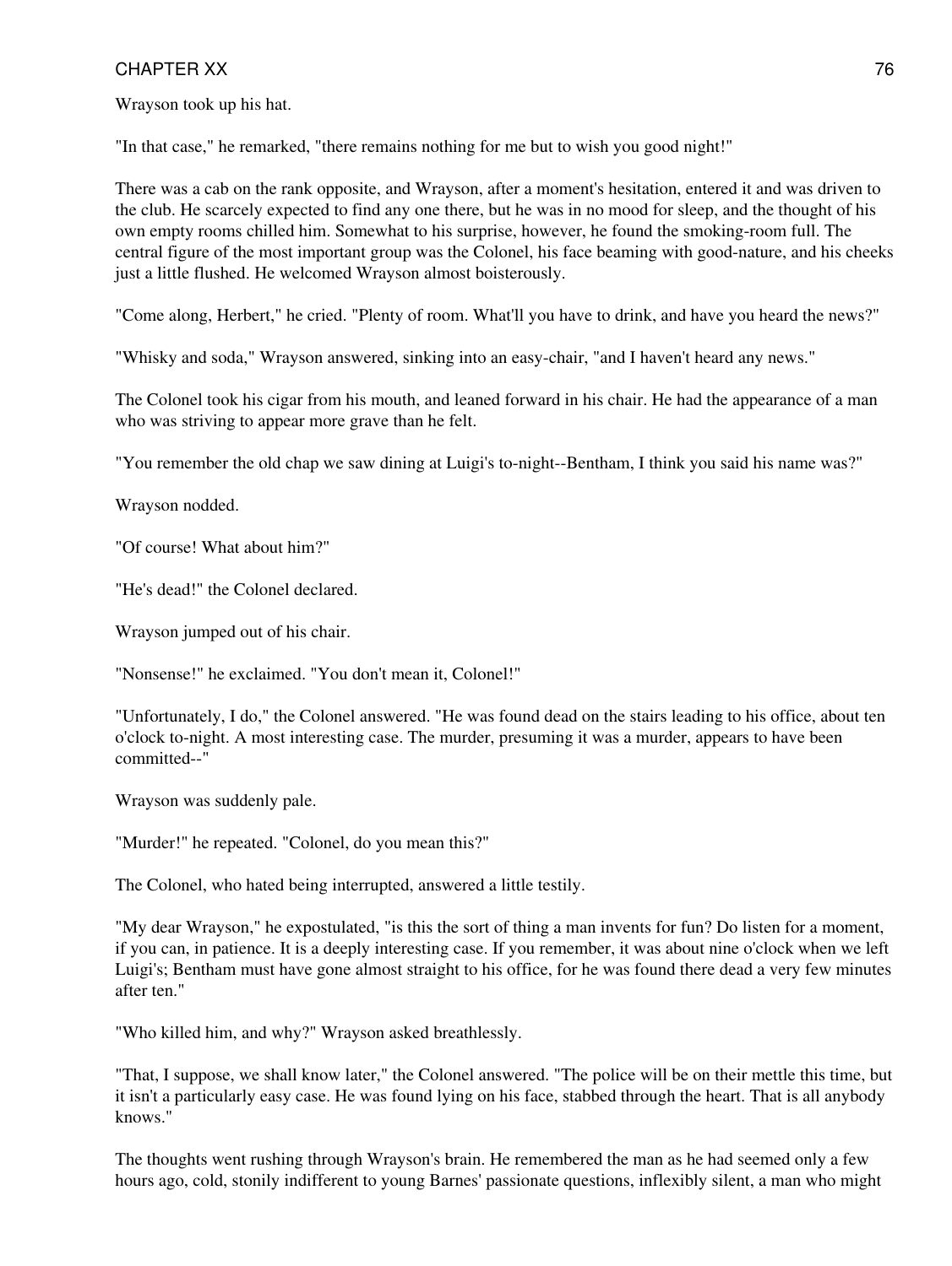Wrayson took up his hat.

"In that case," he remarked, "there remains nothing for me but to wish you good night!"

There was a cab on the rank opposite, and Wrayson, after a moment's hesitation, entered it and was driven to the club. He scarcely expected to find any one there, but he was in no mood for sleep, and the thought of his own empty rooms chilled him. Somewhat to his surprise, however, he found the smoking-room full. The central figure of the most important group was the Colonel, his face beaming with good-nature, and his cheeks just a little flushed. He welcomed Wrayson almost boisterously.

"Come along, Herbert," he cried. "Plenty of room. What'll you have to drink, and have you heard the news?"

"Whisky and soda," Wrayson answered, sinking into an easy-chair, "and I haven't heard any news."

The Colonel took his cigar from his mouth, and leaned forward in his chair. He had the appearance of a man who was striving to appear more grave than he felt.

"You remember the old chap we saw dining at Luigi's to-night--Bentham, I think you said his name was?"

Wrayson nodded.

"Of course! What about him?"

"He's dead!" the Colonel declared.

Wrayson jumped out of his chair.

"Nonsense!" he exclaimed. "You don't mean it, Colonel!"

"Unfortunately, I do," the Colonel answered. "He was found dead on the stairs leading to his office, about ten o'clock to-night. A most interesting case. The murder, presuming it was a murder, appears to have been committed--"

Wrayson was suddenly pale.

"Murder!" he repeated. "Colonel, do you mean this?"

The Colonel, who hated being interrupted, answered a little testily.

"My dear Wrayson," he expostulated, "is this the sort of thing a man invents for fun? Do listen for a moment, if you can, in patience. It is a deeply interesting case. If you remember, it was about nine o'clock when we left Luigi's; Bentham must have gone almost straight to his office, for he was found there dead a very few minutes after ten."

"Who killed him, and why?" Wrayson asked breathlessly.

"That, I suppose, we shall know later," the Colonel answered. "The police will be on their mettle this time, but it isn't a particularly easy case. He was found lying on his face, stabbed through the heart. That is all anybody knows."

The thoughts went rushing through Wrayson's brain. He remembered the man as he had seemed only a few hours ago, cold, stonily indifferent to young Barnes' passionate questions, inflexibly silent, a man who might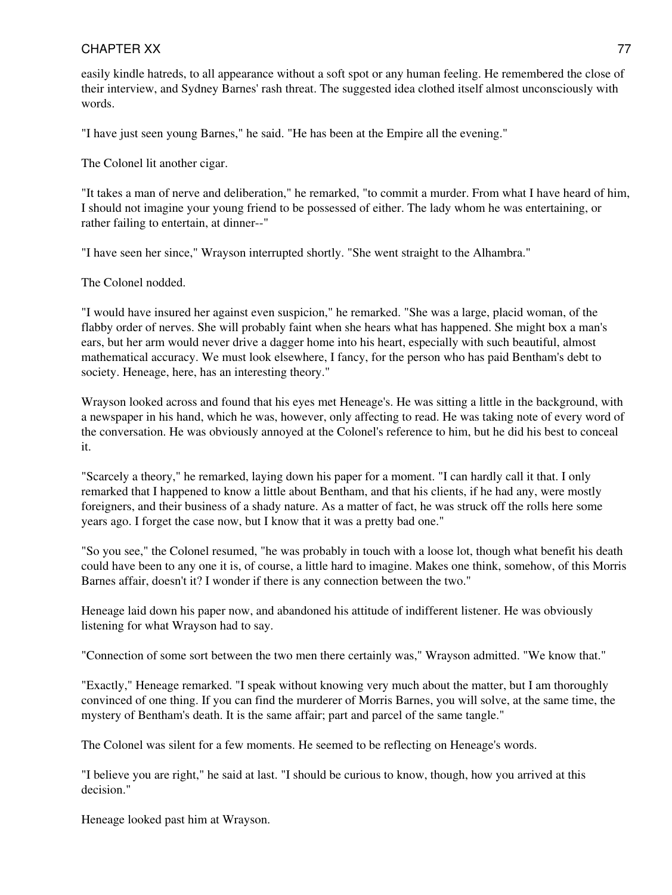easily kindle hatreds, to all appearance without a soft spot or any human feeling. He remembered the close of their interview, and Sydney Barnes' rash threat. The suggested idea clothed itself almost unconsciously with words.

"I have just seen young Barnes," he said. "He has been at the Empire all the evening."

The Colonel lit another cigar.

"It takes a man of nerve and deliberation," he remarked, "to commit a murder. From what I have heard of him, I should not imagine your young friend to be possessed of either. The lady whom he was entertaining, or rather failing to entertain, at dinner--"

"I have seen her since," Wrayson interrupted shortly. "She went straight to the Alhambra."

The Colonel nodded.

"I would have insured her against even suspicion," he remarked. "She was a large, placid woman, of the flabby order of nerves. She will probably faint when she hears what has happened. She might box a man's ears, but her arm would never drive a dagger home into his heart, especially with such beautiful, almost mathematical accuracy. We must look elsewhere, I fancy, for the person who has paid Bentham's debt to society. Heneage, here, has an interesting theory."

Wrayson looked across and found that his eyes met Heneage's. He was sitting a little in the background, with a newspaper in his hand, which he was, however, only affecting to read. He was taking note of every word of the conversation. He was obviously annoyed at the Colonel's reference to him, but he did his best to conceal it.

"Scarcely a theory," he remarked, laying down his paper for a moment. "I can hardly call it that. I only remarked that I happened to know a little about Bentham, and that his clients, if he had any, were mostly foreigners, and their business of a shady nature. As a matter of fact, he was struck off the rolls here some years ago. I forget the case now, but I know that it was a pretty bad one."

"So you see," the Colonel resumed, "he was probably in touch with a loose lot, though what benefit his death could have been to any one it is, of course, a little hard to imagine. Makes one think, somehow, of this Morris Barnes affair, doesn't it? I wonder if there is any connection between the two."

Heneage laid down his paper now, and abandoned his attitude of indifferent listener. He was obviously listening for what Wrayson had to say.

"Connection of some sort between the two men there certainly was," Wrayson admitted. "We know that."

"Exactly," Heneage remarked. "I speak without knowing very much about the matter, but I am thoroughly convinced of one thing. If you can find the murderer of Morris Barnes, you will solve, at the same time, the mystery of Bentham's death. It is the same affair; part and parcel of the same tangle."

The Colonel was silent for a few moments. He seemed to be reflecting on Heneage's words.

"I believe you are right," he said at last. "I should be curious to know, though, how you arrived at this decision."

Heneage looked past him at Wrayson.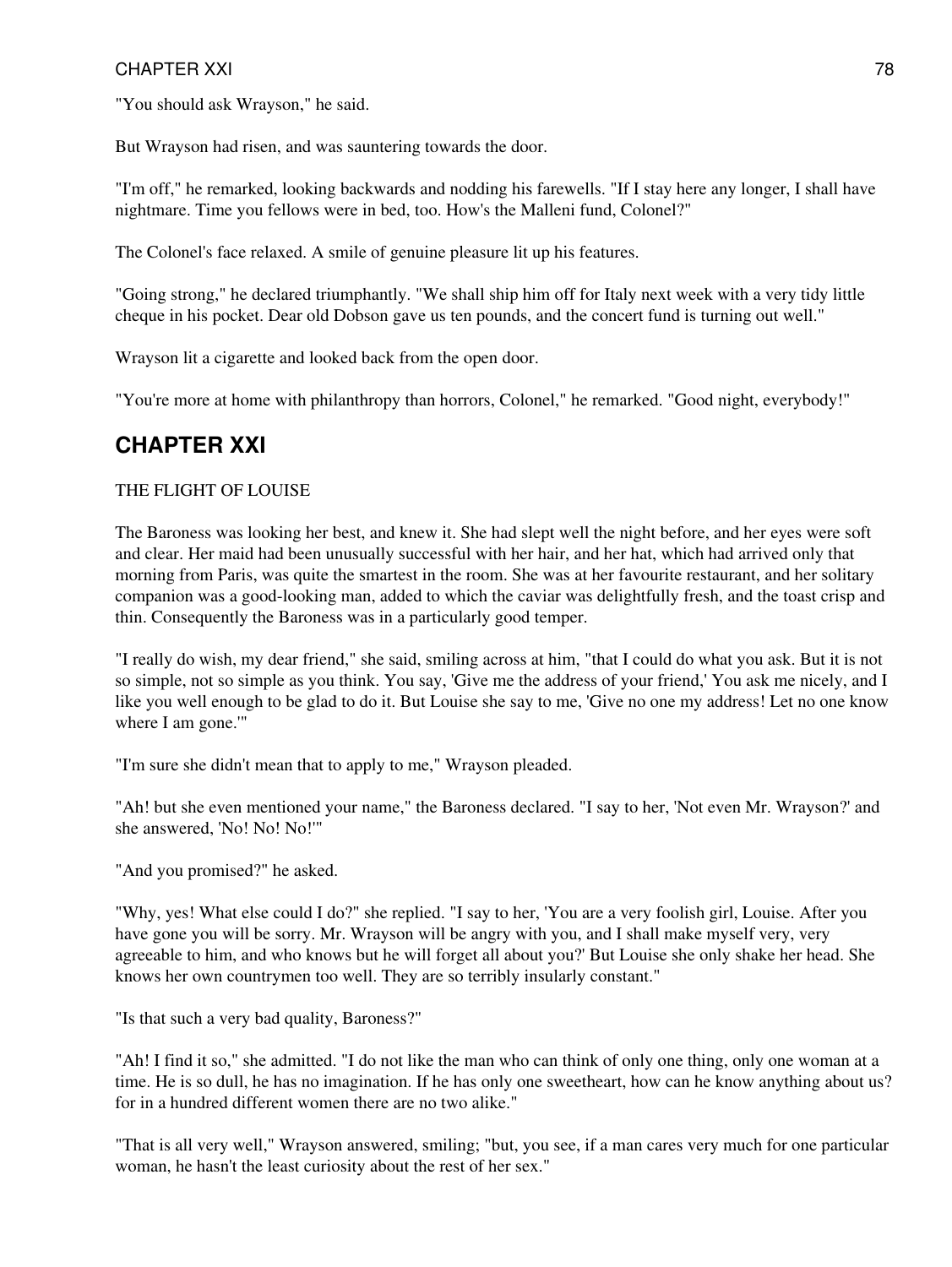"You should ask Wrayson," he said.

But Wrayson had risen, and was sauntering towards the door.

"I'm off," he remarked, looking backwards and nodding his farewells. "If I stay here any longer, I shall have nightmare. Time you fellows were in bed, too. How's the Malleni fund, Colonel?"

The Colonel's face relaxed. A smile of genuine pleasure lit up his features.

"Going strong," he declared triumphantly. "We shall ship him off for Italy next week with a very tidy little cheque in his pocket. Dear old Dobson gave us ten pounds, and the concert fund is turning out well."

Wrayson lit a cigarette and looked back from the open door.

"You're more at home with philanthropy than horrors, Colonel," he remarked. "Good night, everybody!"

## CHAPTER XXI

THE FLIGHT OF LOUISE

The Baroness was looking her best, and knew it. She had slept well the night before, and her eyes were soft and clear. Her maid had been unusually successful with her hair, and her hat, which had arrived only that morning from Paris, was quite the smartest in the room. She was at her favourite restaurant, and her solitary companion was a good-looking man, added to which the caviar was delightfully fresh, and the toast crisp and thin. Consequently the Baroness was in a particularly good temper.

"I really do wish, my dear friend," she said, smiling across at him, "that I could do what you ask. But it is not so simple, not so simple as you think. You say, 'Give me the address of your friend,' You ask me nicely, and I like you well enough to be glad to do it. But Louise she say to me, 'Give no one my address! Let no one know where I am gone.'"

"I'm sure she didn't mean that to apply to me," Wrayson pleaded.

"Ah! but she even mentioned your name," the Baroness declared. "I say to her, 'Not even Mr. Wrayson?' and she answered, 'No! No! No!'"

"And you promised?" he asked.

"Why, yes! What else could I do?" she replied. "I say to her, 'You are a very foolish girl, Louise. After you have gone you will be sorry. Mr. Wrayson will be angry with you, and I shall make myself very, very agreeable to him, and who knows but he will forget all about you?' But Louise she only shake her head. She knows her own countrymen too well. They are so terribly insularly constant."

"Is that such a very bad quality, Baroness?"

"Ah! I find it so," she admitted. "I do not like the man who can think of only one thing, only one woman at a time. He is so dull, he has no imagination. If he has only one sweetheart, how can he know anything about us? for in a hundred different women there are no two alike."

"That is all very well," Wrayson answered, smiling; "but, you see, if a man cares very much for one particular woman, he hasn't the least curiosity about the rest of her sex."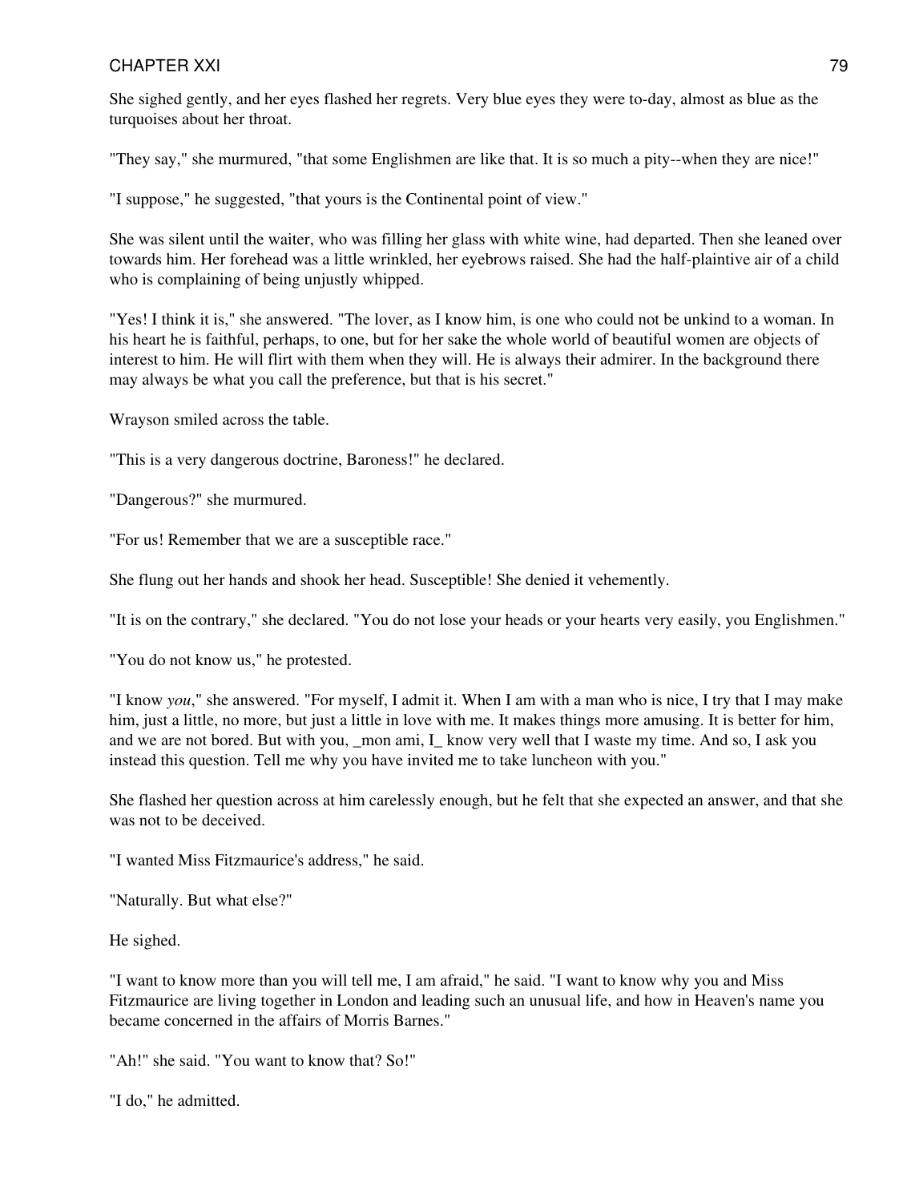She sighed gently, and her eyes flashed her regrets. Very blue eyes they were to-day, almost as blue as the turquoises about her throat.

"They say," she murmured, "that some Englishmen are like that. It is so much a pity--when they are nice!"

"I suppose," he suggested, "that yours is the Continental point of view."

She was silent until the waiter, who was filling her glass with white wine, had departed. Then she leaned over towards him. Her forehead was a little wrinkled, her eyebrows raised. She had the half-plaintive air of a child who is complaining of being unjustly whipped.

"Yes! I think it is," she answered. "The lover, as I know him, is one who could not be unkind to a woman. In his heart he is faithful, perhaps, to one, but for her sake the whole world of beautiful women are objects of interest to him. He will flirt with them when they will. He is always their admirer. In the background there may always be what you call the preference, but that is his secret."

Wrayson smiled across the table.

"This is a very dangerous doctrine, Baroness!" he declared.

"Dangerous?" she murmured.

"For us! Remember that we are a susceptible race."

She flung out her hands and shook her head. Susceptible! She denied it vehemently.

"It is on the contrary," she declared. "You do not lose your heads or your hearts very easily, you Englishmen."

"You do not know us," he protested.

"I know *you*," she answered. "For myself, I admit it. When I am with a man who is nice, I try that I may make him, just a little, no more, but just a little in love with me. It makes things more amusing. It is better for him, and we are not bored. But with you, _mon ami, I_ know very well that I waste my time. And so, I ask you instead this question. Tell me why you have invited me to take luncheon with you."

She flashed her question across at him carelessly enough, but he felt that she expected an answer, and that she was not to be deceived.

"I wanted Miss Fitzmaurice's address," he said.

"Naturally. But what else?"

He sighed.

"I want to know more than you will tell me, I am afraid," he said. "I want to know why you and Miss Fitzmaurice are living together in London and leading such an unusual life, and how in Heaven's name you became concerned in the affairs of Morris Barnes."

"Ah!" she said. "You want to know that? So!"

"I do," he admitted.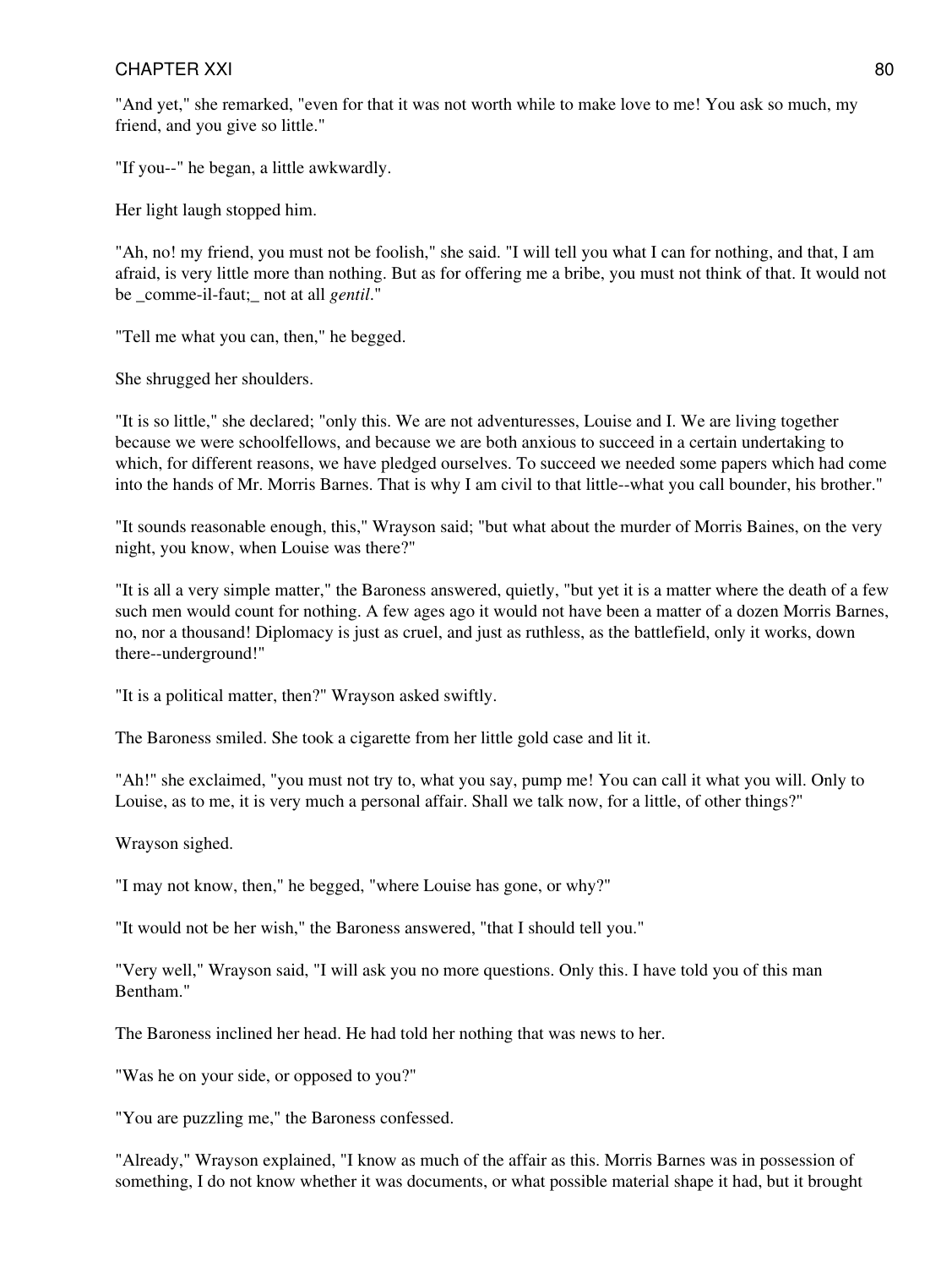"And yet," she remarked, "even for that it was not worth while to make love to me! You ask so much, my friend, and you give so little."

"If you--" he began, a little awkwardly.

Her light laugh stopped him.

"Ah, no! my friend, you must not be foolish," she said. "I will tell you what I can for nothing, and that, I am afraid, is very little more than nothing. But as for offering me a bribe, you must not think of that. It would not be _comme-il-faut;_ not at all *gentil*."

"Tell me what you can, then," he begged.

She shrugged her shoulders.

"It is so little," she declared; "only this. We are not adventuresses, Louise and I. We are living together because we were schoolfellows, and because we are both anxious to succeed in a certain undertaking to which, for different reasons, we have pledged ourselves. To succeed we needed some papers which had come into the hands of Mr. Morris Barnes. That is why I am civil to that little--what you call bounder, his brother."

"It sounds reasonable enough, this," Wrayson said; "but what about the murder of Morris Baines, on the very night, you know, when Louise was there?"

"It is all a very simple matter," the Baroness answered, quietly, "but yet it is a matter where the death of a few such men would count for nothing. A few ages ago it would not have been a matter of a dozen Morris Barnes, no, nor a thousand! Diplomacy is just as cruel, and just as ruthless, as the battlefield, only it works, down there--underground!"

"It is a political matter, then?" Wrayson asked swiftly.

The Baroness smiled. She took a cigarette from her little gold case and lit it.

"Ah!" she exclaimed, "you must not try to, what you say, pump me! You can call it what you will. Only to Louise, as to me, it is very much a personal affair. Shall we talk now, for a little, of other things?"

Wrayson sighed.

"I may not know, then," he begged, "where Louise has gone, or why?"

"It would not be her wish," the Baroness answered, "that I should tell you."

"Very well," Wrayson said, "I will ask you no more questions. Only this. I have told you of this man Bentham."

The Baroness inclined her head. He had told her nothing that was news to her.

"Was he on your side, or opposed to you?"

"You are puzzling me," the Baroness confessed.

"Already," Wrayson explained, "I know as much of the affair as this. Morris Barnes was in possession of something, I do not know whether it was documents, or what possible material shape it had, but it brought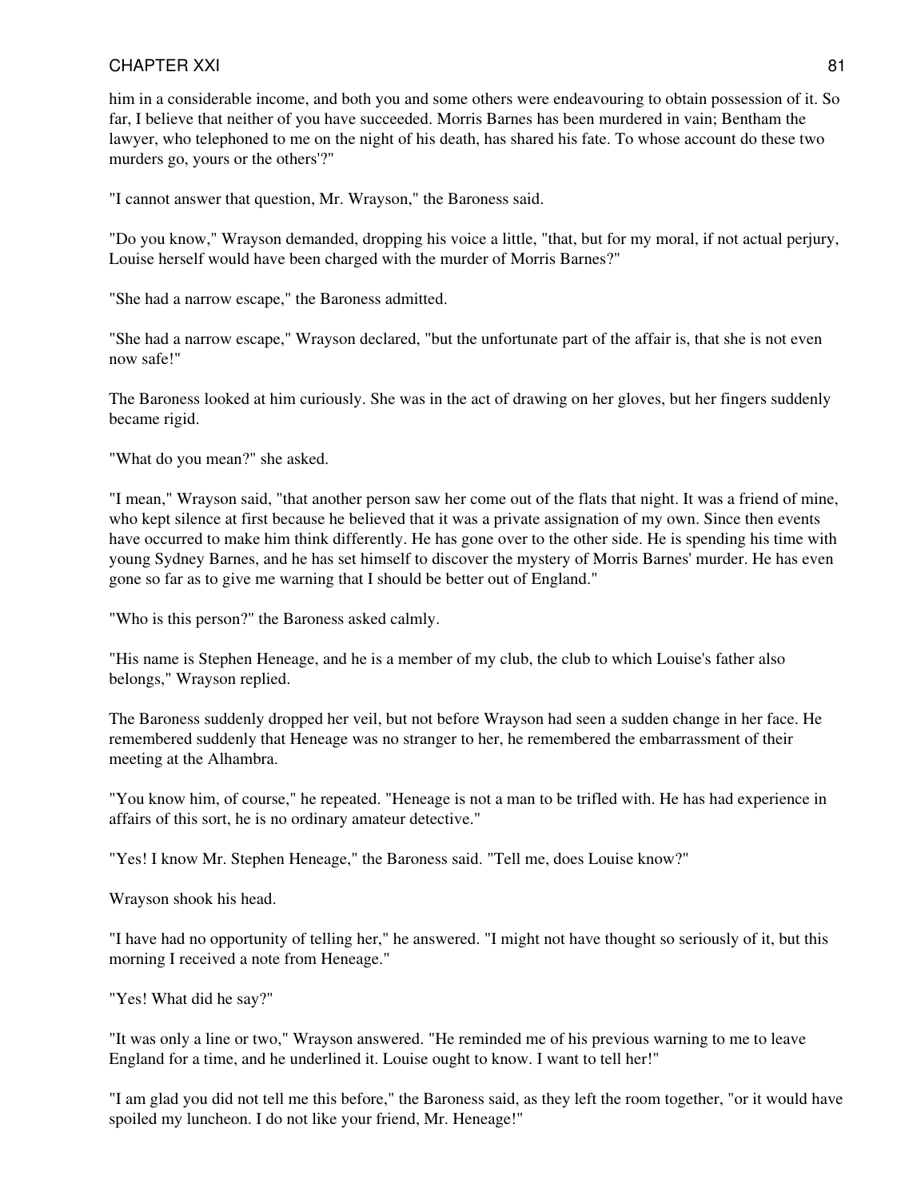him in a considerable income, and both you and some others were endeavouring to obtain possession of it. So far, I believe that neither of you have succeeded. Morris Barnes has been murdered in vain; Bentham the lawyer, who telephoned to me on the night of his death, has shared his fate. To whose account do these two murders go, yours or the others'?"

"I cannot answer that question, Mr. Wrayson," the Baroness said.

"Do you know," Wrayson demanded, dropping his voice a little, "that, but for my moral, if not actual perjury, Louise herself would have been charged with the murder of Morris Barnes?"

"She had a narrow escape," the Baroness admitted.

"She had a narrow escape," Wrayson declared, "but the unfortunate part of the affair is, that she is not even now safe!"

The Baroness looked at him curiously. She was in the act of drawing on her gloves, but her fingers suddenly became rigid.

"What do you mean?" she asked.

"I mean," Wrayson said, "that another person saw her come out of the flats that night. It was a friend of mine, who kept silence at first because he believed that it was a private assignation of my own. Since then events have occurred to make him think differently. He has gone over to the other side. He is spending his time with young Sydney Barnes, and he has set himself to discover the mystery of Morris Barnes' murder. He has even gone so far as to give me warning that I should be better out of England."

"Who is this person?" the Baroness asked calmly.

"His name is Stephen Heneage, and he is a member of my club, the club to which Louise's father also belongs," Wrayson replied.

The Baroness suddenly dropped her veil, but not before Wrayson had seen a sudden change in her face. He remembered suddenly that Heneage was no stranger to her, he remembered the embarrassment of their meeting at the Alhambra.

"You know him, of course," he repeated. "Heneage is not a man to be trifled with. He has had experience in affairs of this sort, he is no ordinary amateur detective."

"Yes! I know Mr. Stephen Heneage," the Baroness said. "Tell me, does Louise know?"

Wrayson shook his head.

"I have had no opportunity of telling her," he answered. "I might not have thought so seriously of it, but this morning I received a note from Heneage."

"Yes! What did he say?"

"It was only a line or two," Wrayson answered. "He reminded me of his previous warning to me to leave England for a time, and he underlined it. Louise ought to know. I want to tell her!"

"I am glad you did not tell me this before," the Baroness said, as they left the room together, "or it would have spoiled my luncheon. I do not like your friend, Mr. Heneage!"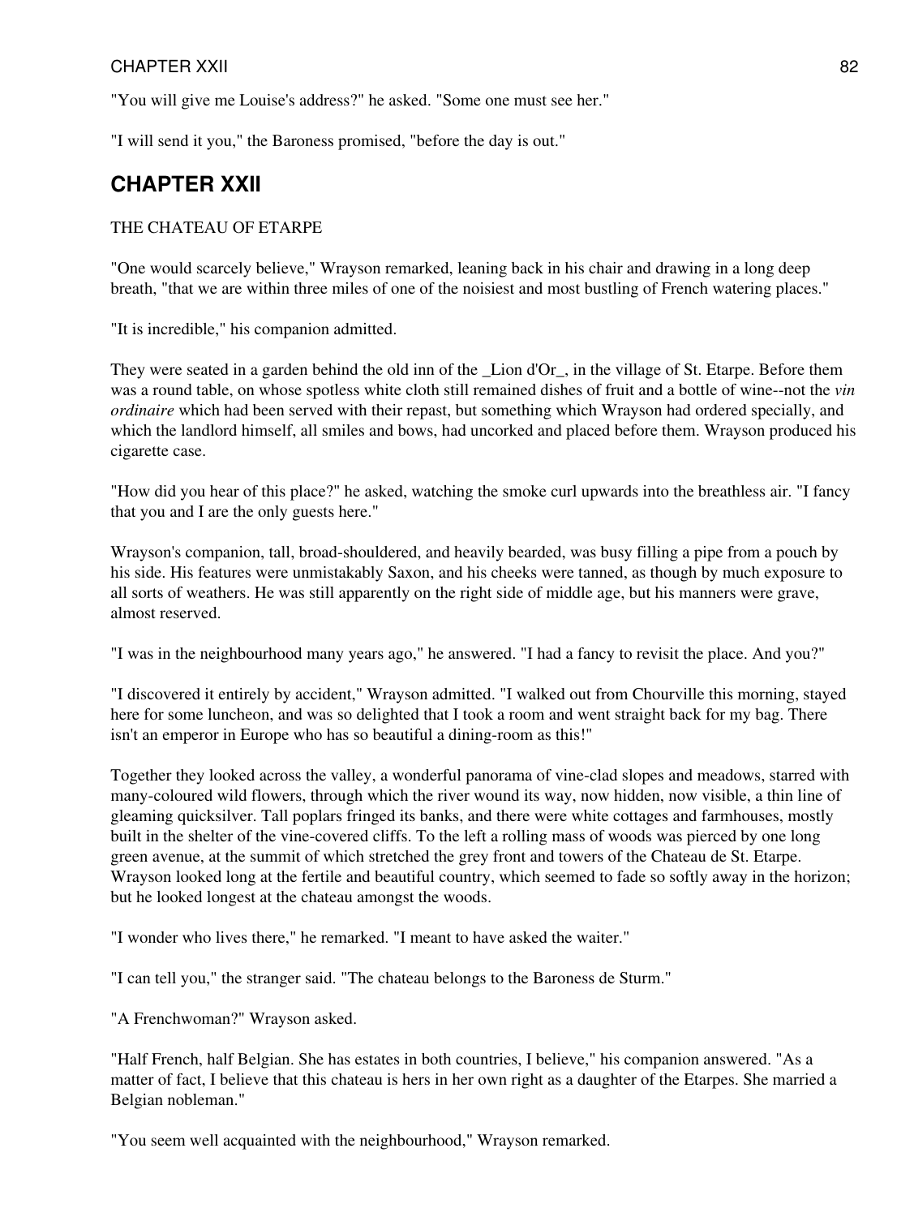"You will give me Louise's address?" he asked. "Some one must see her."

"I will send it you," the Baroness promised, "before the day is out."

## CHAPTER XXII

THE CHATEAU OF ETARPE

"One would scarcely believe," Wrayson remarked, leaning back in his chair and drawing in a long deep breath, "that we are within three miles of one of the noisiest and most bustling of French watering places."

"It is incredible," his companion admitted.

They were seated in a garden behind the old inn of the _Lion d'Or_, in the village of St. Etarpe. Before them was a round table, on whose spotless white cloth still remained dishes of fruit and a bottle of wine--not the *vin ordinaire* which had been served with their repast, but something which Wrayson had ordered specially, and which the landlord himself, all smiles and bows, had uncorked and placed before them. Wrayson produced his cigarette case.

"How did you hear of this place?" he asked, watching the smoke curl upwards into the breathless air. "I fancy that you and I are the only guests here."

Wrayson's companion, tall, broad-shouldered, and heavily bearded, was busy filling a pipe from a pouch by his side. His features were unmistakably Saxon, and his cheeks were tanned, as though by much exposure to all sorts of weathers. He was still apparently on the right side of middle age, but his manners were grave, almost reserved.

"I was in the neighbourhood many years ago," he answered. "I had a fancy to revisit the place. And you?"

"I discovered it entirely by accident," Wrayson admitted. "I walked out from Chourville this morning, stayed here for some luncheon, and was so delighted that I took a room and went straight back for my bag. There isn't an emperor in Europe who has so beautiful a dining-room as this!"

Together they looked across the valley, a wonderful panorama of vine-clad slopes and meadows, starred with many-coloured wild flowers, through which the river wound its way, now hidden, now visible, a thin line of gleaming quicksilver. Tall poplars fringed its banks, and there were white cottages and farmhouses, mostly built in the shelter of the vine-covered cliffs. To the left a rolling mass of woods was pierced by one long green avenue, at the summit of which stretched the grey front and towers of the Chateau de St. Etarpe. Wrayson looked long at the fertile and beautiful country, which seemed to fade so softly away in the horizon; but he looked longest at the chateau amongst the woods.

"I wonder who lives there," he remarked. "I meant to have asked the waiter."

"I can tell you," the stranger said. "The chateau belongs to the Baroness de Sturm."

"A Frenchwoman?" Wrayson asked.

"Half French, half Belgian. She has estates in both countries, I believe," his companion answered. "As a matter of fact, I believe that this chateau is hers in her own right as a daughter of the Etarpes. She married a Belgian nobleman."

"You seem well acquainted with the neighbourhood," Wrayson remarked.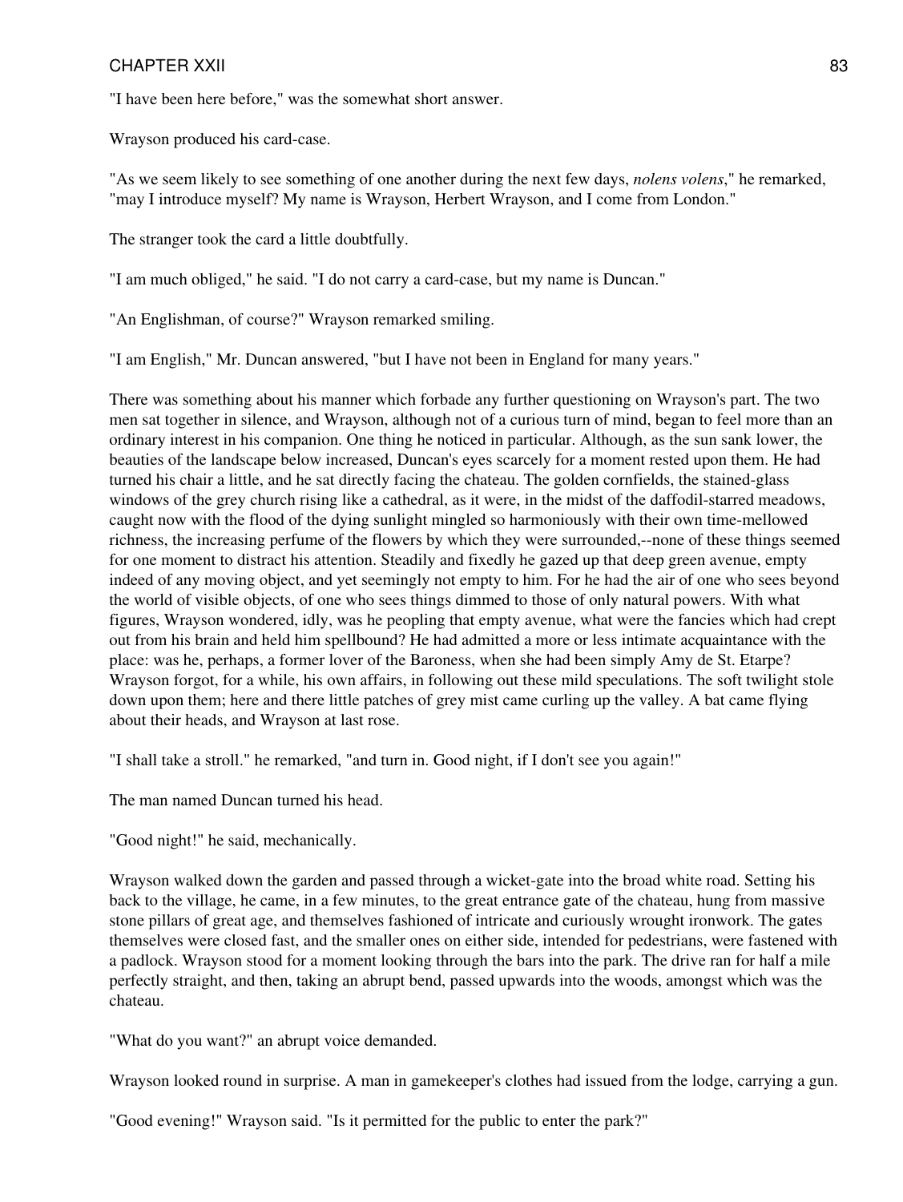"I have been here before," was the somewhat short answer.

Wrayson produced his card-case.

"As we seem likely to see something of one another during the next few days, *nolens volens*," he remarked, "may I introduce myself? My name is Wrayson, Herbert Wrayson, and I come from London."

The stranger took the card a little doubtfully.

"I am much obliged," he said. "I do not carry a card-case, but my name is Duncan."

"An Englishman, of course?" Wrayson remarked smiling.

"I am English," Mr. Duncan answered, "but I have not been in England for many years."

There was something about his manner which forbade any further questioning on Wrayson's part. The two men sat together in silence, and Wrayson, although not of a curious turn of mind, began to feel more than an ordinary interest in his companion. One thing he noticed in particular. Although, as the sun sank lower, the beauties of the landscape below increased, Duncan's eyes scarcely for a moment rested upon them. He had turned his chair a little, and he sat directly facing the chateau. The golden cornfields, the stained-glass windows of the grey church rising like a cathedral, as it were, in the midst of the daffodil-starred meadows, caught now with the flood of the dying sunlight mingled so harmoniously with their own time-mellowed richness, the increasing perfume of the flowers by which they were surrounded,--none of these things seemed for one moment to distract his attention. Steadily and fixedly he gazed up that deep green avenue, empty indeed of any moving object, and yet seemingly not empty to him. For he had the air of one who sees beyond the world of visible objects, of one who sees things dimmed to those of only natural powers. With what figures, Wrayson wondered, idly, was he peopling that empty avenue, what were the fancies which had crept out from his brain and held him spellbound? He had admitted a more or less intimate acquaintance with the place: was he, perhaps, a former lover of the Baroness, when she had been simply Amy de St. Etarpe? Wrayson forgot, for a while, his own affairs, in following out these mild speculations. The soft twilight stole down upon them; here and there little patches of grey mist came curling up the valley. A bat came flying about their heads, and Wrayson at last rose.

"I shall take a stroll." he remarked, "and turn in. Good night, if I don't see you again!"

The man named Duncan turned his head.

"Good night!" he said, mechanically.

Wrayson walked down the garden and passed through a wicket-gate into the broad white road. Setting his back to the village, he came, in a few minutes, to the great entrance gate of the chateau, hung from massive stone pillars of great age, and themselves fashioned of intricate and curiously wrought ironwork. The gates themselves were closed fast, and the smaller ones on either side, intended for pedestrians, were fastened with a padlock. Wrayson stood for a moment looking through the bars into the park. The drive ran for half a mile perfectly straight, and then, taking an abrupt bend, passed upwards into the woods, amongst which was the chateau.

"What do you want?" an abrupt voice demanded.

Wrayson looked round in surprise. A man in gamekeeper's clothes had issued from the lodge, carrying a gun.

"Good evening!" Wrayson said. "Is it permitted for the public to enter the park?"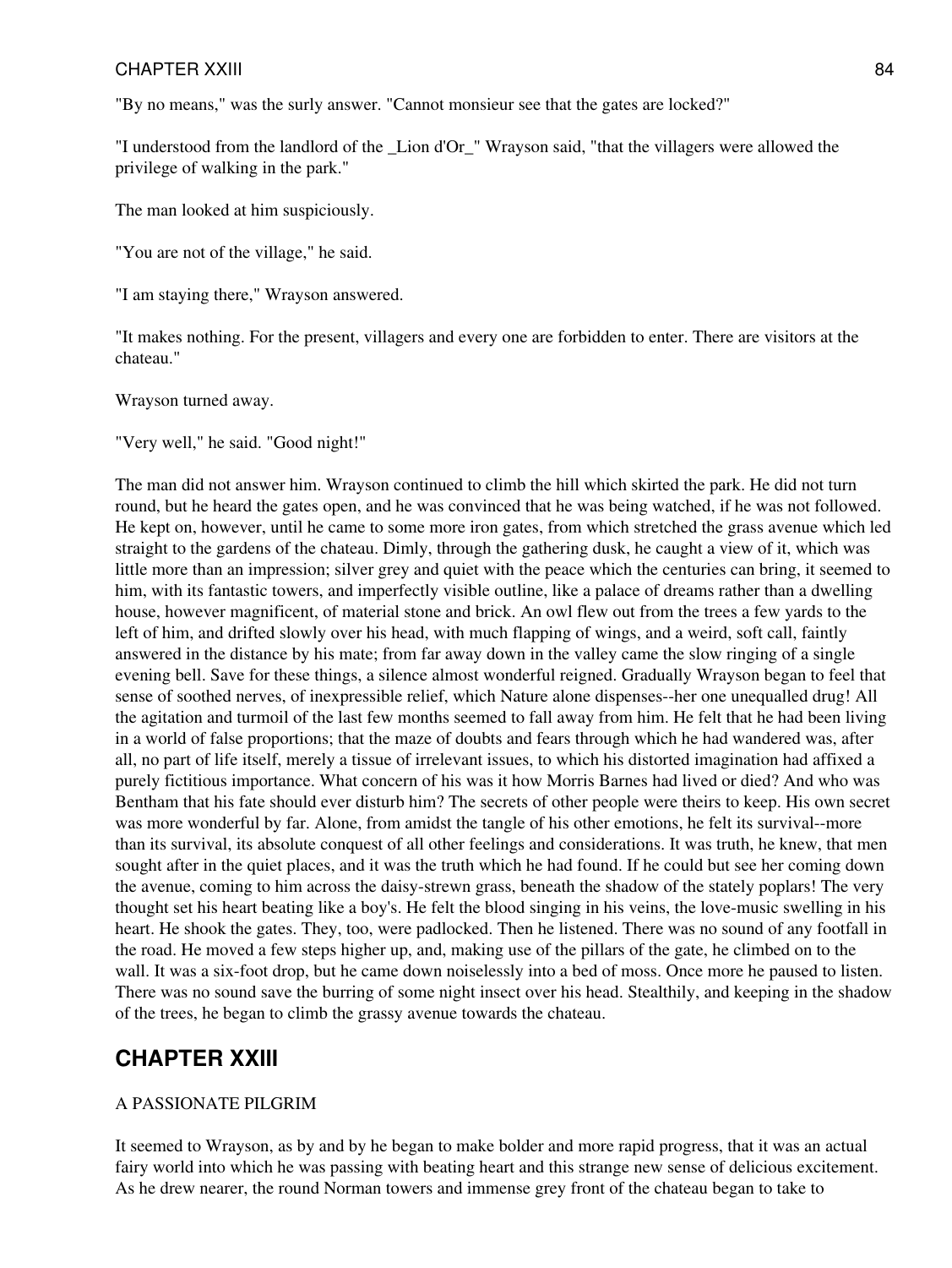"By no means," was the surly answer. "Cannot monsieur see that the gates are locked?"

"I understood from the landlord of the _Lion d'Or_" Wrayson said, "that the villagers were allowed the privilege of walking in the park."

The man looked at him suspiciously.

"You are not of the village," he said.

"I am staying there," Wrayson answered.

"It makes nothing. For the present, villagers and every one are forbidden to enter. There are visitors at the chateau."

Wrayson turned away.

"Very well," he said. "Good night!"

The man did not answer him. Wrayson continued to climb the hill which skirted the park. He did not turn round, but he heard the gates open, and he was convinced that he was being watched, if he was not followed. He kept on, however, until he came to some more iron gates, from which stretched the grass avenue which led straight to the gardens of the chateau. Dimly, through the gathering dusk, he caught a view of it, which was little more than an impression; silver grey and quiet with the peace which the centuries can bring, it seemed to him, with its fantastic towers, and imperfectly visible outline, like a palace of dreams rather than a dwelling house, however magnificent, of material stone and brick. An owl flew out from the trees a few yards to the left of him, and drifted slowly over his head, with much flapping of wings, and a weird, soft call, faintly answered in the distance by his mate; from far away down in the valley came the slow ringing of a single evening bell. Save for these things, a silence almost wonderful reigned. Gradually Wrayson began to feel that sense of soothed nerves, of inexpressible relief, which Nature alone dispenses--her one unequalled drug! All the agitation and turmoil of the last few months seemed to fall away from him. He felt that he had been living in a world of false proportions; that the maze of doubts and fears through which he had wandered was, after all, no part of life itself, merely a tissue of irrelevant issues, to which his distorted imagination had affixed a purely fictitious importance. What concern of his was it how Morris Barnes had lived or died? And who was Bentham that his fate should ever disturb him? The secrets of other people were theirs to keep. His own secret was more wonderful by far. Alone, from amidst the tangle of his other emotions, he felt its survival--more than its survival, its absolute conquest of all other feelings and considerations. It was truth, he knew, that men sought after in the quiet places, and it was the truth which he had found. If he could but see her coming down the avenue, coming to him across the daisy-strewn grass, beneath the shadow of the stately poplars! The very thought set his heart beating like a boy's. He felt the blood singing in his veins, the love-music swelling in his heart. He shook the gates. They, too, were padlocked. Then he listened. There was no sound of any footfall in the road. He moved a few steps higher up, and, making use of the pillars of the gate, he climbed on to the wall. It was a six-foot drop, but he came down noiselessly into a bed of moss. Once more he paused to listen. There was no sound save the burring of some night insect over his head. Stealthily, and keeping in the shadow of the trees, he began to climb the grassy avenue towards the chateau.

## CHAPTER XXIII

A PASSIONATE PILGRIM

It seemed to Wrayson, as by and by he began to make bolder and more rapid progress, that it was an actual fairy world into which he was passing with beating heart and this strange new sense of delicious excitement. As he drew nearer, the round Norman towers and immense grey front of the chateau began to take to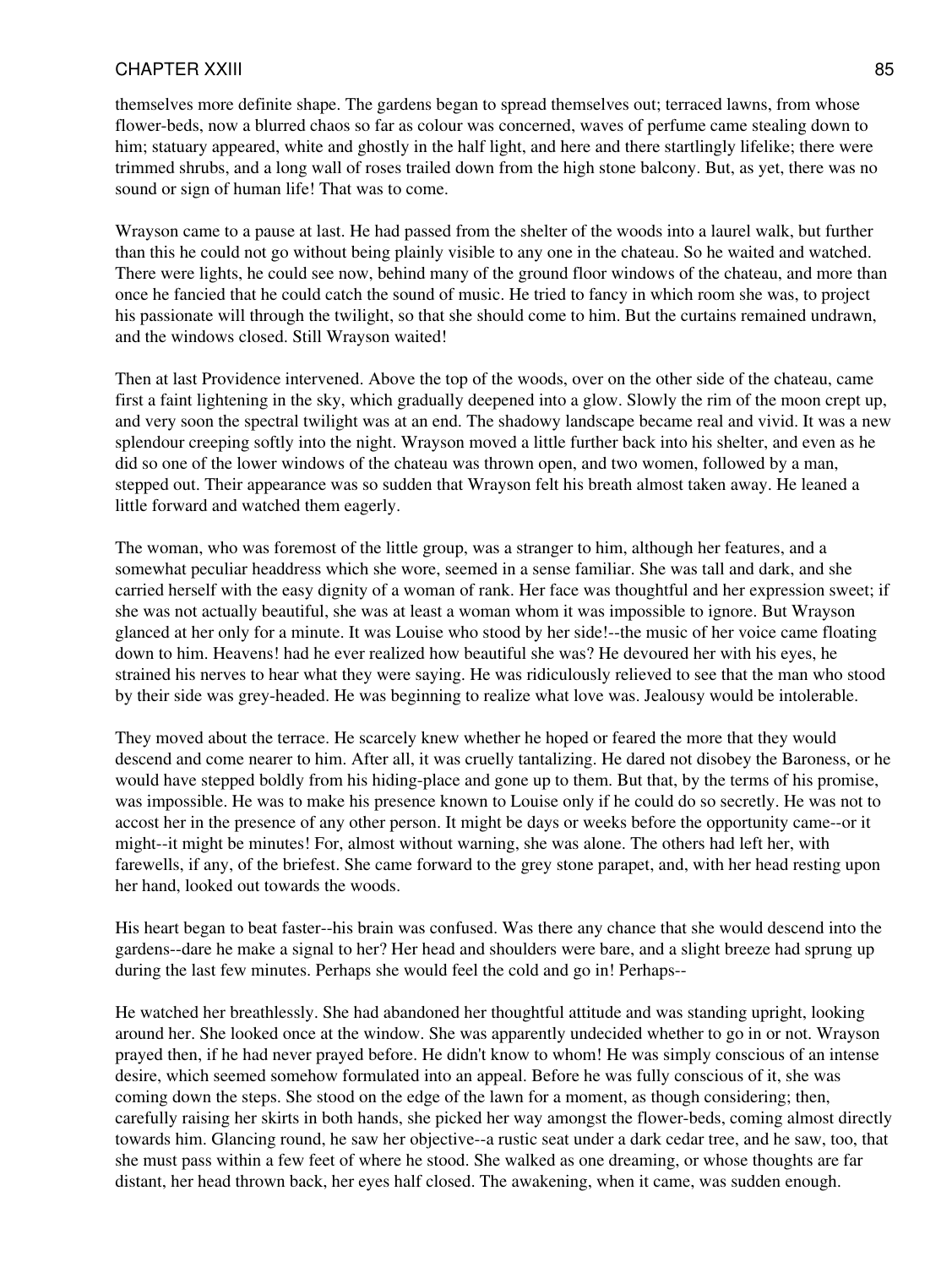themselves more definite shape. The gardens began to spread themselves out; terraced lawns, from whose flower-beds, now a blurred chaos so far as colour was concerned, waves of perfume came stealing down to him; statuary appeared, white and ghostly in the half light, and here and there startlingly lifelike; there were trimmed shrubs, and a long wall of roses trailed down from the high stone balcony. But, as yet, there was no sound or sign of human life! That was to come.

Wrayson came to a pause at last. He had passed from the shelter of the woods into a laurel walk, but further than this he could not go without being plainly visible to any one in the chateau. So he waited and watched. There were lights, he could see now, behind many of the ground floor windows of the chateau, and more than once he fancied that he could catch the sound of music. He tried to fancy in which room she was, to project his passionate will through the twilight, so that she should come to him. But the curtains remained undrawn, and the windows closed. Still Wrayson waited!

Then at last Providence intervened. Above the top of the woods, over on the other side of the chateau, came first a faint lightening in the sky, which gradually deepened into a glow. Slowly the rim of the moon crept up, and very soon the spectral twilight was at an end. The shadowy landscape became real and vivid. It was a new splendour creeping softly into the night. Wrayson moved a little further back into his shelter, and even as he did so one of the lower windows of the chateau was thrown open, and two women, followed by a man, stepped out. Their appearance was so sudden that Wrayson felt his breath almost taken away. He leaned a little forward and watched them eagerly.

The woman, who was foremost of the little group, was a stranger to him, although her features, and a somewhat peculiar headdress which she wore, seemed in a sense familiar. She was tall and dark, and she carried herself with the easy dignity of a woman of rank. Her face was thoughtful and her expression sweet; if she was not actually beautiful, she was at least a woman whom it was impossible to ignore. But Wrayson glanced at her only for a minute. It was Louise who stood by her side!--the music of her voice came floating down to him. Heavens! had he ever realized how beautiful she was? He devoured her with his eyes, he strained his nerves to hear what they were saying. He was ridiculously relieved to see that the man who stood by their side was grey-headed. He was beginning to realize what love was. Jealousy would be intolerable.

They moved about the terrace. He scarcely knew whether he hoped or feared the more that they would descend and come nearer to him. After all, it was cruelly tantalizing. He dared not disobey the Baroness, or he would have stepped boldly from his hiding-place and gone up to them. But that, by the terms of his promise, was impossible. He was to make his presence known to Louise only if he could do so secretly. He was not to accost her in the presence of any other person. It might be days or weeks before the opportunity came--or it might--it might be minutes! For, almost without warning, she was alone. The others had left her, with farewells, if any, of the briefest. She came forward to the grey stone parapet, and, with her head resting upon her hand, looked out towards the woods.

His heart began to beat faster--his brain was confused. Was there any chance that she would descend into the gardens--dare he make a signal to her? Her head and shoulders were bare, and a slight breeze had sprung up during the last few minutes. Perhaps she would feel the cold and go in! Perhaps--

He watched her breathlessly. She had abandoned her thoughtful attitude and was standing upright, looking around her. She looked once at the window. She was apparently undecided whether to go in or not. Wrayson prayed then, if he had never prayed before. He didn't know to whom! He was simply conscious of an intense desire, which seemed somehow formulated into an appeal. Before he was fully conscious of it, she was coming down the steps. She stood on the edge of the lawn for a moment, as though considering; then, carefully raising her skirts in both hands, she picked her way amongst the flower-beds, coming almost directly towards him. Glancing round, he saw her objective--a rustic seat under a dark cedar tree, and he saw, too, that she must pass within a few feet of where he stood. She walked as one dreaming, or whose thoughts are far distant, her head thrown back, her eyes half closed. The awakening, when it came, was sudden enough.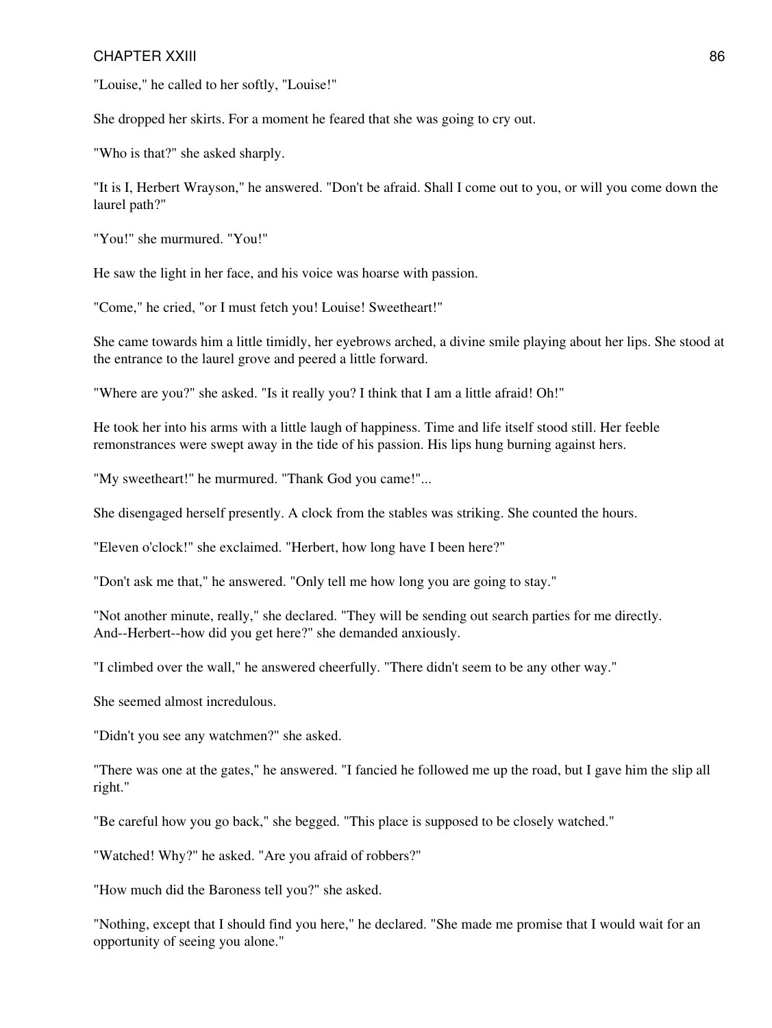"Louise," he called to her softly, "Louise!"

She dropped her skirts. For a moment he feared that she was going to cry out.

"Who is that?" she asked sharply.

"It is I, Herbert Wrayson," he answered. "Don't be afraid. Shall I come out to you, or will you come down the laurel path?"

"You!" she murmured. "You!"

He saw the light in her face, and his voice was hoarse with passion.

"Come," he cried, "or I must fetch you! Louise! Sweetheart!"

She came towards him a little timidly, her eyebrows arched, a divine smile playing about her lips. She stood at the entrance to the laurel grove and peered a little forward.

"Where are you?" she asked. "Is it really you? I think that I am a little afraid! Oh!"

He took her into his arms with a little laugh of happiness. Time and life itself stood still. Her feeble remonstrances were swept away in the tide of his passion. His lips hung burning against hers.

"My sweetheart!" he murmured. "Thank God you came!"...

She disengaged herself presently. A clock from the stables was striking. She counted the hours.

"Eleven o'clock!" she exclaimed. "Herbert, how long have I been here?"

"Don't ask me that," he answered. "Only tell me how long you are going to stay."

"Not another minute, really," she declared. "They will be sending out search parties for me directly. And--Herbert--how did you get here?" she demanded anxiously.

"I climbed over the wall," he answered cheerfully. "There didn't seem to be any other way."

She seemed almost incredulous.

"Didn't you see any watchmen?" she asked.

"There was one at the gates," he answered. "I fancied he followed me up the road, but I gave him the slip all right."

"Be careful how you go back," she begged. "This place is supposed to be closely watched."

"Watched! Why?" he asked. "Are you afraid of robbers?"

"How much did the Baroness tell you?" she asked.

"Nothing, except that I should find you here," he declared. "She made me promise that I would wait for an opportunity of seeing you alone."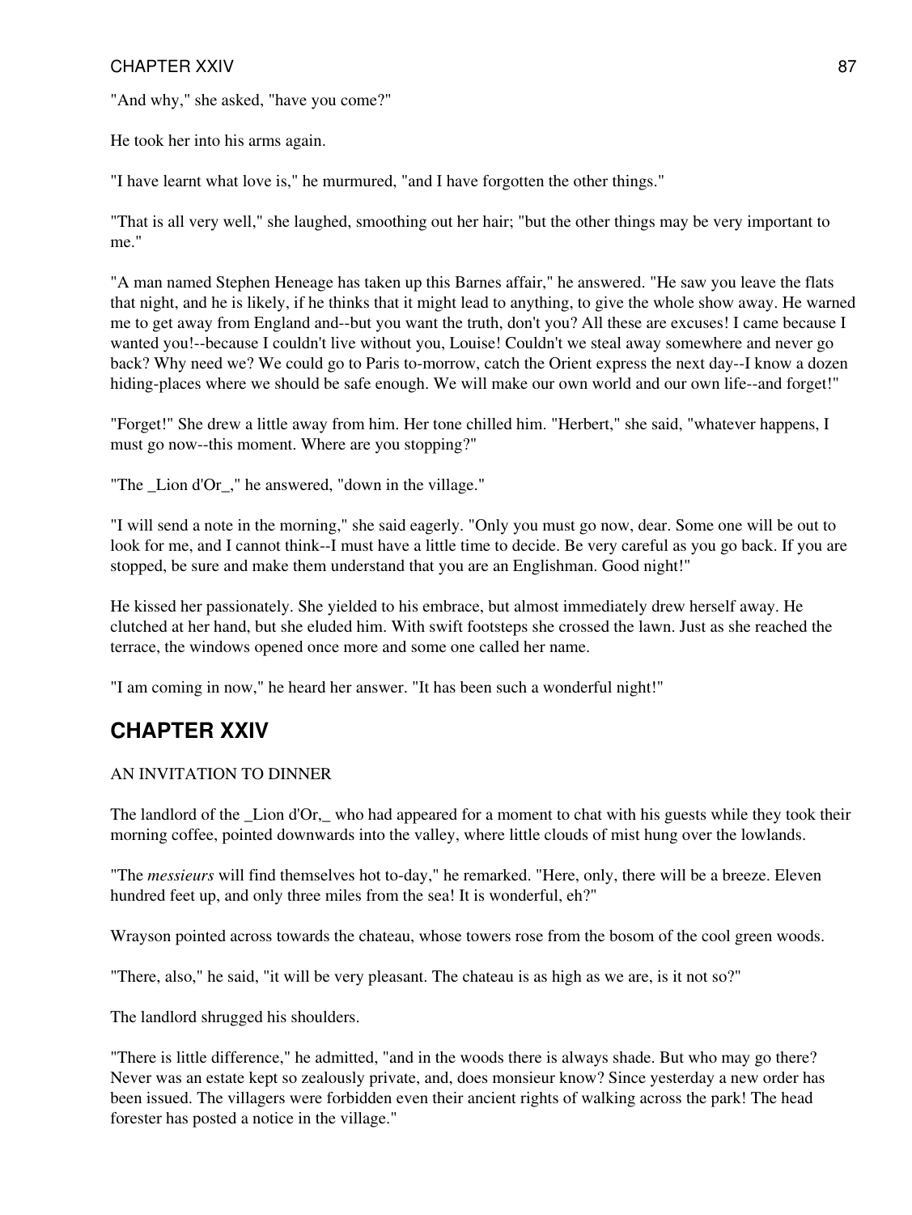"And why," she asked, "have you come?"

He took her into his arms again.

"I have learnt what love is," he murmured, "and I have forgotten the other things."

"That is all very well," she laughed, smoothing out her hair; "but the other things may be very important to me."

"A man named Stephen Heneage has taken up this Barnes affair," he answered. "He saw you leave the flats that night, and he is likely, if he thinks that it might lead to anything, to give the whole show away. He warned me to get away from England and--but you want the truth, don't you? All these are excuses! I came because I wanted you!--because I couldn't live without you, Louise! Couldn't we steal away somewhere and never go back? Why need we? We could go to Paris to-morrow, catch the Orient express the next day--I know a dozen hiding-places where we should be safe enough. We will make our own world and our own life--and forget!"

"Forget!" She drew a little away from him. Her tone chilled him. "Herbert," she said, "whatever happens, I must go now--this moment. Where are you stopping?"

"The _Lion d'Or_," he answered, "down in the village."

"I will send a note in the morning," she said eagerly. "Only you must go now, dear. Some one will be out to look for me, and I cannot think--I must have a little time to decide. Be very careful as you go back. If you are stopped, be sure and make them understand that you are an Englishman. Good night!"

He kissed her passionately. She yielded to his embrace, but almost immediately drew herself away. He clutched at her hand, but she eluded him. With swift footsteps she crossed the lawn. Just as she reached the terrace, the windows opened once more and some one called her name.

"I am coming in now," he heard her answer. "It has been such a wonderful night!"

## CHAPTER XXIV

AN INVITATION TO DINNER

The landlord of the _Lion d'Or,_ who had appeared for a moment to chat with his guests while they took their morning coffee, pointed downwards into the valley, where little clouds of mist hung over the lowlands.

"The *messieurs* will find themselves hot to-day," he remarked. "Here, only, there will be a breeze. Eleven hundred feet up, and only three miles from the sea! It is wonderful, eh?"

Wrayson pointed across towards the chateau, whose towers rose from the bosom of the cool green woods.

"There, also," he said, "it will be very pleasant. The chateau is as high as we are, is it not so?"

The landlord shrugged his shoulders.

"There is little difference," he admitted, "and in the woods there is always shade. But who may go there? Never was an estate kept so zealously private, and, does monsieur know? Since yesterday a new order has been issued. The villagers were forbidden even their ancient rights of walking across the park! The head forester has posted a notice in the village."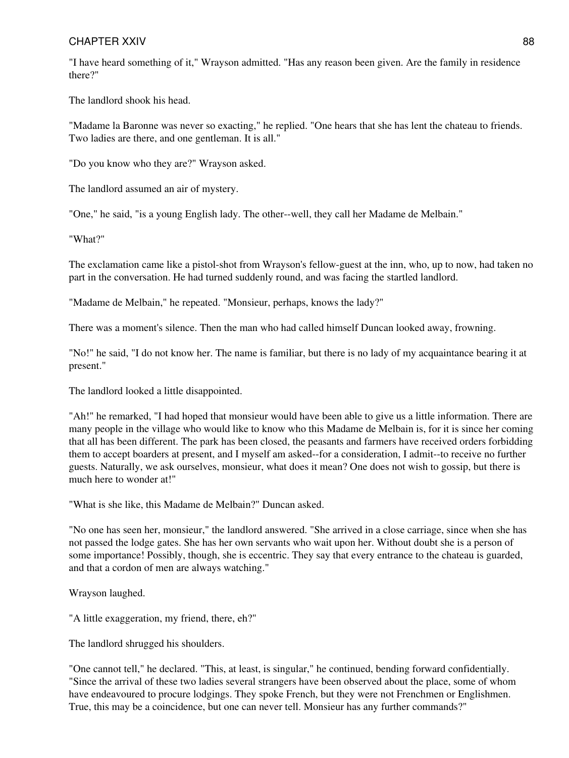"I have heard something of it," Wrayson admitted. "Has any reason been given. Are the family in residence there?"

The landlord shook his head.

"Madame la Baronne was never so exacting," he replied. "One hears that she has lent the chateau to friends. Two ladies are there, and one gentleman. It is all."

"Do you know who they are?" Wrayson asked.

The landlord assumed an air of mystery.

"One," he said, "is a young English lady. The other--well, they call her Madame de Melbain."

"What?"

The exclamation came like a pistol-shot from Wrayson's fellow-guest at the inn, who, up to now, had taken no part in the conversation. He had turned suddenly round, and was facing the startled landlord.

"Madame de Melbain," he repeated. "Monsieur, perhaps, knows the lady?"

There was a moment's silence. Then the man who had called himself Duncan looked away, frowning.

"No!" he said, "I do not know her. The name is familiar, but there is no lady of my acquaintance bearing it at present."

The landlord looked a little disappointed.

"Ah!" he remarked, "I had hoped that monsieur would have been able to give us a little information. There are many people in the village who would like to know who this Madame de Melbain is, for it is since her coming that all has been different. The park has been closed, the peasants and farmers have received orders forbidding them to accept boarders at present, and I myself am asked--for a consideration, I admit--to receive no further guests. Naturally, we ask ourselves, monsieur, what does it mean? One does not wish to gossip, but there is much here to wonder at!"

"What is she like, this Madame de Melbain?" Duncan asked.

"No one has seen her, monsieur," the landlord answered. "She arrived in a close carriage, since when she has not passed the lodge gates. She has her own servants who wait upon her. Without doubt she is a person of some importance! Possibly, though, she is eccentric. They say that every entrance to the chateau is guarded, and that a cordon of men are always watching."

Wrayson laughed.

"A little exaggeration, my friend, there, eh?"

The landlord shrugged his shoulders.

"One cannot tell," he declared. "This, at least, is singular," he continued, bending forward confidentially. "Since the arrival of these two ladies several strangers have been observed about the place, some of whom have endeavoured to procure lodgings. They spoke French, but they were not Frenchmen or Englishmen. True, this may be a coincidence, but one can never tell. Monsieur has any further commands?"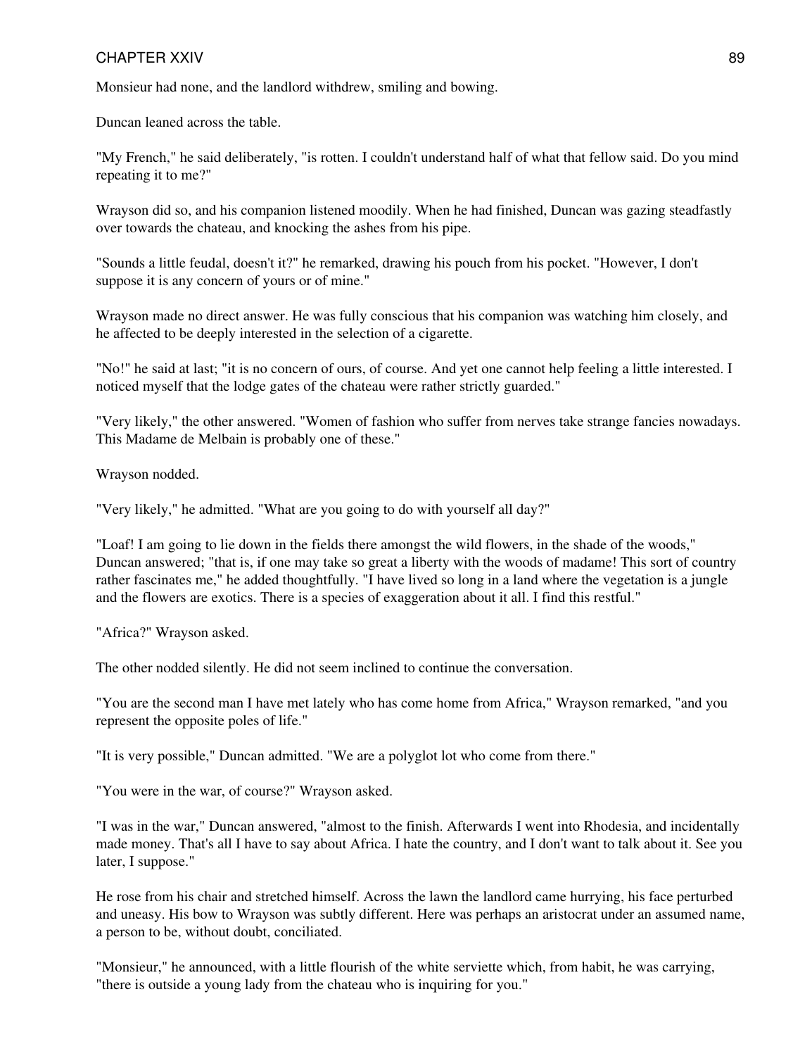Monsieur had none, and the landlord withdrew, smiling and bowing.

Duncan leaned across the table.

"My French," he said deliberately, "is rotten. I couldn't understand half of what that fellow said. Do you mind repeating it to me?"

Wrayson did so, and his companion listened moodily. When he had finished, Duncan was gazing steadfastly over towards the chateau, and knocking the ashes from his pipe.

"Sounds a little feudal, doesn't it?" he remarked, drawing his pouch from his pocket. "However, I don't suppose it is any concern of yours or of mine."

Wrayson made no direct answer. He was fully conscious that his companion was watching him closely, and he affected to be deeply interested in the selection of a cigarette.

"No!" he said at last; "it is no concern of ours, of course. And yet one cannot help feeling a little interested. I noticed myself that the lodge gates of the chateau were rather strictly guarded."

"Very likely," the other answered. "Women of fashion who suffer from nerves take strange fancies nowadays. This Madame de Melbain is probably one of these."

Wrayson nodded.

"Very likely," he admitted. "What are you going to do with yourself all day?"

"Loaf! I am going to lie down in the fields there amongst the wild flowers, in the shade of the woods," Duncan answered; "that is, if one may take so great a liberty with the woods of madame! This sort of country rather fascinates me," he added thoughtfully. "I have lived so long in a land where the vegetation is a jungle and the flowers are exotics. There is a species of exaggeration about it all. I find this restful."

"Africa?" Wrayson asked.

The other nodded silently. He did not seem inclined to continue the conversation.

"You are the second man I have met lately who has come home from Africa," Wrayson remarked, "and you represent the opposite poles of life."

"It is very possible," Duncan admitted. "We are a polyglot lot who come from there."

"You were in the war, of course?" Wrayson asked.

"I was in the war," Duncan answered, "almost to the finish. Afterwards I went into Rhodesia, and incidentally made money. That's all I have to say about Africa. I hate the country, and I don't want to talk about it. See you later, I suppose."

He rose from his chair and stretched himself. Across the lawn the landlord came hurrying, his face perturbed and uneasy. His bow to Wrayson was subtly different. Here was perhaps an aristocrat under an assumed name, a person to be, without doubt, conciliated.

"Monsieur," he announced, with a little flourish of the white serviette which, from habit, he was carrying, "there is outside a young lady from the chateau who is inquiring for you."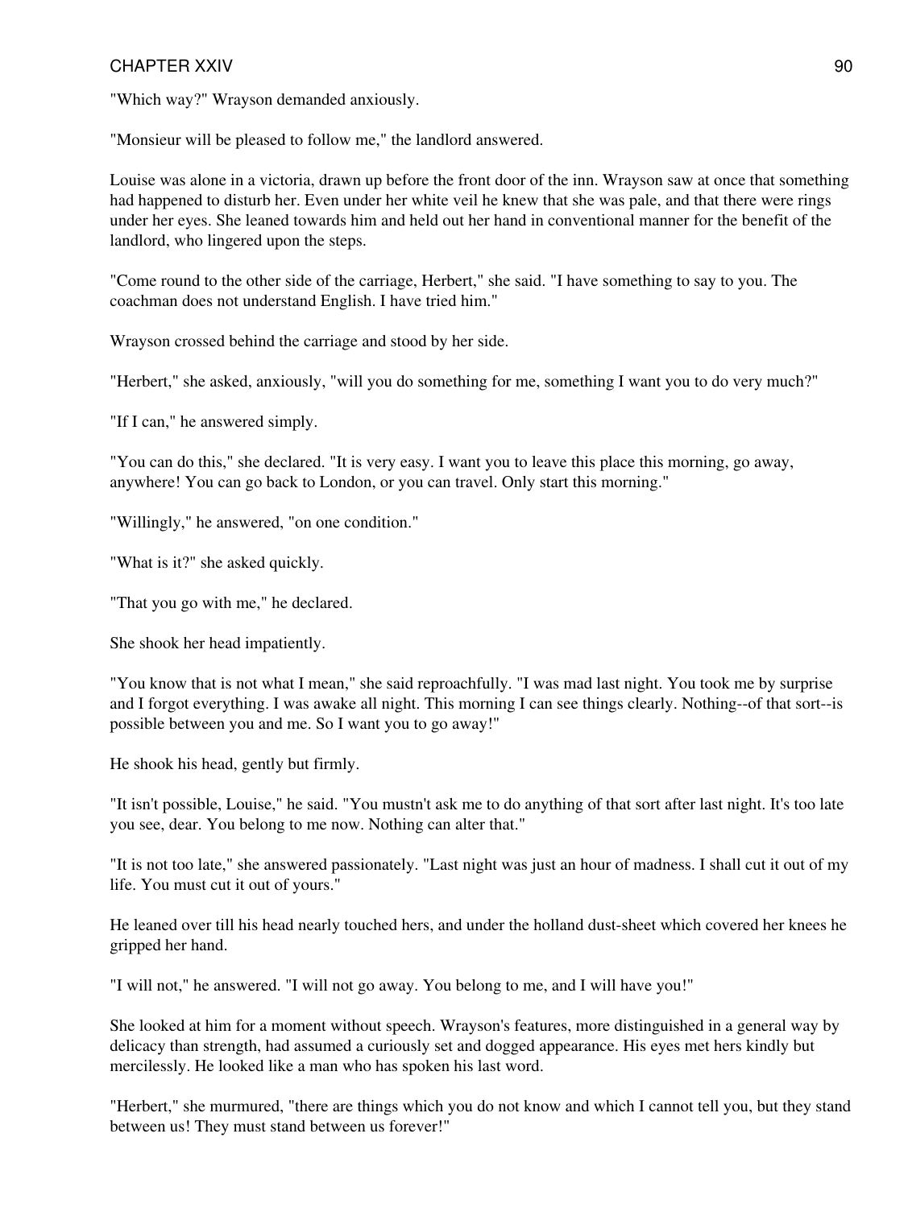"Which way?" Wrayson demanded anxiously.

"Monsieur will be pleased to follow me," the landlord answered.

Louise was alone in a victoria, drawn up before the front door of the inn. Wrayson saw at once that something had happened to disturb her. Even under her white veil he knew that she was pale, and that there were rings under her eyes. She leaned towards him and held out her hand in conventional manner for the benefit of the landlord, who lingered upon the steps.

"Come round to the other side of the carriage, Herbert," she said. "I have something to say to you. The coachman does not understand English. I have tried him."

Wrayson crossed behind the carriage and stood by her side.

"Herbert," she asked, anxiously, "will you do something for me, something I want you to do very much?"

"If I can," he answered simply.

"You can do this," she declared. "It is very easy. I want you to leave this place this morning, go away, anywhere! You can go back to London, or you can travel. Only start this morning."

"Willingly," he answered, "on one condition."

"What is it?" she asked quickly.

"That you go with me," he declared.

She shook her head impatiently.

"You know that is not what I mean," she said reproachfully. "I was mad last night. You took me by surprise and I forgot everything. I was awake all night. This morning I can see things clearly. Nothing--of that sort--is possible between you and me. So I want you to go away!"

He shook his head, gently but firmly.

"It isn't possible, Louise," he said. "You mustn't ask me to do anything of that sort after last night. It's too late you see, dear. You belong to me now. Nothing can alter that."

"It is not too late," she answered passionately. "Last night was just an hour of madness. I shall cut it out of my life. You must cut it out of yours."

He leaned over till his head nearly touched hers, and under the holland dust-sheet which covered her knees he gripped her hand.

"I will not," he answered. "I will not go away. You belong to me, and I will have you!"

She looked at him for a moment without speech. Wrayson's features, more distinguished in a general way by delicacy than strength, had assumed a curiously set and dogged appearance. His eyes met hers kindly but mercilessly. He looked like a man who has spoken his last word.

"Herbert," she murmured, "there are things which you do not know and which I cannot tell you, but they stand between us! They must stand between us forever!"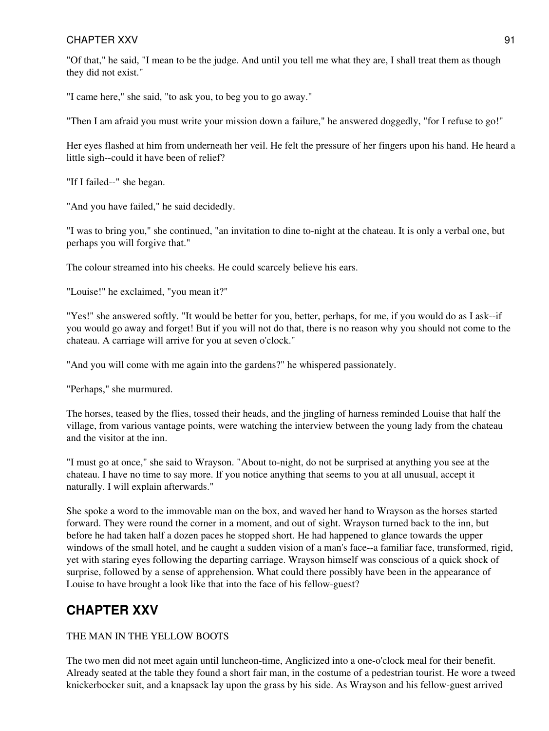"Of that," he said, "I mean to be the judge. And until you tell me what they are, I shall treat them as though they did not exist."

"I came here," she said, "to ask you, to beg you to go away."

"Then I am afraid you must write your mission down a failure," he answered doggedly, "for I refuse to go!"

Her eyes flashed at him from underneath her veil. He felt the pressure of her fingers upon his hand. He heard a little sigh--could it have been of relief?

"If I failed--" she began.

"And you have failed," he said decidedly.

"I was to bring you," she continued, "an invitation to dine to-night at the chateau. It is only a verbal one, but perhaps you will forgive that."

The colour streamed into his cheeks. He could scarcely believe his ears.

"Louise!" he exclaimed, "you mean it?"

"Yes!" she answered softly. "It would be better for you, better, perhaps, for me, if you would do as I ask--if you would go away and forget! But if you will not do that, there is no reason why you should not come to the chateau. A carriage will arrive for you at seven o'clock."

"And you will come with me again into the gardens?" he whispered passionately.

"Perhaps," she murmured.

The horses, teased by the flies, tossed their heads, and the jingling of harness reminded Louise that half the village, from various vantage points, were watching the interview between the young lady from the chateau and the visitor at the inn.

"I must go at once," she said to Wrayson. "About to-night, do not be surprised at anything you see at the chateau. I have no time to say more. If you notice anything that seems to you at all unusual, accept it naturally. I will explain afterwards."

She spoke a word to the immovable man on the box, and waved her hand to Wrayson as the horses started forward. They were round the corner in a moment, and out of sight. Wrayson turned back to the inn, but before he had taken half a dozen paces he stopped short. He had happened to glance towards the upper windows of the small hotel, and he caught a sudden vision of a man's face--a familiar face, transformed, rigid, yet with staring eyes following the departing carriage. Wrayson himself was conscious of a quick shock of surprise, followed by a sense of apprehension. What could there possibly have been in the appearance of Louise to have brought a look like that into the face of his fellow-guest?

## CHAPTER XXV

THE MAN IN THE YELLOW BOOTS

The two men did not meet again until luncheon-time, Anglicized into a one-o'clock meal for their benefit. Already seated at the table they found a short fair man, in the costume of a pedestrian tourist. He wore a tweed knickerbocker suit, and a knapsack lay upon the grass by his side. As Wrayson and his fellow-guest arrived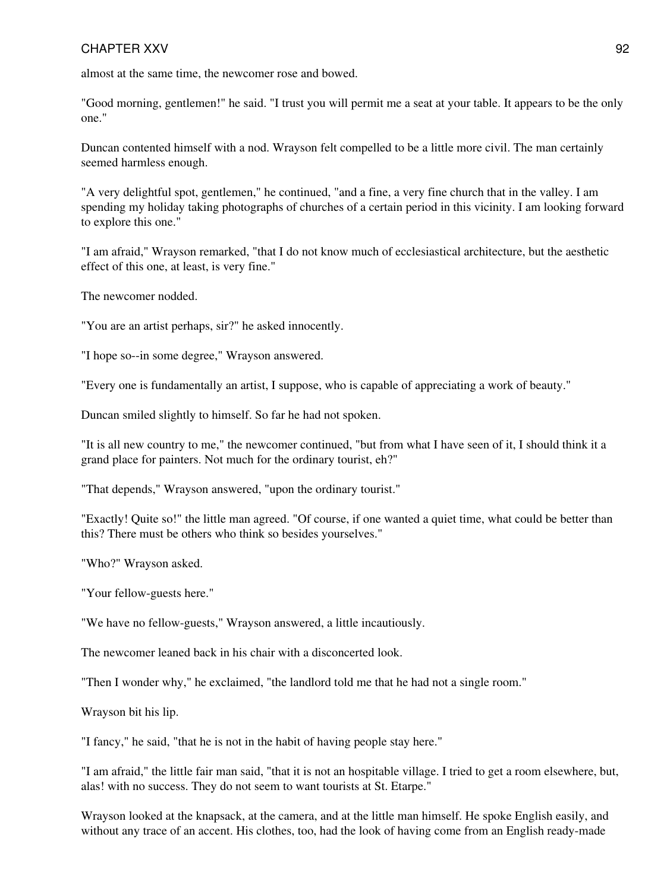almost at the same time, the newcomer rose and bowed.

"Good morning, gentlemen!" he said. "I trust you will permit me a seat at your table. It appears to be the only one."

Duncan contented himself with a nod. Wrayson felt compelled to be a little more civil. The man certainly seemed harmless enough.

"A very delightful spot, gentlemen," he continued, "and a fine, a very fine church that in the valley. I am spending my holiday taking photographs of churches of a certain period in this vicinity. I am looking forward to explore this one."

"I am afraid," Wrayson remarked, "that I do not know much of ecclesiastical architecture, but the aesthetic effect of this one, at least, is very fine."

The newcomer nodded.

"You are an artist perhaps, sir?" he asked innocently.

"I hope so--in some degree," Wrayson answered.

"Every one is fundamentally an artist, I suppose, who is capable of appreciating a work of beauty."

Duncan smiled slightly to himself. So far he had not spoken.

"It is all new country to me," the newcomer continued, "but from what I have seen of it, I should think it a grand place for painters. Not much for the ordinary tourist, eh?"

"That depends," Wrayson answered, "upon the ordinary tourist."

"Exactly! Quite so!" the little man agreed. "Of course, if one wanted a quiet time, what could be better than this? There must be others who think so besides yourselves."

"Who?" Wrayson asked.

"Your fellow-guests here."

"We have no fellow-guests," Wrayson answered, a little incautiously.

The newcomer leaned back in his chair with a disconcerted look.

"Then I wonder why," he exclaimed, "the landlord told me that he had not a single room."

Wrayson bit his lip.

"I fancy," he said, "that he is not in the habit of having people stay here."

"I am afraid," the little fair man said, "that it is not an hospitable village. I tried to get a room elsewhere, but, alas! with no success. They do not seem to want tourists at St. Etarpe."

Wrayson looked at the knapsack, at the camera, and at the little man himself. He spoke English easily, and without any trace of an accent. His clothes, too, had the look of having come from an English ready-made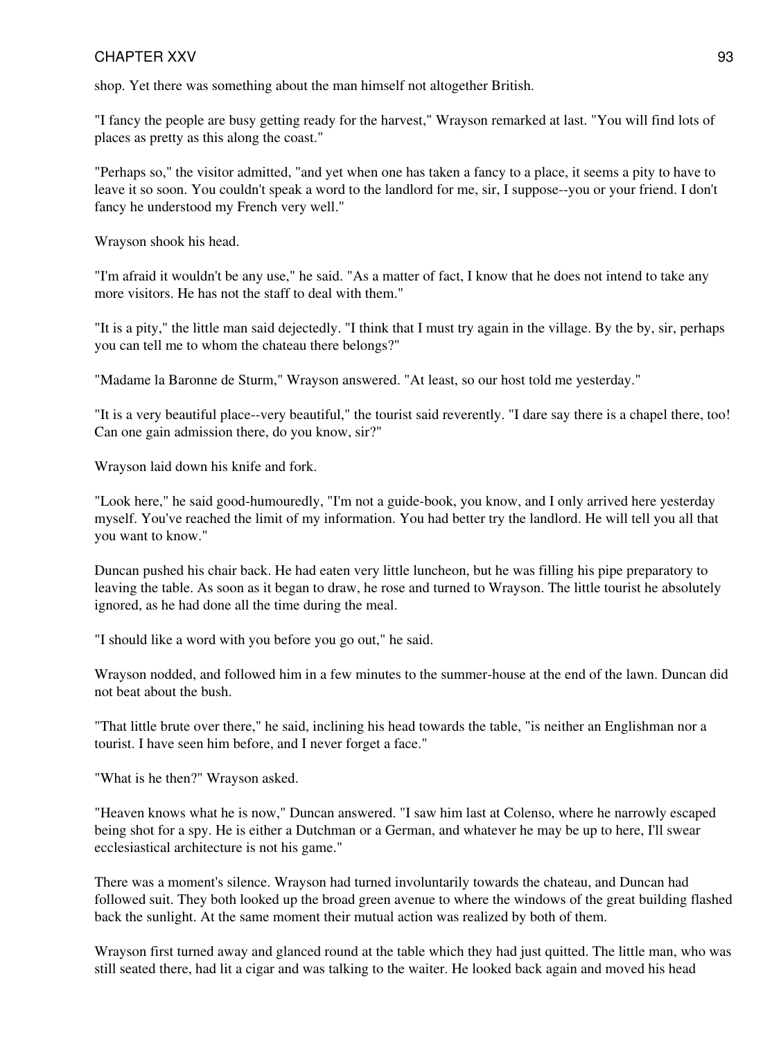shop. Yet there was something about the man himself not altogether British.

"I fancy the people are busy getting ready for the harvest," Wrayson remarked at last. "You will find lots of places as pretty as this along the coast."

"Perhaps so," the visitor admitted, "and yet when one has taken a fancy to a place, it seems a pity to have to leave it so soon. You couldn't speak a word to the landlord for me, sir, I suppose--you or your friend. I don't fancy he understood my French very well."

Wrayson shook his head.

"I'm afraid it wouldn't be any use," he said. "As a matter of fact, I know that he does not intend to take any more visitors. He has not the staff to deal with them."

"It is a pity," the little man said dejectedly. "I think that I must try again in the village. By the by, sir, perhaps you can tell me to whom the chateau there belongs?"

"Madame la Baronne de Sturm," Wrayson answered. "At least, so our host told me yesterday."

"It is a very beautiful place--very beautiful," the tourist said reverently. "I dare say there is a chapel there, too! Can one gain admission there, do you know, sir?"

Wrayson laid down his knife and fork.

"Look here," he said good-humouredly, "I'm not a guide-book, you know, and I only arrived here yesterday myself. You've reached the limit of my information. You had better try the landlord. He will tell you all that you want to know."

Duncan pushed his chair back. He had eaten very little luncheon, but he was filling his pipe preparatory to leaving the table. As soon as it began to draw, he rose and turned to Wrayson. The little tourist he absolutely ignored, as he had done all the time during the meal.

"I should like a word with you before you go out," he said.

Wrayson nodded, and followed him in a few minutes to the summer-house at the end of the lawn. Duncan did not beat about the bush.

"That little brute over there," he said, inclining his head towards the table, "is neither an Englishman nor a tourist. I have seen him before, and I never forget a face."

"What is he then?" Wrayson asked.

"Heaven knows what he is now," Duncan answered. "I saw him last at Colenso, where he narrowly escaped being shot for a spy. He is either a Dutchman or a German, and whatever he may be up to here, I'll swear ecclesiastical architecture is not his game."

There was a moment's silence. Wrayson had turned involuntarily towards the chateau, and Duncan had followed suit. They both looked up the broad green avenue to where the windows of the great building flashed back the sunlight. At the same moment their mutual action was realized by both of them.

Wrayson first turned away and glanced round at the table which they had just quitted. The little man, who was still seated there, had lit a cigar and was talking to the waiter. He looked back again and moved his head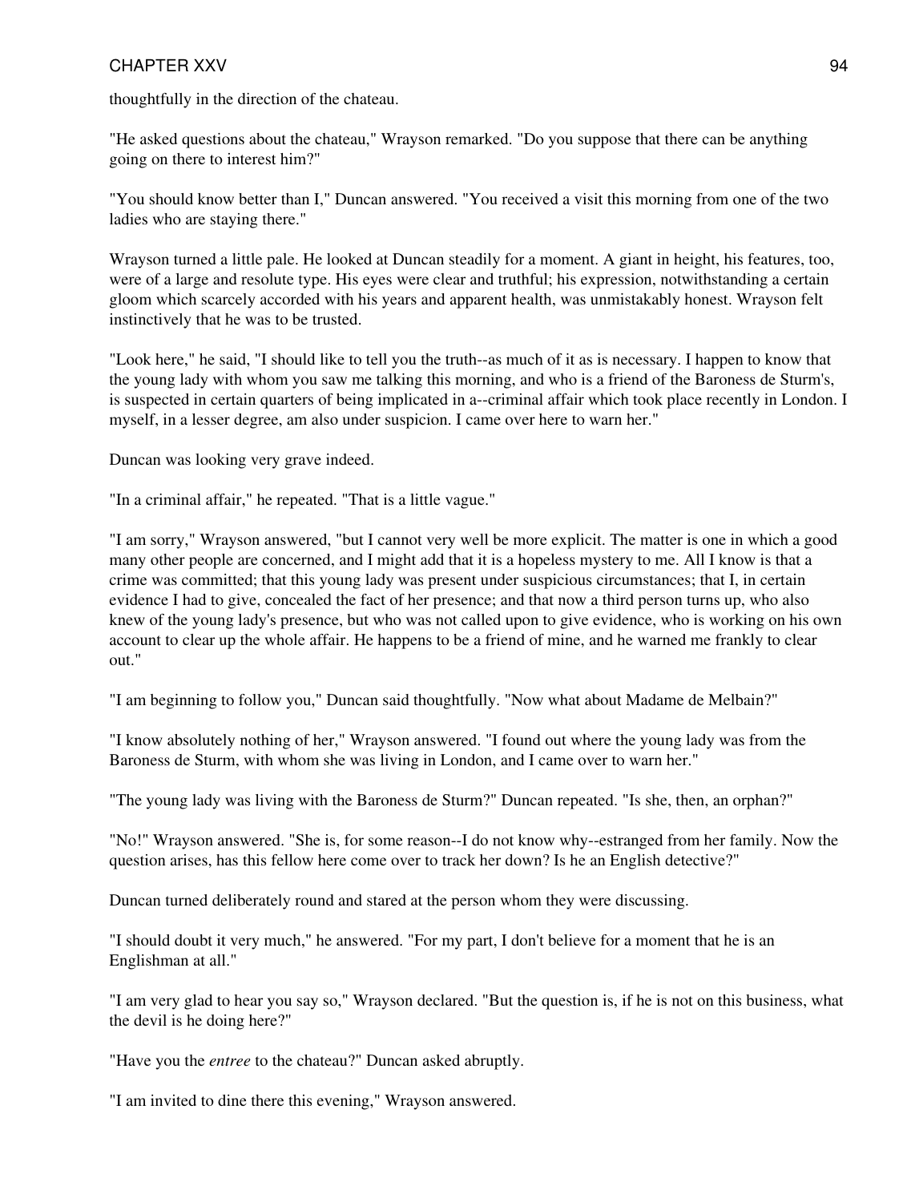thoughtfully in the direction of the chateau.

"He asked questions about the chateau," Wrayson remarked. "Do you suppose that there can be anything going on there to interest him?"

"You should know better than I," Duncan answered. "You received a visit this morning from one of the two ladies who are staying there."

Wrayson turned a little pale. He looked at Duncan steadily for a moment. A giant in height, his features, too, were of a large and resolute type. His eyes were clear and truthful; his expression, notwithstanding a certain gloom which scarcely accorded with his years and apparent health, was unmistakably honest. Wrayson felt instinctively that he was to be trusted.

"Look here," he said, "I should like to tell you the truth--as much of it as is necessary. I happen to know that the young lady with whom you saw me talking this morning, and who is a friend of the Baroness de Sturm's, is suspected in certain quarters of being implicated in a--criminal affair which took place recently in London. I myself, in a lesser degree, am also under suspicion. I came over here to warn her."

Duncan was looking very grave indeed.

"In a criminal affair," he repeated. "That is a little vague."

"I am sorry," Wrayson answered, "but I cannot very well be more explicit. The matter is one in which a good many other people are concerned, and I might add that it is a hopeless mystery to me. All I know is that a crime was committed; that this young lady was present under suspicious circumstances; that I, in certain evidence I had to give, concealed the fact of her presence; and that now a third person turns up, who also knew of the young lady's presence, but who was not called upon to give evidence, who is working on his own account to clear up the whole affair. He happens to be a friend of mine, and he warned me frankly to clear out."

"I am beginning to follow you," Duncan said thoughtfully. "Now what about Madame de Melbain?"

"I know absolutely nothing of her," Wrayson answered. "I found out where the young lady was from the Baroness de Sturm, with whom she was living in London, and I came over to warn her."

"The young lady was living with the Baroness de Sturm?" Duncan repeated. "Is she, then, an orphan?"

"No!" Wrayson answered. "She is, for some reason--I do not know why--estranged from her family. Now the question arises, has this fellow here come over to track her down? Is he an English detective?"

Duncan turned deliberately round and stared at the person whom they were discussing.

"I should doubt it very much," he answered. "For my part, I don't believe for a moment that he is an Englishman at all."

"I am very glad to hear you say so," Wrayson declared. "But the question is, if he is not on this business, what the devil is he doing here?"

"Have you the *entree* to the chateau?" Duncan asked abruptly.

"I am invited to dine there this evening," Wrayson answered.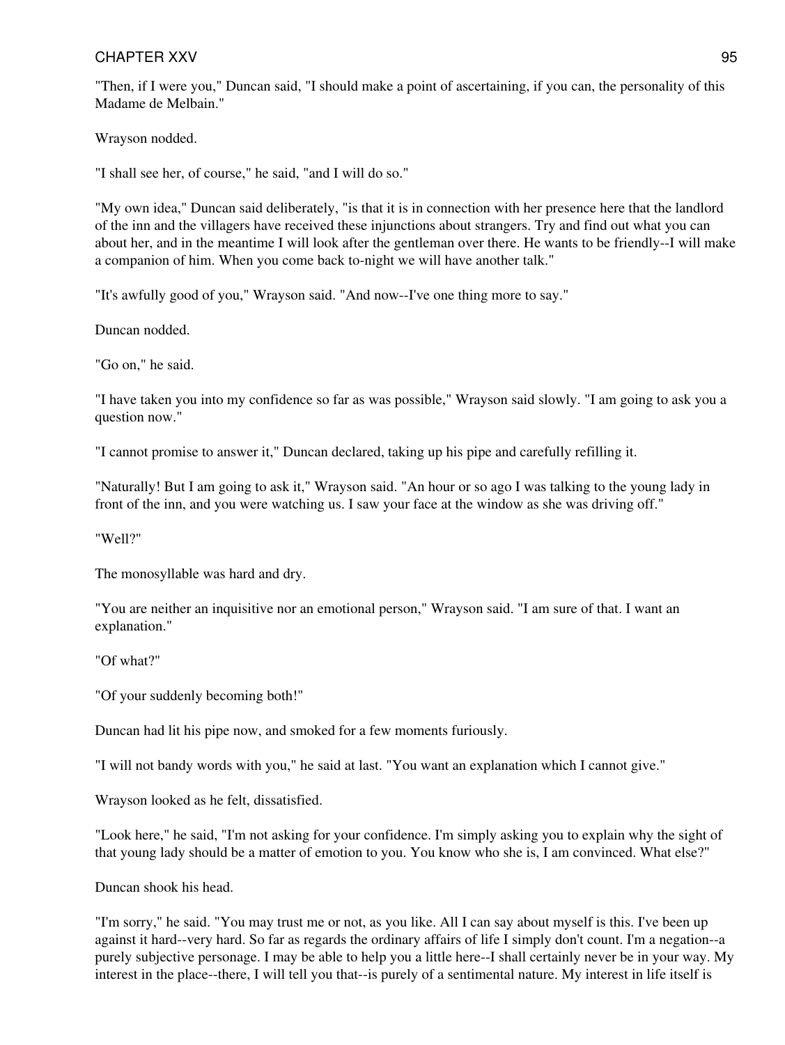"Then, if I were you," Duncan said, "I should make a point of ascertaining, if you can, the personality of this Madame de Melbain."

Wrayson nodded.

"I shall see her, of course," he said, "and I will do so."

"My own idea," Duncan said deliberately, "is that it is in connection with her presence here that the landlord of the inn and the villagers have received these injunctions about strangers. Try and find out what you can about her, and in the meantime I will look after the gentleman over there. He wants to be friendly--I will make a companion of him. When you come back to-night we will have another talk."

"It's awfully good of you," Wrayson said. "And now--I've one thing more to say."

Duncan nodded.

"Go on," he said.

"I have taken you into my confidence so far as was possible," Wrayson said slowly. "I am going to ask you a question now."

"I cannot promise to answer it," Duncan declared, taking up his pipe and carefully refilling it.

"Naturally! But I am going to ask it," Wrayson said. "An hour or so ago I was talking to the young lady in front of the inn, and you were watching us. I saw your face at the window as she was driving off."

"Well?"

The monosyllable was hard and dry.

"You are neither an inquisitive nor an emotional person," Wrayson said. "I am sure of that. I want an explanation."

"Of what?"

"Of your suddenly becoming both!"

Duncan had lit his pipe now, and smoked for a few moments furiously.

"I will not bandy words with you," he said at last. "You want an explanation which I cannot give."

Wrayson looked as he felt, dissatisfied.

"Look here," he said, "I'm not asking for your confidence. I'm simply asking you to explain why the sight of that young lady should be a matter of emotion to you. You know who she is, I am convinced. What else?"

Duncan shook his head.

"I'm sorry," he said. "You may trust me or not, as you like. All I can say about myself is this. I've been up against it hard--very hard. So far as regards the ordinary affairs of life I simply don't count. I'm a negation--a purely subjective personage. I may be able to help you a little here--I shall certainly never be in your way. My interest in the place--there, I will tell you that--is purely of a sentimental nature. My interest in life itself is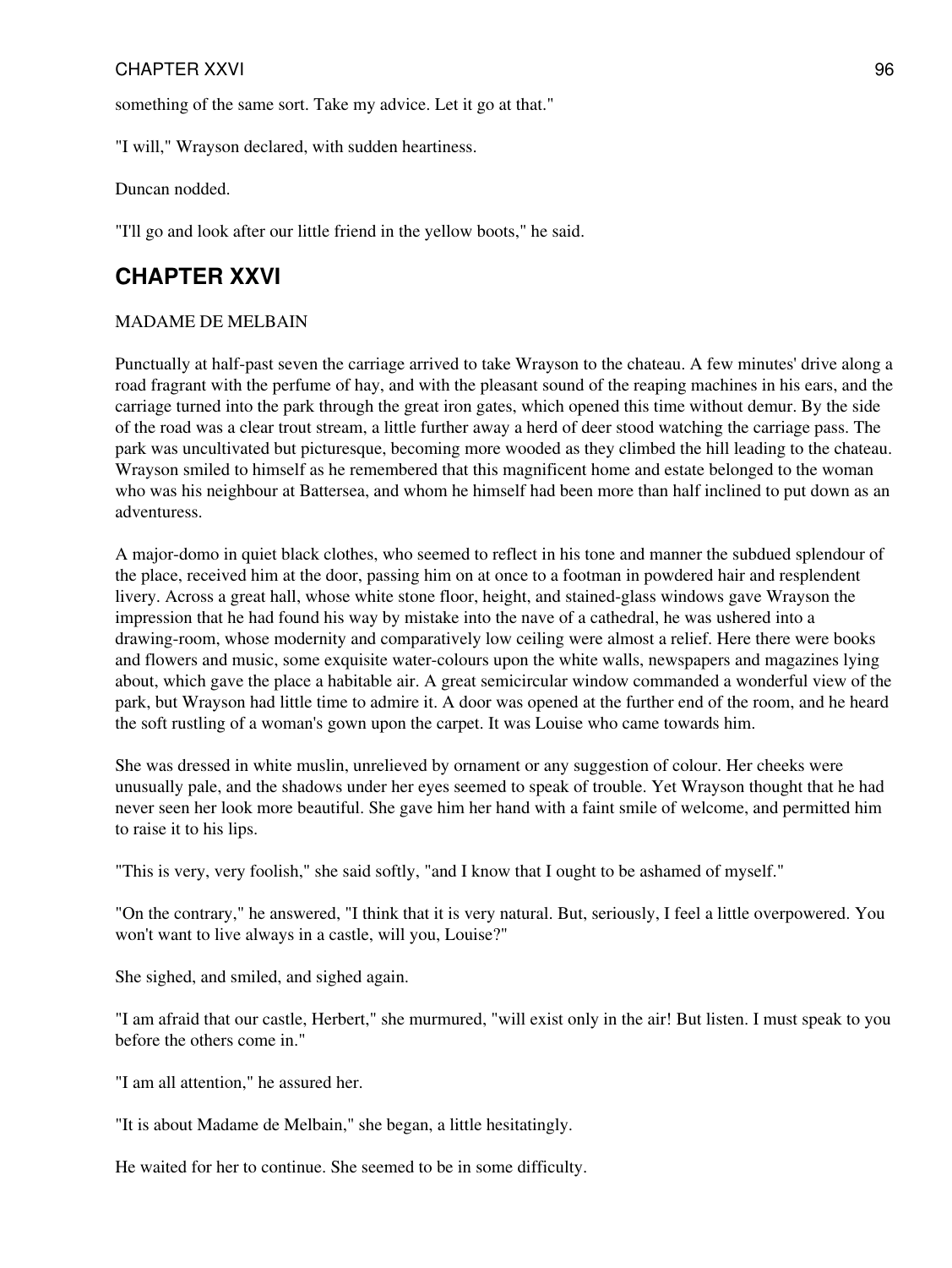something of the same sort. Take my advice. Let it go at that."

"I will," Wrayson declared, with sudden heartiness.

Duncan nodded.

"I'll go and look after our little friend in the yellow boots," he said.

## CHAPTER XXVI

MADAME DE MELBAIN

Punctually at half-past seven the carriage arrived to take Wrayson to the chateau. A few minutes' drive along a road fragrant with the perfume of hay, and with the pleasant sound of the reaping machines in his ears, and the carriage turned into the park through the great iron gates, which opened this time without demur. By the side of the road was a clear trout stream, a little further away a herd of deer stood watching the carriage pass. The park was uncultivated but picturesque, becoming more wooded as they climbed the hill leading to the chateau. Wrayson smiled to himself as he remembered that this magnificent home and estate belonged to the woman who was his neighbour at Battersea, and whom he himself had been more than half inclined to put down as an adventuress.

A major-domo in quiet black clothes, who seemed to reflect in his tone and manner the subdued splendour of the place, received him at the door, passing him on at once to a footman in powdered hair and resplendent livery. Across a great hall, whose white stone floor, height, and stained-glass windows gave Wrayson the impression that he had found his way by mistake into the nave of a cathedral, he was ushered into a drawing-room, whose modernity and comparatively low ceiling were almost a relief. Here there were books and flowers and music, some exquisite water-colours upon the white walls, newspapers and magazines lying about, which gave the place a habitable air. A great semicircular window commanded a wonderful view of the park, but Wrayson had little time to admire it. A door was opened at the further end of the room, and he heard the soft rustling of a woman's gown upon the carpet. It was Louise who came towards him.

She was dressed in white muslin, unrelieved by ornament or any suggestion of colour. Her cheeks were unusually pale, and the shadows under her eyes seemed to speak of trouble. Yet Wrayson thought that he had never seen her look more beautiful. She gave him her hand with a faint smile of welcome, and permitted him to raise it to his lips.

"This is very, very foolish," she said softly, "and I know that I ought to be ashamed of myself."

"On the contrary," he answered, "I think that it is very natural. But, seriously, I feel a little overpowered. You won't want to live always in a castle, will you, Louise?"

She sighed, and smiled, and sighed again.

"I am afraid that our castle, Herbert," she murmured, "will exist only in the air! But listen. I must speak to you before the others come in."

"I am all attention," he assured her.

"It is about Madame de Melbain," she began, a little hesitatingly.

He waited for her to continue. She seemed to be in some difficulty.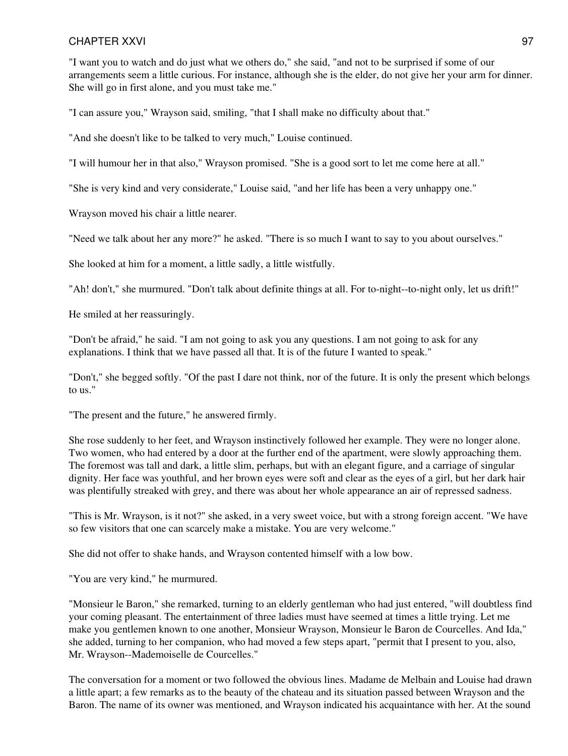"I want you to watch and do just what we others do," she said, "and not to be surprised if some of our arrangements seem a little curious. For instance, although she is the elder, do not give her your arm for dinner. She will go in first alone, and you must take me."

"I can assure you," Wrayson said, smiling, "that I shall make no difficulty about that."

"And she doesn't like to be talked to very much," Louise continued.

"I will humour her in that also," Wrayson promised. "She is a good sort to let me come here at all."

"She is very kind and very considerate," Louise said, "and her life has been a very unhappy one."

Wrayson moved his chair a little nearer.

"Need we talk about her any more?" he asked. "There is so much I want to say to you about ourselves."

She looked at him for a moment, a little sadly, a little wistfully.

"Ah! don't," she murmured. "Don't talk about definite things at all. For to-night--to-night only, let us drift!"

He smiled at her reassuringly.

"Don't be afraid," he said. "I am not going to ask you any questions. I am not going to ask for any explanations. I think that we have passed all that. It is of the future I wanted to speak."

"Don't," she begged softly. "Of the past I dare not think, nor of the future. It is only the present which belongs to us."

"The present and the future," he answered firmly.

She rose suddenly to her feet, and Wrayson instinctively followed her example. They were no longer alone. Two women, who had entered by a door at the further end of the apartment, were slowly approaching them. The foremost was tall and dark, a little slim, perhaps, but with an elegant figure, and a carriage of singular dignity. Her face was youthful, and her brown eyes were soft and clear as the eyes of a girl, but her dark hair was plentifully streaked with grey, and there was about her whole appearance an air of repressed sadness.

"This is Mr. Wrayson, is it not?" she asked, in a very sweet voice, but with a strong foreign accent. "We have so few visitors that one can scarcely make a mistake. You are very welcome."

She did not offer to shake hands, and Wrayson contented himself with a low bow.

"You are very kind," he murmured.

"Monsieur le Baron," she remarked, turning to an elderly gentleman who had just entered, "will doubtless find your coming pleasant. The entertainment of three ladies must have seemed at times a little trying. Let me make you gentlemen known to one another, Monsieur Wrayson, Monsieur le Baron de Courcelles. And Ida," she added, turning to her companion, who had moved a few steps apart, "permit that I present to you, also, Mr. Wrayson--Mademoiselle de Courcelles."

The conversation for a moment or two followed the obvious lines. Madame de Melbain and Louise had drawn a little apart; a few remarks as to the beauty of the chateau and its situation passed between Wrayson and the Baron. The name of its owner was mentioned, and Wrayson indicated his acquaintance with her. At the sound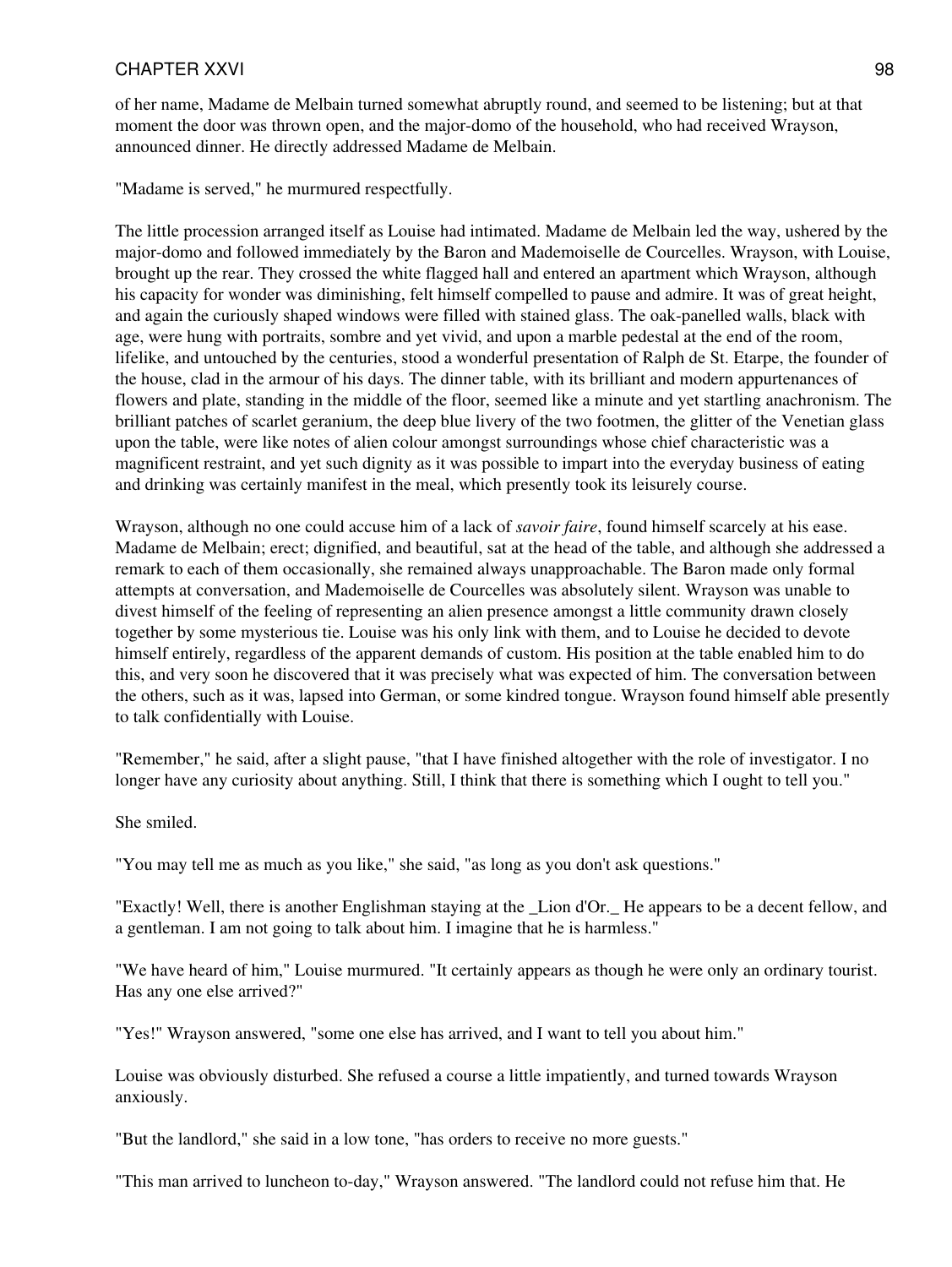of her name, Madame de Melbain turned somewhat abruptly round, and seemed to be listening; but at that moment the door was thrown open, and the major-domo of the household, who had received Wrayson, announced dinner. He directly addressed Madame de Melbain.

"Madame is served," he murmured respectfully.

The little procession arranged itself as Louise had intimated. Madame de Melbain led the way, ushered by the major-domo and followed immediately by the Baron and Mademoiselle de Courcelles. Wrayson, with Louise, brought up the rear. They crossed the white flagged hall and entered an apartment which Wrayson, although his capacity for wonder was diminishing, felt himself compelled to pause and admire. It was of great height, and again the curiously shaped windows were filled with stained glass. The oak-panelled walls, black with age, were hung with portraits, sombre and yet vivid, and upon a marble pedestal at the end of the room, lifelike, and untouched by the centuries, stood a wonderful presentation of Ralph de St. Etarpe, the founder of the house, clad in the armour of his days. The dinner table, with its brilliant and modern appurtenances of flowers and plate, standing in the middle of the floor, seemed like a minute and yet startling anachronism. The brilliant patches of scarlet geranium, the deep blue livery of the two footmen, the glitter of the Venetian glass upon the table, were like notes of alien colour amongst surroundings whose chief characteristic was a magnificent restraint, and yet such dignity as it was possible to impart into the everyday business of eating and drinking was certainly manifest in the meal, which presently took its leisurely course.

Wrayson, although no one could accuse him of a lack of *savoir faire*, found himself scarcely at his ease. Madame de Melbain; erect; dignified, and beautiful, sat at the head of the table, and although she addressed a remark to each of them occasionally, she remained always unapproachable. The Baron made only formal attempts at conversation, and Mademoiselle de Courcelles was absolutely silent. Wrayson was unable to divest himself of the feeling of representing an alien presence amongst a little community drawn closely together by some mysterious tie. Louise was his only link with them, and to Louise he decided to devote himself entirely, regardless of the apparent demands of custom. His position at the table enabled him to do this, and very soon he discovered that it was precisely what was expected of him. The conversation between the others, such as it was, lapsed into German, or some kindred tongue. Wrayson found himself able presently to talk confidentially with Louise.

"Remember," he said, after a slight pause, "that I have finished altogether with the role of investigator. I no longer have any curiosity about anything. Still, I think that there is something which I ought to tell you."

She smiled.

"You may tell me as much as you like," she said, "as long as you don't ask questions."

"Exactly! Well, there is another Englishman staying at the _Lion d'Or._ He appears to be a decent fellow, and a gentleman. I am not going to talk about him. I imagine that he is harmless."

"We have heard of him," Louise murmured. "It certainly appears as though he were only an ordinary tourist. Has any one else arrived?"

"Yes!" Wrayson answered, "some one else has arrived, and I want to tell you about him."

Louise was obviously disturbed. She refused a course a little impatiently, and turned towards Wrayson anxiously.

"But the landlord," she said in a low tone, "has orders to receive no more guests."

"This man arrived to luncheon to-day," Wrayson answered. "The landlord could not refuse him that. He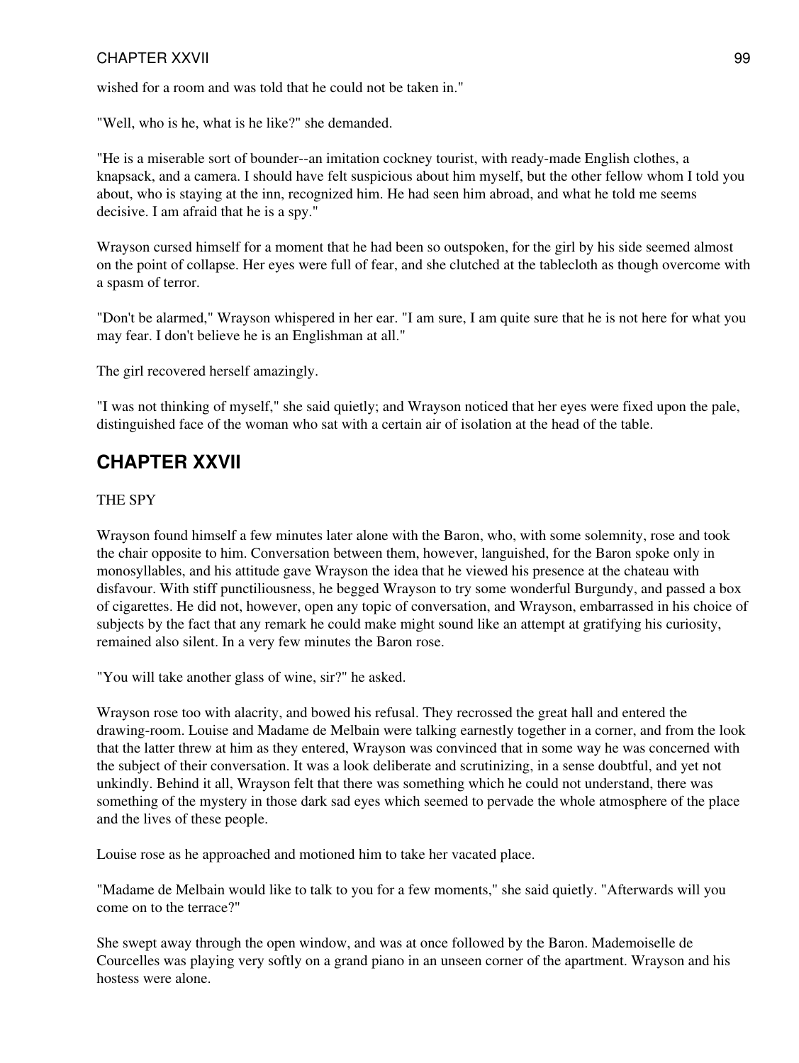wished for a room and was told that he could not be taken in."

"Well, who is he, what is he like?" she demanded.

"He is a miserable sort of bounder--an imitation cockney tourist, with ready-made English clothes, a knapsack, and a camera. I should have felt suspicious about him myself, but the other fellow whom I told you about, who is staying at the inn, recognized him. He had seen him abroad, and what he told me seems decisive. I am afraid that he is a spy."

Wrayson cursed himself for a moment that he had been so outspoken, for the girl by his side seemed almost on the point of collapse. Her eyes were full of fear, and she clutched at the tablecloth as though overcome with a spasm of terror.

"Don't be alarmed," Wrayson whispered in her ear. "I am sure, I am quite sure that he is not here for what you may fear. I don't believe he is an Englishman at all."

The girl recovered herself amazingly.

"I was not thinking of myself," she said quietly; and Wrayson noticed that her eyes were fixed upon the pale, distinguished face of the woman who sat with a certain air of isolation at the head of the table.

## CHAPTER XXVII

THE SPY

Wrayson found himself a few minutes later alone with the Baron, who, with some solemnity, rose and took the chair opposite to him. Conversation between them, however, languished, for the Baron spoke only in monosyllables, and his attitude gave Wrayson the idea that he viewed his presence at the chateau with disfavour. With stiff punctiliousness, he begged Wrayson to try some wonderful Burgundy, and passed a box of cigarettes. He did not, however, open any topic of conversation, and Wrayson, embarrassed in his choice of subjects by the fact that any remark he could make might sound like an attempt at gratifying his curiosity, remained also silent. In a very few minutes the Baron rose.

"You will take another glass of wine, sir?" he asked.

Wrayson rose too with alacrity, and bowed his refusal. They recrossed the great hall and entered the drawing-room. Louise and Madame de Melbain were talking earnestly together in a corner, and from the look that the latter threw at him as they entered, Wrayson was convinced that in some way he was concerned with the subject of their conversation. It was a look deliberate and scrutinizing, in a sense doubtful, and yet not unkindly. Behind it all, Wrayson felt that there was something which he could not understand, there was something of the mystery in those dark sad eyes which seemed to pervade the whole atmosphere of the place and the lives of these people.

Louise rose as he approached and motioned him to take her vacated place.

"Madame de Melbain would like to talk to you for a few moments," she said quietly. "Afterwards will you come on to the terrace?"

She swept away through the open window, and was at once followed by the Baron. Mademoiselle de Courcelles was playing very softly on a grand piano in an unseen corner of the apartment. Wrayson and his hostess were alone.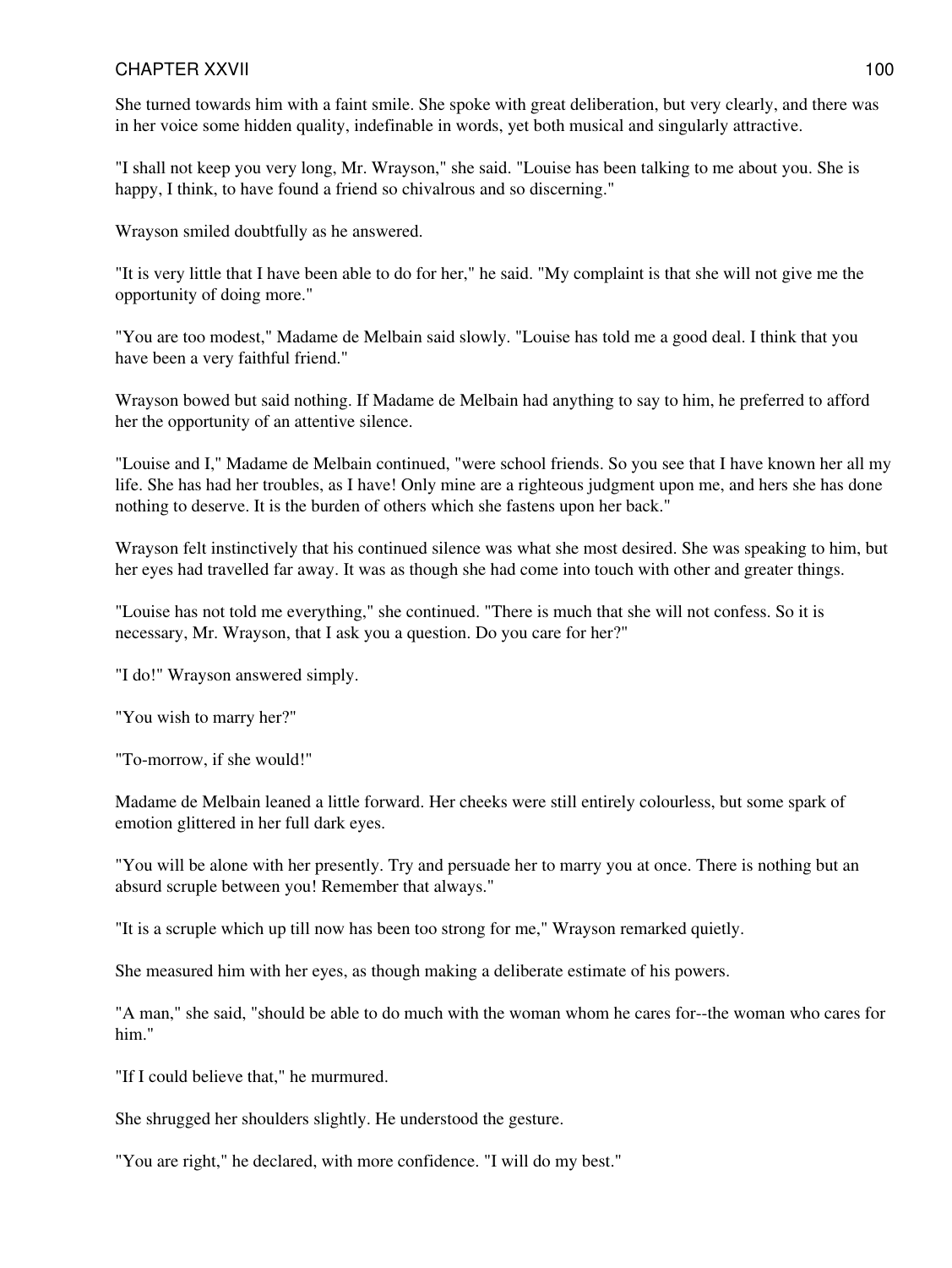She turned towards him with a faint smile. She spoke with great deliberation, but very clearly, and there was in her voice some hidden quality, indefinable in words, yet both musical and singularly attractive.

"I shall not keep you very long, Mr. Wrayson," she said. "Louise has been talking to me about you. She is happy, I think, to have found a friend so chivalrous and so discerning."

Wrayson smiled doubtfully as he answered.

"It is very little that I have been able to do for her," he said. "My complaint is that she will not give me the opportunity of doing more."

"You are too modest," Madame de Melbain said slowly. "Louise has told me a good deal. I think that you have been a very faithful friend."

Wrayson bowed but said nothing. If Madame de Melbain had anything to say to him, he preferred to afford her the opportunity of an attentive silence.

"Louise and I," Madame de Melbain continued, "were school friends. So you see that I have known her all my life. She has had her troubles, as I have! Only mine are a righteous judgment upon me, and hers she has done nothing to deserve. It is the burden of others which she fastens upon her back."

Wrayson felt instinctively that his continued silence was what she most desired. She was speaking to him, but her eyes had travelled far away. It was as though she had come into touch with other and greater things.

"Louise has not told me everything," she continued. "There is much that she will not confess. So it is necessary, Mr. Wrayson, that I ask you a question. Do you care for her?"

"I do!" Wrayson answered simply.

"You wish to marry her?"

"To-morrow, if she would!"

Madame de Melbain leaned a little forward. Her cheeks were still entirely colourless, but some spark of emotion glittered in her full dark eyes.

"You will be alone with her presently. Try and persuade her to marry you at once. There is nothing but an absurd scruple between you! Remember that always."

"It is a scruple which up till now has been too strong for me," Wrayson remarked quietly.

She measured him with her eyes, as though making a deliberate estimate of his powers.

"A man," she said, "should be able to do much with the woman whom he cares for--the woman who cares for him."

"If I could believe that," he murmured.

She shrugged her shoulders slightly. He understood the gesture.

"You are right," he declared, with more confidence. "I will do my best."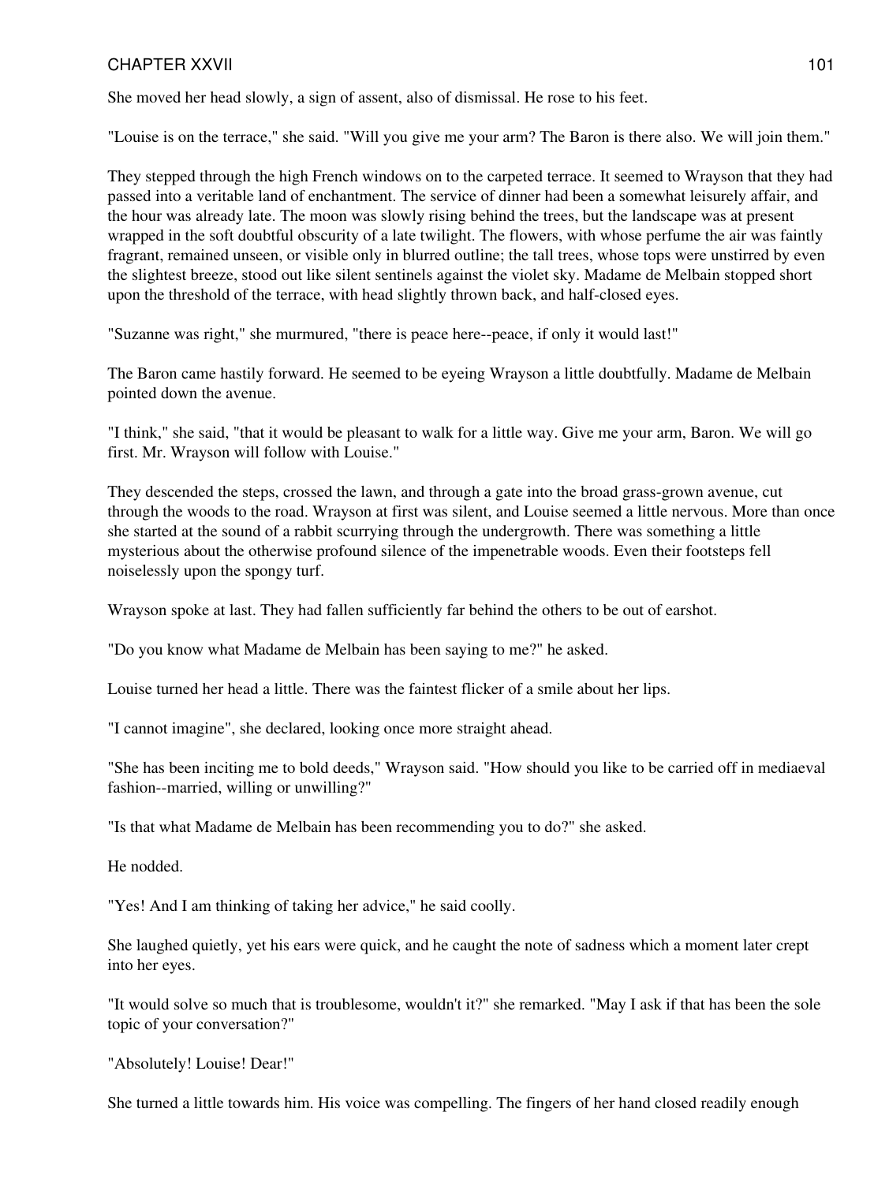She moved her head slowly, a sign of assent, also of dismissal. He rose to his feet.

"Louise is on the terrace," she said. "Will you give me your arm? The Baron is there also. We will join them."

They stepped through the high French windows on to the carpeted terrace. It seemed to Wrayson that they had passed into a veritable land of enchantment. The service of dinner had been a somewhat leisurely affair, and the hour was already late. The moon was slowly rising behind the trees, but the landscape was at present wrapped in the soft doubtful obscurity of a late twilight. The flowers, with whose perfume the air was faintly fragrant, remained unseen, or visible only in blurred outline; the tall trees, whose tops were unstirred by even the slightest breeze, stood out like silent sentinels against the violet sky. Madame de Melbain stopped short upon the threshold of the terrace, with head slightly thrown back, and half-closed eyes.

"Suzanne was right," she murmured, "there is peace here--peace, if only it would last!"

The Baron came hastily forward. He seemed to be eyeing Wrayson a little doubtfully. Madame de Melbain pointed down the avenue.

"I think," she said, "that it would be pleasant to walk for a little way. Give me your arm, Baron. We will go first. Mr. Wrayson will follow with Louise."

They descended the steps, crossed the lawn, and through a gate into the broad grass-grown avenue, cut through the woods to the road. Wrayson at first was silent, and Louise seemed a little nervous. More than once she started at the sound of a rabbit scurrying through the undergrowth. There was something a little mysterious about the otherwise profound silence of the impenetrable woods. Even their footsteps fell noiselessly upon the spongy turf.

Wrayson spoke at last. They had fallen sufficiently far behind the others to be out of earshot.

"Do you know what Madame de Melbain has been saying to me?" he asked.

Louise turned her head a little. There was the faintest flicker of a smile about her lips.

"I cannot imagine", she declared, looking once more straight ahead.

"She has been inciting me to bold deeds," Wrayson said. "How should you like to be carried off in mediaeval fashion--married, willing or unwilling?"

"Is that what Madame de Melbain has been recommending you to do?" she asked.

He nodded.

"Yes! And I am thinking of taking her advice," he said coolly.

She laughed quietly, yet his ears were quick, and he caught the note of sadness which a moment later crept into her eyes.

"It would solve so much that is troublesome, wouldn't it?" she remarked. "May I ask if that has been the sole topic of your conversation?"

"Absolutely! Louise! Dear!"

She turned a little towards him. His voice was compelling. The fingers of her hand closed readily enough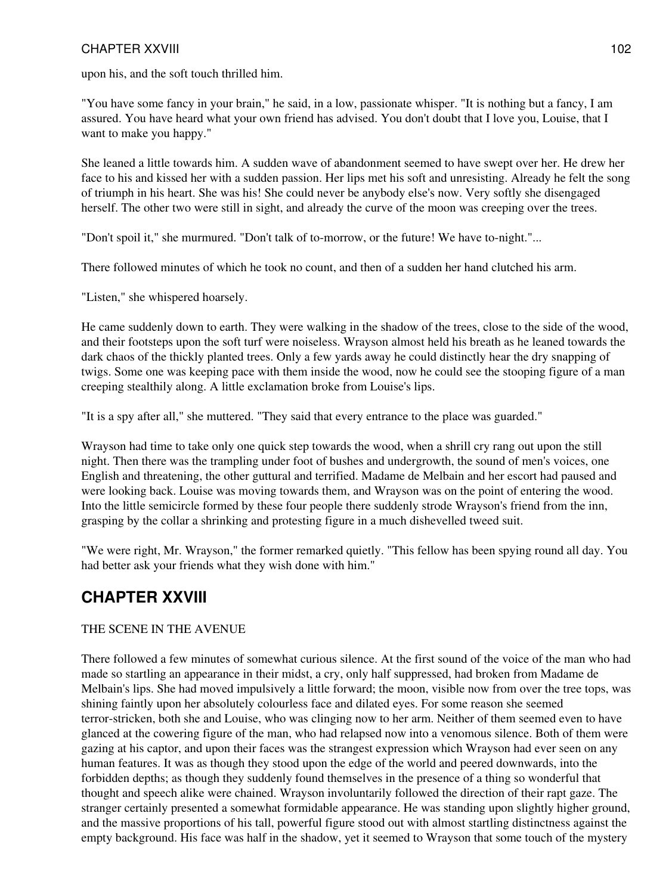upon his, and the soft touch thrilled him.

"You have some fancy in your brain," he said, in a low, passionate whisper. "It is nothing but a fancy, I am assured. You have heard what your own friend has advised. You don't doubt that I love you, Louise, that I want to make you happy."

She leaned a little towards him. A sudden wave of abandonment seemed to have swept over her. He drew her face to his and kissed her with a sudden passion. Her lips met his soft and unresisting. Already he felt the song of triumph in his heart. She was his! She could never be anybody else's now. Very softly she disengaged herself. The other two were still in sight, and already the curve of the moon was creeping over the trees.

"Don't spoil it," she murmured. "Don't talk of to-morrow, or the future! We have to-night."...

There followed minutes of which he took no count, and then of a sudden her hand clutched his arm.

"Listen," she whispered hoarsely.

He came suddenly down to earth. They were walking in the shadow of the trees, close to the side of the wood, and their footsteps upon the soft turf were noiseless. Wrayson almost held his breath as he leaned towards the dark chaos of the thickly planted trees. Only a few yards away he could distinctly hear the dry snapping of twigs. Some one was keeping pace with them inside the wood, now he could see the stooping figure of a man creeping stealthily along. A little exclamation broke from Louise's lips.

"It is a spy after all," she muttered. "They said that every entrance to the place was guarded."

Wrayson had time to take only one quick step towards the wood, when a shrill cry rang out upon the still night. Then there was the trampling under foot of bushes and undergrowth, the sound of men's voices, one English and threatening, the other guttural and terrified. Madame de Melbain and her escort had paused and were looking back. Louise was moving towards them, and Wrayson was on the point of entering the wood. Into the little semicircle formed by these four people there suddenly strode Wrayson's friend from the inn, grasping by the collar a shrinking and protesting figure in a much dishevelled tweed suit.

"We were right, Mr. Wrayson," the former remarked quietly. "This fellow has been spying round all day. You had better ask your friends what they wish done with him."

## CHAPTER XXVIII

THE SCENE IN THE AVENUE

There followed a few minutes of somewhat curious silence. At the first sound of the voice of the man who had made so startling an appearance in their midst, a cry, only half suppressed, had broken from Madame de Melbain's lips. She had moved impulsively a little forward; the moon, visible now from over the tree tops, was shining faintly upon her absolutely colourless face and dilated eyes. For some reason she seemed terror-stricken, both she and Louise, who was clinging now to her arm. Neither of them seemed even to have glanced at the cowering figure of the man, who had relapsed now into a venomous silence. Both of them were gazing at his captor, and upon their faces was the strangest expression which Wrayson had ever seen on any human features. It was as though they stood upon the edge of the world and peered downwards, into the forbidden depths; as though they suddenly found themselves in the presence of a thing so wonderful that thought and speech alike were chained. Wrayson involuntarily followed the direction of their rapt gaze. The stranger certainly presented a somewhat formidable appearance. He was standing upon slightly higher ground, and the massive proportions of his tall, powerful figure stood out with almost startling distinctness against the empty background. His face was half in the shadow, yet it seemed to Wrayson that some touch of the mystery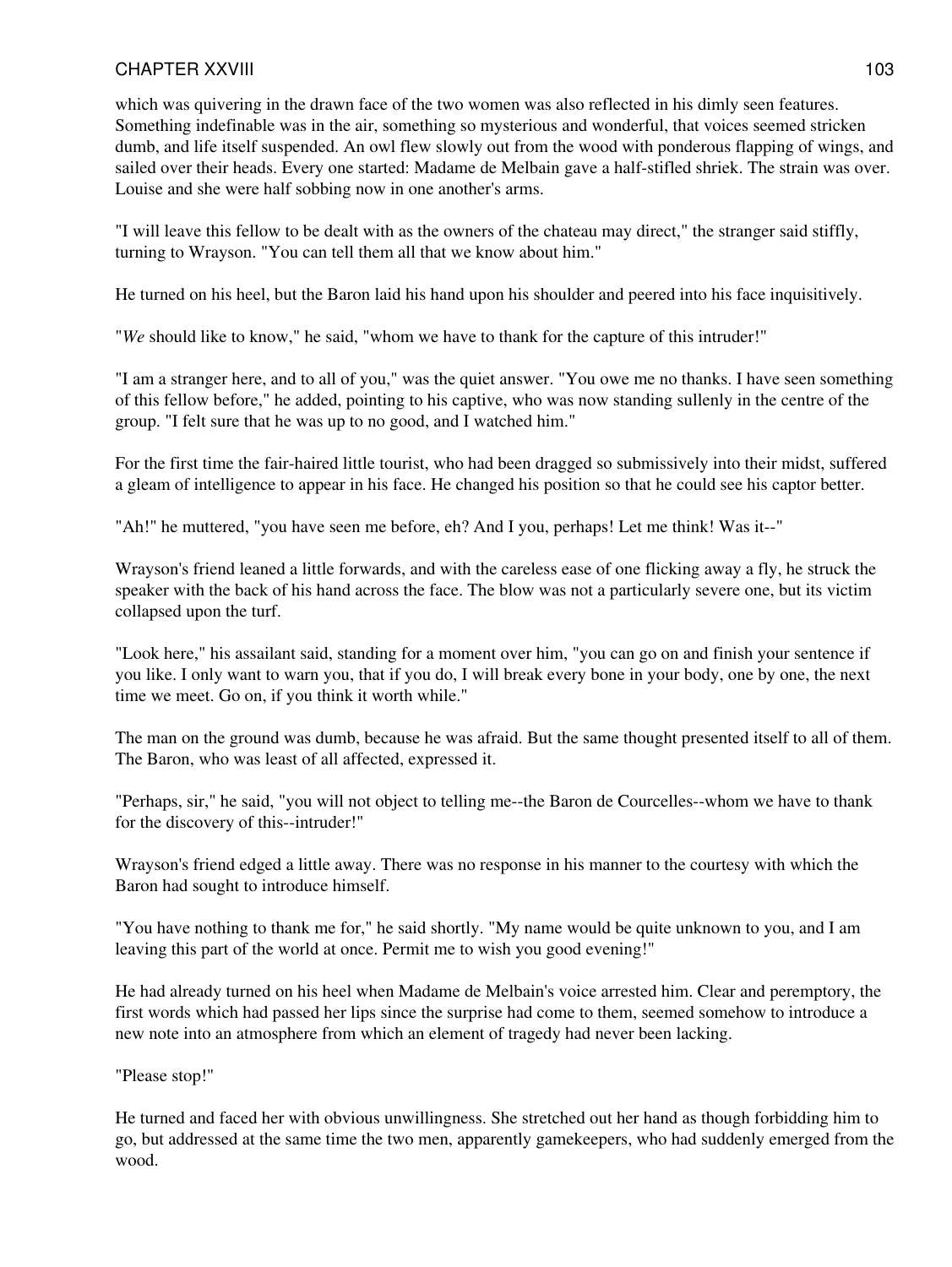which was quivering in the drawn face of the two women was also reflected in his dimly seen features. Something indefinable was in the air, something so mysterious and wonderful, that voices seemed stricken dumb, and life itself suspended. An owl flew slowly out from the wood with ponderous flapping of wings, and sailed over their heads. Every one started: Madame de Melbain gave a half-stifled shriek. The strain was over. Louise and she were half sobbing now in one another's arms.

"I will leave this fellow to be dealt with as the owners of the chateau may direct," the stranger said stiffly, turning to Wrayson. "You can tell them all that we know about him."

He turned on his heel, but the Baron laid his hand upon his shoulder and peered into his face inquisitively.

"*We* should like to know," he said, "whom we have to thank for the capture of this intruder!"

"I am a stranger here, and to all of you," was the quiet answer. "You owe me no thanks. I have seen something of this fellow before," he added, pointing to his captive, who was now standing sullenly in the centre of the group. "I felt sure that he was up to no good, and I watched him."

For the first time the fair-haired little tourist, who had been dragged so submissively into their midst, suffered a gleam of intelligence to appear in his face. He changed his position so that he could see his captor better.

"Ah!" he muttered, "you have seen me before, eh? And I you, perhaps! Let me think! Was it--"

Wrayson's friend leaned a little forwards, and with the careless ease of one flicking away a fly, he struck the speaker with the back of his hand across the face. The blow was not a particularly severe one, but its victim collapsed upon the turf.

"Look here," his assailant said, standing for a moment over him, "you can go on and finish your sentence if you like. I only want to warn you, that if you do, I will break every bone in your body, one by one, the next time we meet. Go on, if you think it worth while."

The man on the ground was dumb, because he was afraid. But the same thought presented itself to all of them. The Baron, who was least of all affected, expressed it.

"Perhaps, sir," he said, "you will not object to telling me--the Baron de Courcelles--whom we have to thank for the discovery of this--intruder!"

Wrayson's friend edged a little away. There was no response in his manner to the courtesy with which the Baron had sought to introduce himself.

"You have nothing to thank me for," he said shortly. "My name would be quite unknown to you, and I am leaving this part of the world at once. Permit me to wish you good evening!"

He had already turned on his heel when Madame de Melbain's voice arrested him. Clear and peremptory, the first words which had passed her lips since the surprise had come to them, seemed somehow to introduce a new note into an atmosphere from which an element of tragedy had never been lacking.

"Please stop!"

He turned and faced her with obvious unwillingness. She stretched out her hand as though forbidding him to go, but addressed at the same time the two men, apparently gamekeepers, who had suddenly emerged from the wood.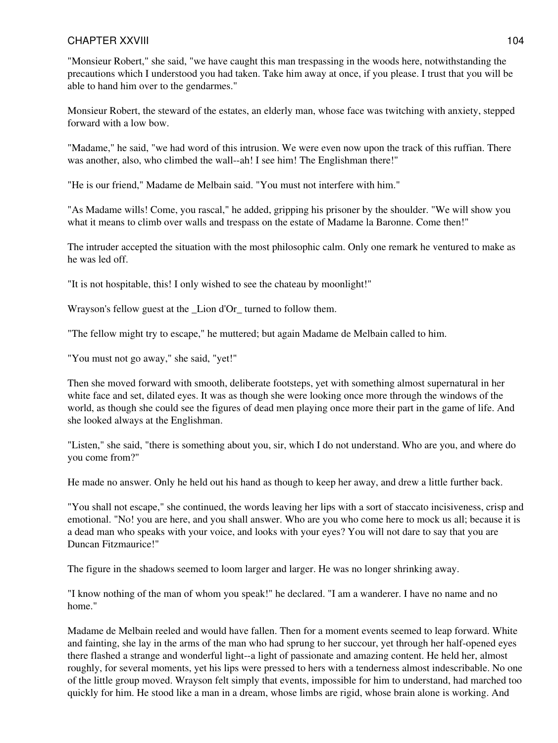"Monsieur Robert," she said, "we have caught this man trespassing in the woods here, notwithstanding the precautions which I understood you had taken. Take him away at once, if you please. I trust that you will be able to hand him over to the gendarmes."

Monsieur Robert, the steward of the estates, an elderly man, whose face was twitching with anxiety, stepped forward with a low bow.

"Madame," he said, "we had word of this intrusion. We were even now upon the track of this ruffian. There was another, also, who climbed the wall--ah! I see him! The Englishman there!"

"He is our friend," Madame de Melbain said. "You must not interfere with him."

"As Madame wills! Come, you rascal," he added, gripping his prisoner by the shoulder. "We will show you what it means to climb over walls and trespass on the estate of Madame la Baronne. Come then!"

The intruder accepted the situation with the most philosophic calm. Only one remark he ventured to make as he was led off.

"It is not hospitable, this! I only wished to see the chateau by moonlight!"

Wrayson's fellow guest at the _Lion d'Or_ turned to follow them.

"The fellow might try to escape," he muttered; but again Madame de Melbain called to him.

"You must not go away," she said, "yet!"

Then she moved forward with smooth, deliberate footsteps, yet with something almost supernatural in her white face and set, dilated eyes. It was as though she were looking once more through the windows of the world, as though she could see the figures of dead men playing once more their part in the game of life. And she looked always at the Englishman.

"Listen," she said, "there is something about you, sir, which I do not understand. Who are you, and where do you come from?"

He made no answer. Only he held out his hand as though to keep her away, and drew a little further back.

"You shall not escape," she continued, the words leaving her lips with a sort of staccato incisiveness, crisp and emotional. "No! you are here, and you shall answer. Who are you who come here to mock us all; because it is a dead man who speaks with your voice, and looks with your eyes? You will not dare to say that you are Duncan Fitzmaurice!"

The figure in the shadows seemed to loom larger and larger. He was no longer shrinking away.

"I know nothing of the man of whom you speak!" he declared. "I am a wanderer. I have no name and no home."

Madame de Melbain reeled and would have fallen. Then for a moment events seemed to leap forward. White and fainting, she lay in the arms of the man who had sprung to her succour, yet through her half-opened eyes there flashed a strange and wonderful light--a light of passionate and amazing content. He held her, almost roughly, for several moments, yet his lips were pressed to hers with a tenderness almost indescribable. No one of the little group moved. Wrayson felt simply that events, impossible for him to understand, had marched too quickly for him. He stood like a man in a dream, whose limbs are rigid, whose brain alone is working. And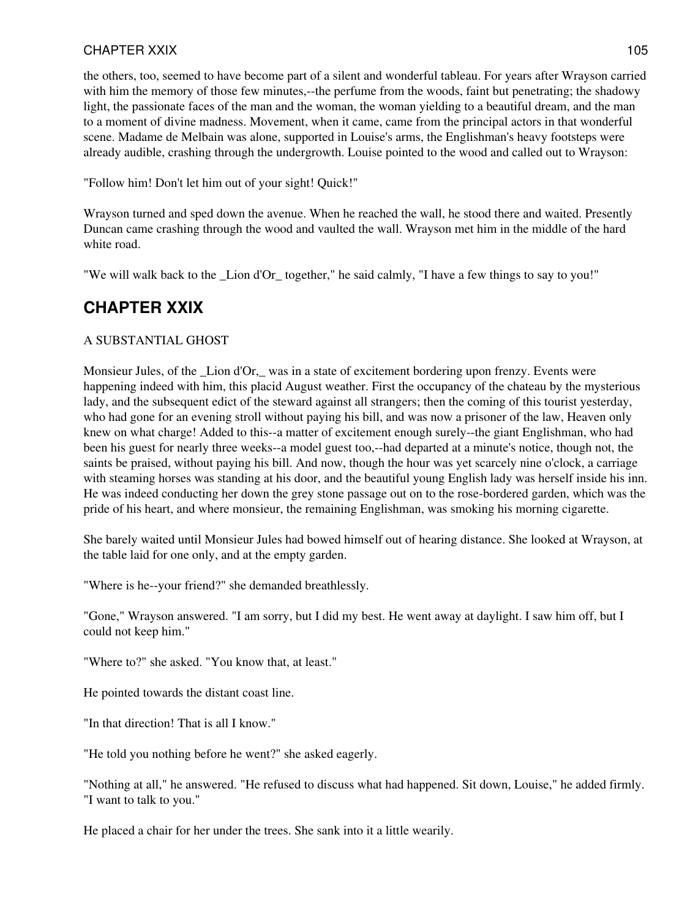the others, too, seemed to have become part of a silent and wonderful tableau. For years after Wrayson carried with him the memory of those few minutes,--the perfume from the woods, faint but penetrating; the shadowy light, the passionate faces of the man and the woman, the woman yielding to a beautiful dream, and the man to a moment of divine madness. Movement, when it came, came from the principal actors in that wonderful scene. Madame de Melbain was alone, supported in Louise's arms, the Englishman's heavy footsteps were already audible, crashing through the undergrowth. Louise pointed to the wood and called out to Wrayson:

"Follow him! Don't let him out of your sight! Quick!"

Wrayson turned and sped down the avenue. When he reached the wall, he stood there and waited. Presently Duncan came crashing through the wood and vaulted the wall. Wrayson met him in the middle of the hard white road.

"We will walk back to the _Lion d'Or_ together," he said calmly, "I have a few things to say to you!"

## CHAPTER XXIX

A SUBSTANTIAL GHOST

Monsieur Jules, of the _Lion d'Or,_ was in a state of excitement bordering upon frenzy. Events were happening indeed with him, this placid August weather. First the occupancy of the chateau by the mysterious lady, and the subsequent edict of the steward against all strangers; then the coming of this tourist yesterday, who had gone for an evening stroll without paying his bill, and was now a prisoner of the law, Heaven only knew on what charge! Added to this--a matter of excitement enough surely--the giant Englishman, who had been his guest for nearly three weeks--a model guest too,--had departed at a minute's notice, though not, the saints be praised, without paying his bill. And now, though the hour was yet scarcely nine o'clock, a carriage with steaming horses was standing at his door, and the beautiful young English lady was herself inside his inn. He was indeed conducting her down the grey stone passage out on to the rose-bordered garden, which was the pride of his heart, and where monsieur, the remaining Englishman, was smoking his morning cigarette.

She barely waited until Monsieur Jules had bowed himself out of hearing distance. She looked at Wrayson, at the table laid for one only, and at the empty garden.

"Where is he--your friend?" she demanded breathlessly.

"Gone," Wrayson answered. "I am sorry, but I did my best. He went away at daylight. I saw him off, but I could not keep him."

"Where to?" she asked. "You know that, at least."

He pointed towards the distant coast line.

"In that direction! That is all I know."

"He told you nothing before he went?" she asked eagerly.

"Nothing at all," he answered. "He refused to discuss what had happened. Sit down, Louise," he added firmly. "I want to talk to you."

He placed a chair for her under the trees. She sank into it a little wearily.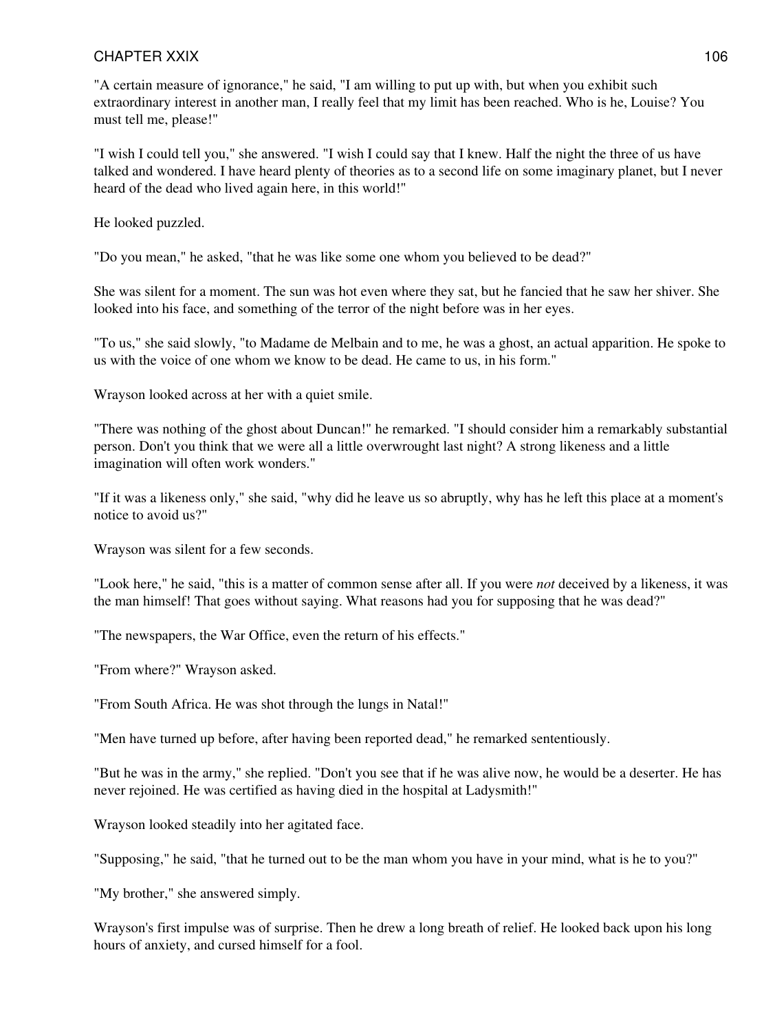"A certain measure of ignorance," he said, "I am willing to put up with, but when you exhibit such extraordinary interest in another man, I really feel that my limit has been reached. Who is he, Louise? You must tell me, please!"

"I wish I could tell you," she answered. "I wish I could say that I knew. Half the night the three of us have talked and wondered. I have heard plenty of theories as to a second life on some imaginary planet, but I never heard of the dead who lived again here, in this world!"

He looked puzzled.

"Do you mean," he asked, "that he was like some one whom you believed to be dead?"

She was silent for a moment. The sun was hot even where they sat, but he fancied that he saw her shiver. She looked into his face, and something of the terror of the night before was in her eyes.

"To us," she said slowly, "to Madame de Melbain and to me, he was a ghost, an actual apparition. He spoke to us with the voice of one whom we know to be dead. He came to us, in his form."

Wrayson looked across at her with a quiet smile.

"There was nothing of the ghost about Duncan!" he remarked. "I should consider him a remarkably substantial person. Don't you think that we were all a little overwrought last night? A strong likeness and a little imagination will often work wonders."

"If it was a likeness only," she said, "why did he leave us so abruptly, why has he left this place at a moment's notice to avoid us?"

Wrayson was silent for a few seconds.

"Look here," he said, "this is a matter of common sense after all. If you were *not* deceived by a likeness, it was the man himself! That goes without saying. What reasons had you for supposing that he was dead?"

"The newspapers, the War Office, even the return of his effects."

"From where?" Wrayson asked.

"From South Africa. He was shot through the lungs in Natal!"

"Men have turned up before, after having been reported dead," he remarked sententiously.

"But he was in the army," she replied. "Don't you see that if he was alive now, he would be a deserter. He has never rejoined. He was certified as having died in the hospital at Ladysmith!"

Wrayson looked steadily into her agitated face.

"Supposing," he said, "that he turned out to be the man whom you have in your mind, what is he to you?"

"My brother," she answered simply.

Wrayson's first impulse was of surprise. Then he drew a long breath of relief. He looked back upon his long hours of anxiety, and cursed himself for a fool.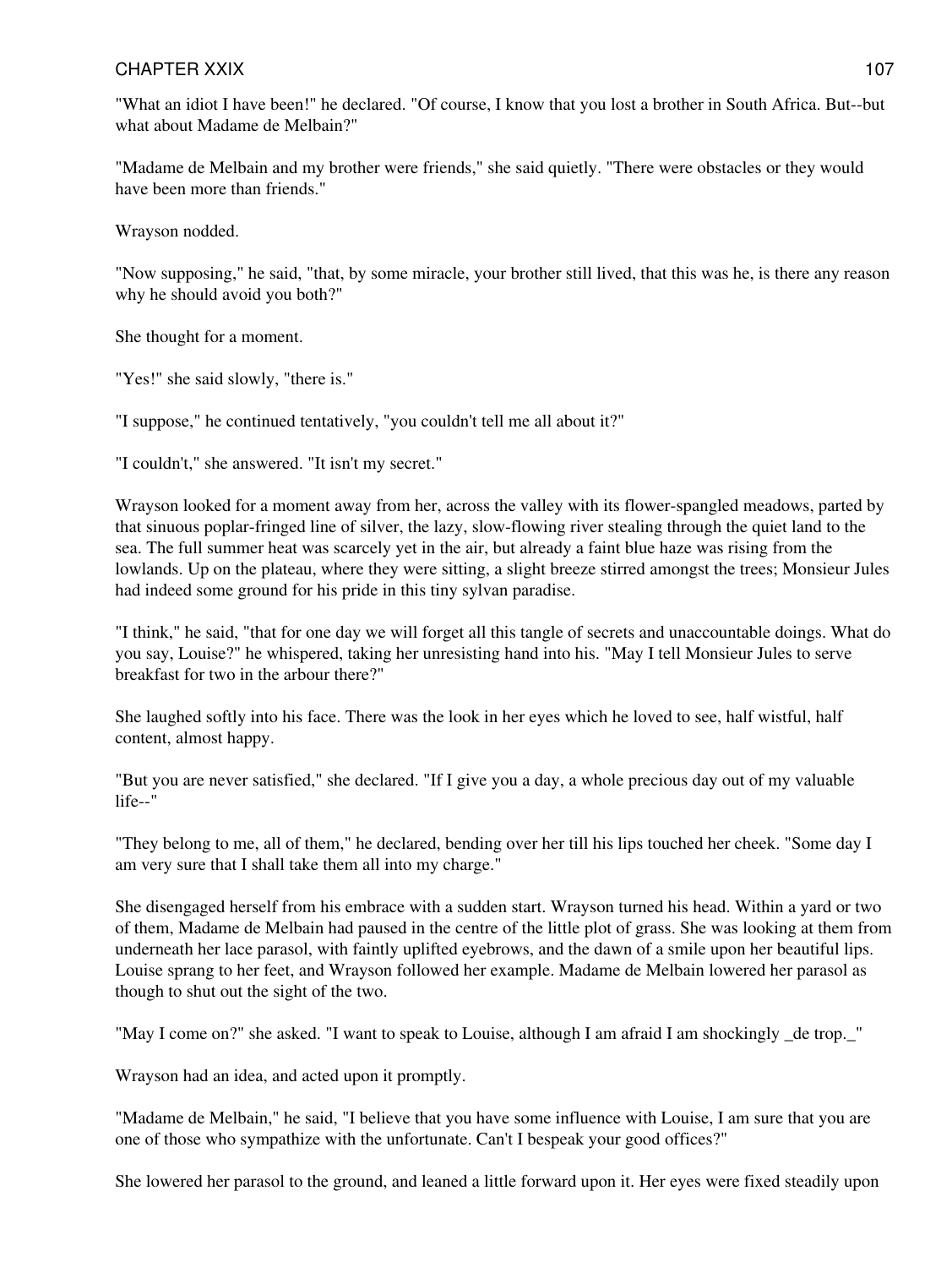"What an idiot I have been!" he declared. "Of course, I know that you lost a brother in South Africa. But--but what about Madame de Melbain?"

"Madame de Melbain and my brother were friends," she said quietly. "There were obstacles or they would have been more than friends."

Wrayson nodded.

"Now supposing," he said, "that, by some miracle, your brother still lived, that this was he, is there any reason why he should avoid you both?"

She thought for a moment.

"Yes!" she said slowly, "there is."

"I suppose," he continued tentatively, "you couldn't tell me all about it?"

"I couldn't," she answered. "It isn't my secret."

Wrayson looked for a moment away from her, across the valley with its flower-spangled meadows, parted by that sinuous poplar-fringed line of silver, the lazy, slow-flowing river stealing through the quiet land to the sea. The full summer heat was scarcely yet in the air, but already a faint blue haze was rising from the lowlands. Up on the plateau, where they were sitting, a slight breeze stirred amongst the trees; Monsieur Jules had indeed some ground for his pride in this tiny sylvan paradise.

"I think," he said, "that for one day we will forget all this tangle of secrets and unaccountable doings. What do you say, Louise?" he whispered, taking her unresisting hand into his. "May I tell Monsieur Jules to serve breakfast for two in the arbour there?"

She laughed softly into his face. There was the look in her eyes which he loved to see, half wistful, half content, almost happy.

"But you are never satisfied," she declared. "If I give you a day, a whole precious day out of my valuable life--"

"They belong to me, all of them," he declared, bending over her till his lips touched her cheek. "Some day I am very sure that I shall take them all into my charge."

She disengaged herself from his embrace with a sudden start. Wrayson turned his head. Within a yard or two of them, Madame de Melbain had paused in the centre of the little plot of grass. She was looking at them from underneath her lace parasol, with faintly uplifted eyebrows, and the dawn of a smile upon her beautiful lips. Louise sprang to her feet, and Wrayson followed her example. Madame de Melbain lowered her parasol as though to shut out the sight of the two.

"May I come on?" she asked. "I want to speak to Louise, although I am afraid I am shockingly _de trop._"

Wrayson had an idea, and acted upon it promptly.

"Madame de Melbain," he said, "I believe that you have some influence with Louise, I am sure that you are one of those who sympathize with the unfortunate. Can't I bespeak your good offices?"

She lowered her parasol to the ground, and leaned a little forward upon it. Her eyes were fixed steadily upon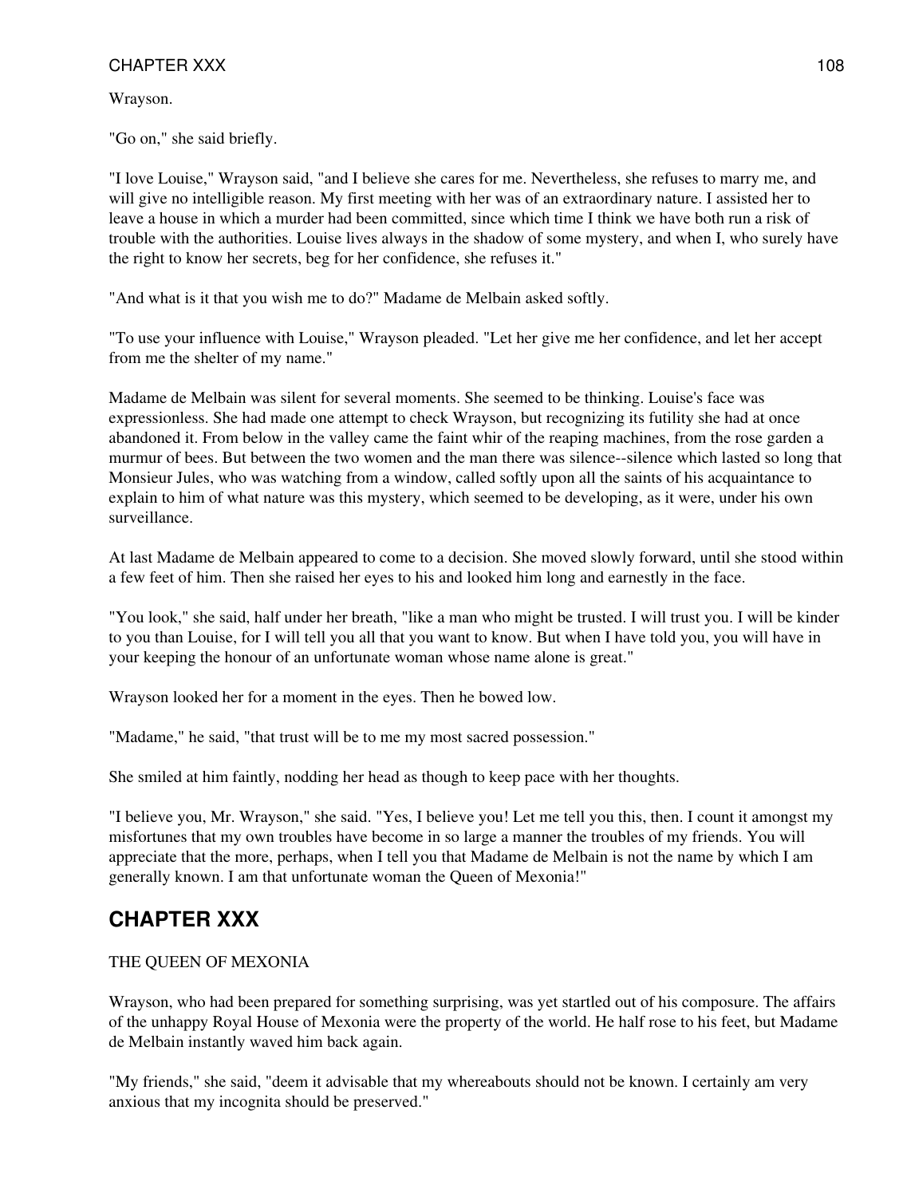Wrayson.

"Go on," she said briefly.

"I love Louise," Wrayson said, "and I believe she cares for me. Nevertheless, she refuses to marry me, and will give no intelligible reason. My first meeting with her was of an extraordinary nature. I assisted her to leave a house in which a murder had been committed, since which time I think we have both run a risk of trouble with the authorities. Louise lives always in the shadow of some mystery, and when I, who surely have the right to know her secrets, beg for her confidence, she refuses it."

"And what is it that you wish me to do?" Madame de Melbain asked softly.

"To use your influence with Louise," Wrayson pleaded. "Let her give me her confidence, and let her accept from me the shelter of my name."

Madame de Melbain was silent for several moments. She seemed to be thinking. Louise's face was expressionless. She had made one attempt to check Wrayson, but recognizing its futility she had at once abandoned it. From below in the valley came the faint whir of the reaping machines, from the rose garden a murmur of bees. But between the two women and the man there was silence--silence which lasted so long that Monsieur Jules, who was watching from a window, called softly upon all the saints of his acquaintance to explain to him of what nature was this mystery, which seemed to be developing, as it were, under his own surveillance.

At last Madame de Melbain appeared to come to a decision. She moved slowly forward, until she stood within a few feet of him. Then she raised her eyes to his and looked him long and earnestly in the face.

"You look," she said, half under her breath, "like a man who might be trusted. I will trust you. I will be kinder to you than Louise, for I will tell you all that you want to know. But when I have told you, you will have in your keeping the honour of an unfortunate woman whose name alone is great."

Wrayson looked her for a moment in the eyes. Then he bowed low.

"Madame," he said, "that trust will be to me my most sacred possession."

She smiled at him faintly, nodding her head as though to keep pace with her thoughts.

"I believe you, Mr. Wrayson," she said. "Yes, I believe you! Let me tell you this, then. I count it amongst my misfortunes that my own troubles have become in so large a manner the troubles of my friends. You will appreciate that the more, perhaps, when I tell you that Madame de Melbain is not the name by which I am generally known. I am that unfortunate woman the Queen of Mexonia!"

## CHAPTER XXX

THE QUEEN OF MEXONIA

Wrayson, who had been prepared for something surprising, was yet startled out of his composure. The affairs of the unhappy Royal House of Mexonia were the property of the world. He half rose to his feet, but Madame de Melbain instantly waved him back again.

"My friends," she said, "deem it advisable that my whereabouts should not be known. I certainly am very anxious that my incognita should be preserved."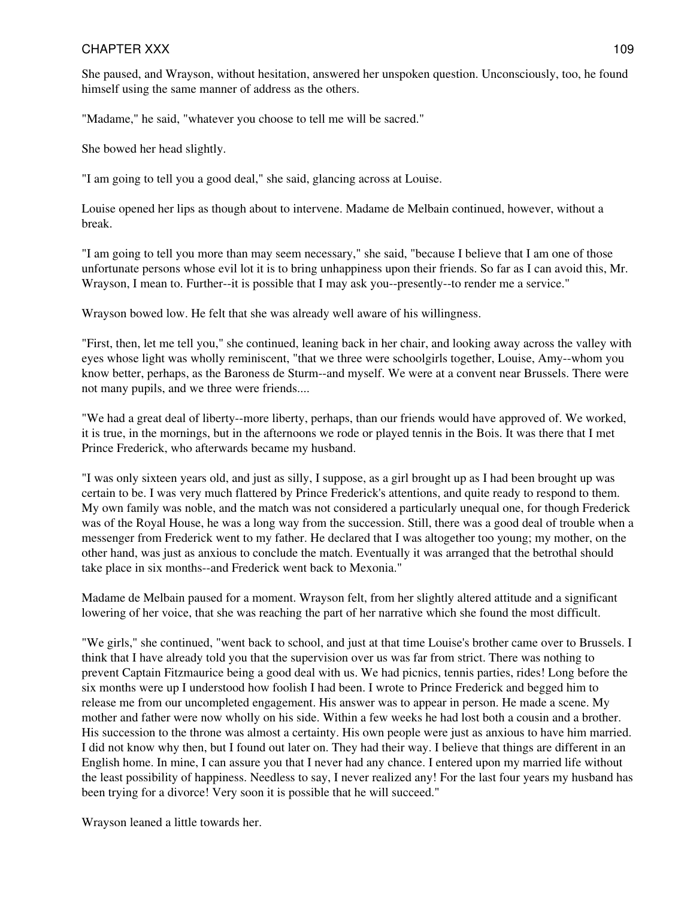She paused, and Wrayson, without hesitation, answered her unspoken question. Unconsciously, too, he found himself using the same manner of address as the others.

"Madame," he said, "whatever you choose to tell me will be sacred."

She bowed her head slightly.

"I am going to tell you a good deal," she said, glancing across at Louise.

Louise opened her lips as though about to intervene. Madame de Melbain continued, however, without a break.

"I am going to tell you more than may seem necessary," she said, "because I believe that I am one of those unfortunate persons whose evil lot it is to bring unhappiness upon their friends. So far as I can avoid this, Mr. Wrayson, I mean to. Further--it is possible that I may ask you--presently--to render me a service."

Wrayson bowed low. He felt that she was already well aware of his willingness.

"First, then, let me tell you," she continued, leaning back in her chair, and looking away across the valley with eyes whose light was wholly reminiscent, "that we three were schoolgirls together, Louise, Amy--whom you know better, perhaps, as the Baroness de Sturm--and myself. We were at a convent near Brussels. There were not many pupils, and we three were friends....

"We had a great deal of liberty--more liberty, perhaps, than our friends would have approved of. We worked, it is true, in the mornings, but in the afternoons we rode or played tennis in the Bois. It was there that I met Prince Frederick, who afterwards became my husband.

"I was only sixteen years old, and just as silly, I suppose, as a girl brought up as I had been brought up was certain to be. I was very much flattered by Prince Frederick's attentions, and quite ready to respond to them. My own family was noble, and the match was not considered a particularly unequal one, for though Frederick was of the Royal House, he was a long way from the succession. Still, there was a good deal of trouble when a messenger from Frederick went to my father. He declared that I was altogether too young; my mother, on the other hand, was just as anxious to conclude the match. Eventually it was arranged that the betrothal should take place in six months--and Frederick went back to Mexonia."

Madame de Melbain paused for a moment. Wrayson felt, from her slightly altered attitude and a significant lowering of her voice, that she was reaching the part of her narrative which she found the most difficult.

"We girls," she continued, "went back to school, and just at that time Louise's brother came over to Brussels. I think that I have already told you that the supervision over us was far from strict. There was nothing to prevent Captain Fitzmaurice being a good deal with us. We had picnics, tennis parties, rides! Long before the six months were up I understood how foolish I had been. I wrote to Prince Frederick and begged him to release me from our uncompleted engagement. His answer was to appear in person. He made a scene. My mother and father were now wholly on his side. Within a few weeks he had lost both a cousin and a brother. His succession to the throne was almost a certainty. His own people were just as anxious to have him married. I did not know why then, but I found out later on. They had their way. I believe that things are different in an English home. In mine, I can assure you that I never had any chance. I entered upon my married life without the least possibility of happiness. Needless to say, I never realized any! For the last four years my husband has been trying for a divorce! Very soon it is possible that he will succeed."

Wrayson leaned a little towards her.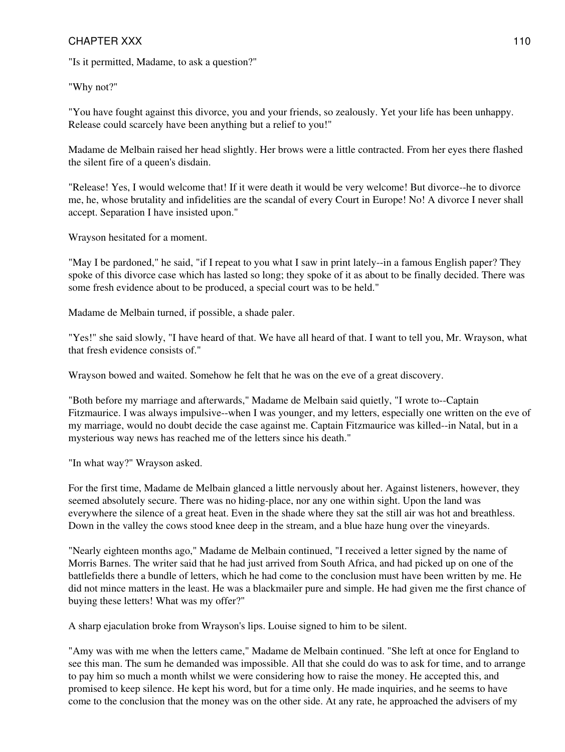"Is it permitted, Madame, to ask a question?"

"Why not?"

"You have fought against this divorce, you and your friends, so zealously. Yet your life has been unhappy. Release could scarcely have been anything but a relief to you!"

Madame de Melbain raised her head slightly. Her brows were a little contracted. From her eyes there flashed the silent fire of a queen's disdain.

"Release! Yes, I would welcome that! If it were death it would be very welcome! But divorce--he to divorce me, he, whose brutality and infidelities are the scandal of every Court in Europe! No! A divorce I never shall accept. Separation I have insisted upon."

Wrayson hesitated for a moment.

"May I be pardoned," he said, "if I repeat to you what I saw in print lately--in a famous English paper? They spoke of this divorce case which has lasted so long; they spoke of it as about to be finally decided. There was some fresh evidence about to be produced, a special court was to be held."

Madame de Melbain turned, if possible, a shade paler.

"Yes!" she said slowly, "I have heard of that. We have all heard of that. I want to tell you, Mr. Wrayson, what that fresh evidence consists of."

Wrayson bowed and waited. Somehow he felt that he was on the eve of a great discovery.

"Both before my marriage and afterwards," Madame de Melbain said quietly, "I wrote to--Captain Fitzmaurice. I was always impulsive--when I was younger, and my letters, especially one written on the eve of my marriage, would no doubt decide the case against me. Captain Fitzmaurice was killed--in Natal, but in a mysterious way news has reached me of the letters since his death."

"In what way?" Wrayson asked.

For the first time, Madame de Melbain glanced a little nervously about her. Against listeners, however, they seemed absolutely secure. There was no hiding-place, nor any one within sight. Upon the land was everywhere the silence of a great heat. Even in the shade where they sat the still air was hot and breathless. Down in the valley the cows stood knee deep in the stream, and a blue haze hung over the vineyards.

"Nearly eighteen months ago," Madame de Melbain continued, "I received a letter signed by the name of Morris Barnes. The writer said that he had just arrived from South Africa, and had picked up on one of the battlefields there a bundle of letters, which he had come to the conclusion must have been written by me. He did not mince matters in the least. He was a blackmailer pure and simple. He had given me the first chance of buying these letters! What was my offer?"

A sharp ejaculation broke from Wrayson's lips. Louise signed to him to be silent.

"Amy was with me when the letters came," Madame de Melbain continued. "She left at once for England to see this man. The sum he demanded was impossible. All that she could do was to ask for time, and to arrange to pay him so much a month whilst we were considering how to raise the money. He accepted this, and promised to keep silence. He kept his word, but for a time only. He made inquiries, and he seems to have come to the conclusion that the money was on the other side. At any rate, he approached the advisers of my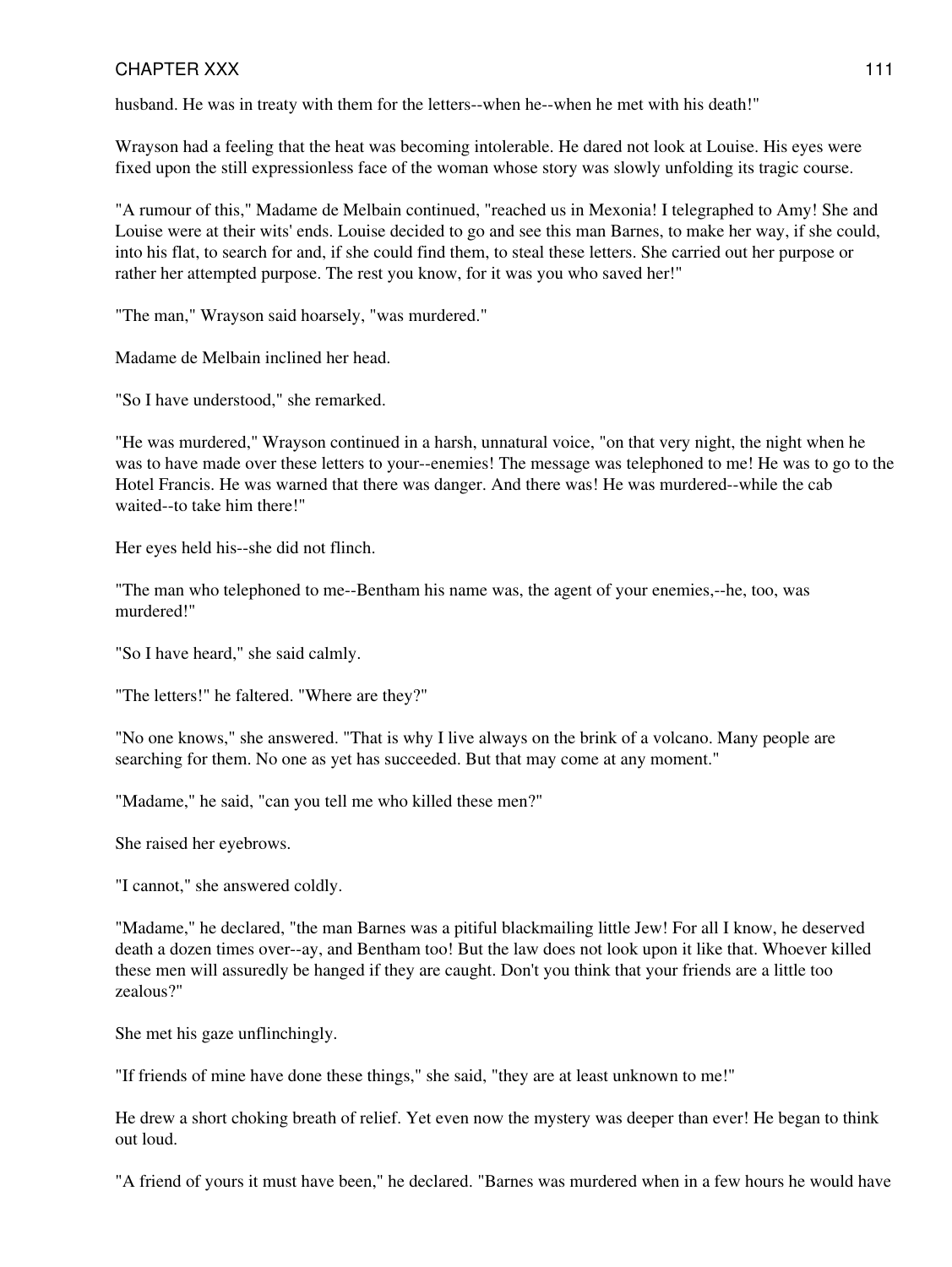husband. He was in treaty with them for the letters--when he--when he met with his death!"

Wrayson had a feeling that the heat was becoming intolerable. He dared not look at Louise. His eyes were fixed upon the still expressionless face of the woman whose story was slowly unfolding its tragic course.

"A rumour of this," Madame de Melbain continued, "reached us in Mexonia! I telegraphed to Amy! She and Louise were at their wits' ends. Louise decided to go and see this man Barnes, to make her way, if she could, into his flat, to search for and, if she could find them, to steal these letters. She carried out her purpose or rather her attempted purpose. The rest you know, for it was you who saved her!"

"The man," Wrayson said hoarsely, "was murdered."

Madame de Melbain inclined her head.

"So I have understood," she remarked.

"He was murdered," Wrayson continued in a harsh, unnatural voice, "on that very night, the night when he was to have made over these letters to your--enemies! The message was telephoned to me! He was to go to the Hotel Francis. He was warned that there was danger. And there was! He was murdered--while the cab waited--to take him there!"

Her eyes held his--she did not flinch.

"The man who telephoned to me--Bentham his name was, the agent of your enemies,--he, too, was murdered!"

"So I have heard," she said calmly.

"The letters!" he faltered. "Where are they?"

"No one knows," she answered. "That is why I live always on the brink of a volcano. Many people are searching for them. No one as yet has succeeded. But that may come at any moment."

"Madame," he said, "can you tell me who killed these men?"

She raised her eyebrows.

"I cannot," she answered coldly.

"Madame," he declared, "the man Barnes was a pitiful blackmailing little Jew! For all I know, he deserved death a dozen times over--ay, and Bentham too! But the law does not look upon it like that. Whoever killed these men will assuredly be hanged if they are caught. Don't you think that your friends are a little too zealous?"

She met his gaze unflinchingly.

"If friends of mine have done these things," she said, "they are at least unknown to me!"

He drew a short choking breath of relief. Yet even now the mystery was deeper than ever! He began to think out loud.

"A friend of yours it must have been," he declared. "Barnes was murdered when in a few hours he would have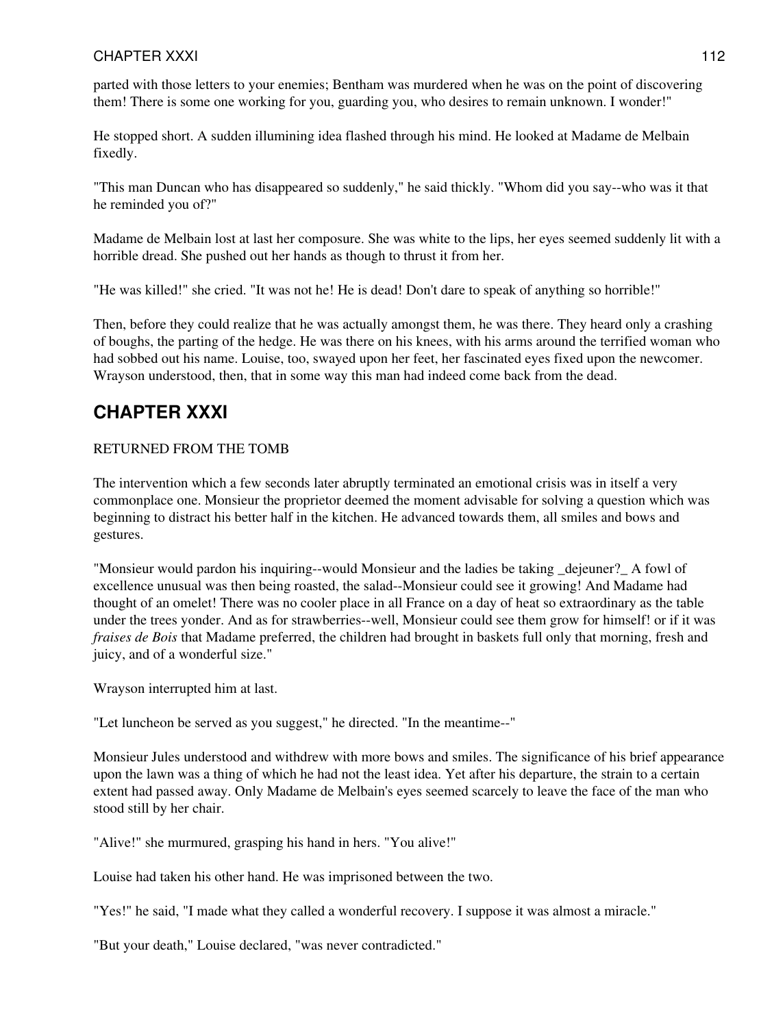parted with those letters to your enemies; Bentham was murdered when he was on the point of discovering them! There is some one working for you, guarding you, who desires to remain unknown. I wonder!"

He stopped short. A sudden illumining idea flashed through his mind. He looked at Madame de Melbain fixedly.

"This man Duncan who has disappeared so suddenly," he said thickly. "Whom did you say--who was it that he reminded you of?"

Madame de Melbain lost at last her composure. She was white to the lips, her eyes seemed suddenly lit with a horrible dread. She pushed out her hands as though to thrust it from her.

"He was killed!" she cried. "It was not he! He is dead! Don't dare to speak of anything so horrible!"

Then, before they could realize that he was actually amongst them, he was there. They heard only a crashing of boughs, the parting of the hedge. He was there on his knees, with his arms around the terrified woman who had sobbed out his name. Louise, too, swayed upon her feet, her fascinated eyes fixed upon the newcomer. Wrayson understood, then, that in some way this man had indeed come back from the dead.

## CHAPTER XXXI

RETURNED FROM THE TOMB

The intervention which a few seconds later abruptly terminated an emotional crisis was in itself a very commonplace one. Monsieur the proprietor deemed the moment advisable for solving a question which was beginning to distract his better half in the kitchen. He advanced towards them, all smiles and bows and gestures.

"Monsieur would pardon his inquiring--would Monsieur and the ladies be taking _dejeuner?_ A fowl of excellence unusual was then being roasted, the salad--Monsieur could see it growing! And Madame had thought of an omelet! There was no cooler place in all France on a day of heat so extraordinary as the table under the trees yonder. And as for strawberries--well, Monsieur could see them grow for himself! or if it was *fraises de Bois* that Madame preferred, the children had brought in baskets full only that morning, fresh and juicy, and of a wonderful size."

Wrayson interrupted him at last.

"Let luncheon be served as you suggest," he directed. "In the meantime--"

Monsieur Jules understood and withdrew with more bows and smiles. The significance of his brief appearance upon the lawn was a thing of which he had not the least idea. Yet after his departure, the strain to a certain extent had passed away. Only Madame de Melbain's eyes seemed scarcely to leave the face of the man who stood still by her chair.

"Alive!" she murmured, grasping his hand in hers. "You alive!"

Louise had taken his other hand. He was imprisoned between the two.

"Yes!" he said, "I made what they called a wonderful recovery. I suppose it was almost a miracle."

"But your death," Louise declared, "was never contradicted."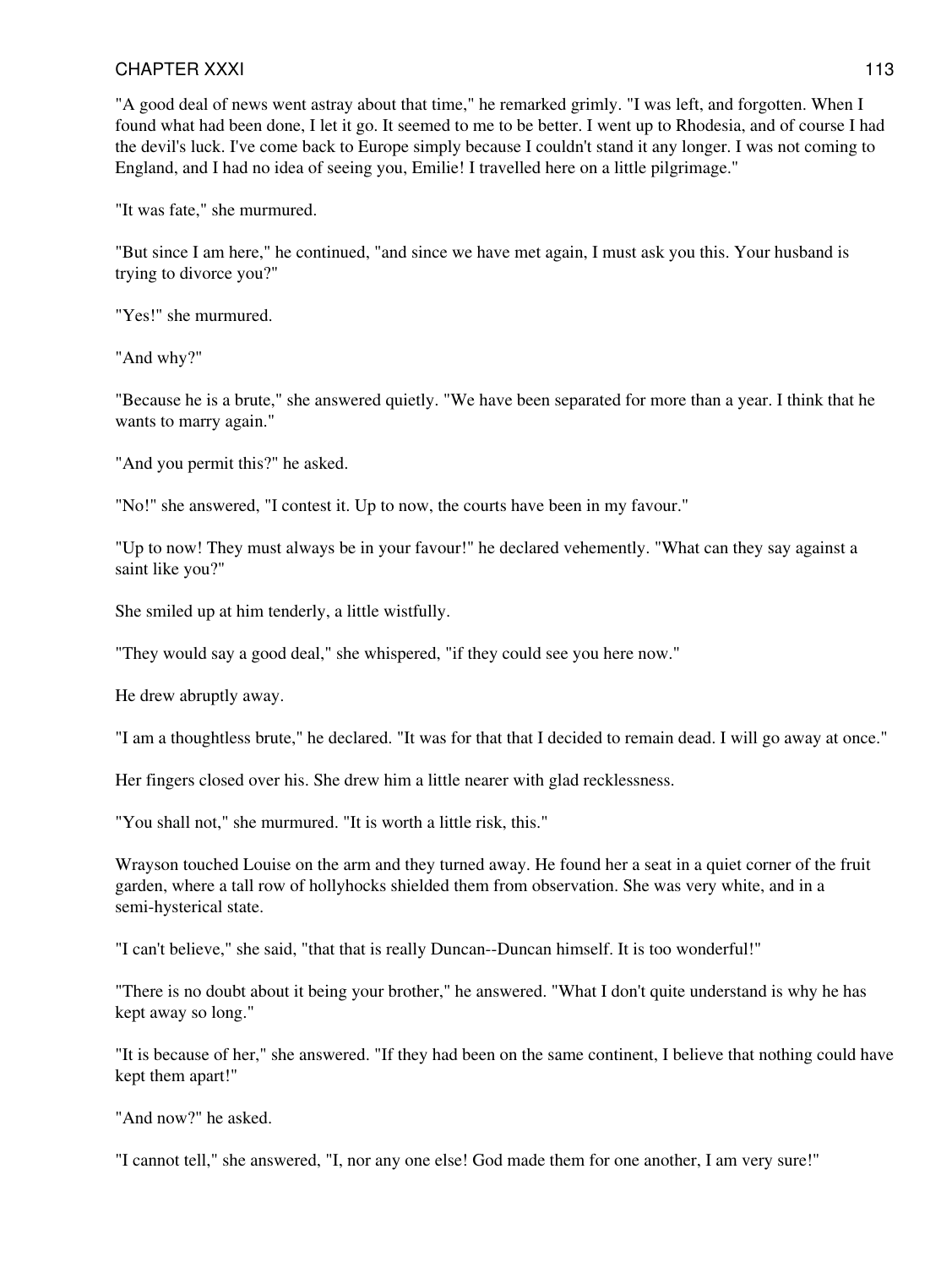"A good deal of news went astray about that time," he remarked grimly. "I was left, and forgotten. When I found what had been done, I let it go. It seemed to me to be better. I went up to Rhodesia, and of course I had the devil's luck. I've come back to Europe simply because I couldn't stand it any longer. I was not coming to England, and I had no idea of seeing you, Emilie! I travelled here on a little pilgrimage."

"It was fate," she murmured.

"But since I am here," he continued, "and since we have met again, I must ask you this. Your husband is trying to divorce you?"

"Yes!" she murmured.

"And why?"

"Because he is a brute," she answered quietly. "We have been separated for more than a year. I think that he wants to marry again."

"And you permit this?" he asked.

"No!" she answered, "I contest it. Up to now, the courts have been in my favour."

"Up to now! They must always be in your favour!" he declared vehemently. "What can they say against a saint like you?"

She smiled up at him tenderly, a little wistfully.

"They would say a good deal," she whispered, "if they could see you here now."

He drew abruptly away.

"I am a thoughtless brute," he declared. "It was for that that I decided to remain dead. I will go away at once."

Her fingers closed over his. She drew him a little nearer with glad recklessness.

"You shall not," she murmured. "It is worth a little risk, this."

Wrayson touched Louise on the arm and they turned away. He found her a seat in a quiet corner of the fruit garden, where a tall row of hollyhocks shielded them from observation. She was very white, and in a semi-hysterical state.

"I can't believe," she said, "that that is really Duncan--Duncan himself. It is too wonderful!"

"There is no doubt about it being your brother," he answered. "What I don't quite understand is why he has kept away so long."

"It is because of her," she answered. "If they had been on the same continent, I believe that nothing could have kept them apart!"

"And now?" he asked.

"I cannot tell," she answered, "I, nor any one else! God made them for one another, I am very sure!"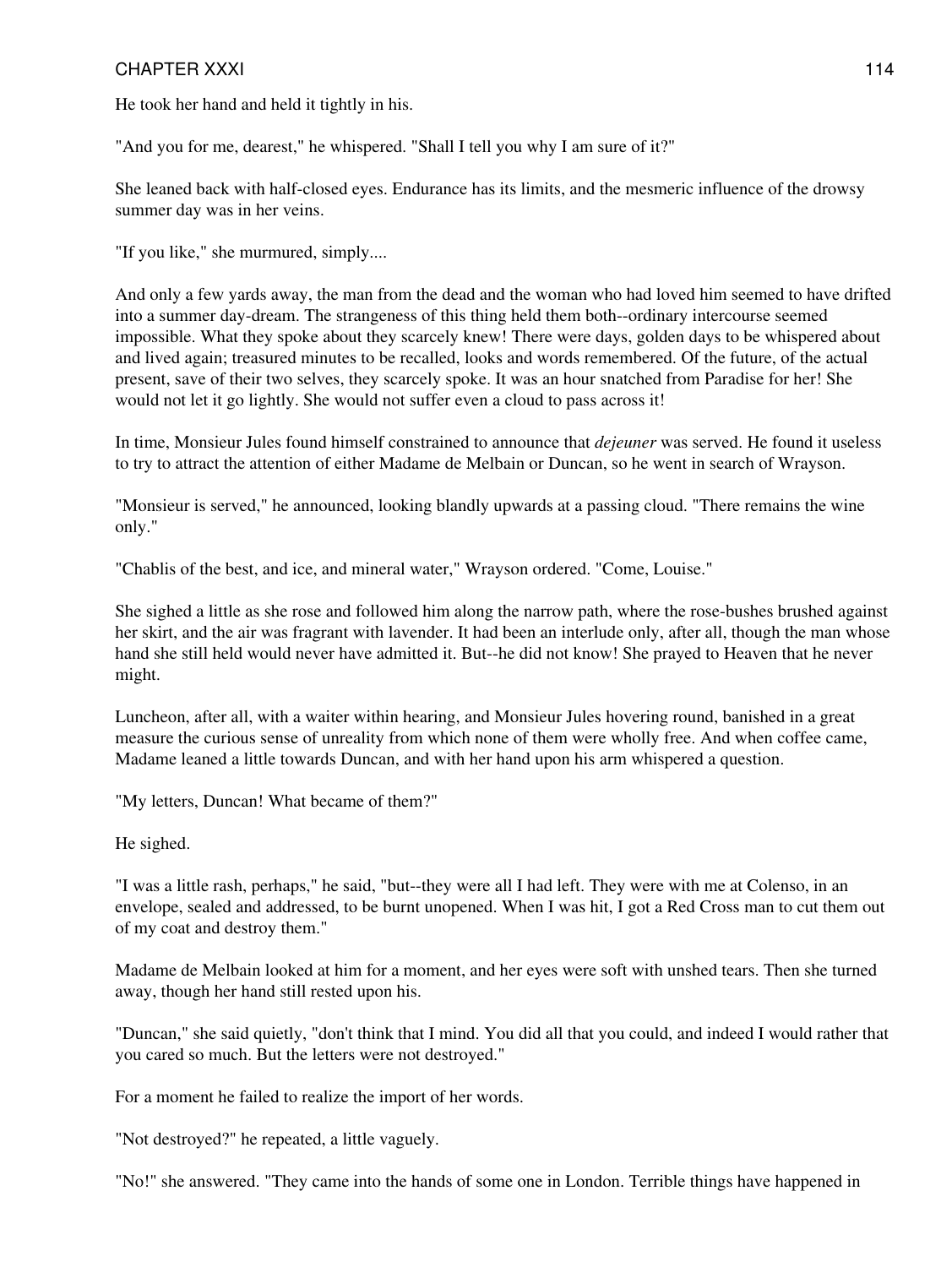He took her hand and held it tightly in his.

"And you for me, dearest," he whispered. "Shall I tell you why I am sure of it?"

She leaned back with half-closed eyes. Endurance has its limits, and the mesmeric influence of the drowsy summer day was in her veins.

"If you like," she murmured, simply....

And only a few yards away, the man from the dead and the woman who had loved him seemed to have drifted into a summer day-dream. The strangeness of this thing held them both--ordinary intercourse seemed impossible. What they spoke about they scarcely knew! There were days, golden days to be whispered about and lived again; treasured minutes to be recalled, looks and words remembered. Of the future, of the actual present, save of their two selves, they scarcely spoke. It was an hour snatched from Paradise for her! She would not let it go lightly. She would not suffer even a cloud to pass across it!

In time, Monsieur Jules found himself constrained to announce that *dejeuner* was served. He found it useless to try to attract the attention of either Madame de Melbain or Duncan, so he went in search of Wrayson.

"Monsieur is served," he announced, looking blandly upwards at a passing cloud. "There remains the wine only."

"Chablis of the best, and ice, and mineral water," Wrayson ordered. "Come, Louise."

She sighed a little as she rose and followed him along the narrow path, where the rose-bushes brushed against her skirt, and the air was fragrant with lavender. It had been an interlude only, after all, though the man whose hand she still held would never have admitted it. But--he did not know! She prayed to Heaven that he never might.

Luncheon, after all, with a waiter within hearing, and Monsieur Jules hovering round, banished in a great measure the curious sense of unreality from which none of them were wholly free. And when coffee came, Madame leaned a little towards Duncan, and with her hand upon his arm whispered a question.

"My letters, Duncan! What became of them?"

He sighed.

"I was a little rash, perhaps," he said, "but--they were all I had left. They were with me at Colenso, in an envelope, sealed and addressed, to be burnt unopened. When I was hit, I got a Red Cross man to cut them out of my coat and destroy them."

Madame de Melbain looked at him for a moment, and her eyes were soft with unshed tears. Then she turned away, though her hand still rested upon his.

"Duncan," she said quietly, "don't think that I mind. You did all that you could, and indeed I would rather that you cared so much. But the letters were not destroyed."

For a moment he failed to realize the import of her words.

"Not destroyed?" he repeated, a little vaguely.

"No!" she answered. "They came into the hands of some one in London. Terrible things have happened in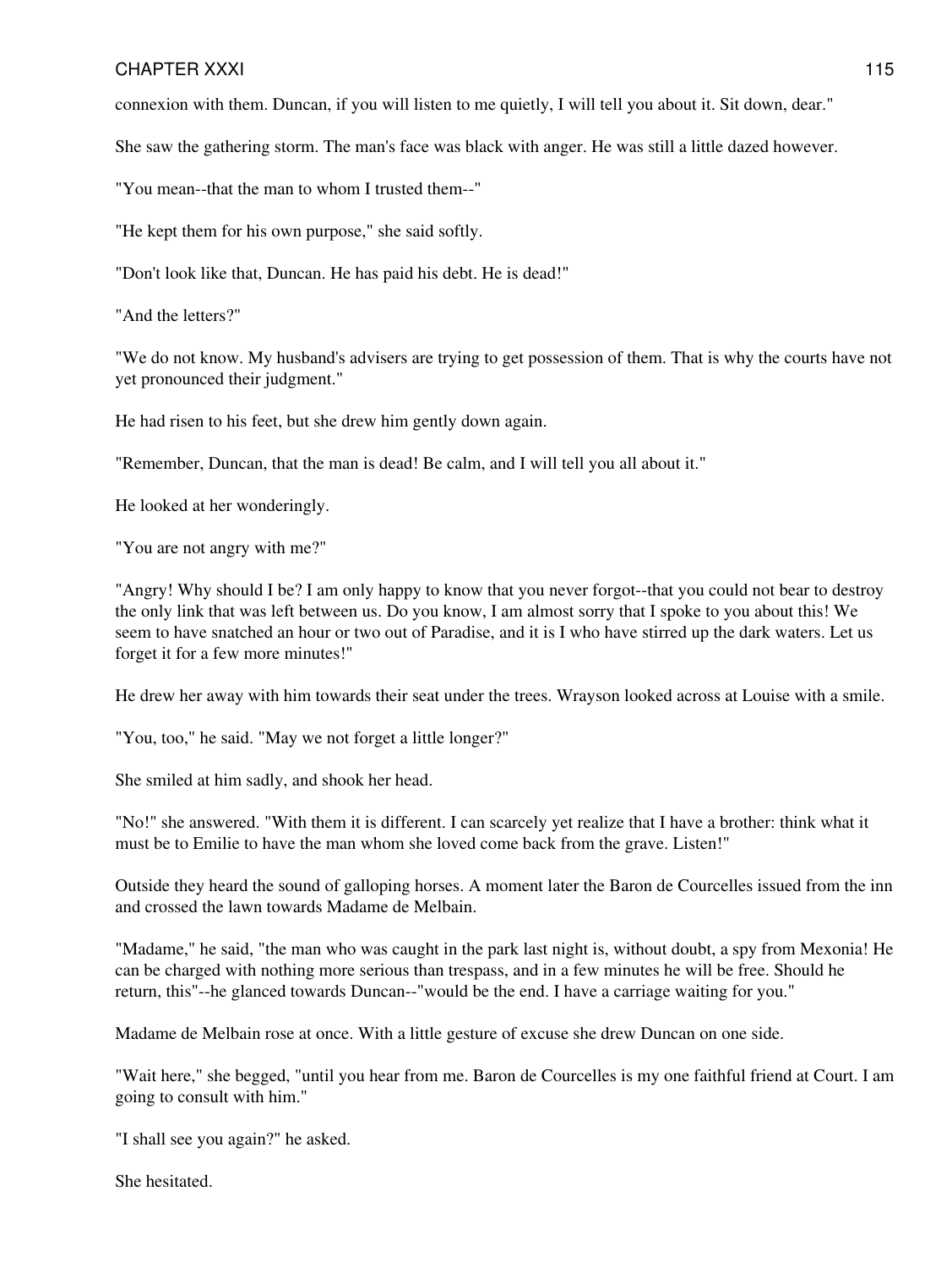connexion with them. Duncan, if you will listen to me quietly, I will tell you about it. Sit down, dear."

She saw the gathering storm. The man's face was black with anger. He was still a little dazed however.

"You mean--that the man to whom I trusted them--"

"He kept them for his own purpose," she said softly.

"Don't look like that, Duncan. He has paid his debt. He is dead!"

"And the letters?"

"We do not know. My husband's advisers are trying to get possession of them. That is why the courts have not yet pronounced their judgment."

He had risen to his feet, but she drew him gently down again.

"Remember, Duncan, that the man is dead! Be calm, and I will tell you all about it."

He looked at her wonderingly.

"You are not angry with me?"

"Angry! Why should I be? I am only happy to know that you never forgot--that you could not bear to destroy the only link that was left between us. Do you know, I am almost sorry that I spoke to you about this! We seem to have snatched an hour or two out of Paradise, and it is I who have stirred up the dark waters. Let us forget it for a few more minutes!"

He drew her away with him towards their seat under the trees. Wrayson looked across at Louise with a smile.

"You, too," he said. "May we not forget a little longer?"

She smiled at him sadly, and shook her head.

"No!" she answered. "With them it is different. I can scarcely yet realize that I have a brother: think what it must be to Emilie to have the man whom she loved come back from the grave. Listen!"

Outside they heard the sound of galloping horses. A moment later the Baron de Courcelles issued from the inn and crossed the lawn towards Madame de Melbain.

"Madame," he said, "the man who was caught in the park last night is, without doubt, a spy from Mexonia! He can be charged with nothing more serious than trespass, and in a few minutes he will be free. Should he return, this"--he glanced towards Duncan--"would be the end. I have a carriage waiting for you."

Madame de Melbain rose at once. With a little gesture of excuse she drew Duncan on one side.

"Wait here," she begged, "until you hear from me. Baron de Courcelles is my one faithful friend at Court. I am going to consult with him."

"I shall see you again?" he asked.

She hesitated.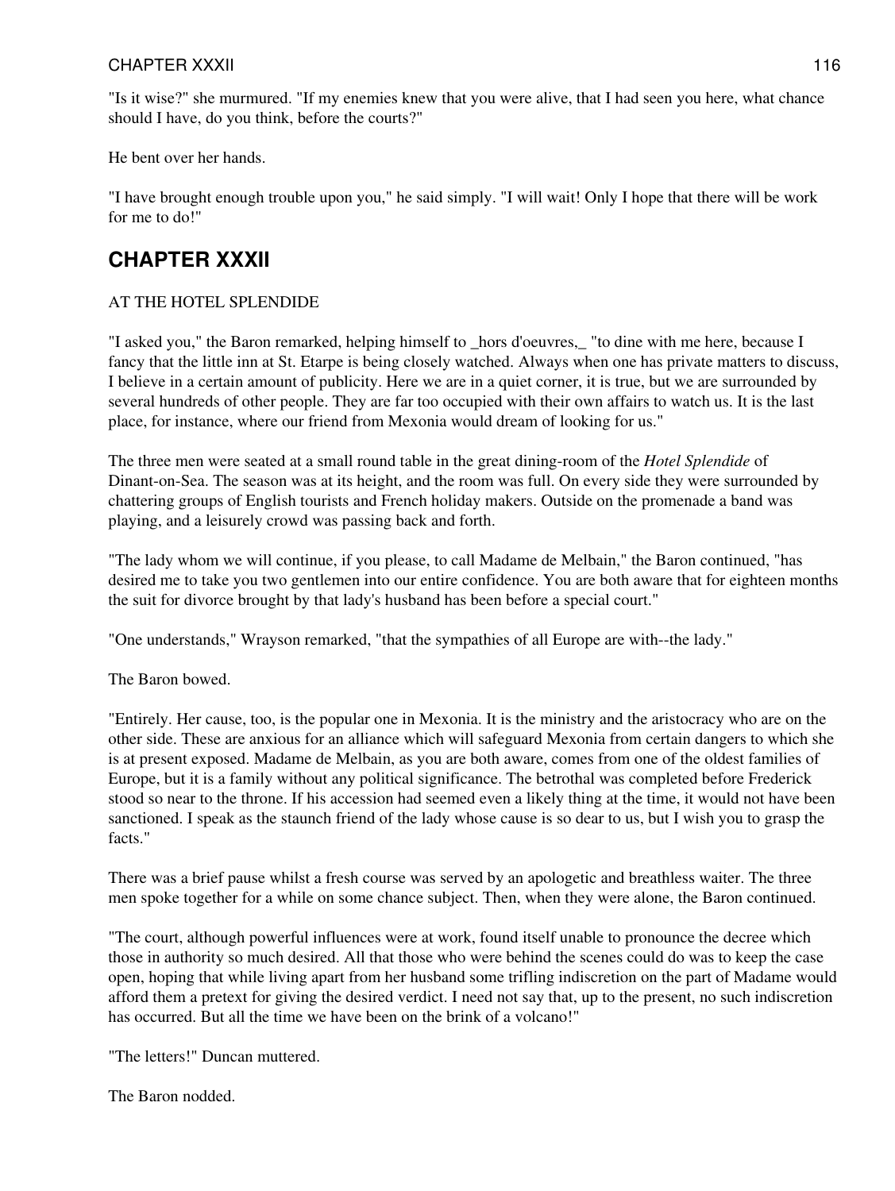"Is it wise?" she murmured. "If my enemies knew that you were alive, that I had seen you here, what chance should I have, do you think, before the courts?"

He bent over her hands.

"I have brought enough trouble upon you," he said simply. "I will wait! Only I hope that there will be work for me to do!"

## CHAPTER XXXII

AT THE HOTEL SPLENDIDE

"I asked you," the Baron remarked, helping himself to _hors d'oeuvres,_ "to dine with me here, because I fancy that the little inn at St. Etarpe is being closely watched. Always when one has private matters to discuss, I believe in a certain amount of publicity. Here we are in a quiet corner, it is true, but we are surrounded by several hundreds of other people. They are far too occupied with their own affairs to watch us. It is the last place, for instance, where our friend from Mexonia would dream of looking for us."

The three men were seated at a small round table in the great dining-room of the *Hotel Splendide* of Dinant-on-Sea. The season was at its height, and the room was full. On every side they were surrounded by chattering groups of English tourists and French holiday makers. Outside on the promenade a band was playing, and a leisurely crowd was passing back and forth.

"The lady whom we will continue, if you please, to call Madame de Melbain," the Baron continued, "has desired me to take you two gentlemen into our entire confidence. You are both aware that for eighteen months the suit for divorce brought by that lady's husband has been before a special court."

"One understands," Wrayson remarked, "that the sympathies of all Europe are with--the lady."

The Baron bowed.

"Entirely. Her cause, too, is the popular one in Mexonia. It is the ministry and the aristocracy who are on the other side. These are anxious for an alliance which will safeguard Mexonia from certain dangers to which she is at present exposed. Madame de Melbain, as you are both aware, comes from one of the oldest families of Europe, but it is a family without any political significance. The betrothal was completed before Frederick stood so near to the throne. If his accession had seemed even a likely thing at the time, it would not have been sanctioned. I speak as the staunch friend of the lady whose cause is so dear to us, but I wish you to grasp the facts."

There was a brief pause whilst a fresh course was served by an apologetic and breathless waiter. The three men spoke together for a while on some chance subject. Then, when they were alone, the Baron continued.

"The court, although powerful influences were at work, found itself unable to pronounce the decree which those in authority so much desired. All that those who were behind the scenes could do was to keep the case open, hoping that while living apart from her husband some trifling indiscretion on the part of Madame would afford them a pretext for giving the desired verdict. I need not say that, up to the present, no such indiscretion has occurred. But all the time we have been on the brink of a volcano!"

"The letters!" Duncan muttered.

The Baron nodded.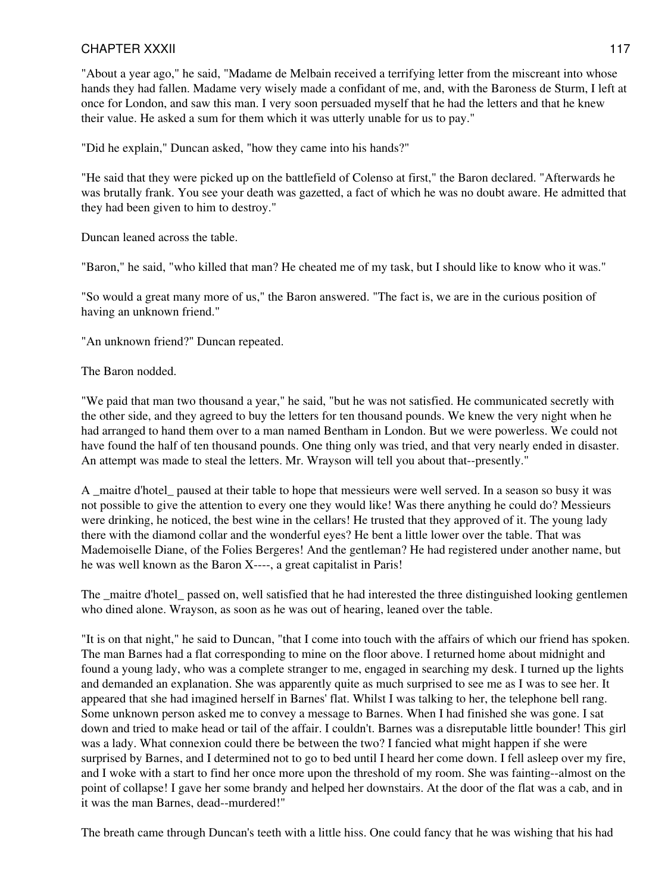"About a year ago," he said, "Madame de Melbain received a terrifying letter from the miscreant into whose hands they had fallen. Madame very wisely made a confidant of me, and, with the Baroness de Sturm, I left at once for London, and saw this man. I very soon persuaded myself that he had the letters and that he knew their value. He asked a sum for them which it was utterly unable for us to pay."

"Did he explain," Duncan asked, "how they came into his hands?"

"He said that they were picked up on the battlefield of Colenso at first," the Baron declared. "Afterwards he was brutally frank. You see your death was gazetted, a fact of which he was no doubt aware. He admitted that they had been given to him to destroy."

Duncan leaned across the table.

"Baron," he said, "who killed that man? He cheated me of my task, but I should like to know who it was."

"So would a great many more of us," the Baron answered. "The fact is, we are in the curious position of having an unknown friend."

"An unknown friend?" Duncan repeated.

The Baron nodded.

"We paid that man two thousand a year," he said, "but he was not satisfied. He communicated secretly with the other side, and they agreed to buy the letters for ten thousand pounds. We knew the very night when he had arranged to hand them over to a man named Bentham in London. But we were powerless. We could not have found the half of ten thousand pounds. One thing only was tried, and that very nearly ended in disaster. An attempt was made to steal the letters. Mr. Wrayson will tell you about that--presently."

A _maitre d'hotel_ paused at their table to hope that messieurs were well served. In a season so busy it was not possible to give the attention to every one they would like! Was there anything he could do? Messieurs were drinking, he noticed, the best wine in the cellars! He trusted that they approved of it. The young lady there with the diamond collar and the wonderful eyes? He bent a little lower over the table. That was Mademoiselle Diane, of the Folies Bergeres! And the gentleman? He had registered under another name, but he was well known as the Baron X----, a great capitalist in Paris!

The _maitre d'hotel_ passed on, well satisfied that he had interested the three distinguished looking gentlemen who dined alone. Wrayson, as soon as he was out of hearing, leaned over the table.

"It is on that night," he said to Duncan, "that I come into touch with the affairs of which our friend has spoken. The man Barnes had a flat corresponding to mine on the floor above. I returned home about midnight and found a young lady, who was a complete stranger to me, engaged in searching my desk. I turned up the lights and demanded an explanation. She was apparently quite as much surprised to see me as I was to see her. It appeared that she had imagined herself in Barnes' flat. Whilst I was talking to her, the telephone bell rang. Some unknown person asked me to convey a message to Barnes. When I had finished she was gone. I sat down and tried to make head or tail of the affair. I couldn't. Barnes was a disreputable little bounder! This girl was a lady. What connexion could there be between the two? I fancied what might happen if she were surprised by Barnes, and I determined not to go to bed until I heard her come down. I fell asleep over my fire, and I woke with a start to find her once more upon the threshold of my room. She was fainting--almost on the point of collapse! I gave her some brandy and helped her downstairs. At the door of the flat was a cab, and in it was the man Barnes, dead--murdered!"

The breath came through Duncan's teeth with a little hiss. One could fancy that he was wishing that his had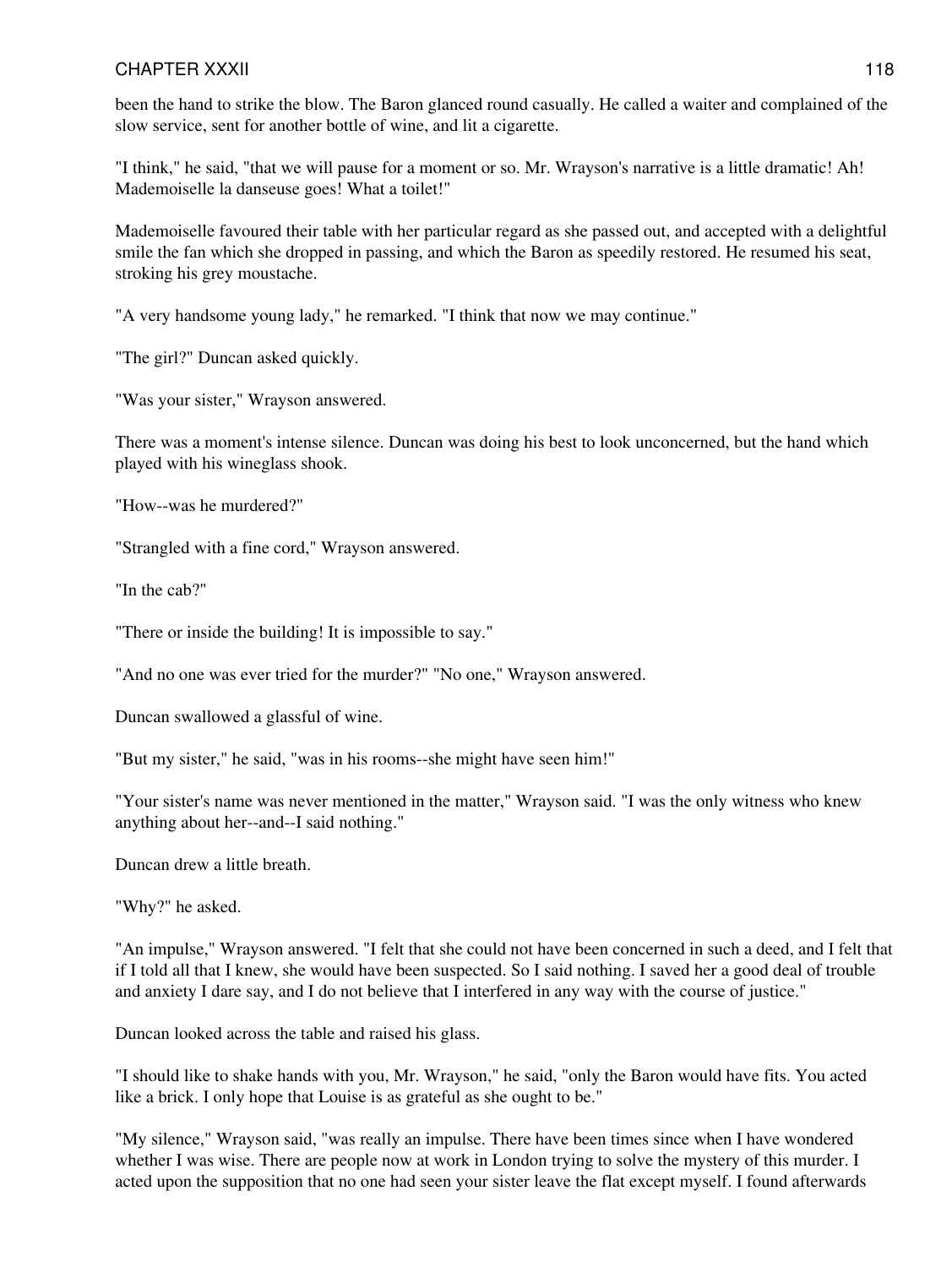been the hand to strike the blow. The Baron glanced round casually. He called a waiter and complained of the slow service, sent for another bottle of wine, and lit a cigarette.

"I think," he said, "that we will pause for a moment or so. Mr. Wrayson's narrative is a little dramatic! Ah! Mademoiselle la danseuse goes! What a toilet!"

Mademoiselle favoured their table with her particular regard as she passed out, and accepted with a delightful smile the fan which she dropped in passing, and which the Baron as speedily restored. He resumed his seat, stroking his grey moustache.

"A very handsome young lady," he remarked. "I think that now we may continue."

"The girl?" Duncan asked quickly.

"Was your sister," Wrayson answered.

There was a moment's intense silence. Duncan was doing his best to look unconcerned, but the hand which played with his wineglass shook.

"How--was he murdered?"

"Strangled with a fine cord," Wrayson answered.

"In the cab?"

"There or inside the building! It is impossible to say."

"And no one was ever tried for the murder?" "No one," Wrayson answered.

Duncan swallowed a glassful of wine.

"But my sister," he said, "was in his rooms--she might have seen him!"

"Your sister's name was never mentioned in the matter," Wrayson said. "I was the only witness who knew anything about her--and--I said nothing."

Duncan drew a little breath.

"Why?" he asked.

"An impulse," Wrayson answered. "I felt that she could not have been concerned in such a deed, and I felt that if I told all that I knew, she would have been suspected. So I said nothing. I saved her a good deal of trouble and anxiety I dare say, and I do not believe that I interfered in any way with the course of justice."

Duncan looked across the table and raised his glass.

"I should like to shake hands with you, Mr. Wrayson," he said, "only the Baron would have fits. You acted like a brick. I only hope that Louise is as grateful as she ought to be."

"My silence," Wrayson said, "was really an impulse. There have been times since when I have wondered whether I was wise. There are people now at work in London trying to solve the mystery of this murder. I acted upon the supposition that no one had seen your sister leave the flat except myself. I found afterwards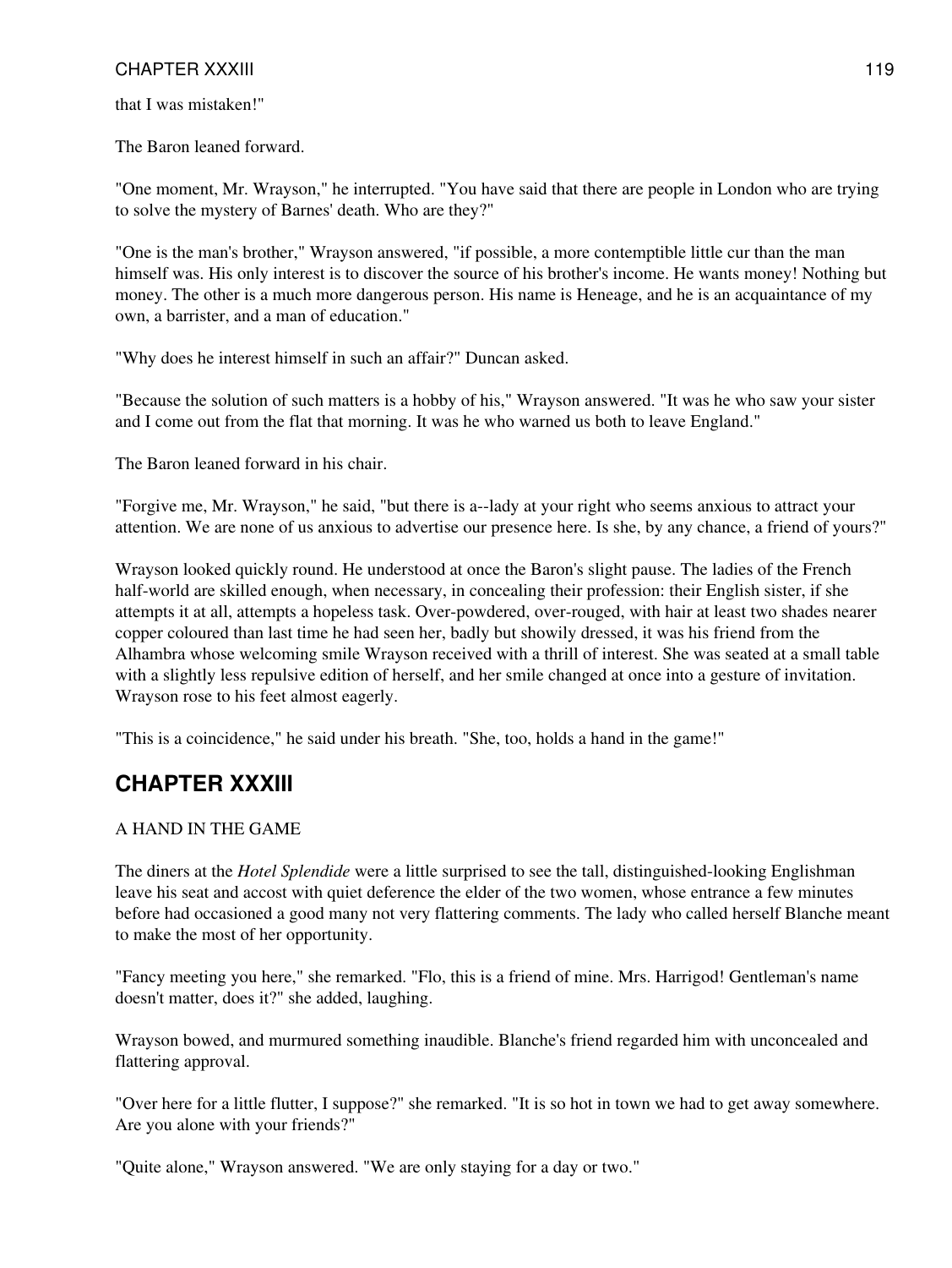that I was mistaken!"

The Baron leaned forward.

"One moment, Mr. Wrayson," he interrupted. "You have said that there are people in London who are trying to solve the mystery of Barnes' death. Who are they?"

"One is the man's brother," Wrayson answered, "if possible, a more contemptible little cur than the man himself was. His only interest is to discover the source of his brother's income. He wants money! Nothing but money. The other is a much more dangerous person. His name is Heneage, and he is an acquaintance of my own, a barrister, and a man of education."

"Why does he interest himself in such an affair?" Duncan asked.

"Because the solution of such matters is a hobby of his," Wrayson answered. "It was he who saw your sister and I come out from the flat that morning. It was he who warned us both to leave England."

The Baron leaned forward in his chair.

"Forgive me, Mr. Wrayson," he said, "but there is a--lady at your right who seems anxious to attract your attention. We are none of us anxious to advertise our presence here. Is she, by any chance, a friend of yours?"

Wrayson looked quickly round. He understood at once the Baron's slight pause. The ladies of the French half-world are skilled enough, when necessary, in concealing their profession: their English sister, if she attempts it at all, attempts a hopeless task. Over-powdered, over-rouged, with hair at least two shades nearer copper coloured than last time he had seen her, badly but showily dressed, it was his friend from the Alhambra whose welcoming smile Wrayson received with a thrill of interest. She was seated at a small table with a slightly less repulsive edition of herself, and her smile changed at once into a gesture of invitation. Wrayson rose to his feet almost eagerly.

"This is a coincidence," he said under his breath. "She, too, holds a hand in the game!"

## CHAPTER XXXIII

A HAND IN THE GAME

The diners at the *Hotel Splendide* were a little surprised to see the tall, distinguished-looking Englishman leave his seat and accost with quiet deference the elder of the two women, whose entrance a few minutes before had occasioned a good many not very flattering comments. The lady who called herself Blanche meant to make the most of her opportunity.

"Fancy meeting you here," she remarked. "Flo, this is a friend of mine. Mrs. Harrigod! Gentleman's name doesn't matter, does it?" she added, laughing.

Wrayson bowed, and murmured something inaudible. Blanche's friend regarded him with unconcealed and flattering approval.

"Over here for a little flutter, I suppose?" she remarked. "It is so hot in town we had to get away somewhere. Are you alone with your friends?"

"Quite alone," Wrayson answered. "We are only staying for a day or two."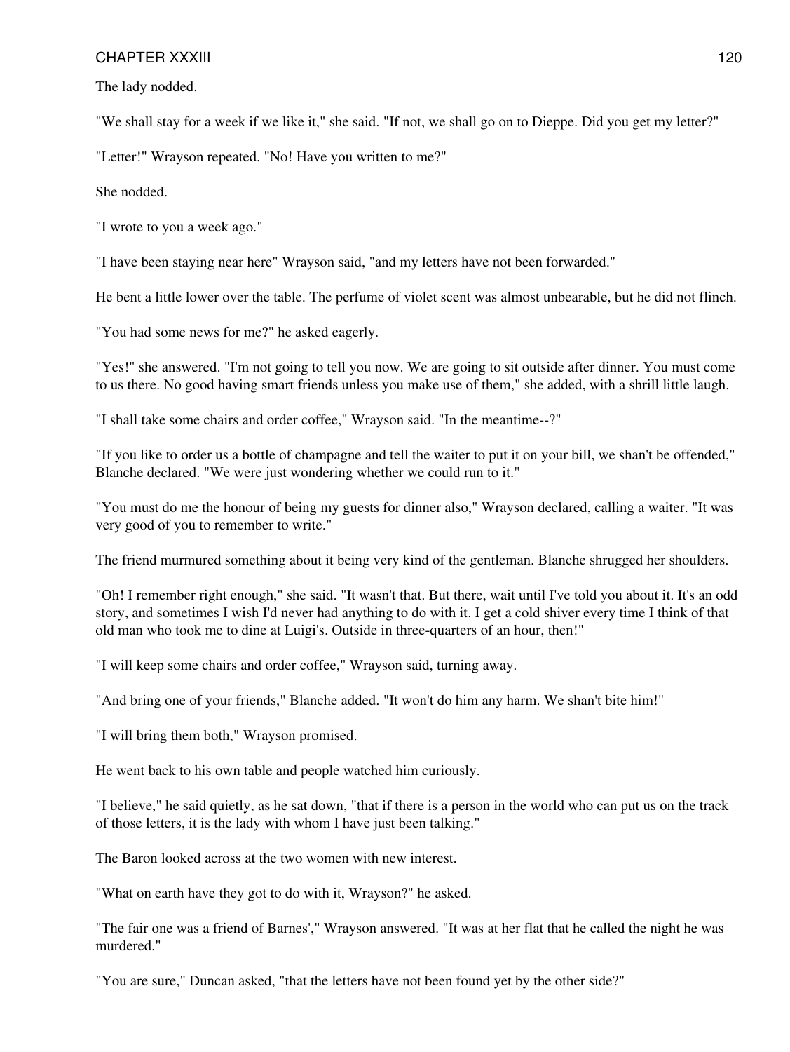The lady nodded.

"We shall stay for a week if we like it," she said. "If not, we shall go on to Dieppe. Did you get my letter?"

"Letter!" Wrayson repeated. "No! Have you written to me?"

She nodded.

"I wrote to you a week ago."

"I have been staying near here" Wrayson said, "and my letters have not been forwarded."

He bent a little lower over the table. The perfume of violet scent was almost unbearable, but he did not flinch.

"You had some news for me?" he asked eagerly.

"Yes!" she answered. "I'm not going to tell you now. We are going to sit outside after dinner. You must come to us there. No good having smart friends unless you make use of them," she added, with a shrill little laugh.

"I shall take some chairs and order coffee," Wrayson said. "In the meantime--?"

"If you like to order us a bottle of champagne and tell the waiter to put it on your bill, we shan't be offended," Blanche declared. "We were just wondering whether we could run to it."

"You must do me the honour of being my guests for dinner also," Wrayson declared, calling a waiter. "It was very good of you to remember to write."

The friend murmured something about it being very kind of the gentleman. Blanche shrugged her shoulders.

"Oh! I remember right enough," she said. "It wasn't that. But there, wait until I've told you about it. It's an odd story, and sometimes I wish I'd never had anything to do with it. I get a cold shiver every time I think of that old man who took me to dine at Luigi's. Outside in three-quarters of an hour, then!"

"I will keep some chairs and order coffee," Wrayson said, turning away.

"And bring one of your friends," Blanche added. "It won't do him any harm. We shan't bite him!"

"I will bring them both," Wrayson promised.

He went back to his own table and people watched him curiously.

"I believe," he said quietly, as he sat down, "that if there is a person in the world who can put us on the track of those letters, it is the lady with whom I have just been talking."

The Baron looked across at the two women with new interest.

"What on earth have they got to do with it, Wrayson?" he asked.

"The fair one was a friend of Barnes'," Wrayson answered. "It was at her flat that he called the night he was murdered."

"You are sure," Duncan asked, "that the letters have not been found yet by the other side?"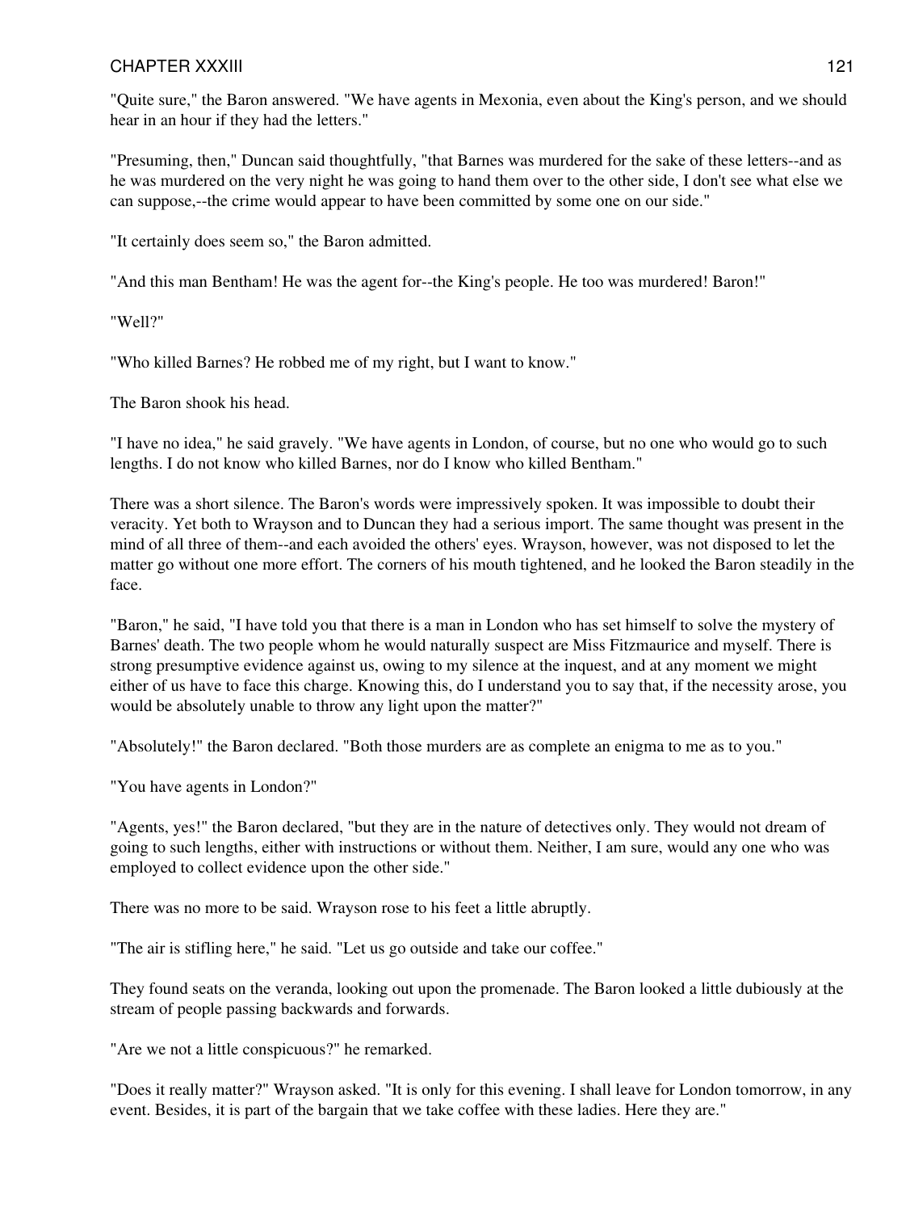"Quite sure," the Baron answered. "We have agents in Mexonia, even about the King's person, and we should hear in an hour if they had the letters."

"Presuming, then," Duncan said thoughtfully, "that Barnes was murdered for the sake of these letters--and as he was murdered on the very night he was going to hand them over to the other side, I don't see what else we can suppose,--the crime would appear to have been committed by some one on our side."

"It certainly does seem so," the Baron admitted.

"And this man Bentham! He was the agent for--the King's people. He too was murdered! Baron!"

"Well?"

"Who killed Barnes? He robbed me of my right, but I want to know."

The Baron shook his head.

"I have no idea," he said gravely. "We have agents in London, of course, but no one who would go to such lengths. I do not know who killed Barnes, nor do I know who killed Bentham."

There was a short silence. The Baron's words were impressively spoken. It was impossible to doubt their veracity. Yet both to Wrayson and to Duncan they had a serious import. The same thought was present in the mind of all three of them--and each avoided the others' eyes. Wrayson, however, was not disposed to let the matter go without one more effort. The corners of his mouth tightened, and he looked the Baron steadily in the face.

"Baron," he said, "I have told you that there is a man in London who has set himself to solve the mystery of Barnes' death. The two people whom he would naturally suspect are Miss Fitzmaurice and myself. There is strong presumptive evidence against us, owing to my silence at the inquest, and at any moment we might either of us have to face this charge. Knowing this, do I understand you to say that, if the necessity arose, you would be absolutely unable to throw any light upon the matter?"

"Absolutely!" the Baron declared. "Both those murders are as complete an enigma to me as to you."

"You have agents in London?"

"Agents, yes!" the Baron declared, "but they are in the nature of detectives only. They would not dream of going to such lengths, either with instructions or without them. Neither, I am sure, would any one who was employed to collect evidence upon the other side."

There was no more to be said. Wrayson rose to his feet a little abruptly.

"The air is stifling here," he said. "Let us go outside and take our coffee."

They found seats on the veranda, looking out upon the promenade. The Baron looked a little dubiously at the stream of people passing backwards and forwards.

"Are we not a little conspicuous?" he remarked.

"Does it really matter?" Wrayson asked. "It is only for this evening. I shall leave for London tomorrow, in any event. Besides, it is part of the bargain that we take coffee with these ladies. Here they are."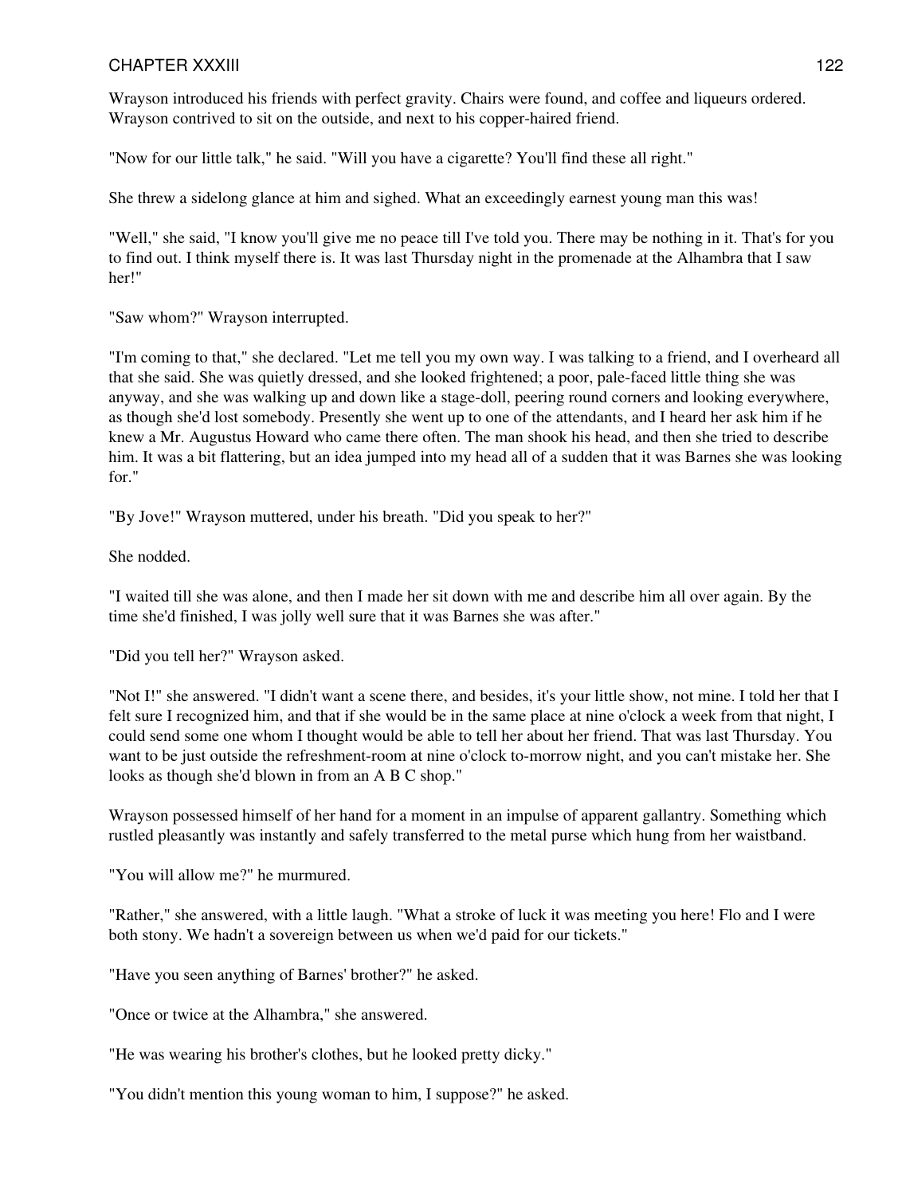Wrayson introduced his friends with perfect gravity. Chairs were found, and coffee and liqueurs ordered. Wrayson contrived to sit on the outside, and next to his copper-haired friend.

"Now for our little talk," he said. "Will you have a cigarette? You'll find these all right."

She threw a sidelong glance at him and sighed. What an exceedingly earnest young man this was!

"Well," she said, "I know you'll give me no peace till I've told you. There may be nothing in it. That's for you to find out. I think myself there is. It was last Thursday night in the promenade at the Alhambra that I saw her!"

"Saw whom?" Wrayson interrupted.

"I'm coming to that," she declared. "Let me tell you my own way. I was talking to a friend, and I overheard all that she said. She was quietly dressed, and she looked frightened; a poor, pale-faced little thing she was anyway, and she was walking up and down like a stage-doll, peering round corners and looking everywhere, as though she'd lost somebody. Presently she went up to one of the attendants, and I heard her ask him if he knew a Mr. Augustus Howard who came there often. The man shook his head, and then she tried to describe him. It was a bit flattering, but an idea jumped into my head all of a sudden that it was Barnes she was looking for."

"By Jove!" Wrayson muttered, under his breath. "Did you speak to her?"

She nodded.

"I waited till she was alone, and then I made her sit down with me and describe him all over again. By the time she'd finished, I was jolly well sure that it was Barnes she was after."

"Did you tell her?" Wrayson asked.

"Not I!" she answered. "I didn't want a scene there, and besides, it's your little show, not mine. I told her that I felt sure I recognized him, and that if she would be in the same place at nine o'clock a week from that night, I could send some one whom I thought would be able to tell her about her friend. That was last Thursday. You want to be just outside the refreshment-room at nine o'clock to-morrow night, and you can't mistake her. She looks as though she'd blown in from an A B C shop."

Wrayson possessed himself of her hand for a moment in an impulse of apparent gallantry. Something which rustled pleasantly was instantly and safely transferred to the metal purse which hung from her waistband.

"You will allow me?" he murmured.

"Rather," she answered, with a little laugh. "What a stroke of luck it was meeting you here! Flo and I were both stony. We hadn't a sovereign between us when we'd paid for our tickets."

"Have you seen anything of Barnes' brother?" he asked.

"Once or twice at the Alhambra," she answered.

"He was wearing his brother's clothes, but he looked pretty dicky."

"You didn't mention this young woman to him, I suppose?" he asked.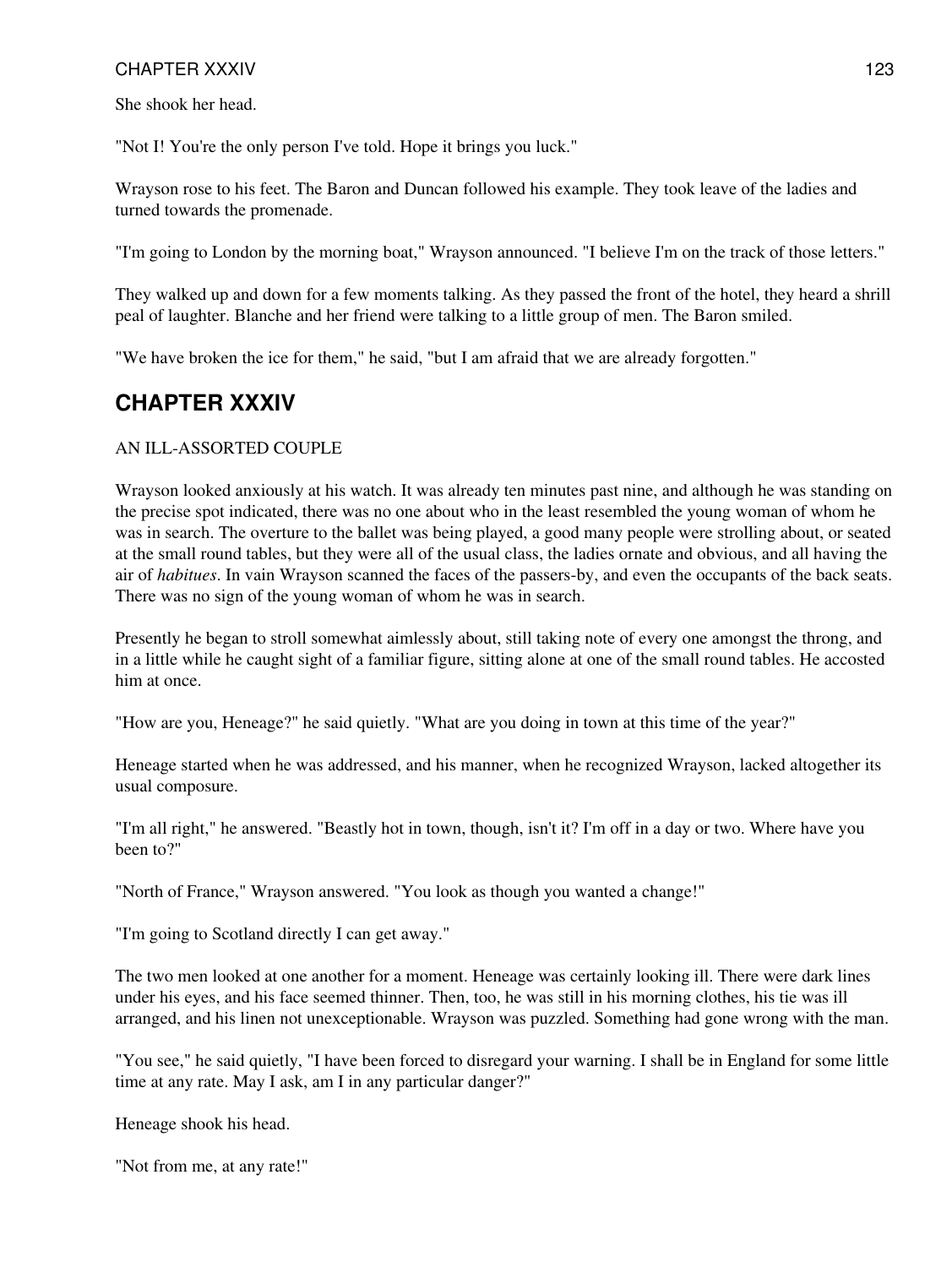She shook her head.

"Not I! You're the only person I've told. Hope it brings you luck."

Wrayson rose to his feet. The Baron and Duncan followed his example. They took leave of the ladies and turned towards the promenade.

"I'm going to London by the morning boat," Wrayson announced. "I believe I'm on the track of those letters."

They walked up and down for a few moments talking. As they passed the front of the hotel, they heard a shrill peal of laughter. Blanche and her friend were talking to a little group of men. The Baron smiled.

"We have broken the ice for them," he said, "but I am afraid that we are already forgotten."

## CHAPTER XXXIV

AN ILL-ASSORTED COUPLE

Wrayson looked anxiously at his watch. It was already ten minutes past nine, and although he was standing on the precise spot indicated, there was no one about who in the least resembled the young woman of whom he was in search. The overture to the ballet was being played, a good many people were strolling about, or seated at the small round tables, but they were all of the usual class, the ladies ornate and obvious, and all having the air of *habitues*. In vain Wrayson scanned the faces of the passers-by, and even the occupants of the back seats. There was no sign of the young woman of whom he was in search.

Presently he began to stroll somewhat aimlessly about, still taking note of every one amongst the throng, and in a little while he caught sight of a familiar figure, sitting alone at one of the small round tables. He accosted him at once.

"How are you, Heneage?" he said quietly. "What are you doing in town at this time of the year?"

Heneage started when he was addressed, and his manner, when he recognized Wrayson, lacked altogether its usual composure.

"I'm all right," he answered. "Beastly hot in town, though, isn't it? I'm off in a day or two. Where have you been to?"

"North of France," Wrayson answered. "You look as though you wanted a change!"

"I'm going to Scotland directly I can get away."

The two men looked at one another for a moment. Heneage was certainly looking ill. There were dark lines under his eyes, and his face seemed thinner. Then, too, he was still in his morning clothes, his tie was ill arranged, and his linen not unexceptionable. Wrayson was puzzled. Something had gone wrong with the man.

"You see," he said quietly, "I have been forced to disregard your warning. I shall be in England for some little time at any rate. May I ask, am I in any particular danger?"

Heneage shook his head.

"Not from me, at any rate!"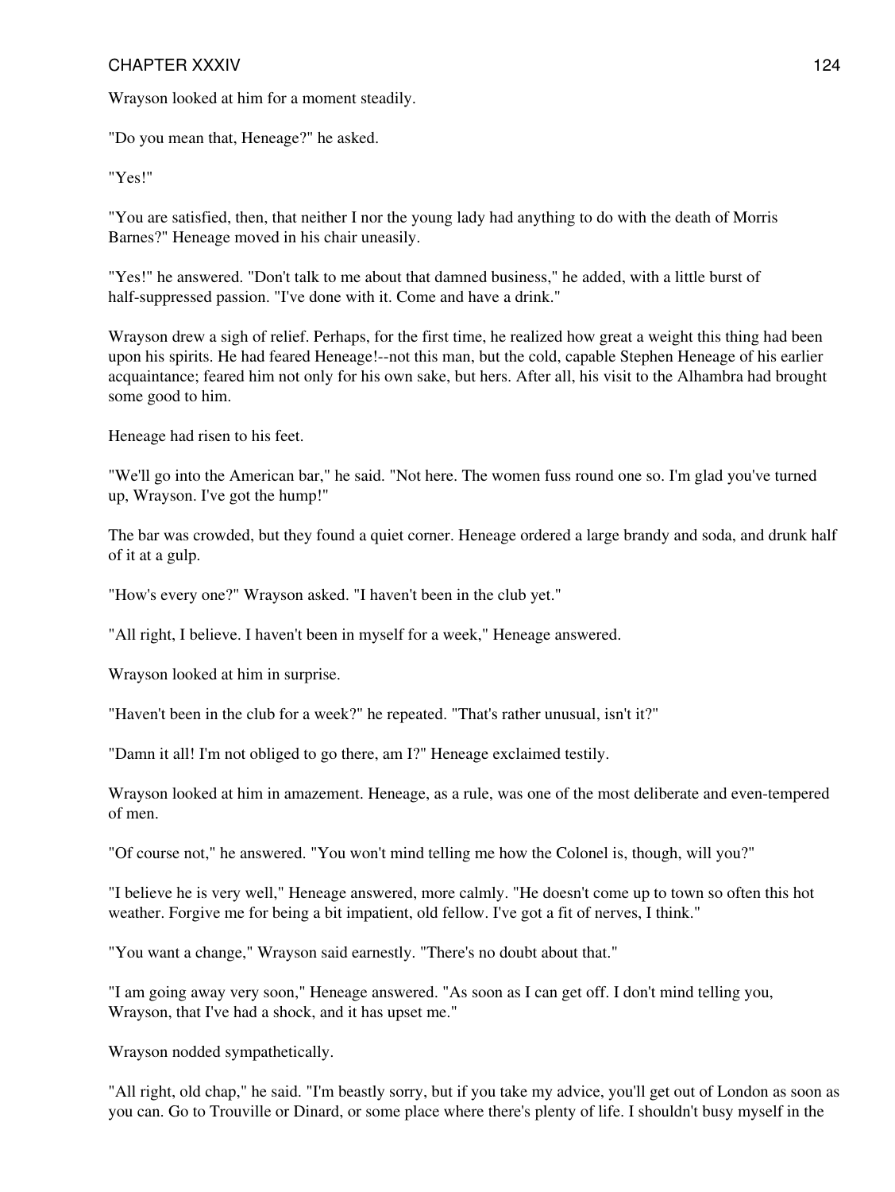Wrayson looked at him for a moment steadily.

"Do you mean that, Heneage?" he asked.

"Yes!"

"You are satisfied, then, that neither I nor the young lady had anything to do with the death of Morris Barnes?" Heneage moved in his chair uneasily.

"Yes!" he answered. "Don't talk to me about that damned business," he added, with a little burst of half-suppressed passion. "I've done with it. Come and have a drink."

Wrayson drew a sigh of relief. Perhaps, for the first time, he realized how great a weight this thing had been upon his spirits. He had feared Heneage!--not this man, but the cold, capable Stephen Heneage of his earlier acquaintance; feared him not only for his own sake, but hers. After all, his visit to the Alhambra had brought some good to him.

Heneage had risen to his feet.

"We'll go into the American bar," he said. "Not here. The women fuss round one so. I'm glad you've turned up, Wrayson. I've got the hump!"

The bar was crowded, but they found a quiet corner. Heneage ordered a large brandy and soda, and drunk half of it at a gulp.

"How's every one?" Wrayson asked. "I haven't been in the club yet."

"All right, I believe. I haven't been in myself for a week," Heneage answered.

Wrayson looked at him in surprise.

"Haven't been in the club for a week?" he repeated. "That's rather unusual, isn't it?"

"Damn it all! I'm not obliged to go there, am I?" Heneage exclaimed testily.

Wrayson looked at him in amazement. Heneage, as a rule, was one of the most deliberate and even-tempered of men.

"Of course not," he answered. "You won't mind telling me how the Colonel is, though, will you?"

"I believe he is very well," Heneage answered, more calmly. "He doesn't come up to town so often this hot weather. Forgive me for being a bit impatient, old fellow. I've got a fit of nerves, I think."

"You want a change," Wrayson said earnestly. "There's no doubt about that."

"I am going away very soon," Heneage answered. "As soon as I can get off. I don't mind telling you, Wrayson, that I've had a shock, and it has upset me."

Wrayson nodded sympathetically.

"All right, old chap," he said. "I'm beastly sorry, but if you take my advice, you'll get out of London as soon as you can. Go to Trouville or Dinard, or some place where there's plenty of life. I shouldn't busy myself in the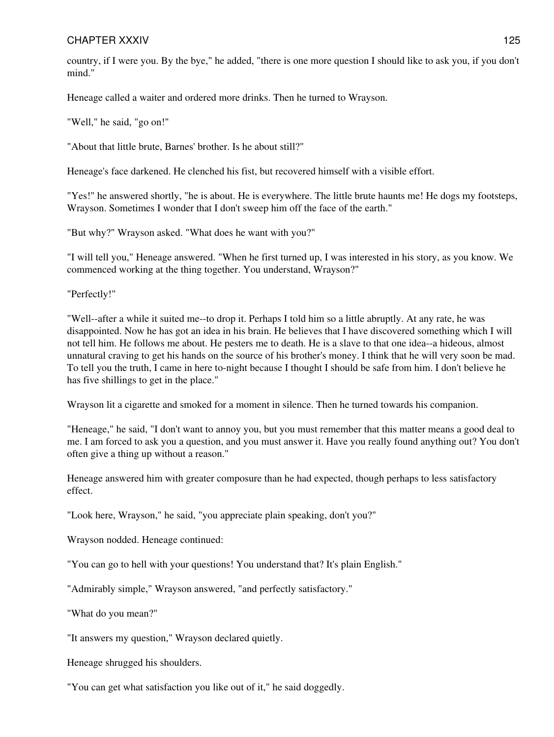country, if I were you. By the bye," he added, "there is one more question I should like to ask you, if you don't mind."

Heneage called a waiter and ordered more drinks. Then he turned to Wrayson.

"Well," he said, "go on!"

"About that little brute, Barnes' brother. Is he about still?"

Heneage's face darkened. He clenched his fist, but recovered himself with a visible effort.

"Yes!" he answered shortly, "he is about. He is everywhere. The little brute haunts me! He dogs my footsteps, Wrayson. Sometimes I wonder that I don't sweep him off the face of the earth."

"But why?" Wrayson asked. "What does he want with you?"

"I will tell you," Heneage answered. "When he first turned up, I was interested in his story, as you know. We commenced working at the thing together. You understand, Wrayson?"

"Perfectly!"

"Well--after a while it suited me--to drop it. Perhaps I told him so a little abruptly. At any rate, he was disappointed. Now he has got an idea in his brain. He believes that I have discovered something which I will not tell him. He follows me about. He pesters me to death. He is a slave to that one idea--a hideous, almost unnatural craving to get his hands on the source of his brother's money. I think that he will very soon be mad. To tell you the truth, I came in here to-night because I thought I should be safe from him. I don't believe he has five shillings to get in the place."

Wrayson lit a cigarette and smoked for a moment in silence. Then he turned towards his companion.

"Heneage," he said, "I don't want to annoy you, but you must remember that this matter means a good deal to me. I am forced to ask you a question, and you must answer it. Have you really found anything out? You don't often give a thing up without a reason."

Heneage answered him with greater composure than he had expected, though perhaps to less satisfactory effect.

"Look here, Wrayson," he said, "you appreciate plain speaking, don't you?"

Wrayson nodded. Heneage continued:

"You can go to hell with your questions! You understand that? It's plain English."

"Admirably simple," Wrayson answered, "and perfectly satisfactory."

"What do you mean?"

"It answers my question," Wrayson declared quietly.

Heneage shrugged his shoulders.

"You can get what satisfaction you like out of it," he said doggedly.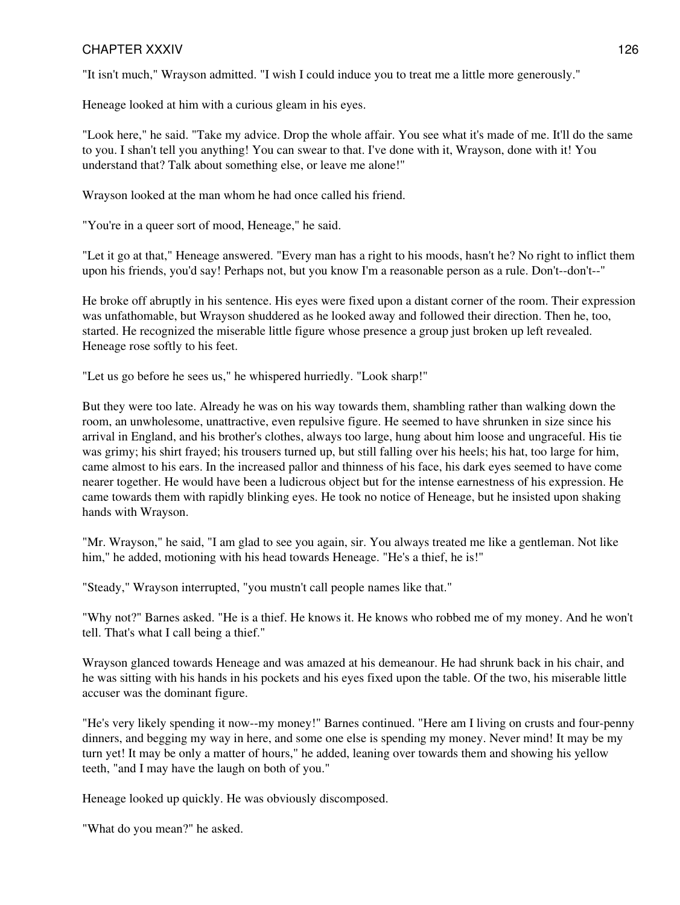"It isn't much," Wrayson admitted. "I wish I could induce you to treat me a little more generously."

Heneage looked at him with a curious gleam in his eyes.

"Look here," he said. "Take my advice. Drop the whole affair. You see what it's made of me. It'll do the same to you. I shan't tell you anything! You can swear to that. I've done with it, Wrayson, done with it! You understand that? Talk about something else, or leave me alone!"

Wrayson looked at the man whom he had once called his friend.

"You're in a queer sort of mood, Heneage," he said.

"Let it go at that," Heneage answered. "Every man has a right to his moods, hasn't he? No right to inflict them upon his friends, you'd say! Perhaps not, but you know I'm a reasonable person as a rule. Don't--don't--"

He broke off abruptly in his sentence. His eyes were fixed upon a distant corner of the room. Their expression was unfathomable, but Wrayson shuddered as he looked away and followed their direction. Then he, too, started. He recognized the miserable little figure whose presence a group just broken up left revealed. Heneage rose softly to his feet.

"Let us go before he sees us," he whispered hurriedly. "Look sharp!"

But they were too late. Already he was on his way towards them, shambling rather than walking down the room, an unwholesome, unattractive, even repulsive figure. He seemed to have shrunken in size since his arrival in England, and his brother's clothes, always too large, hung about him loose and ungraceful. His tie was grimy; his shirt frayed; his trousers turned up, but still falling over his heels; his hat, too large for him, came almost to his ears. In the increased pallor and thinness of his face, his dark eyes seemed to have come nearer together. He would have been a ludicrous object but for the intense earnestness of his expression. He came towards them with rapidly blinking eyes. He took no notice of Heneage, but he insisted upon shaking hands with Wrayson.

"Mr. Wrayson," he said, "I am glad to see you again, sir. You always treated me like a gentleman. Not like him," he added, motioning with his head towards Heneage. "He's a thief, he is!"

"Steady," Wrayson interrupted, "you mustn't call people names like that."

"Why not?" Barnes asked. "He is a thief. He knows it. He knows who robbed me of my money. And he won't tell. That's what I call being a thief."

Wrayson glanced towards Heneage and was amazed at his demeanour. He had shrunk back in his chair, and he was sitting with his hands in his pockets and his eyes fixed upon the table. Of the two, his miserable little accuser was the dominant figure.

"He's very likely spending it now--my money!" Barnes continued. "Here am I living on crusts and four-penny dinners, and begging my way in here, and some one else is spending my money. Never mind! It may be my turn yet! It may be only a matter of hours," he added, leaning over towards them and showing his yellow teeth, "and I may have the laugh on both of you."

Heneage looked up quickly. He was obviously discomposed.

"What do you mean?" he asked.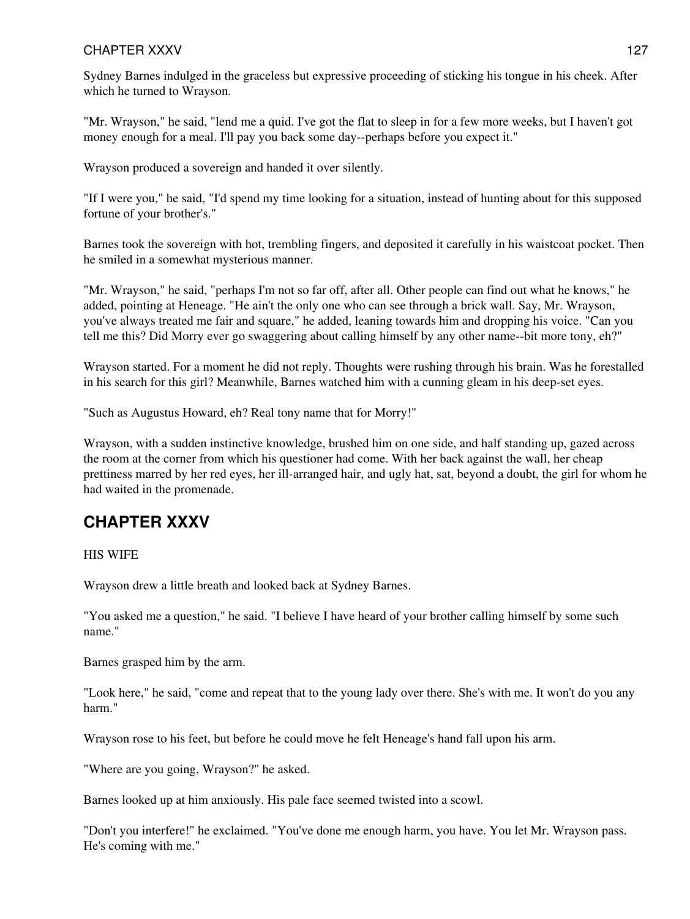Sydney Barnes indulged in the graceless but expressive proceeding of sticking his tongue in his cheek. After which he turned to Wrayson.

"Mr. Wrayson," he said, "lend me a quid. I've got the flat to sleep in for a few more weeks, but I haven't got money enough for a meal. I'll pay you back some day--perhaps before you expect it."

Wrayson produced a sovereign and handed it over silently.

"If I were you," he said, "I'd spend my time looking for a situation, instead of hunting about for this supposed fortune of your brother's."

Barnes took the sovereign with hot, trembling fingers, and deposited it carefully in his waistcoat pocket. Then he smiled in a somewhat mysterious manner.

"Mr. Wrayson," he said, "perhaps I'm not so far off, after all. Other people can find out what he knows," he added, pointing at Heneage. "He ain't the only one who can see through a brick wall. Say, Mr. Wrayson, you've always treated me fair and square," he added, leaning towards him and dropping his voice. "Can you tell me this? Did Morry ever go swaggering about calling himself by any other name--bit more tony, eh?"

Wrayson started. For a moment he did not reply. Thoughts were rushing through his brain. Was he forestalled in his search for this girl? Meanwhile, Barnes watched him with a cunning gleam in his deep-set eyes.

"Such as Augustus Howard, eh? Real tony name that for Morry!"

Wrayson, with a sudden instinctive knowledge, brushed him on one side, and half standing up, gazed across the room at the corner from which his questioner had come. With her back against the wall, her cheap prettiness marred by her red eyes, her ill-arranged hair, and ugly hat, sat, beyond a doubt, the girl for whom he had waited in the promenade.

## CHAPTER XXXV

HIS WIFE

Wrayson drew a little breath and looked back at Sydney Barnes.

"You asked me a question," he said. "I believe I have heard of your brother calling himself by some such name."

Barnes grasped him by the arm.

"Look here," he said, "come and repeat that to the young lady over there. She's with me. It won't do you any harm."

Wrayson rose to his feet, but before he could move he felt Heneage's hand fall upon his arm.

"Where are you going, Wrayson?" he asked.

Barnes looked up at him anxiously. His pale face seemed twisted into a scowl.

"Don't you interfere!" he exclaimed. "You've done me enough harm, you have. You let Mr. Wrayson pass. He's coming with me."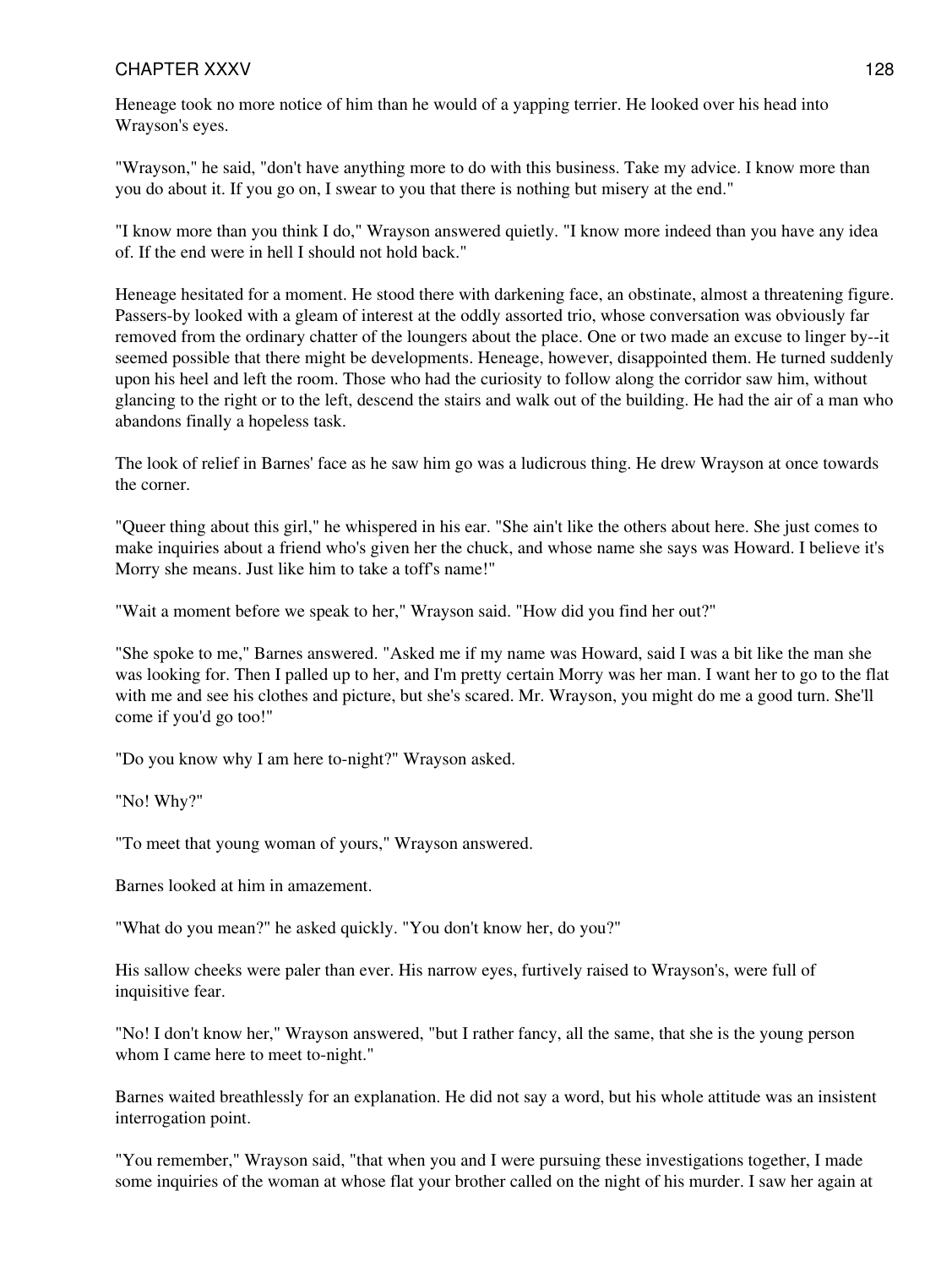Heneage took no more notice of him than he would of a yapping terrier. He looked over his head into Wrayson's eyes.

"Wrayson," he said, "don't have anything more to do with this business. Take my advice. I know more than you do about it. If you go on, I swear to you that there is nothing but misery at the end."

"I know more than you think I do," Wrayson answered quietly. "I know more indeed than you have any idea of. If the end were in hell I should not hold back."

Heneage hesitated for a moment. He stood there with darkening face, an obstinate, almost a threatening figure. Passers-by looked with a gleam of interest at the oddly assorted trio, whose conversation was obviously far removed from the ordinary chatter of the loungers about the place. One or two made an excuse to linger by--it seemed possible that there might be developments. Heneage, however, disappointed them. He turned suddenly upon his heel and left the room. Those who had the curiosity to follow along the corridor saw him, without glancing to the right or to the left, descend the stairs and walk out of the building. He had the air of a man who abandons finally a hopeless task.

The look of relief in Barnes' face as he saw him go was a ludicrous thing. He drew Wrayson at once towards the corner.

"Queer thing about this girl," he whispered in his ear. "She ain't like the others about here. She just comes to make inquiries about a friend who's given her the chuck, and whose name she says was Howard. I believe it's Morry she means. Just like him to take a toff's name!"

"Wait a moment before we speak to her," Wrayson said. "How did you find her out?"

"She spoke to me," Barnes answered. "Asked me if my name was Howard, said I was a bit like the man she was looking for. Then I palled up to her, and I'm pretty certain Morry was her man. I want her to go to the flat with me and see his clothes and picture, but she's scared. Mr. Wrayson, you might do me a good turn. She'll come if you'd go too!"

"Do you know why I am here to-night?" Wrayson asked.

"No! Why?"

"To meet that young woman of yours," Wrayson answered.

Barnes looked at him in amazement.

"What do you mean?" he asked quickly. "You don't know her, do you?"

His sallow cheeks were paler than ever. His narrow eyes, furtively raised to Wrayson's, were full of inquisitive fear.

"No! I don't know her," Wrayson answered, "but I rather fancy, all the same, that she is the young person whom I came here to meet to-night."

Barnes waited breathlessly for an explanation. He did not say a word, but his whole attitude was an insistent interrogation point.

"You remember," Wrayson said, "that when you and I were pursuing these investigations together, I made some inquiries of the woman at whose flat your brother called on the night of his murder. I saw her again at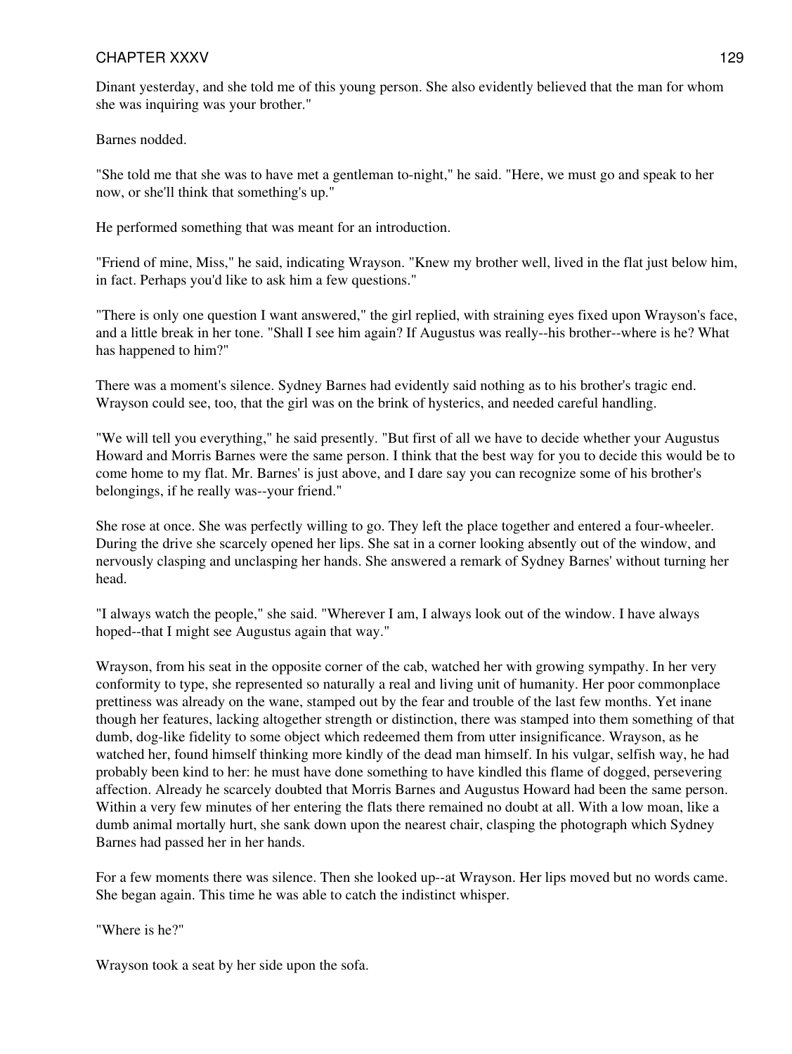Dinant yesterday, and she told me of this young person. She also evidently believed that the man for whom she was inquiring was your brother."

Barnes nodded.

"She told me that she was to have met a gentleman to-night," he said. "Here, we must go and speak to her now, or she'll think that something's up."

He performed something that was meant for an introduction.

"Friend of mine, Miss," he said, indicating Wrayson. "Knew my brother well, lived in the flat just below him, in fact. Perhaps you'd like to ask him a few questions."

"There is only one question I want answered," the girl replied, with straining eyes fixed upon Wrayson's face, and a little break in her tone. "Shall I see him again? If Augustus was really--his brother--where is he? What has happened to him?"

There was a moment's silence. Sydney Barnes had evidently said nothing as to his brother's tragic end. Wrayson could see, too, that the girl was on the brink of hysterics, and needed careful handling.

"We will tell you everything," he said presently. "But first of all we have to decide whether your Augustus Howard and Morris Barnes were the same person. I think that the best way for you to decide this would be to come home to my flat. Mr. Barnes' is just above, and I dare say you can recognize some of his brother's belongings, if he really was--your friend."

She rose at once. She was perfectly willing to go. They left the place together and entered a four-wheeler. During the drive she scarcely opened her lips. She sat in a corner looking absently out of the window, and nervously clasping and unclasping her hands. She answered a remark of Sydney Barnes' without turning her head.

"I always watch the people," she said. "Wherever I am, I always look out of the window. I have always hoped--that I might see Augustus again that way."

Wrayson, from his seat in the opposite corner of the cab, watched her with growing sympathy. In her very conformity to type, she represented so naturally a real and living unit of humanity. Her poor commonplace prettiness was already on the wane, stamped out by the fear and trouble of the last few months. Yet inane though her features, lacking altogether strength or distinction, there was stamped into them something of that dumb, dog-like fidelity to some object which redeemed them from utter insignificance. Wrayson, as he watched her, found himself thinking more kindly of the dead man himself. In his vulgar, selfish way, he had probably been kind to her: he must have done something to have kindled this flame of dogged, persevering affection. Already he scarcely doubted that Morris Barnes and Augustus Howard had been the same person. Within a very few minutes of her entering the flats there remained no doubt at all. With a low moan, like a dumb animal mortally hurt, she sank down upon the nearest chair, clasping the photograph which Sydney Barnes had passed her in her hands.

For a few moments there was silence. Then she looked up--at Wrayson. Her lips moved but no words came. She began again. This time he was able to catch the indistinct whisper.

"Where is he?"

Wrayson took a seat by her side upon the sofa.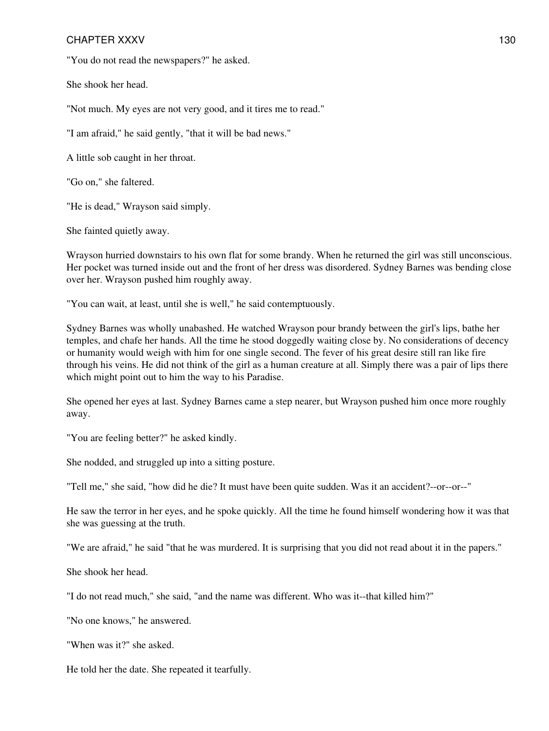"You do not read the newspapers?" he asked.

She shook her head.

"Not much. My eyes are not very good, and it tires me to read."

"I am afraid," he said gently, "that it will be bad news."

A little sob caught in her throat.

"Go on," she faltered.

"He is dead," Wrayson said simply.

She fainted quietly away.

Wrayson hurried downstairs to his own flat for some brandy. When he returned the girl was still unconscious. Her pocket was turned inside out and the front of her dress was disordered. Sydney Barnes was bending close over her. Wrayson pushed him roughly away.

"You can wait, at least, until she is well," he said contemptuously.

Sydney Barnes was wholly unabashed. He watched Wrayson pour brandy between the girl's lips, bathe her temples, and chafe her hands. All the time he stood doggedly waiting close by. No considerations of decency or humanity would weigh with him for one single second. The fever of his great desire still ran like fire through his veins. He did not think of the girl as a human creature at all. Simply there was a pair of lips there which might point out to him the way to his Paradise.

She opened her eyes at last. Sydney Barnes came a step nearer, but Wrayson pushed him once more roughly away.

"You are feeling better?" he asked kindly.

She nodded, and struggled up into a sitting posture.

"Tell me," she said, "how did he die? It must have been quite sudden. Was it an accident?--or--or--"

He saw the terror in her eyes, and he spoke quickly. All the time he found himself wondering how it was that she was guessing at the truth.

"We are afraid," he said "that he was murdered. It is surprising that you did not read about it in the papers."

She shook her head.

"I do not read much," she said, "and the name was different. Who was it--that killed him?"

"No one knows," he answered.

"When was it?" she asked.

He told her the date. She repeated it tearfully.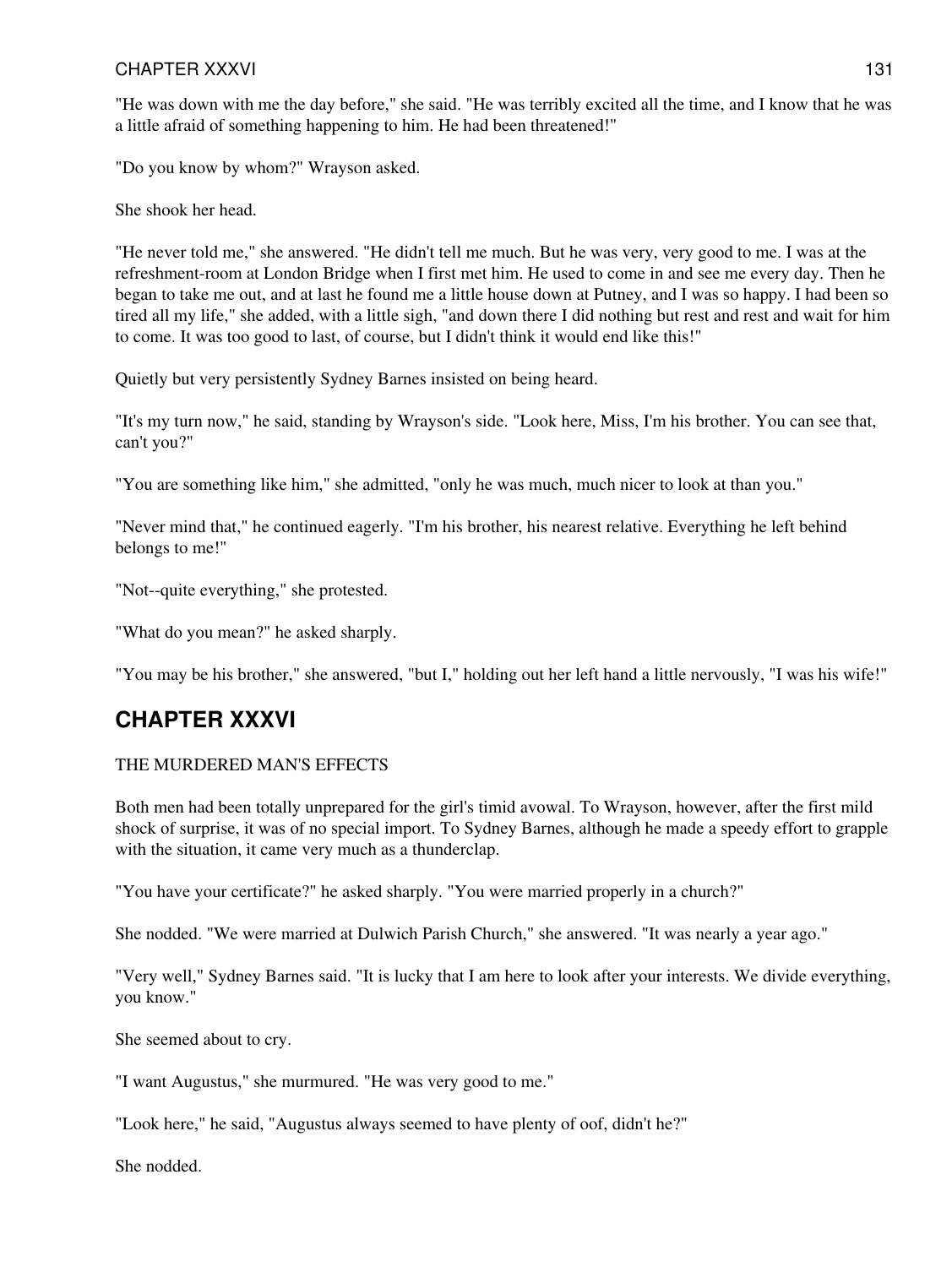"He was down with me the day before," she said. "He was terribly excited all the time, and I know that he was a little afraid of something happening to him. He had been threatened!"

"Do you know by whom?" Wrayson asked.

She shook her head.

"He never told me," she answered. "He didn't tell me much. But he was very, very good to me. I was at the refreshment-room at London Bridge when I first met him. He used to come in and see me every day. Then he began to take me out, and at last he found me a little house down at Putney, and I was so happy. I had been so tired all my life," she added, with a little sigh, "and down there I did nothing but rest and rest and wait for him to come. It was too good to last, of course, but I didn't think it would end like this!"

Quietly but very persistently Sydney Barnes insisted on being heard.

"It's my turn now," he said, standing by Wrayson's side. "Look here, Miss, I'm his brother. You can see that, can't you?"

"You are something like him," she admitted, "only he was much, much nicer to look at than you."

"Never mind that," he continued eagerly. "I'm his brother, his nearest relative. Everything he left behind belongs to me!"

"Not--quite everything," she protested.

"What do you mean?" he asked sharply.

"You may be his brother," she answered, "but I," holding out her left hand a little nervously, "I was his wife!"

## CHAPTER XXXVI

THE MURDERED MAN'S EFFECTS

Both men had been totally unprepared for the girl's timid avowal. To Wrayson, however, after the first mild shock of surprise, it was of no special import. To Sydney Barnes, although he made a speedy effort to grapple with the situation, it came very much as a thunderclap.

"You have your certificate?" he asked sharply. "You were married properly in a church?"

She nodded. "We were married at Dulwich Parish Church," she answered. "It was nearly a year ago."

"Very well," Sydney Barnes said. "It is lucky that I am here to look after your interests. We divide everything, you know."

She seemed about to cry.

"I want Augustus," she murmured. "He was very good to me."

"Look here," he said, "Augustus always seemed to have plenty of oof, didn't he?"

She nodded.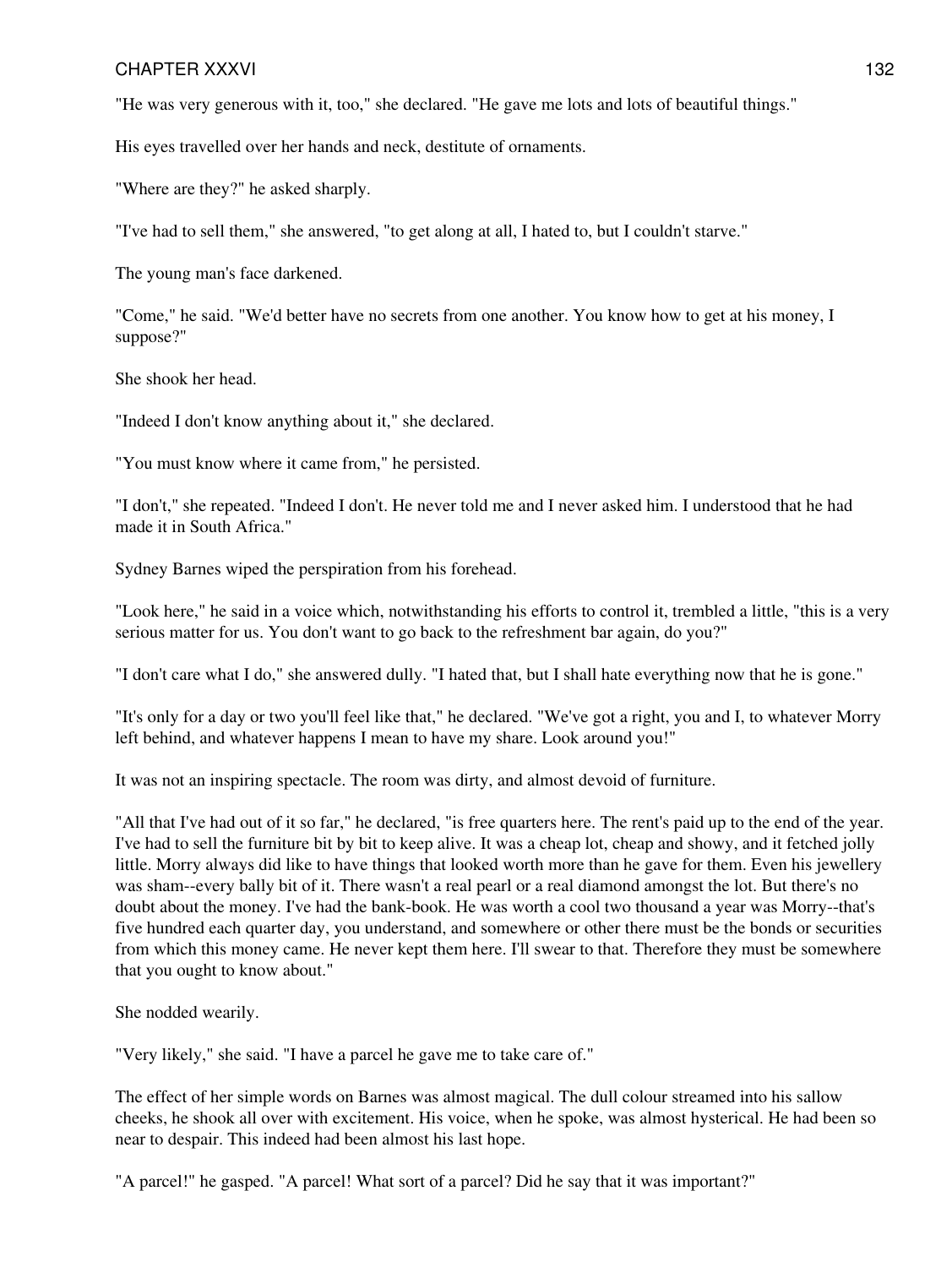"He was very generous with it, too," she declared. "He gave me lots and lots of beautiful things."

His eyes travelled over her hands and neck, destitute of ornaments.

"Where are they?" he asked sharply.

"I've had to sell them," she answered, "to get along at all, I hated to, but I couldn't starve."

The young man's face darkened.

"Come," he said. "We'd better have no secrets from one another. You know how to get at his money, I suppose?"

She shook her head.

"Indeed I don't know anything about it," she declared.

"You must know where it came from," he persisted.

"I don't," she repeated. "Indeed I don't. He never told me and I never asked him. I understood that he had made it in South Africa."

Sydney Barnes wiped the perspiration from his forehead.

"Look here," he said in a voice which, notwithstanding his efforts to control it, trembled a little, "this is a very serious matter for us. You don't want to go back to the refreshment bar again, do you?"

"I don't care what I do," she answered dully. "I hated that, but I shall hate everything now that he is gone."

"It's only for a day or two you'll feel like that," he declared. "We've got a right, you and I, to whatever Morry left behind, and whatever happens I mean to have my share. Look around you!"

It was not an inspiring spectacle. The room was dirty, and almost devoid of furniture.

"All that I've had out of it so far," he declared, "is free quarters here. The rent's paid up to the end of the year. I've had to sell the furniture bit by bit to keep alive. It was a cheap lot, cheap and showy, and it fetched jolly little. Morry always did like to have things that looked worth more than he gave for them. Even his jewellery was sham--every bally bit of it. There wasn't a real pearl or a real diamond amongst the lot. But there's no doubt about the money. I've had the bank-book. He was worth a cool two thousand a year was Morry--that's five hundred each quarter day, you understand, and somewhere or other there must be the bonds or securities from which this money came. He never kept them here. I'll swear to that. Therefore they must be somewhere that you ought to know about."

She nodded wearily.

"Very likely," she said. "I have a parcel he gave me to take care of."

The effect of her simple words on Barnes was almost magical. The dull colour streamed into his sallow cheeks, he shook all over with excitement. His voice, when he spoke, was almost hysterical. He had been so near to despair. This indeed had been almost his last hope.

"A parcel!" he gasped. "A parcel! What sort of a parcel? Did he say that it was important?"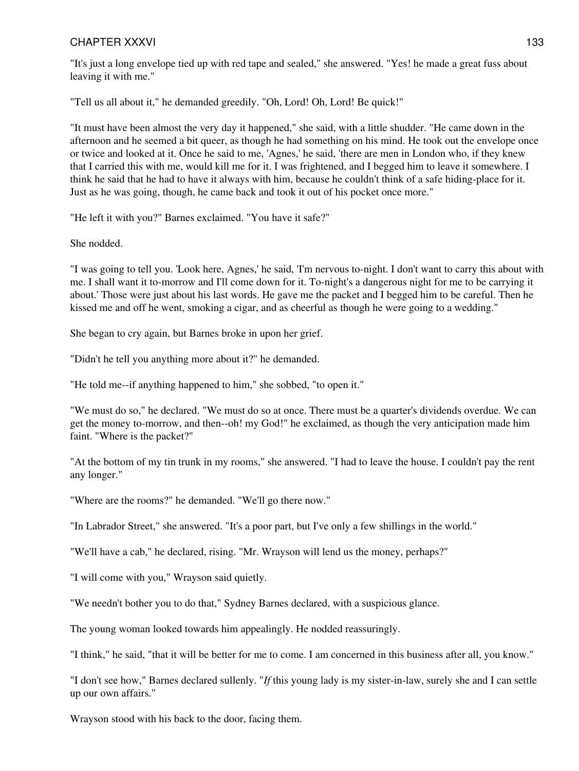"It's just a long envelope tied up with red tape and sealed," she answered. "Yes! he made a great fuss about leaving it with me."

"Tell us all about it," he demanded greedily. "Oh, Lord! Oh, Lord! Be quick!"

"It must have been almost the very day it happened," she said, with a little shudder. "He came down in the afternoon and he seemed a bit queer, as though he had something on his mind. He took out the envelope once or twice and looked at it. Once he said to me, 'Agnes,' he said, 'there are men in London who, if they knew that I carried this with me, would kill me for it. I was frightened, and I begged him to leave it somewhere. I think he said that he had to have it always with him, because he couldn't think of a safe hiding-place for it. Just as he was going, though, he came back and took it out of his pocket once more."

"He left it with you?" Barnes exclaimed. "You have it safe?"

She nodded.

"I was going to tell you. 'Look here, Agnes,' he said, 'I'm nervous to-night. I don't want to carry this about with me. I shall want it to-morrow and I'll come down for it. To-night's a dangerous night for me to be carrying it about.' Those were just about his last words. He gave me the packet and I begged him to be careful. Then he kissed me and off he went, smoking a cigar, and as cheerful as though he were going to a wedding."

She began to cry again, but Barnes broke in upon her grief.

"Didn't he tell you anything more about it?" he demanded.

"He told me--if anything happened to him," she sobbed, "to open it."

"We must do so," he declared. "We must do so at once. There must be a quarter's dividends overdue. We can get the money to-morrow, and then--oh! my God!" he exclaimed, as though the very anticipation made him faint. "Where is the packet?"

"At the bottom of my tin trunk in my rooms," she answered. "I had to leave the house. I couldn't pay the rent any longer."

"Where are the rooms?" he demanded. "We'll go there now."

"In Labrador Street," she answered. "It's a poor part, but I've only a few shillings in the world."

"We'll have a cab," he declared, rising. "Mr. Wrayson will lend us the money, perhaps?"

"I will come with you," Wrayson said quietly.

"We needn't bother you to do that," Sydney Barnes declared, with a suspicious glance.

The young woman looked towards him appealingly. He nodded reassuringly.

"I think," he said, "that it will be better for me to come. I am concerned in this business after all, you know."

"I don't see how," Barnes declared sullenly. "*If* this young lady is my sister-in-law, surely she and I can settle up our own affairs."

Wrayson stood with his back to the door, facing them.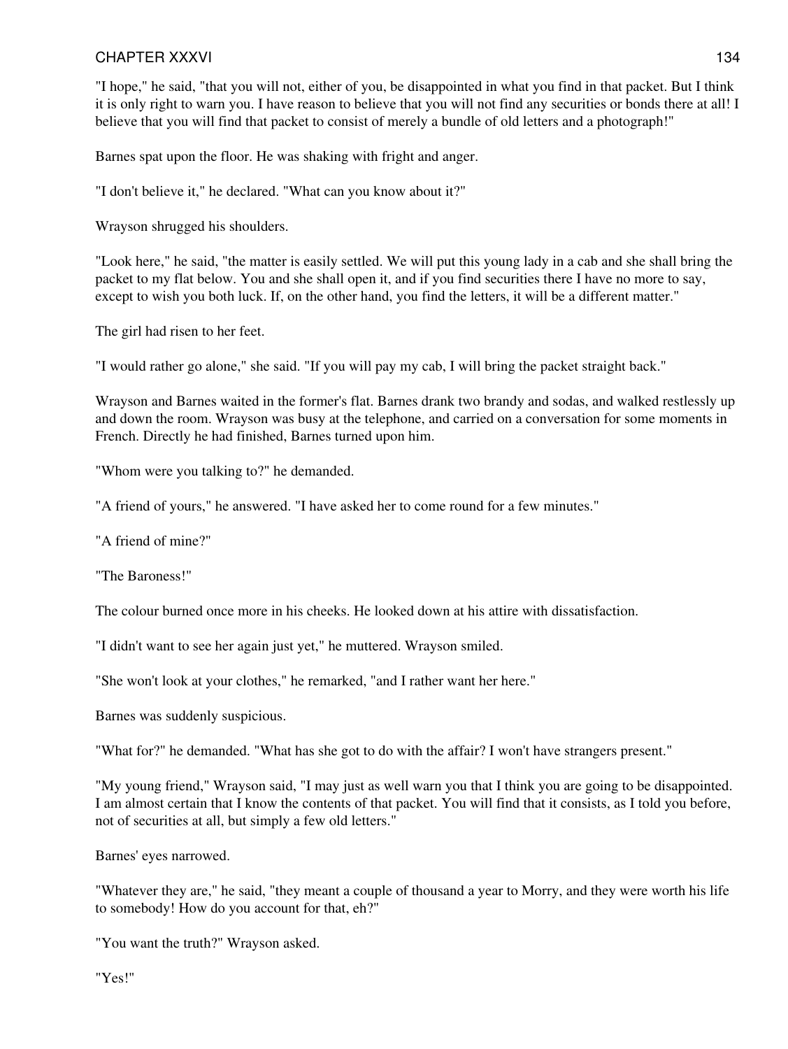"I hope," he said, "that you will not, either of you, be disappointed in what you find in that packet. But I think it is only right to warn you. I have reason to believe that you will not find any securities or bonds there at all! I believe that you will find that packet to consist of merely a bundle of old letters and a photograph!"

Barnes spat upon the floor. He was shaking with fright and anger.

"I don't believe it," he declared. "What can you know about it?"

Wrayson shrugged his shoulders.

"Look here," he said, "the matter is easily settled. We will put this young lady in a cab and she shall bring the packet to my flat below. You and she shall open it, and if you find securities there I have no more to say, except to wish you both luck. If, on the other hand, you find the letters, it will be a different matter."

The girl had risen to her feet.

"I would rather go alone," she said. "If you will pay my cab, I will bring the packet straight back."

Wrayson and Barnes waited in the former's flat. Barnes drank two brandy and sodas, and walked restlessly up and down the room. Wrayson was busy at the telephone, and carried on a conversation for some moments in French. Directly he had finished, Barnes turned upon him.

"Whom were you talking to?" he demanded.

"A friend of yours," he answered. "I have asked her to come round for a few minutes."

"A friend of mine?"

"The Baroness!"

The colour burned once more in his cheeks. He looked down at his attire with dissatisfaction.

"I didn't want to see her again just yet," he muttered. Wrayson smiled.

"She won't look at your clothes," he remarked, "and I rather want her here."

Barnes was suddenly suspicious.

"What for?" he demanded. "What has she got to do with the affair? I won't have strangers present."

"My young friend," Wrayson said, "I may just as well warn you that I think you are going to be disappointed. I am almost certain that I know the contents of that packet. You will find that it consists, as I told you before, not of securities at all, but simply a few old letters."

Barnes' eyes narrowed.

"Whatever they are," he said, "they meant a couple of thousand a year to Morry, and they were worth his life to somebody! How do you account for that, eh?"

"You want the truth?" Wrayson asked.

"Yes!"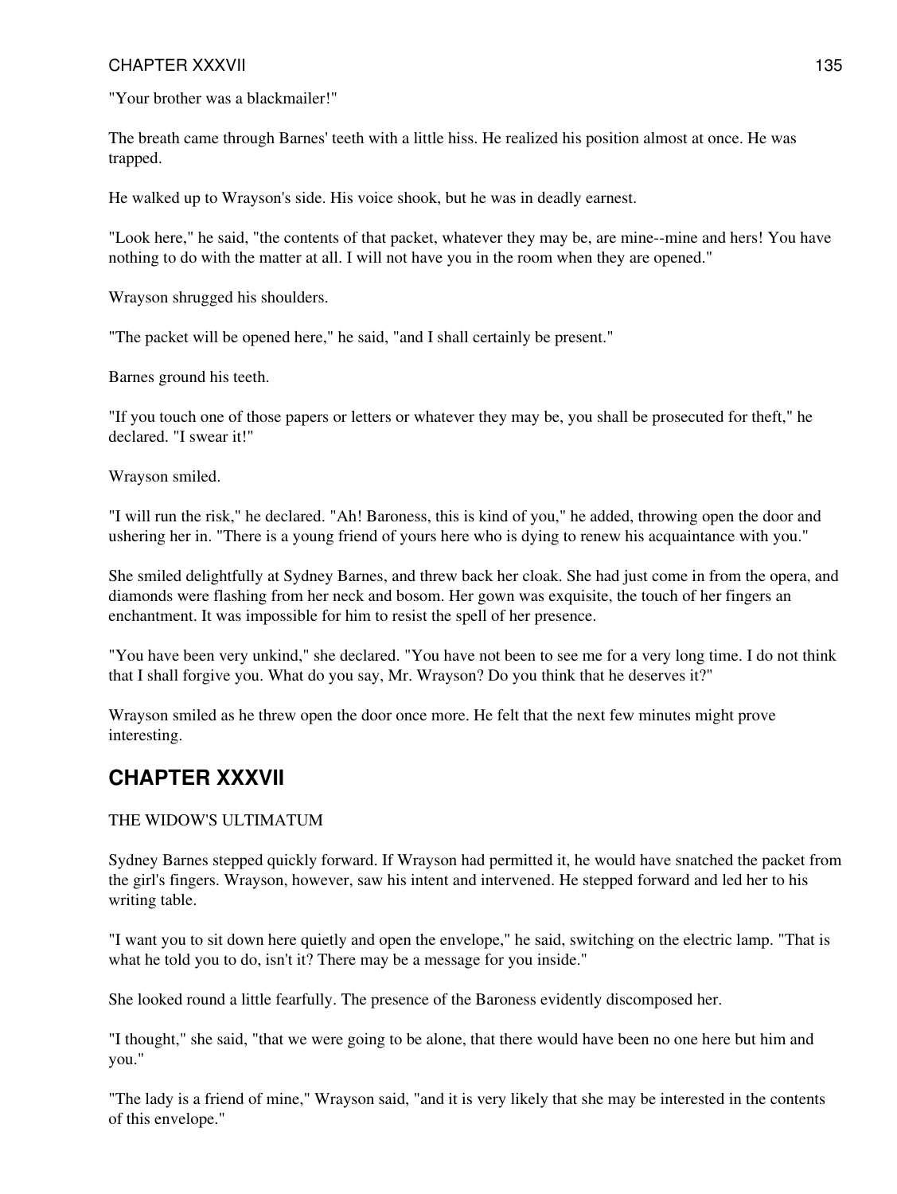"Your brother was a blackmailer!"

The breath came through Barnes' teeth with a little hiss. He realized his position almost at once. He was trapped.

He walked up to Wrayson's side. His voice shook, but he was in deadly earnest.

"Look here," he said, "the contents of that packet, whatever they may be, are mine--mine and hers! You have nothing to do with the matter at all. I will not have you in the room when they are opened."

Wrayson shrugged his shoulders.

"The packet will be opened here," he said, "and I shall certainly be present."

Barnes ground his teeth.

"If you touch one of those papers or letters or whatever they may be, you shall be prosecuted for theft," he declared. "I swear it!"

Wrayson smiled.

"I will run the risk," he declared. "Ah! Baroness, this is kind of you," he added, throwing open the door and ushering her in. "There is a young friend of yours here who is dying to renew his acquaintance with you."

She smiled delightfully at Sydney Barnes, and threw back her cloak. She had just come in from the opera, and diamonds were flashing from her neck and bosom. Her gown was exquisite, the touch of her fingers an enchantment. It was impossible for him to resist the spell of her presence.

"You have been very unkind," she declared. "You have not been to see me for a very long time. I do not think that I shall forgive you. What do you say, Mr. Wrayson? Do you think that he deserves it?"

Wrayson smiled as he threw open the door once more. He felt that the next few minutes might prove interesting.

## CHAPTER XXXVII

THE WIDOW'S ULTIMATUM

Sydney Barnes stepped quickly forward. If Wrayson had permitted it, he would have snatched the packet from the girl's fingers. Wrayson, however, saw his intent and intervened. He stepped forward and led her to his writing table.

"I want you to sit down here quietly and open the envelope," he said, switching on the electric lamp. "That is what he told you to do, isn't it? There may be a message for you inside."

She looked round a little fearfully. The presence of the Baroness evidently discomposed her.

"I thought," she said, "that we were going to be alone, that there would have been no one here but him and you."

"The lady is a friend of mine," Wrayson said, "and it is very likely that she may be interested in the contents of this envelope."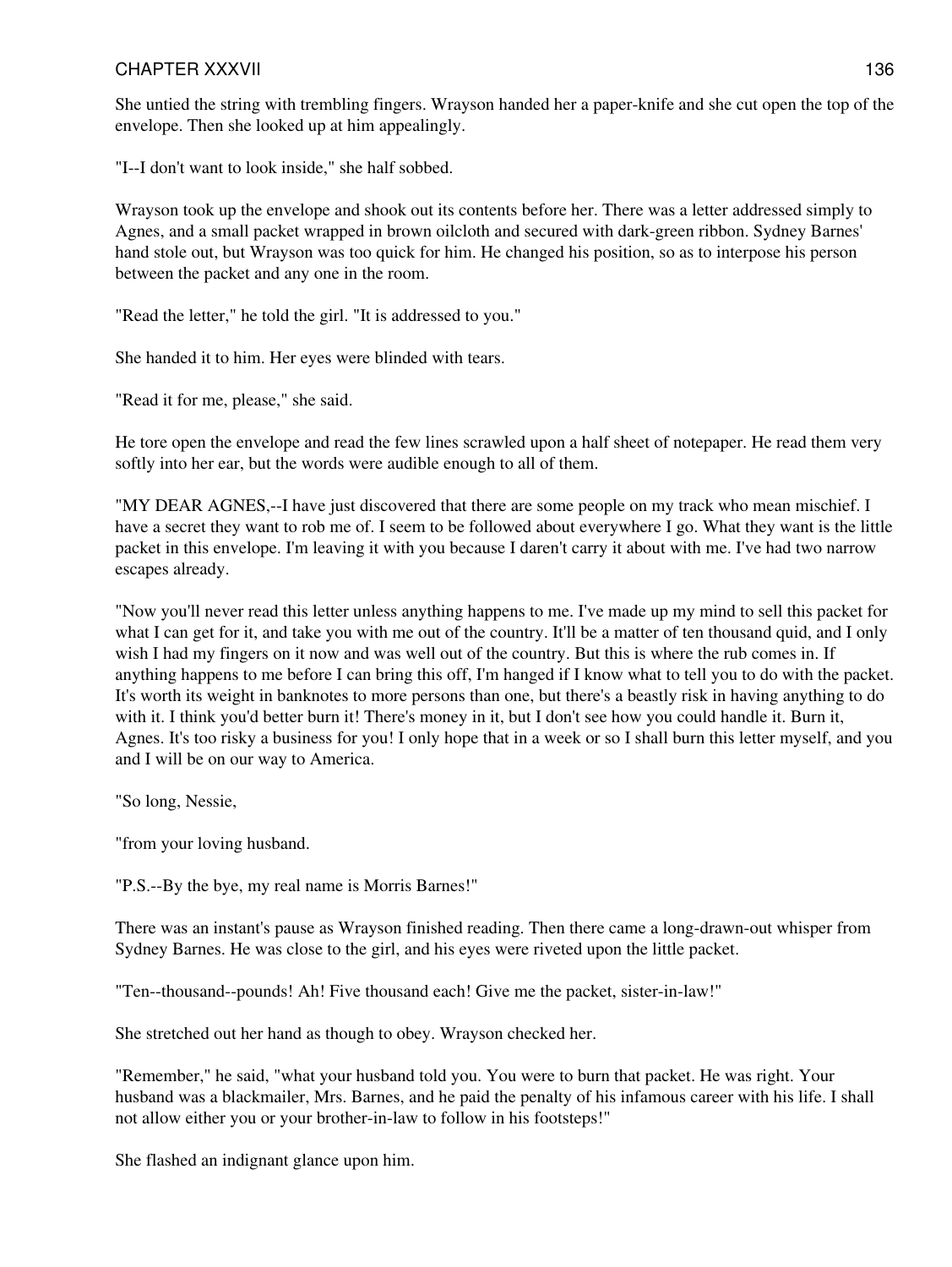She untied the string with trembling fingers. Wrayson handed her a paper-knife and she cut open the top of the envelope. Then she looked up at him appealingly.

"I--I don't want to look inside," she half sobbed.

Wrayson took up the envelope and shook out its contents before her. There was a letter addressed simply to Agnes, and a small packet wrapped in brown oilcloth and secured with dark-green ribbon. Sydney Barnes' hand stole out, but Wrayson was too quick for him. He changed his position, so as to interpose his person between the packet and any one in the room.

"Read the letter," he told the girl. "It is addressed to you."

She handed it to him. Her eyes were blinded with tears.

"Read it for me, please," she said.

He tore open the envelope and read the few lines scrawled upon a half sheet of notepaper. He read them very softly into her ear, but the words were audible enough to all of them.

"MY DEAR AGNES,--I have just discovered that there are some people on my track who mean mischief. I have a secret they want to rob me of. I seem to be followed about everywhere I go. What they want is the little packet in this envelope. I'm leaving it with you because I daren't carry it about with me. I've had two narrow escapes already.

"Now you'll never read this letter unless anything happens to me. I've made up my mind to sell this packet for what I can get for it, and take you with me out of the country. It'll be a matter of ten thousand quid, and I only wish I had my fingers on it now and was well out of the country. But this is where the rub comes in. If anything happens to me before I can bring this off, I'm hanged if I know what to tell you to do with the packet. It's worth its weight in banknotes to more persons than one, but there's a beastly risk in having anything to do with it. I think you'd better burn it! There's money in it, but I don't see how you could handle it. Burn it, Agnes. It's too risky a business for you! I only hope that in a week or so I shall burn this letter myself, and you and I will be on our way to America.

"So long, Nessie,

"from your loving husband.

"P.S.--By the bye, my real name is Morris Barnes!"

There was an instant's pause as Wrayson finished reading. Then there came a long-drawn-out whisper from Sydney Barnes. He was close to the girl, and his eyes were riveted upon the little packet.

"Ten--thousand--pounds! Ah! Five thousand each! Give me the packet, sister-in-law!"

She stretched out her hand as though to obey. Wrayson checked her.

"Remember," he said, "what your husband told you. You were to burn that packet. He was right. Your husband was a blackmailer, Mrs. Barnes, and he paid the penalty of his infamous career with his life. I shall not allow either you or your brother-in-law to follow in his footsteps!"

She flashed an indignant glance upon him.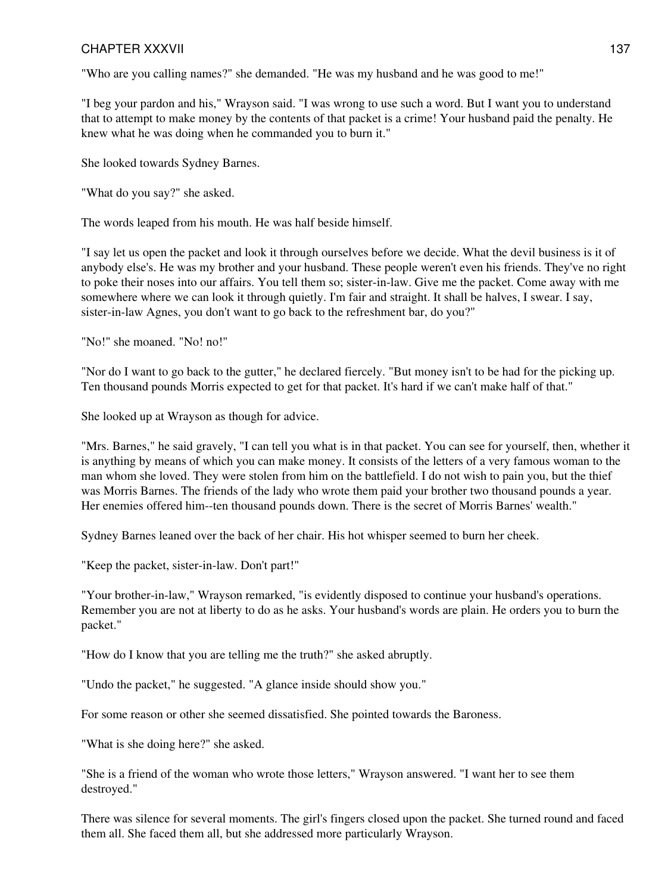"Who are you calling names?" she demanded. "He was my husband and he was good to me!"

"I beg your pardon and his," Wrayson said. "I was wrong to use such a word. But I want you to understand that to attempt to make money by the contents of that packet is a crime! Your husband paid the penalty. He knew what he was doing when he commanded you to burn it."

She looked towards Sydney Barnes.

"What do you say?" she asked.

The words leaped from his mouth. He was half beside himself.

"I say let us open the packet and look it through ourselves before we decide. What the devil business is it of anybody else's. He was my brother and your husband. These people weren't even his friends. They've no right to poke their noses into our affairs. You tell them so; sister-in-law. Give me the packet. Come away with me somewhere where we can look it through quietly. I'm fair and straight. It shall be halves, I swear. I say, sister-in-law Agnes, you don't want to go back to the refreshment bar, do you?"

"No!" she moaned. "No! no!"

"Nor do I want to go back to the gutter," he declared fiercely. "But money isn't to be had for the picking up. Ten thousand pounds Morris expected to get for that packet. It's hard if we can't make half of that."

She looked up at Wrayson as though for advice.

"Mrs. Barnes," he said gravely, "I can tell you what is in that packet. You can see for yourself, then, whether it is anything by means of which you can make money. It consists of the letters of a very famous woman to the man whom she loved. They were stolen from him on the battlefield. I do not wish to pain you, but the thief was Morris Barnes. The friends of the lady who wrote them paid your brother two thousand pounds a year. Her enemies offered him--ten thousand pounds down. There is the secret of Morris Barnes' wealth."

Sydney Barnes leaned over the back of her chair. His hot whisper seemed to burn her cheek.

"Keep the packet, sister-in-law. Don't part!"

"Your brother-in-law," Wrayson remarked, "is evidently disposed to continue your husband's operations. Remember you are not at liberty to do as he asks. Your husband's words are plain. He orders you to burn the packet."

"How do I know that you are telling me the truth?" she asked abruptly.

"Undo the packet," he suggested. "A glance inside should show you."

For some reason or other she seemed dissatisfied. She pointed towards the Baroness.

"What is she doing here?" she asked.

"She is a friend of the woman who wrote those letters," Wrayson answered. "I want her to see them destroyed."

There was silence for several moments. The girl's fingers closed upon the packet. She turned round and faced them all. She faced them all, but she addressed more particularly Wrayson.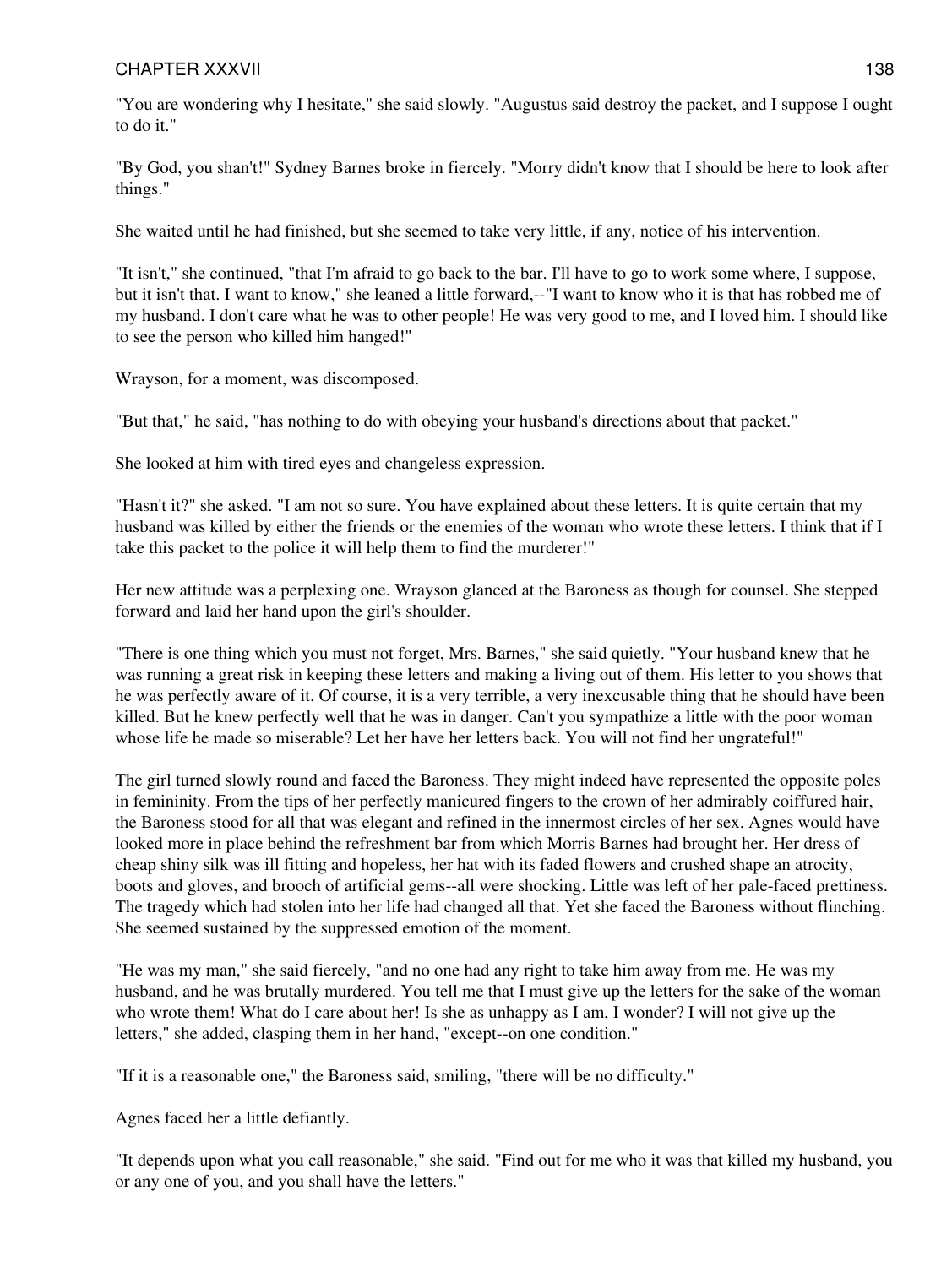"You are wondering why I hesitate," she said slowly. "Augustus said destroy the packet, and I suppose I ought to do it."

"By God, you shan't!" Sydney Barnes broke in fiercely. "Morry didn't know that I should be here to look after things."

She waited until he had finished, but she seemed to take very little, if any, notice of his intervention.

"It isn't," she continued, "that I'm afraid to go back to the bar. I'll have to go to work some where, I suppose, but it isn't that. I want to know," she leaned a little forward,--"I want to know who it is that has robbed me of my husband. I don't care what he was to other people! He was very good to me, and I loved him. I should like to see the person who killed him hanged!"

Wrayson, for a moment, was discomposed.

"But that," he said, "has nothing to do with obeying your husband's directions about that packet."

She looked at him with tired eyes and changeless expression.

"Hasn't it?" she asked. "I am not so sure. You have explained about these letters. It is quite certain that my husband was killed by either the friends or the enemies of the woman who wrote these letters. I think that if I take this packet to the police it will help them to find the murderer!"

Her new attitude was a perplexing one. Wrayson glanced at the Baroness as though for counsel. She stepped forward and laid her hand upon the girl's shoulder.

"There is one thing which you must not forget, Mrs. Barnes," she said quietly. "Your husband knew that he was running a great risk in keeping these letters and making a living out of them. His letter to you shows that he was perfectly aware of it. Of course, it is a very terrible, a very inexcusable thing that he should have been killed. But he knew perfectly well that he was in danger. Can't you sympathize a little with the poor woman whose life he made so miserable? Let her have her letters back. You will not find her ungrateful!"

The girl turned slowly round and faced the Baroness. They might indeed have represented the opposite poles in femininity. From the tips of her perfectly manicured fingers to the crown of her admirably coiffured hair, the Baroness stood for all that was elegant and refined in the innermost circles of her sex. Agnes would have looked more in place behind the refreshment bar from which Morris Barnes had brought her. Her dress of cheap shiny silk was ill fitting and hopeless, her hat with its faded flowers and crushed shape an atrocity, boots and gloves, and brooch of artificial gems--all were shocking. Little was left of her pale-faced prettiness. The tragedy which had stolen into her life had changed all that. Yet she faced the Baroness without flinching. She seemed sustained by the suppressed emotion of the moment.

"He was my man," she said fiercely, "and no one had any right to take him away from me. He was my husband, and he was brutally murdered. You tell me that I must give up the letters for the sake of the woman who wrote them! What do I care about her! Is she as unhappy as I am, I wonder? I will not give up the letters," she added, clasping them in her hand, "except--on one condition."

"If it is a reasonable one," the Baroness said, smiling, "there will be no difficulty."

Agnes faced her a little defiantly.

"It depends upon what you call reasonable," she said. "Find out for me who it was that killed my husband, you or any one of you, and you shall have the letters."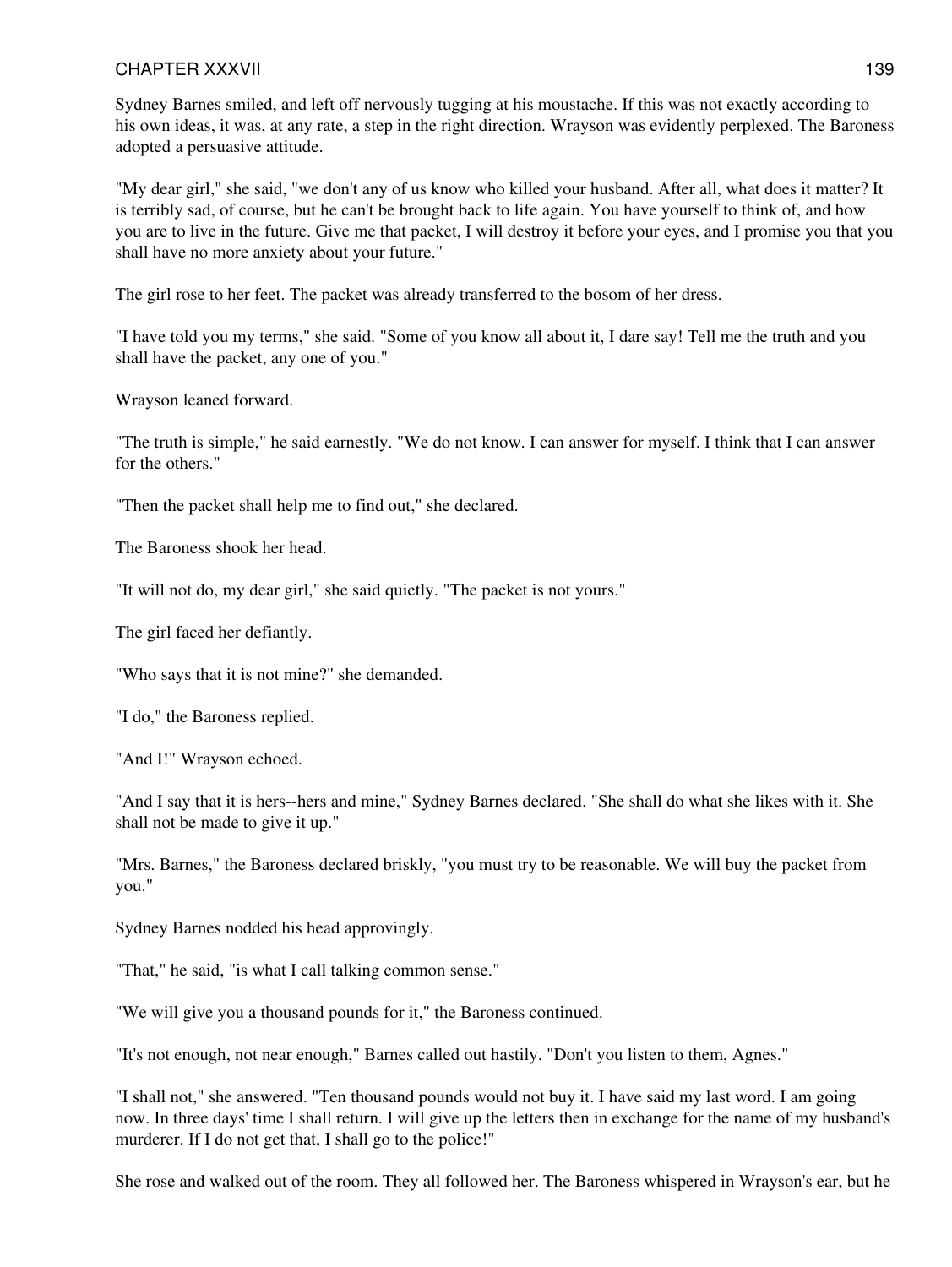Sydney Barnes smiled, and left off nervously tugging at his moustache. If this was not exactly according to his own ideas, it was, at any rate, a step in the right direction. Wrayson was evidently perplexed. The Baroness adopted a persuasive attitude.

"My dear girl," she said, "we don't any of us know who killed your husband. After all, what does it matter? It is terribly sad, of course, but he can't be brought back to life again. You have yourself to think of, and how you are to live in the future. Give me that packet, I will destroy it before your eyes, and I promise you that you shall have no more anxiety about your future."

The girl rose to her feet. The packet was already transferred to the bosom of her dress.

"I have told you my terms," she said. "Some of you know all about it, I dare say! Tell me the truth and you shall have the packet, any one of you."

Wrayson leaned forward.

"The truth is simple," he said earnestly. "We do not know. I can answer for myself. I think that I can answer for the others."

"Then the packet shall help me to find out," she declared.

The Baroness shook her head.

"It will not do, my dear girl," she said quietly. "The packet is not yours."

The girl faced her defiantly.

"Who says that it is not mine?" she demanded.

"I do," the Baroness replied.

"And I!" Wrayson echoed.

"And I say that it is hers--hers and mine," Sydney Barnes declared. "She shall do what she likes with it. She shall not be made to give it up."

"Mrs. Barnes," the Baroness declared briskly, "you must try to be reasonable. We will buy the packet from you."

Sydney Barnes nodded his head approvingly.

"That," he said, "is what I call talking common sense."

"We will give you a thousand pounds for it," the Baroness continued.

"It's not enough, not near enough," Barnes called out hastily. "Don't you listen to them, Agnes."

"I shall not," she answered. "Ten thousand pounds would not buy it. I have said my last word. I am going now. In three days' time I shall return. I will give up the letters then in exchange for the name of my husband's murderer. If I do not get that, I shall go to the police!"

She rose and walked out of the room. They all followed her. The Baroness whispered in Wrayson's ear, but he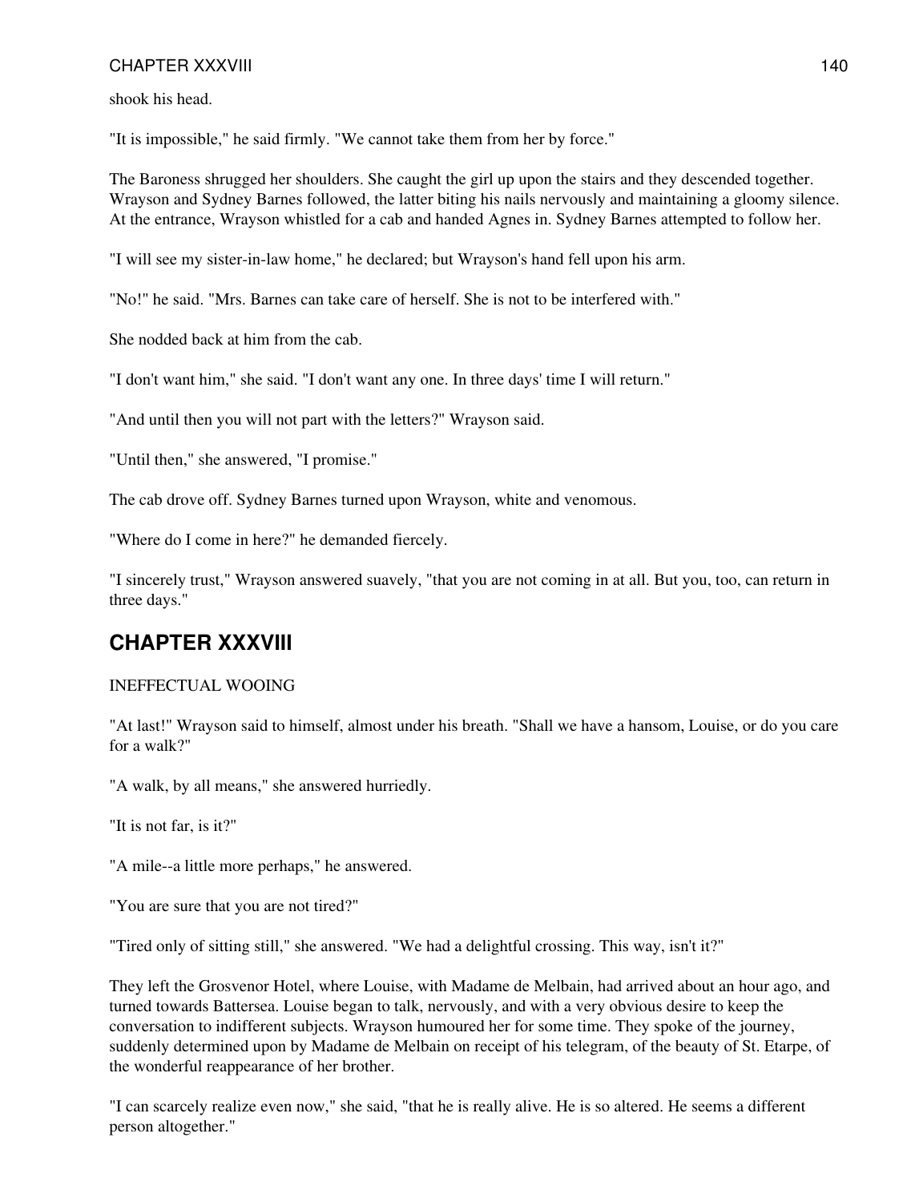shook his head.

"It is impossible," he said firmly. "We cannot take them from her by force."

The Baroness shrugged her shoulders. She caught the girl up upon the stairs and they descended together. Wrayson and Sydney Barnes followed, the latter biting his nails nervously and maintaining a gloomy silence. At the entrance, Wrayson whistled for a cab and handed Agnes in. Sydney Barnes attempted to follow her.

"I will see my sister-in-law home," he declared; but Wrayson's hand fell upon his arm.

"No!" he said. "Mrs. Barnes can take care of herself. She is not to be interfered with."

She nodded back at him from the cab.

"I don't want him," she said. "I don't want any one. In three days' time I will return."

"And until then you will not part with the letters?" Wrayson said.

"Until then," she answered, "I promise."

The cab drove off. Sydney Barnes turned upon Wrayson, white and venomous.

"Where do I come in here?" he demanded fiercely.

"I sincerely trust," Wrayson answered suavely, "that you are not coming in at all. But you, too, can return in three days."

## CHAPTER XXXVIII

INEFFECTUAL WOOING

"At last!" Wrayson said to himself, almost under his breath. "Shall we have a hansom, Louise, or do you care for a walk?"

"A walk, by all means," she answered hurriedly.

"It is not far, is it?"

"A mile--a little more perhaps," he answered.

"You are sure that you are not tired?"

"Tired only of sitting still," she answered. "We had a delightful crossing. This way, isn't it?"

They left the Grosvenor Hotel, where Louise, with Madame de Melbain, had arrived about an hour ago, and turned towards Battersea. Louise began to talk, nervously, and with a very obvious desire to keep the conversation to indifferent subjects. Wrayson humoured her for some time. They spoke of the journey, suddenly determined upon by Madame de Melbain on receipt of his telegram, of the beauty of St. Etarpe, of the wonderful reappearance of her brother.

"I can scarcely realize even now," she said, "that he is really alive. He is so altered. He seems a different person altogether."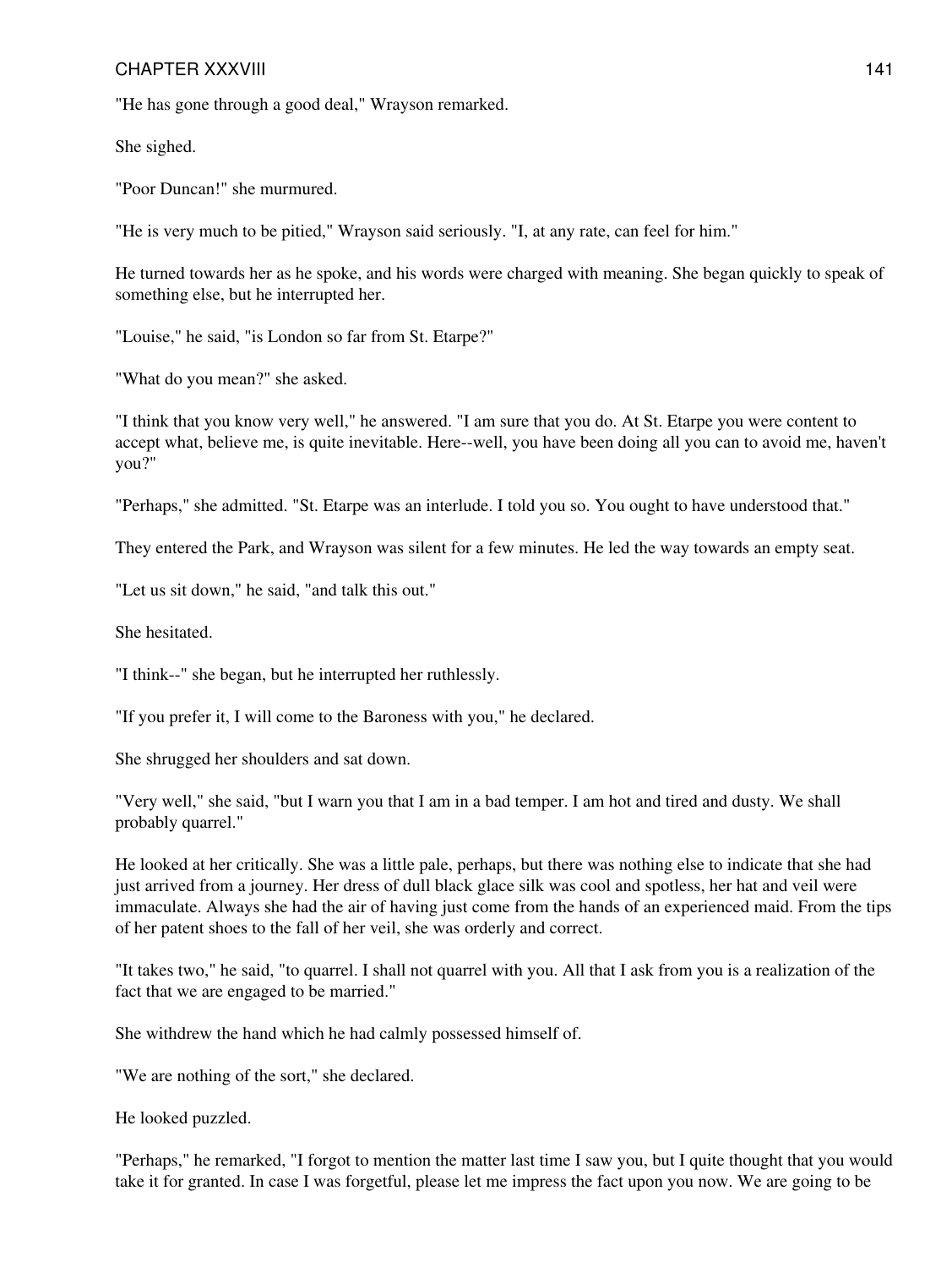"He has gone through a good deal," Wrayson remarked.

She sighed.

"Poor Duncan!" she murmured.

"He is very much to be pitied," Wrayson said seriously. "I, at any rate, can feel for him."

He turned towards her as he spoke, and his words were charged with meaning. She began quickly to speak of something else, but he interrupted her.

"Louise," he said, "is London so far from St. Etarpe?"

"What do you mean?" she asked.

"I think that you know very well," he answered. "I am sure that you do. At St. Etarpe you were content to accept what, believe me, is quite inevitable. Here--well, you have been doing all you can to avoid me, haven't you?"

"Perhaps," she admitted. "St. Etarpe was an interlude. I told you so. You ought to have understood that."

They entered the Park, and Wrayson was silent for a few minutes. He led the way towards an empty seat.

"Let us sit down," he said, "and talk this out."

She hesitated.

"I think--" she began, but he interrupted her ruthlessly.

"If you prefer it, I will come to the Baroness with you," he declared.

She shrugged her shoulders and sat down.

"Very well," she said, "but I warn you that I am in a bad temper. I am hot and tired and dusty. We shall probably quarrel."

He looked at her critically. She was a little pale, perhaps, but there was nothing else to indicate that she had just arrived from a journey. Her dress of dull black glace silk was cool and spotless, her hat and veil were immaculate. Always she had the air of having just come from the hands of an experienced maid. From the tips of her patent shoes to the fall of her veil, she was orderly and correct.

"It takes two," he said, "to quarrel. I shall not quarrel with you. All that I ask from you is a realization of the fact that we are engaged to be married."

She withdrew the hand which he had calmly possessed himself of.

"We are nothing of the sort," she declared.

He looked puzzled.

"Perhaps," he remarked, "I forgot to mention the matter last time I saw you, but I quite thought that you would take it for granted. In case I was forgetful, please let me impress the fact upon you now. We are going to be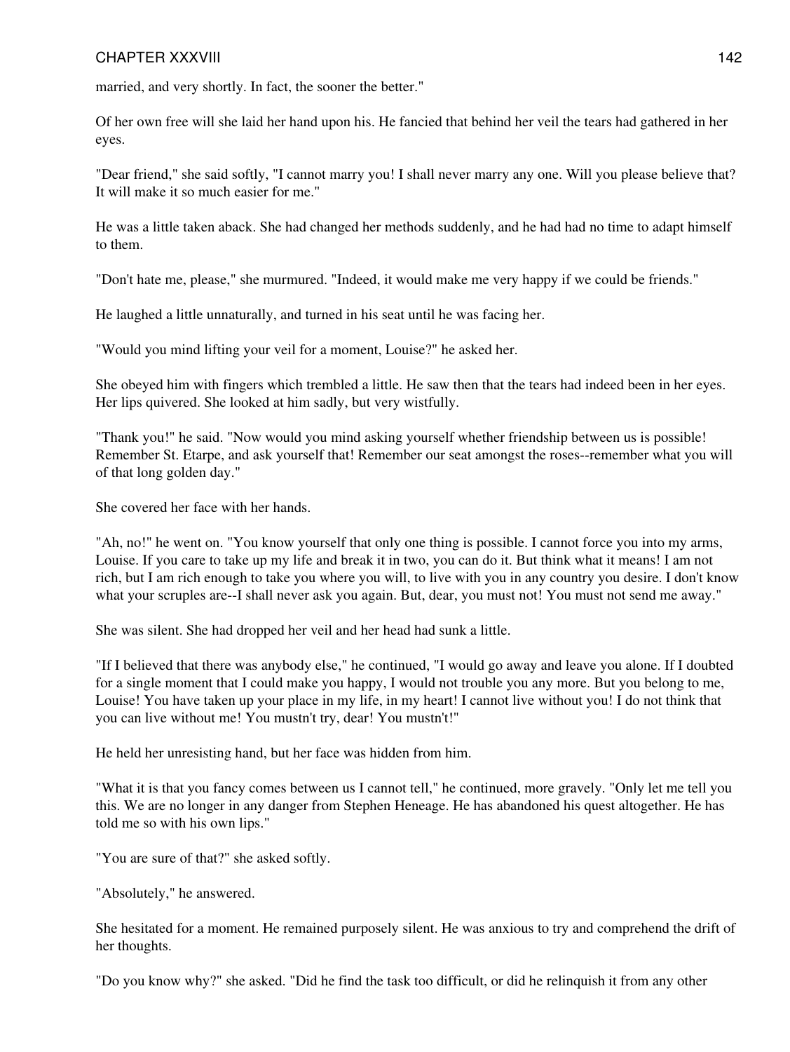married, and very shortly. In fact, the sooner the better."

Of her own free will she laid her hand upon his. He fancied that behind her veil the tears had gathered in her eyes.

"Dear friend," she said softly, "I cannot marry you! I shall never marry any one. Will you please believe that? It will make it so much easier for me."

He was a little taken aback. She had changed her methods suddenly, and he had had no time to adapt himself to them.

"Don't hate me, please," she murmured. "Indeed, it would make me very happy if we could be friends."

He laughed a little unnaturally, and turned in his seat until he was facing her.

"Would you mind lifting your veil for a moment, Louise?" he asked her.

She obeyed him with fingers which trembled a little. He saw then that the tears had indeed been in her eyes. Her lips quivered. She looked at him sadly, but very wistfully.

"Thank you!" he said. "Now would you mind asking yourself whether friendship between us is possible! Remember St. Etarpe, and ask yourself that! Remember our seat amongst the roses--remember what you will of that long golden day."

She covered her face with her hands.

"Ah, no!" he went on. "You know yourself that only one thing is possible. I cannot force you into my arms, Louise. If you care to take up my life and break it in two, you can do it. But think what it means! I am not rich, but I am rich enough to take you where you will, to live with you in any country you desire. I don't know what your scruples are--I shall never ask you again. But, dear, you must not! You must not send me away."

She was silent. She had dropped her veil and her head had sunk a little.

"If I believed that there was anybody else," he continued, "I would go away and leave you alone. If I doubted for a single moment that I could make you happy, I would not trouble you any more. But you belong to me, Louise! You have taken up your place in my life, in my heart! I cannot live without you! I do not think that you can live without me! You mustn't try, dear! You mustn't!"

He held her unresisting hand, but her face was hidden from him.

"What it is that you fancy comes between us I cannot tell," he continued, more gravely. "Only let me tell you this. We are no longer in any danger from Stephen Heneage. He has abandoned his quest altogether. He has told me so with his own lips."

"You are sure of that?" she asked softly.

"Absolutely," he answered.

She hesitated for a moment. He remained purposely silent. He was anxious to try and comprehend the drift of her thoughts.

"Do you know why?" she asked. "Did he find the task too difficult, or did he relinquish it from any other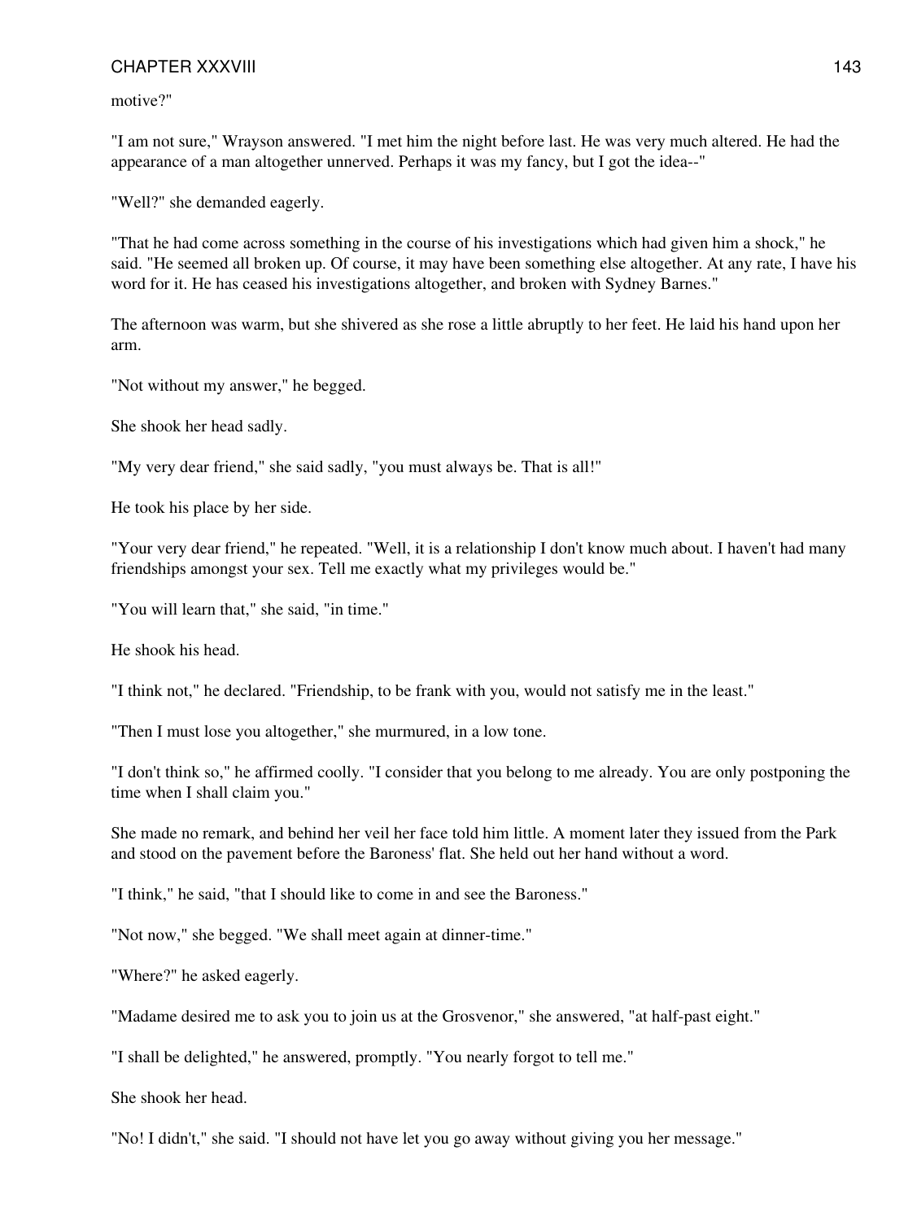motive?"

"I am not sure," Wrayson answered. "I met him the night before last. He was very much altered. He had the appearance of a man altogether unnerved. Perhaps it was my fancy, but I got the idea--"

"Well?" she demanded eagerly.

"That he had come across something in the course of his investigations which had given him a shock," he said. "He seemed all broken up. Of course, it may have been something else altogether. At any rate, I have his word for it. He has ceased his investigations altogether, and broken with Sydney Barnes."

The afternoon was warm, but she shivered as she rose a little abruptly to her feet. He laid his hand upon her arm.

"Not without my answer," he begged.

She shook her head sadly.

"My very dear friend," she said sadly, "you must always be. That is all!"

He took his place by her side.

"Your very dear friend," he repeated. "Well, it is a relationship I don't know much about. I haven't had many friendships amongst your sex. Tell me exactly what my privileges would be."

"You will learn that," she said, "in time."

He shook his head.

"I think not," he declared. "Friendship, to be frank with you, would not satisfy me in the least."

"Then I must lose you altogether," she murmured, in a low tone.

"I don't think so," he affirmed coolly. "I consider that you belong to me already. You are only postponing the time when I shall claim you."

She made no remark, and behind her veil her face told him little. A moment later they issued from the Park and stood on the pavement before the Baroness' flat. She held out her hand without a word.

"I think," he said, "that I should like to come in and see the Baroness."

"Not now," she begged. "We shall meet again at dinner-time."

"Where?" he asked eagerly.

"Madame desired me to ask you to join us at the Grosvenor," she answered, "at half-past eight."

"I shall be delighted," he answered, promptly. "You nearly forgot to tell me."

She shook her head.

"No! I didn't," she said. "I should not have let you go away without giving you her message."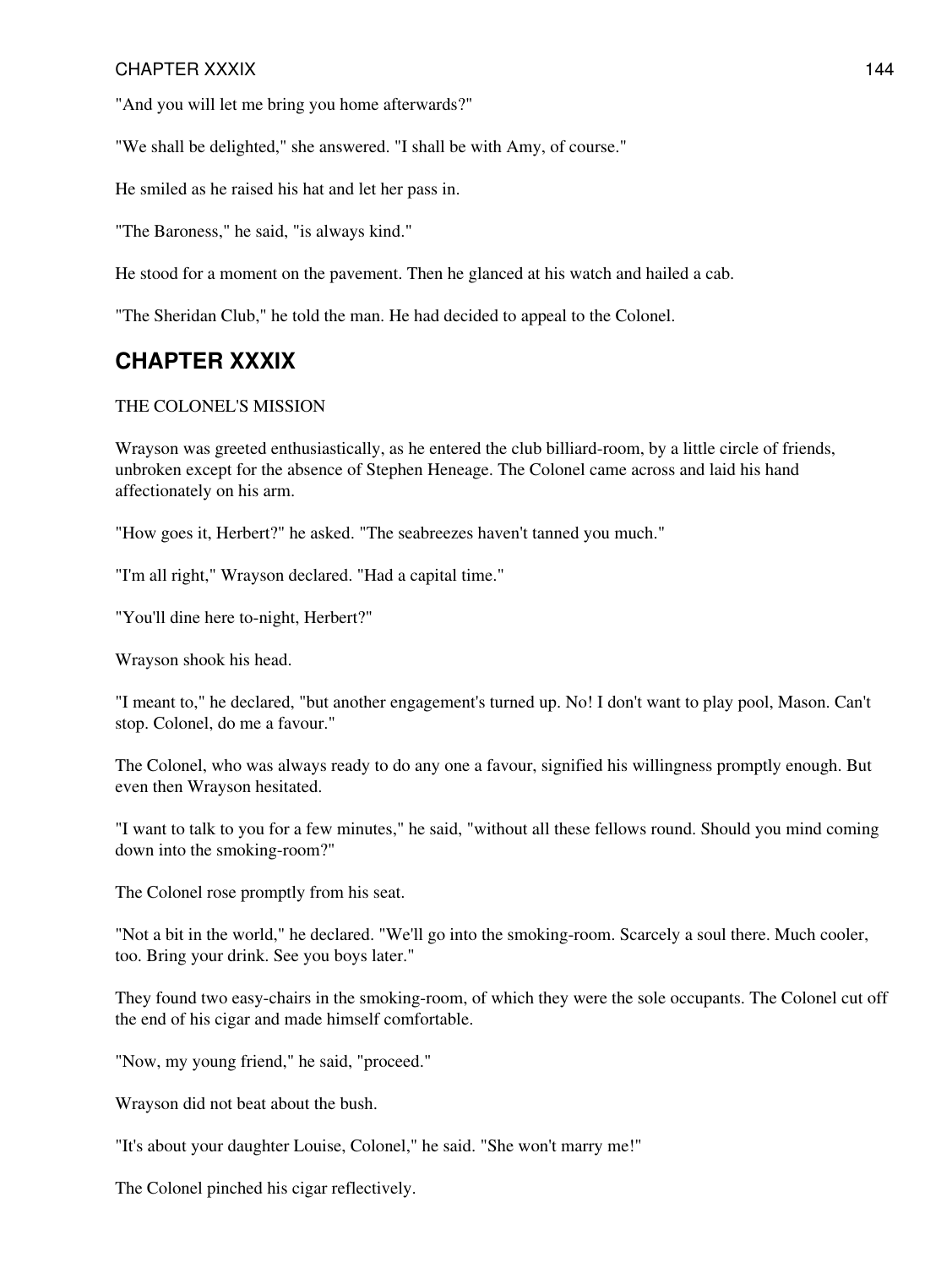"And you will let me bring you home afterwards?"

"We shall be delighted," she answered. "I shall be with Amy, of course."

He smiled as he raised his hat and let her pass in.

"The Baroness," he said, "is always kind."

He stood for a moment on the pavement. Then he glanced at his watch and hailed a cab.

"The Sheridan Club," he told the man. He had decided to appeal to the Colonel.

## CHAPTER XXXIX

THE COLONEL'S MISSION

Wrayson was greeted enthusiastically, as he entered the club billiard-room, by a little circle of friends, unbroken except for the absence of Stephen Heneage. The Colonel came across and laid his hand affectionately on his arm.

"How goes it, Herbert?" he asked. "The seabreezes haven't tanned you much."

"I'm all right," Wrayson declared. "Had a capital time."

"You'll dine here to-night, Herbert?"

Wrayson shook his head.

"I meant to," he declared, "but another engagement's turned up. No! I don't want to play pool, Mason. Can't stop. Colonel, do me a favour."

The Colonel, who was always ready to do any one a favour, signified his willingness promptly enough. But even then Wrayson hesitated.

"I want to talk to you for a few minutes," he said, "without all these fellows round. Should you mind coming down into the smoking-room?"

The Colonel rose promptly from his seat.

"Not a bit in the world," he declared. "We'll go into the smoking-room. Scarcely a soul there. Much cooler, too. Bring your drink. See you boys later."

They found two easy-chairs in the smoking-room, of which they were the sole occupants. The Colonel cut off the end of his cigar and made himself comfortable.

"Now, my young friend," he said, "proceed."

Wrayson did not beat about the bush.

"It's about your daughter Louise, Colonel," he said. "She won't marry me!"

The Colonel pinched his cigar reflectively.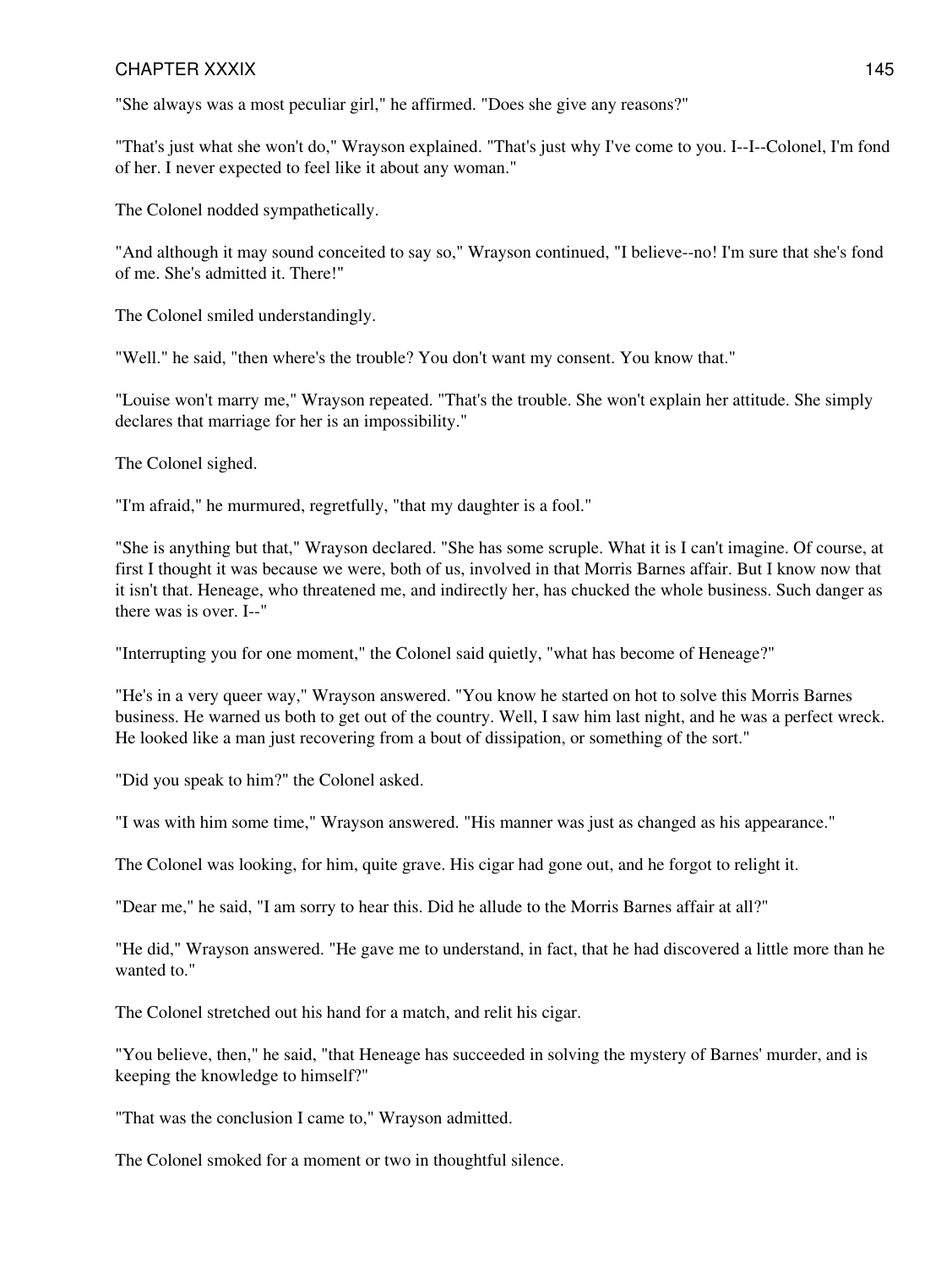"She always was a most peculiar girl," he affirmed. "Does she give any reasons?"

"That's just what she won't do," Wrayson explained. "That's just why I've come to you. I--I--Colonel, I'm fond of her. I never expected to feel like it about any woman."

The Colonel nodded sympathetically.

"And although it may sound conceited to say so," Wrayson continued, "I believe--no! I'm sure that she's fond of me. She's admitted it. There!"

The Colonel smiled understandingly.

"Well." he said, "then where's the trouble? You don't want my consent. You know that."

"Louise won't marry me," Wrayson repeated. "That's the trouble. She won't explain her attitude. She simply declares that marriage for her is an impossibility."

The Colonel sighed.

"I'm afraid," he murmured, regretfully, "that my daughter is a fool."

"She is anything but that," Wrayson declared. "She has some scruple. What it is I can't imagine. Of course, at first I thought it was because we were, both of us, involved in that Morris Barnes affair. But I know now that it isn't that. Heneage, who threatened me, and indirectly her, has chucked the whole business. Such danger as there was is over. I--"

"Interrupting you for one moment," the Colonel said quietly, "what has become of Heneage?"

"He's in a very queer way," Wrayson answered. "You know he started on hot to solve this Morris Barnes business. He warned us both to get out of the country. Well, I saw him last night, and he was a perfect wreck. He looked like a man just recovering from a bout of dissipation, or something of the sort."

"Did you speak to him?" the Colonel asked.

"I was with him some time," Wrayson answered. "His manner was just as changed as his appearance."

The Colonel was looking, for him, quite grave. His cigar had gone out, and he forgot to relight it.

"Dear me," he said, "I am sorry to hear this. Did he allude to the Morris Barnes affair at all?"

"He did," Wrayson answered. "He gave me to understand, in fact, that he had discovered a little more than he wanted to."

The Colonel stretched out his hand for a match, and relit his cigar.

"You believe, then," he said, "that Heneage has succeeded in solving the mystery of Barnes' murder, and is keeping the knowledge to himself?"

"That was the conclusion I came to," Wrayson admitted.

The Colonel smoked for a moment or two in thoughtful silence.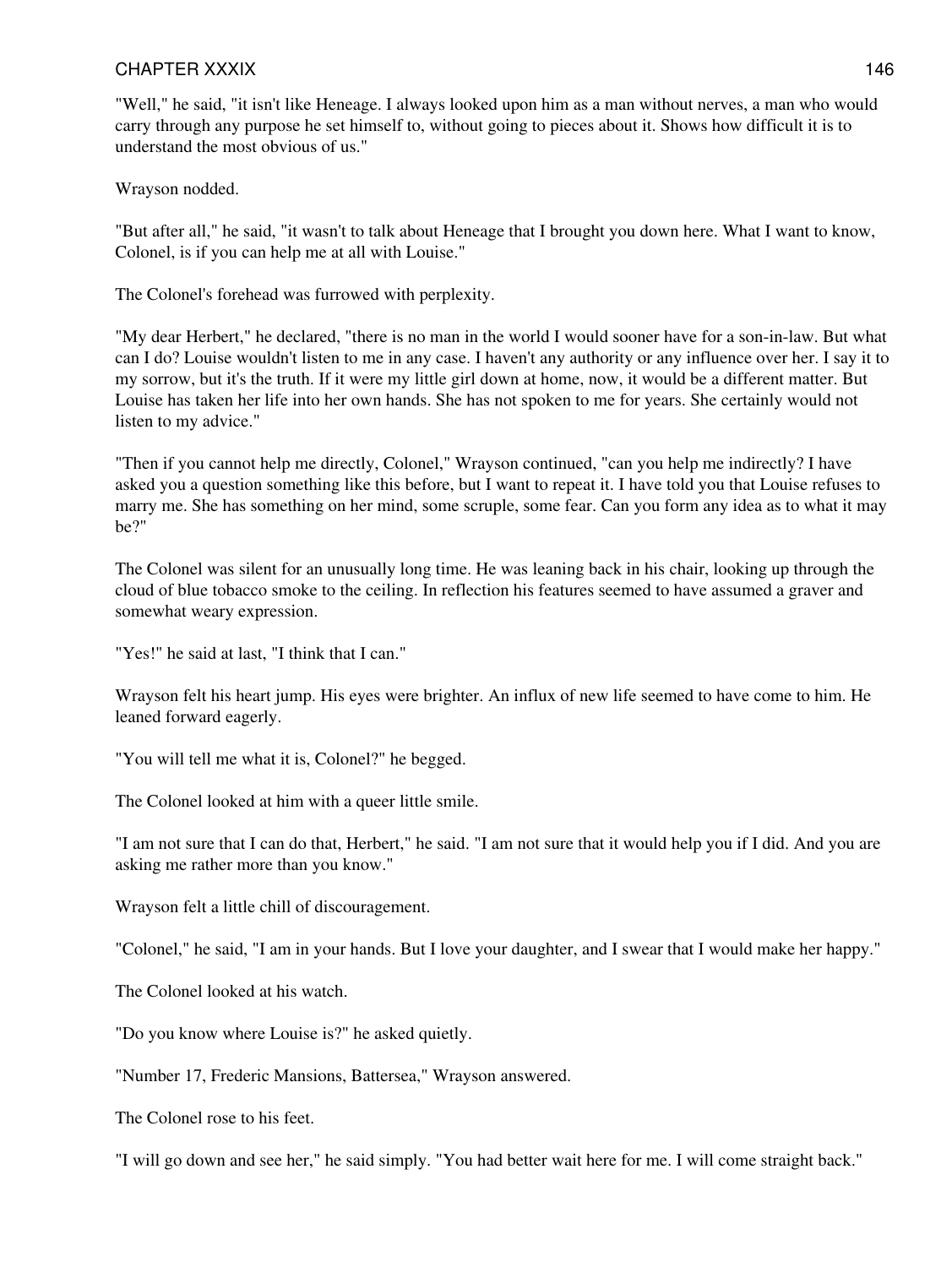"Well," he said, "it isn't like Heneage. I always looked upon him as a man without nerves, a man who would carry through any purpose he set himself to, without going to pieces about it. Shows how difficult it is to understand the most obvious of us."

Wrayson nodded.

"But after all," he said, "it wasn't to talk about Heneage that I brought you down here. What I want to know, Colonel, is if you can help me at all with Louise."

The Colonel's forehead was furrowed with perplexity.

"My dear Herbert," he declared, "there is no man in the world I would sooner have for a son-in-law. But what can I do? Louise wouldn't listen to me in any case. I haven't any authority or any influence over her. I say it to my sorrow, but it's the truth. If it were my little girl down at home, now, it would be a different matter. But Louise has taken her life into her own hands. She has not spoken to me for years. She certainly would not listen to my advice."

"Then if you cannot help me directly, Colonel," Wrayson continued, "can you help me indirectly? I have asked you a question something like this before, but I want to repeat it. I have told you that Louise refuses to marry me. She has something on her mind, some scruple, some fear. Can you form any idea as to what it may be?"

The Colonel was silent for an unusually long time. He was leaning back in his chair, looking up through the cloud of blue tobacco smoke to the ceiling. In reflection his features seemed to have assumed a graver and somewhat weary expression.

"Yes!" he said at last, "I think that I can."

Wrayson felt his heart jump. His eyes were brighter. An influx of new life seemed to have come to him. He leaned forward eagerly.

"You will tell me what it is, Colonel?" he begged.

The Colonel looked at him with a queer little smile.

"I am not sure that I can do that, Herbert," he said. "I am not sure that it would help you if I did. And you are asking me rather more than you know."

Wrayson felt a little chill of discouragement.

"Colonel," he said, "I am in your hands. But I love your daughter, and I swear that I would make her happy."

The Colonel looked at his watch.

"Do you know where Louise is?" he asked quietly.

"Number 17, Frederic Mansions, Battersea," Wrayson answered.

The Colonel rose to his feet.

"I will go down and see her," he said simply. "You had better wait here for me. I will come straight back."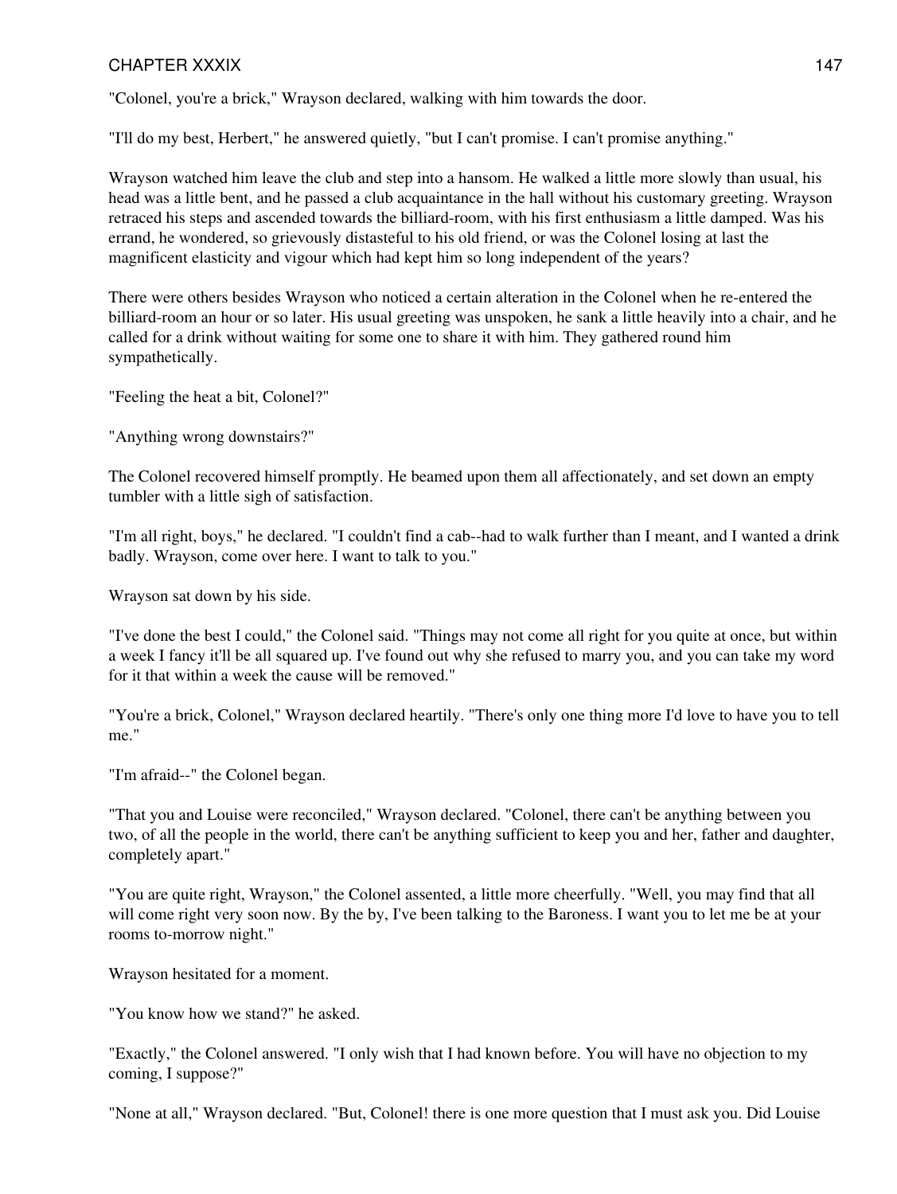"Colonel, you're a brick," Wrayson declared, walking with him towards the door.

"I'll do my best, Herbert," he answered quietly, "but I can't promise. I can't promise anything."

Wrayson watched him leave the club and step into a hansom. He walked a little more slowly than usual, his head was a little bent, and he passed a club acquaintance in the hall without his customary greeting. Wrayson retraced his steps and ascended towards the billiard-room, with his first enthusiasm a little damped. Was his errand, he wondered, so grievously distasteful to his old friend, or was the Colonel losing at last the magnificent elasticity and vigour which had kept him so long independent of the years?

There were others besides Wrayson who noticed a certain alteration in the Colonel when he re-entered the billiard-room an hour or so later. His usual greeting was unspoken, he sank a little heavily into a chair, and he called for a drink without waiting for some one to share it with him. They gathered round him sympathetically.

"Feeling the heat a bit, Colonel?"

"Anything wrong downstairs?"

The Colonel recovered himself promptly. He beamed upon them all affectionately, and set down an empty tumbler with a little sigh of satisfaction.

"I'm all right, boys," he declared. "I couldn't find a cab--had to walk further than I meant, and I wanted a drink badly. Wrayson, come over here. I want to talk to you."

Wrayson sat down by his side.

"I've done the best I could," the Colonel said. "Things may not come all right for you quite at once, but within a week I fancy it'll be all squared up. I've found out why she refused to marry you, and you can take my word for it that within a week the cause will be removed."

"You're a brick, Colonel," Wrayson declared heartily. "There's only one thing more I'd love to have you to tell me."

"I'm afraid--" the Colonel began.

"That you and Louise were reconciled," Wrayson declared. "Colonel, there can't be anything between you two, of all the people in the world, there can't be anything sufficient to keep you and her, father and daughter, completely apart."

"You are quite right, Wrayson," the Colonel assented, a little more cheerfully. "Well, you may find that all will come right very soon now. By the by, I've been talking to the Baroness. I want you to let me be at your rooms to-morrow night."

Wrayson hesitated for a moment.

"You know how we stand?" he asked.

"Exactly," the Colonel answered. "I only wish that I had known before. You will have no objection to my coming, I suppose?"

"None at all," Wrayson declared. "But, Colonel! there is one more question that I must ask you. Did Louise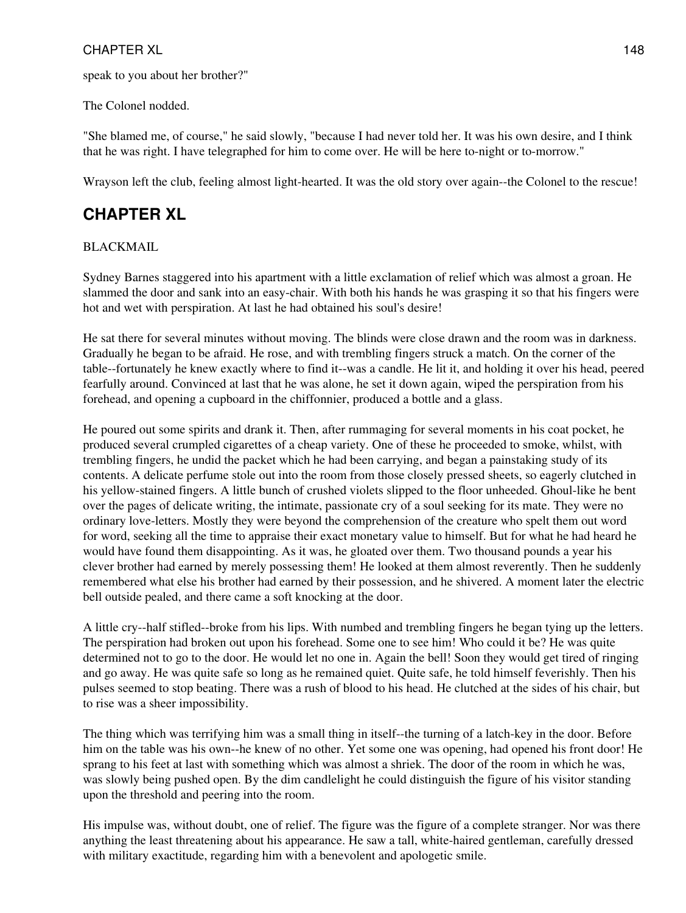speak to you about her brother?"

The Colonel nodded.

"She blamed me, of course," he said slowly, "because I had never told her. It was his own desire, and I think that he was right. I have telegraphed for him to come over. He will be here to-night or to-morrow."

Wrayson left the club, feeling almost light-hearted. It was the old story over again--the Colonel to the rescue!

## CHAPTER XL

BLACKMAIL

Sydney Barnes staggered into his apartment with a little exclamation of relief which was almost a groan. He slammed the door and sank into an easy-chair. With both his hands he was grasping it so that his fingers were hot and wet with perspiration. At last he had obtained his soul's desire!

He sat there for several minutes without moving. The blinds were close drawn and the room was in darkness. Gradually he began to be afraid. He rose, and with trembling fingers struck a match. On the corner of the table--fortunately he knew exactly where to find it--was a candle. He lit it, and holding it over his head, peered fearfully around. Convinced at last that he was alone, he set it down again, wiped the perspiration from his forehead, and opening a cupboard in the chiffonnier, produced a bottle and a glass.

He poured out some spirits and drank it. Then, after rummaging for several moments in his coat pocket, he produced several crumpled cigarettes of a cheap variety. One of these he proceeded to smoke, whilst, with trembling fingers, he undid the packet which he had been carrying, and began a painstaking study of its contents. A delicate perfume stole out into the room from those closely pressed sheets, so eagerly clutched in his yellow-stained fingers. A little bunch of crushed violets slipped to the floor unheeded. Ghoul-like he bent over the pages of delicate writing, the intimate, passionate cry of a soul seeking for its mate. They were no ordinary love-letters. Mostly they were beyond the comprehension of the creature who spelt them out word for word, seeking all the time to appraise their exact monetary value to himself. But for what he had heard he would have found them disappointing. As it was, he gloated over them. Two thousand pounds a year his clever brother had earned by merely possessing them! He looked at them almost reverently. Then he suddenly remembered what else his brother had earned by their possession, and he shivered. A moment later the electric bell outside pealed, and there came a soft knocking at the door.

A little cry--half stifled--broke from his lips. With numbed and trembling fingers he began tying up the letters. The perspiration had broken out upon his forehead. Some one to see him! Who could it be? He was quite determined not to go to the door. He would let no one in. Again the bell! Soon they would get tired of ringing and go away. He was quite safe so long as he remained quiet. Quite safe, he told himself feverishly. Then his pulses seemed to stop beating. There was a rush of blood to his head. He clutched at the sides of his chair, but to rise was a sheer impossibility.

The thing which was terrifying him was a small thing in itself--the turning of a latch-key in the door. Before him on the table was his own--he knew of no other. Yet some one was opening, had opened his front door! He sprang to his feet at last with something which was almost a shriek. The door of the room in which he was, was slowly being pushed open. By the dim candlelight he could distinguish the figure of his visitor standing upon the threshold and peering into the room.

His impulse was, without doubt, one of relief. The figure was the figure of a complete stranger. Nor was there anything the least threatening about his appearance. He saw a tall, white-haired gentleman, carefully dressed with military exactitude, regarding him with a benevolent and apologetic smile.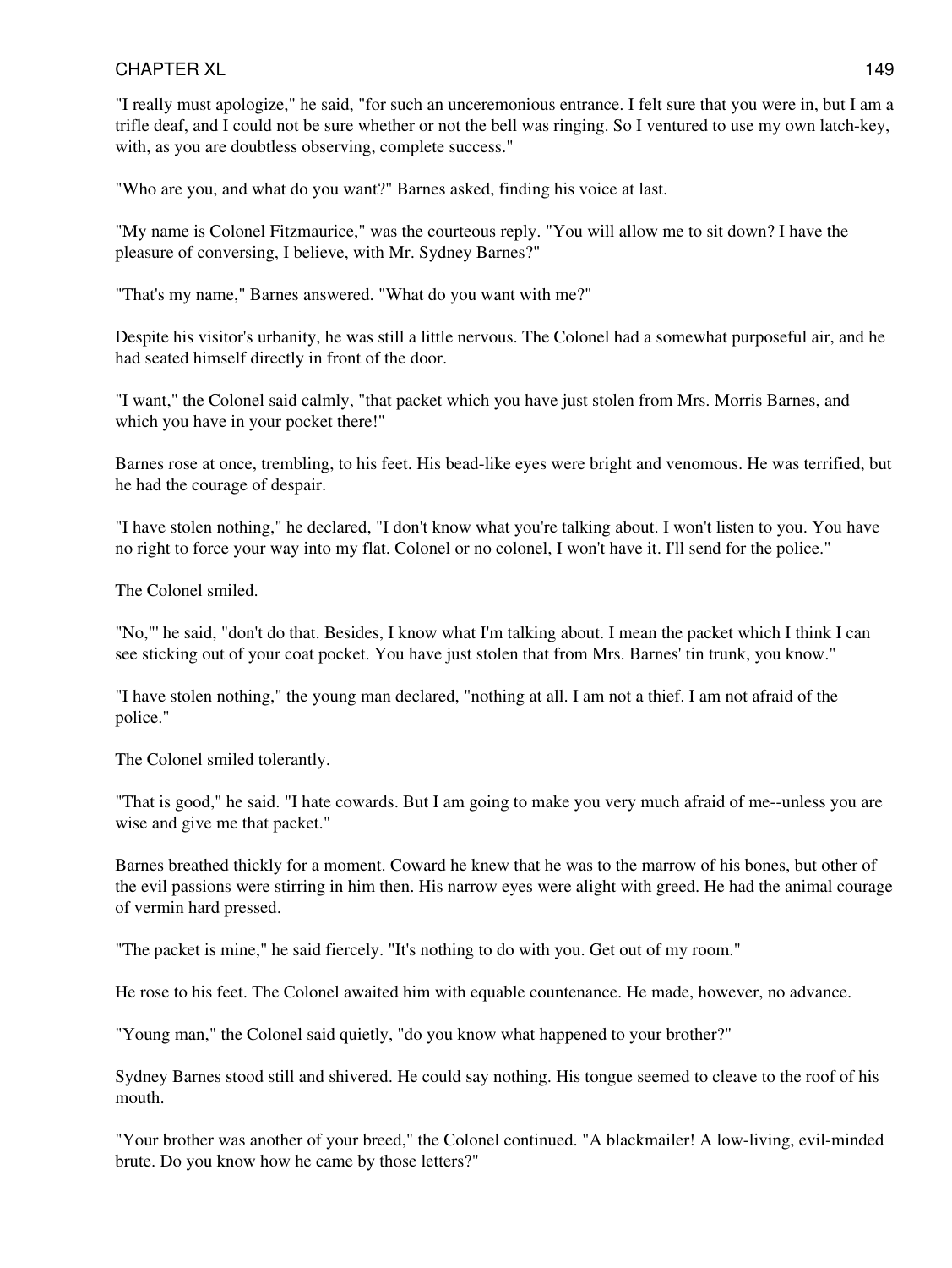"I really must apologize," he said, "for such an unceremonious entrance. I felt sure that you were in, but I am a trifle deaf, and I could not be sure whether or not the bell was ringing. So I ventured to use my own latch-key, with, as you are doubtless observing, complete success."

"Who are you, and what do you want?" Barnes asked, finding his voice at last.

"My name is Colonel Fitzmaurice," was the courteous reply. "You will allow me to sit down? I have the pleasure of conversing, I believe, with Mr. Sydney Barnes?"

"That's my name," Barnes answered. "What do you want with me?"

Despite his visitor's urbanity, he was still a little nervous. The Colonel had a somewhat purposeful air, and he had seated himself directly in front of the door.

"I want," the Colonel said calmly, "that packet which you have just stolen from Mrs. Morris Barnes, and which you have in your pocket there!"

Barnes rose at once, trembling, to his feet. His bead-like eyes were bright and venomous. He was terrified, but he had the courage of despair.

"I have stolen nothing," he declared, "I don't know what you're talking about. I won't listen to you. You have no right to force your way into my flat. Colonel or no colonel, I won't have it. I'll send for the police."

The Colonel smiled.

"No,"' he said, "don't do that. Besides, I know what I'm talking about. I mean the packet which I think I can see sticking out of your coat pocket. You have just stolen that from Mrs. Barnes' tin trunk, you know."

"I have stolen nothing," the young man declared, "nothing at all. I am not a thief. I am not afraid of the police."

The Colonel smiled tolerantly.

"That is good," he said. "I hate cowards. But I am going to make you very much afraid of me--unless you are wise and give me that packet."

Barnes breathed thickly for a moment. Coward he knew that he was to the marrow of his bones, but other of the evil passions were stirring in him then. His narrow eyes were alight with greed. He had the animal courage of vermin hard pressed.

"The packet is mine," he said fiercely. "It's nothing to do with you. Get out of my room."

He rose to his feet. The Colonel awaited him with equable countenance. He made, however, no advance.

"Young man," the Colonel said quietly, "do you know what happened to your brother?"

Sydney Barnes stood still and shivered. He could say nothing. His tongue seemed to cleave to the roof of his mouth.

"Your brother was another of your breed," the Colonel continued. "A blackmailer! A low-living, evil-minded brute. Do you know how he came by those letters?"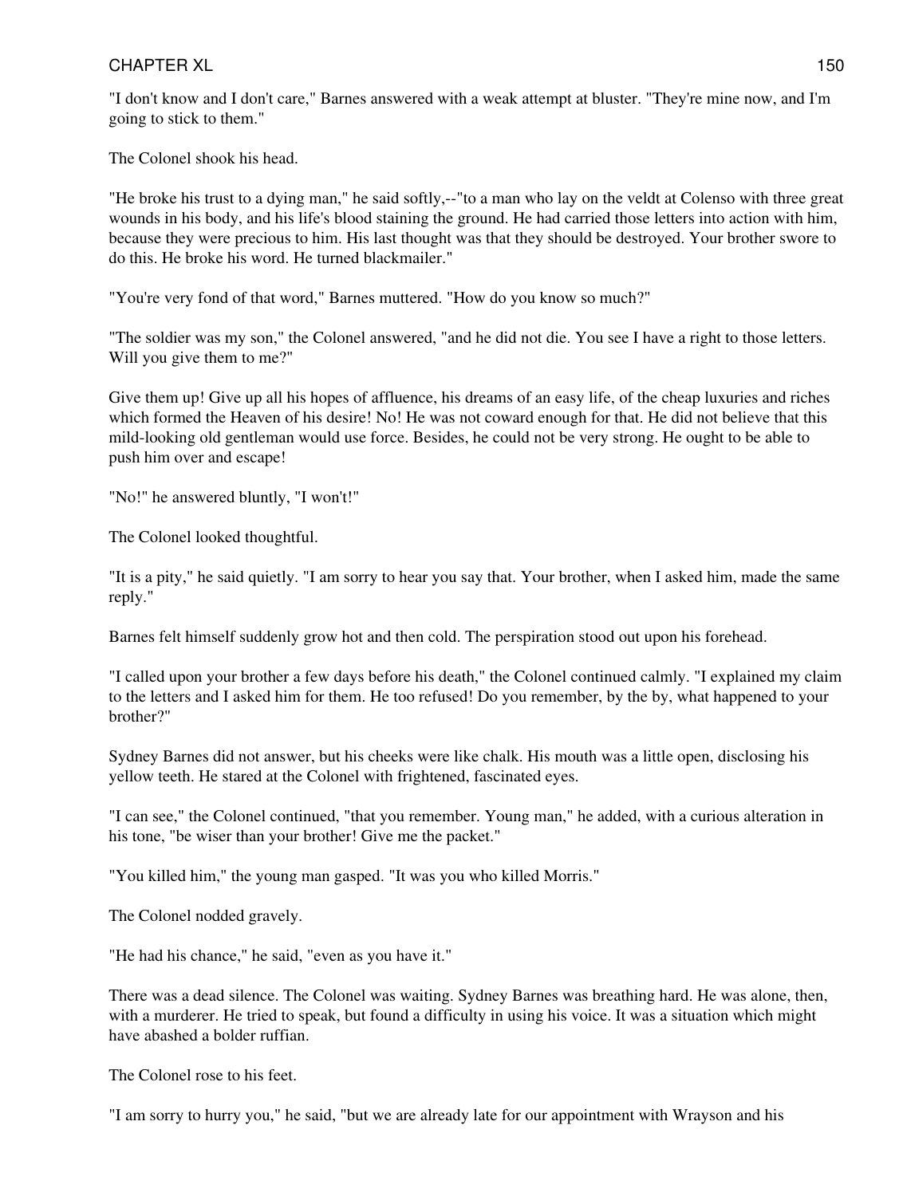"I don't know and I don't care," Barnes answered with a weak attempt at bluster. "They're mine now, and I'm going to stick to them."

The Colonel shook his head.

"He broke his trust to a dying man," he said softly,--"to a man who lay on the veldt at Colenso with three great wounds in his body, and his life's blood staining the ground. He had carried those letters into action with him, because they were precious to him. His last thought was that they should be destroyed. Your brother swore to do this. He broke his word. He turned blackmailer."

"You're very fond of that word," Barnes muttered. "How do you know so much?"

"The soldier was my son," the Colonel answered, "and he did not die. You see I have a right to those letters. Will you give them to me?"

Give them up! Give up all his hopes of affluence, his dreams of an easy life, of the cheap luxuries and riches which formed the Heaven of his desire! No! He was not coward enough for that. He did not believe that this mild-looking old gentleman would use force. Besides, he could not be very strong. He ought to be able to push him over and escape!

"No!" he answered bluntly, "I won't!"

The Colonel looked thoughtful.

"It is a pity," he said quietly. "I am sorry to hear you say that. Your brother, when I asked him, made the same reply."

Barnes felt himself suddenly grow hot and then cold. The perspiration stood out upon his forehead.

"I called upon your brother a few days before his death," the Colonel continued calmly. "I explained my claim to the letters and I asked him for them. He too refused! Do you remember, by the by, what happened to your brother?"

Sydney Barnes did not answer, but his cheeks were like chalk. His mouth was a little open, disclosing his yellow teeth. He stared at the Colonel with frightened, fascinated eyes.

"I can see," the Colonel continued, "that you remember. Young man," he added, with a curious alteration in his tone, "be wiser than your brother! Give me the packet."

"You killed him," the young man gasped. "It was you who killed Morris."

The Colonel nodded gravely.

"He had his chance," he said, "even as you have it."

There was a dead silence. The Colonel was waiting. Sydney Barnes was breathing hard. He was alone, then, with a murderer. He tried to speak, but found a difficulty in using his voice. It was a situation which might have abashed a bolder ruffian.

The Colonel rose to his feet.

"I am sorry to hurry you," he said, "but we are already late for our appointment with Wrayson and his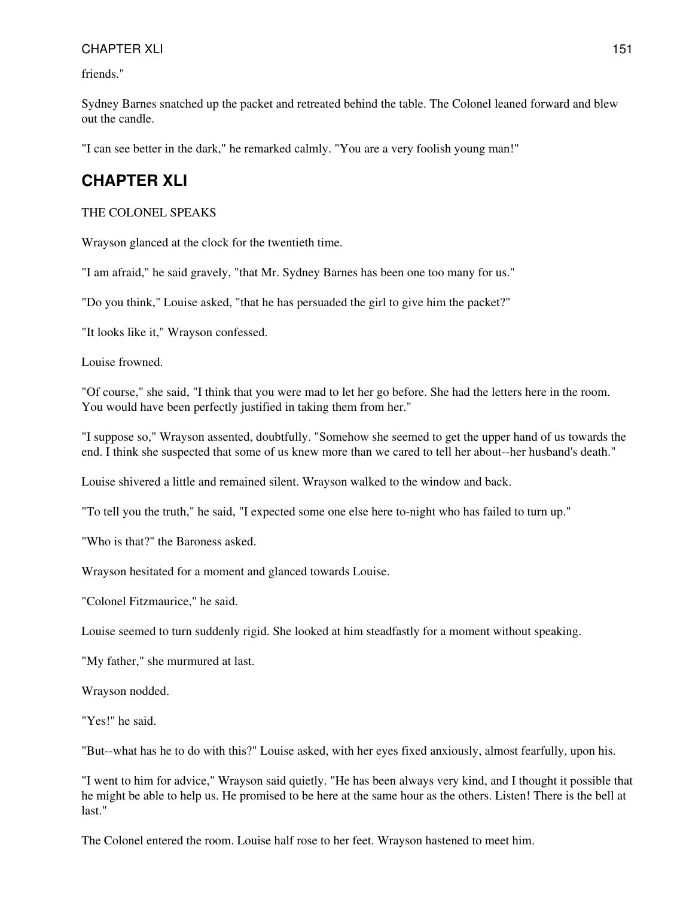friends."

Sydney Barnes snatched up the packet and retreated behind the table. The Colonel leaned forward and blew out the candle.

"I can see better in the dark," he remarked calmly. "You are a very foolish young man!"

## CHAPTER XLI

THE COLONEL SPEAKS

Wrayson glanced at the clock for the twentieth time.

"I am afraid," he said gravely, "that Mr. Sydney Barnes has been one too many for us."

"Do you think," Louise asked, "that he has persuaded the girl to give him the packet?"

"It looks like it," Wrayson confessed.

Louise frowned.

"Of course," she said, "I think that you were mad to let her go before. She had the letters here in the room. You would have been perfectly justified in taking them from her."

"I suppose so," Wrayson assented, doubtfully. "Somehow she seemed to get the upper hand of us towards the end. I think she suspected that some of us knew more than we cared to tell her about--her husband's death."

Louise shivered a little and remained silent. Wrayson walked to the window and back.

"To tell you the truth," he said, "I expected some one else here to-night who has failed to turn up."

"Who is that?" the Baroness asked.

Wrayson hesitated for a moment and glanced towards Louise.

"Colonel Fitzmaurice," he said.

Louise seemed to turn suddenly rigid. She looked at him steadfastly for a moment without speaking.

"My father," she murmured at last.

Wrayson nodded.

"Yes!" he said.

"But--what has he to do with this?" Louise asked, with her eyes fixed anxiously, almost fearfully, upon his.

"I went to him for advice," Wrayson said quietly. "He has been always very kind, and I thought it possible that he might be able to help us. He promised to be here at the same hour as the others. Listen! There is the bell at last."

The Colonel entered the room. Louise half rose to her feet. Wrayson hastened to meet him.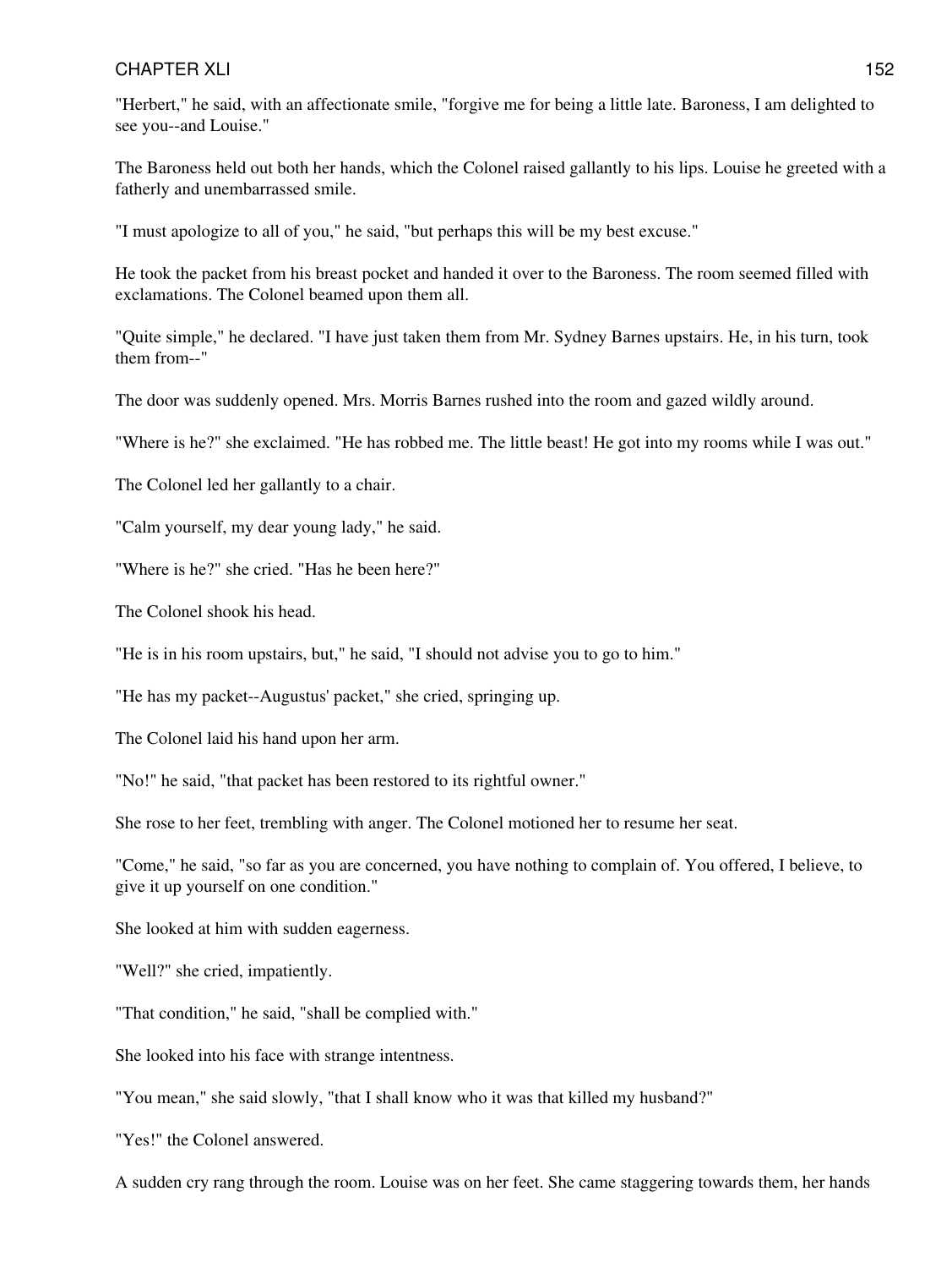"Herbert," he said, with an affectionate smile, "forgive me for being a little late. Baroness, I am delighted to see you--and Louise."

The Baroness held out both her hands, which the Colonel raised gallantly to his lips. Louise he greeted with a fatherly and unembarrassed smile.

"I must apologize to all of you," he said, "but perhaps this will be my best excuse."

He took the packet from his breast pocket and handed it over to the Baroness. The room seemed filled with exclamations. The Colonel beamed upon them all.

"Quite simple," he declared. "I have just taken them from Mr. Sydney Barnes upstairs. He, in his turn, took them from--"

The door was suddenly opened. Mrs. Morris Barnes rushed into the room and gazed wildly around.

"Where is he?" she exclaimed. "He has robbed me. The little beast! He got into my rooms while I was out."

The Colonel led her gallantly to a chair.

"Calm yourself, my dear young lady," he said.

"Where is he?" she cried. "Has he been here?"

The Colonel shook his head.

"He is in his room upstairs, but," he said, "I should not advise you to go to him."

"He has my packet--Augustus' packet," she cried, springing up.

The Colonel laid his hand upon her arm.

"No!" he said, "that packet has been restored to its rightful owner."

She rose to her feet, trembling with anger. The Colonel motioned her to resume her seat.

"Come," he said, "so far as you are concerned, you have nothing to complain of. You offered, I believe, to give it up yourself on one condition."

She looked at him with sudden eagerness.

"Well?" she cried, impatiently.

"That condition," he said, "shall be complied with."

She looked into his face with strange intentness.

"You mean," she said slowly, "that I shall know who it was that killed my husband?"

"Yes!" the Colonel answered.

A sudden cry rang through the room. Louise was on her feet. She came staggering towards them, her hands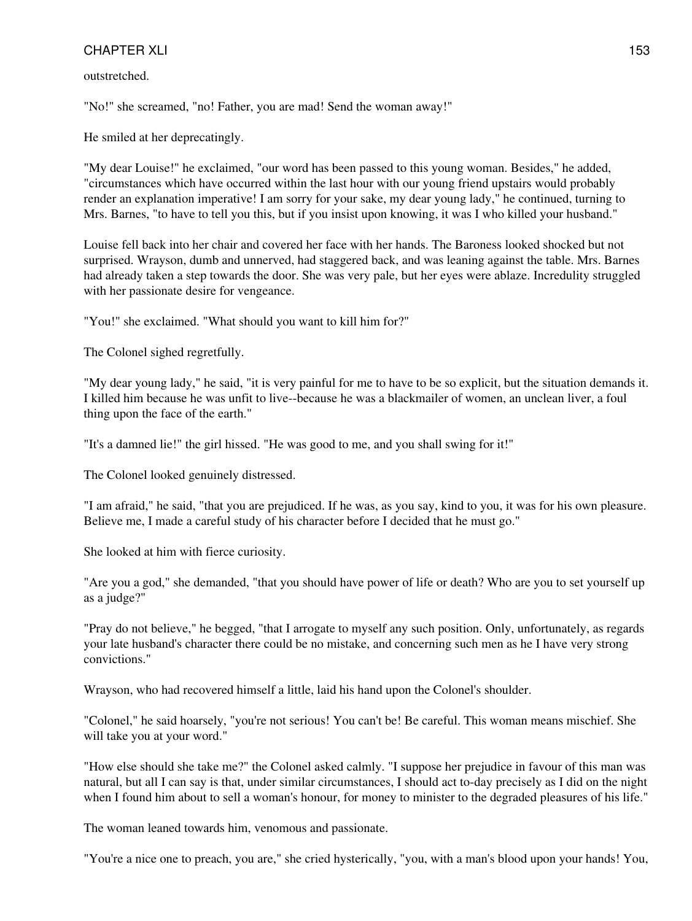outstretched.

"No!" she screamed, "no! Father, you are mad! Send the woman away!"

He smiled at her deprecatingly.

"My dear Louise!" he exclaimed, "our word has been passed to this young woman. Besides," he added, "circumstances which have occurred within the last hour with our young friend upstairs would probably render an explanation imperative! I am sorry for your sake, my dear young lady," he continued, turning to Mrs. Barnes, "to have to tell you this, but if you insist upon knowing, it was I who killed your husband."

Louise fell back into her chair and covered her face with her hands. The Baroness looked shocked but not surprised. Wrayson, dumb and unnerved, had staggered back, and was leaning against the table. Mrs. Barnes had already taken a step towards the door. She was very pale, but her eyes were ablaze. Incredulity struggled with her passionate desire for vengeance.

"You!" she exclaimed. "What should you want to kill him for?"

The Colonel sighed regretfully.

"My dear young lady," he said, "it is very painful for me to have to be so explicit, but the situation demands it. I killed him because he was unfit to live--because he was a blackmailer of women, an unclean liver, a foul thing upon the face of the earth."

"It's a damned lie!" the girl hissed. "He was good to me, and you shall swing for it!"

The Colonel looked genuinely distressed.

"I am afraid," he said, "that you are prejudiced. If he was, as you say, kind to you, it was for his own pleasure. Believe me, I made a careful study of his character before I decided that he must go."

She looked at him with fierce curiosity.

"Are you a god," she demanded, "that you should have power of life or death? Who are you to set yourself up as a judge?"

"Pray do not believe," he begged, "that I arrogate to myself any such position. Only, unfortunately, as regards your late husband's character there could be no mistake, and concerning such men as he I have very strong convictions."

Wrayson, who had recovered himself a little, laid his hand upon the Colonel's shoulder.

"Colonel," he said hoarsely, "you're not serious! You can't be! Be careful. This woman means mischief. She will take you at your word."

"How else should she take me?" the Colonel asked calmly. "I suppose her prejudice in favour of this man was natural, but all I can say is that, under similar circumstances, I should act to-day precisely as I did on the night when I found him about to sell a woman's honour, for money to minister to the degraded pleasures of his life."

The woman leaned towards him, venomous and passionate.

"You're a nice one to preach, you are," she cried hysterically, "you, with a man's blood upon your hands! You,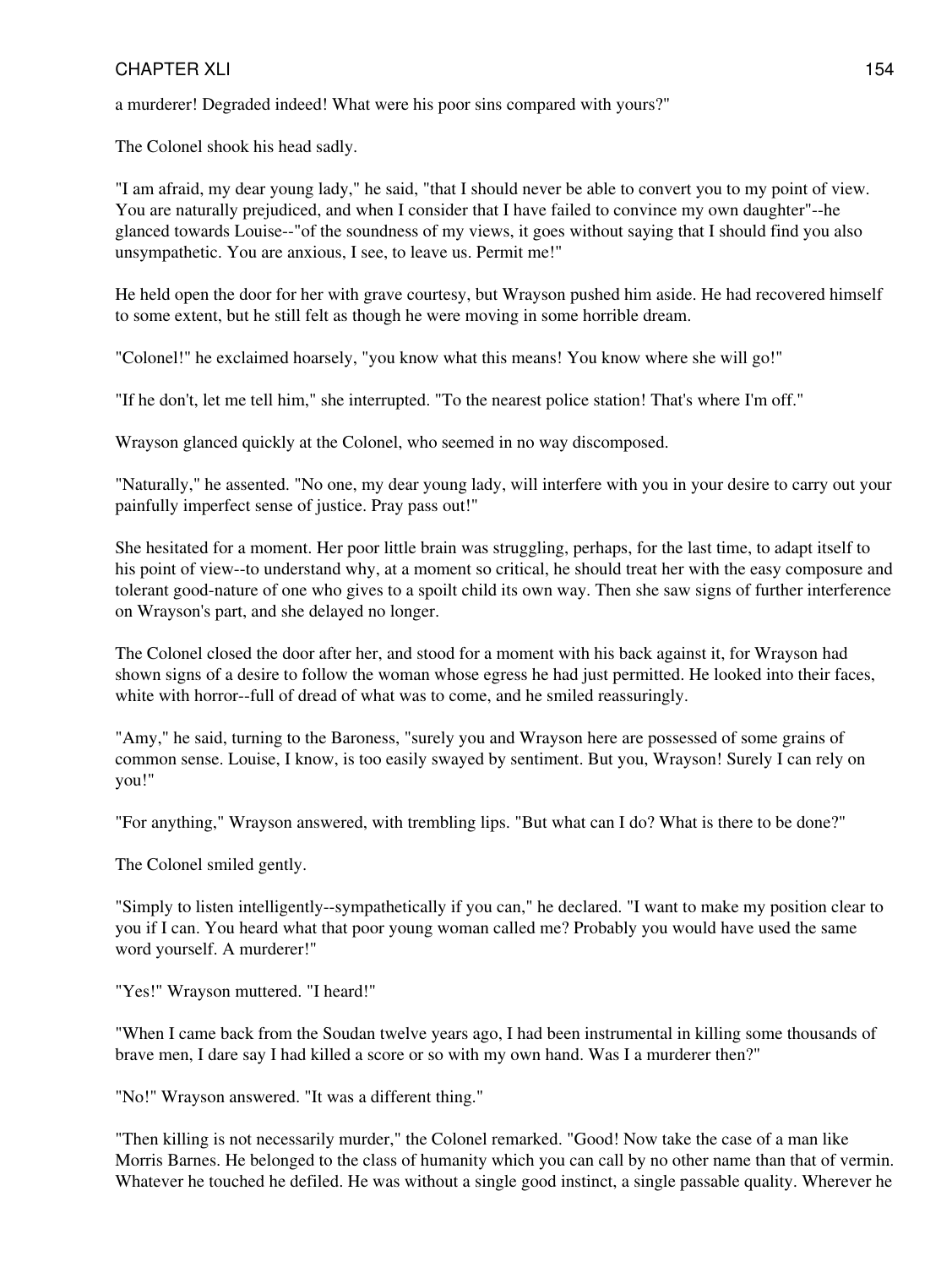a murderer! Degraded indeed! What were his poor sins compared with yours?"

The Colonel shook his head sadly.

"I am afraid, my dear young lady," he said, "that I should never be able to convert you to my point of view. You are naturally prejudiced, and when I consider that I have failed to convince my own daughter"--he glanced towards Louise--"of the soundness of my views, it goes without saying that I should find you also unsympathetic. You are anxious, I see, to leave us. Permit me!"

He held open the door for her with grave courtesy, but Wrayson pushed him aside. He had recovered himself to some extent, but he still felt as though he were moving in some horrible dream.

"Colonel!" he exclaimed hoarsely, "you know what this means! You know where she will go!"

"If he don't, let me tell him," she interrupted. "To the nearest police station! That's where I'm off."

Wrayson glanced quickly at the Colonel, who seemed in no way discomposed.

"Naturally," he assented. "No one, my dear young lady, will interfere with you in your desire to carry out your painfully imperfect sense of justice. Pray pass out!"

She hesitated for a moment. Her poor little brain was struggling, perhaps, for the last time, to adapt itself to his point of view--to understand why, at a moment so critical, he should treat her with the easy composure and tolerant good-nature of one who gives to a spoilt child its own way. Then she saw signs of further interference on Wrayson's part, and she delayed no longer.

The Colonel closed the door after her, and stood for a moment with his back against it, for Wrayson had shown signs of a desire to follow the woman whose egress he had just permitted. He looked into their faces, white with horror--full of dread of what was to come, and he smiled reassuringly.

"Amy," he said, turning to the Baroness, "surely you and Wrayson here are possessed of some grains of common sense. Louise, I know, is too easily swayed by sentiment. But you, Wrayson! Surely I can rely on you!"

"For anything," Wrayson answered, with trembling lips. "But what can I do? What is there to be done?"

The Colonel smiled gently.

"Simply to listen intelligently--sympathetically if you can," he declared. "I want to make my position clear to you if I can. You heard what that poor young woman called me? Probably you would have used the same word yourself. A murderer!"

"Yes!" Wrayson muttered. "I heard!"

"When I came back from the Soudan twelve years ago, I had been instrumental in killing some thousands of brave men, I dare say I had killed a score or so with my own hand. Was I a murderer then?"

"No!" Wrayson answered. "It was a different thing."

"Then killing is not necessarily murder," the Colonel remarked. "Good! Now take the case of a man like Morris Barnes. He belonged to the class of humanity which you can call by no other name than that of vermin. Whatever he touched he defiled. He was without a single good instinct, a single passable quality. Wherever he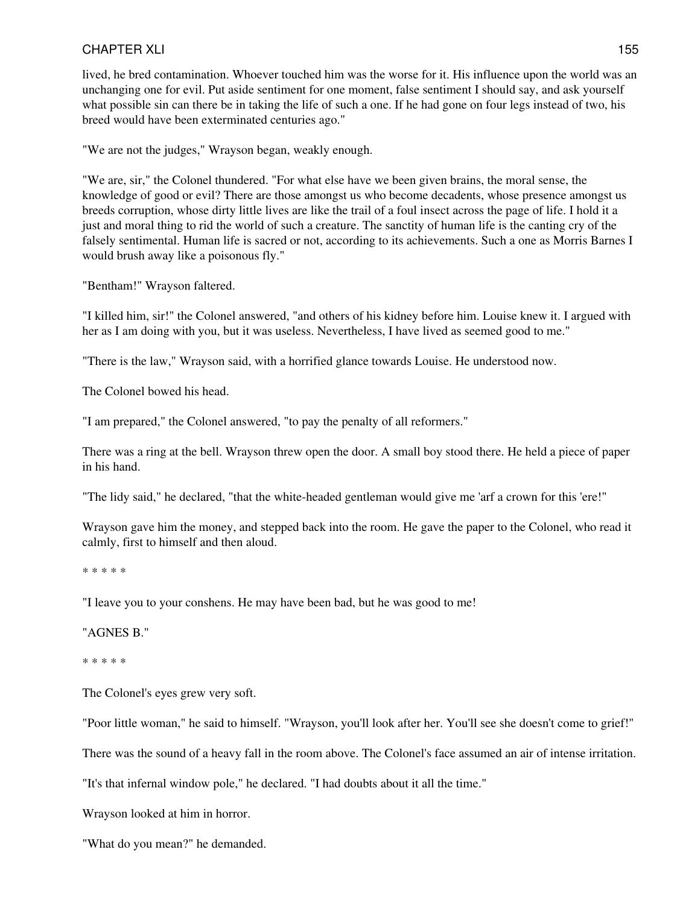lived, he bred contamination. Whoever touched him was the worse for it. His influence upon the world was an unchanging one for evil. Put aside sentiment for one moment, false sentiment I should say, and ask yourself what possible sin can there be in taking the life of such a one. If he had gone on four legs instead of two, his breed would have been exterminated centuries ago."

"We are not the judges," Wrayson began, weakly enough.

"We are, sir," the Colonel thundered. "For what else have we been given brains, the moral sense, the knowledge of good or evil? There are those amongst us who become decadents, whose presence amongst us breeds corruption, whose dirty little lives are like the trail of a foul insect across the page of life. I hold it a just and moral thing to rid the world of such a creature. The sanctity of human life is the canting cry of the falsely sentimental. Human life is sacred or not, according to its achievements. Such a one as Morris Barnes I would brush away like a poisonous fly."

"Bentham!" Wrayson faltered.

"I killed him, sir!" the Colonel answered, "and others of his kidney before him. Louise knew it. I argued with her as I am doing with you, but it was useless. Nevertheless, I have lived as seemed good to me."

"There is the law," Wrayson said, with a horrified glance towards Louise. He understood now.

The Colonel bowed his head.

"I am prepared," the Colonel answered, "to pay the penalty of all reformers."

There was a ring at the bell. Wrayson threw open the door. A small boy stood there. He held a piece of paper in his hand.

"The lidy said," he declared, "that the white-headed gentleman would give me 'arf a crown for this 'ere!"

Wrayson gave him the money, and stepped back into the room. He gave the paper to the Colonel, who read it calmly, first to himself and then aloud.

* * * * *

"I leave you to your conshens. He may have been bad, but he was good to me!

"AGNES B."

* * * * *

The Colonel's eyes grew very soft.

"Poor little woman," he said to himself. "Wrayson, you'll look after her. You'll see she doesn't come to grief!"

There was the sound of a heavy fall in the room above. The Colonel's face assumed an air of intense irritation.

"It's that infernal window pole," he declared. "I had doubts about it all the time."

Wrayson looked at him in horror.

"What do you mean?" he demanded.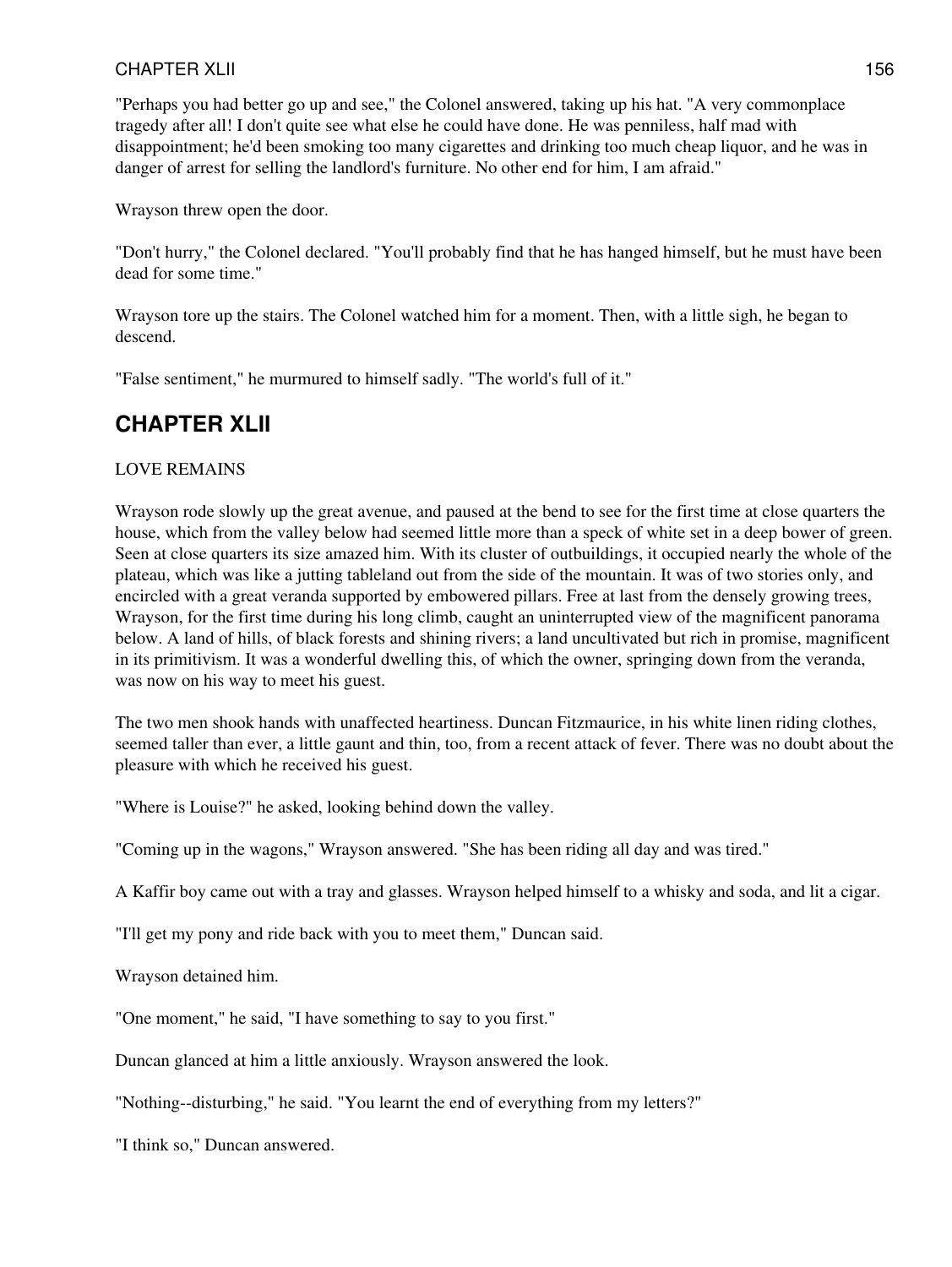"Perhaps you had better go up and see," the Colonel answered, taking up his hat. "A very commonplace tragedy after all! I don't quite see what else he could have done. He was penniless, half mad with disappointment; he'd been smoking too many cigarettes and drinking too much cheap liquor, and he was in danger of arrest for selling the landlord's furniture. No other end for him, I am afraid."

Wrayson threw open the door.

"Don't hurry," the Colonel declared. "You'll probably find that he has hanged himself, but he must have been dead for some time."

Wrayson tore up the stairs. The Colonel watched him for a moment. Then, with a little sigh, he began to descend.

"False sentiment," he murmured to himself sadly. "The world's full of it."

## CHAPTER XLII

LOVE REMAINS

Wrayson rode slowly up the great avenue, and paused at the bend to see for the first time at close quarters the house, which from the valley below had seemed little more than a speck of white set in a deep bower of green. Seen at close quarters its size amazed him. With its cluster of outbuildings, it occupied nearly the whole of the plateau, which was like a jutting tableland out from the side of the mountain. It was of two stories only, and encircled with a great veranda supported by embowered pillars. Free at last from the densely growing trees, Wrayson, for the first time during his long climb, caught an uninterrupted view of the magnificent panorama below. A land of hills, of black forests and shining rivers; a land uncultivated but rich in promise, magnificent in its primitivism. It was a wonderful dwelling this, of which the owner, springing down from the veranda, was now on his way to meet his guest.

The two men shook hands with unaffected heartiness. Duncan Fitzmaurice, in his white linen riding clothes, seemed taller than ever, a little gaunt and thin, too, from a recent attack of fever. There was no doubt about the pleasure with which he received his guest.

"Where is Louise?" he asked, looking behind down the valley.

"Coming up in the wagons," Wrayson answered. "She has been riding all day and was tired."

A Kaffir boy came out with a tray and glasses. Wrayson helped himself to a whisky and soda, and lit a cigar.

"I'll get my pony and ride back with you to meet them," Duncan said.

Wrayson detained him.

"One moment," he said, "I have something to say to you first."

Duncan glanced at him a little anxiously. Wrayson answered the look.

"Nothing--disturbing," he said. "You learnt the end of everything from my letters?"

"I think so," Duncan answered.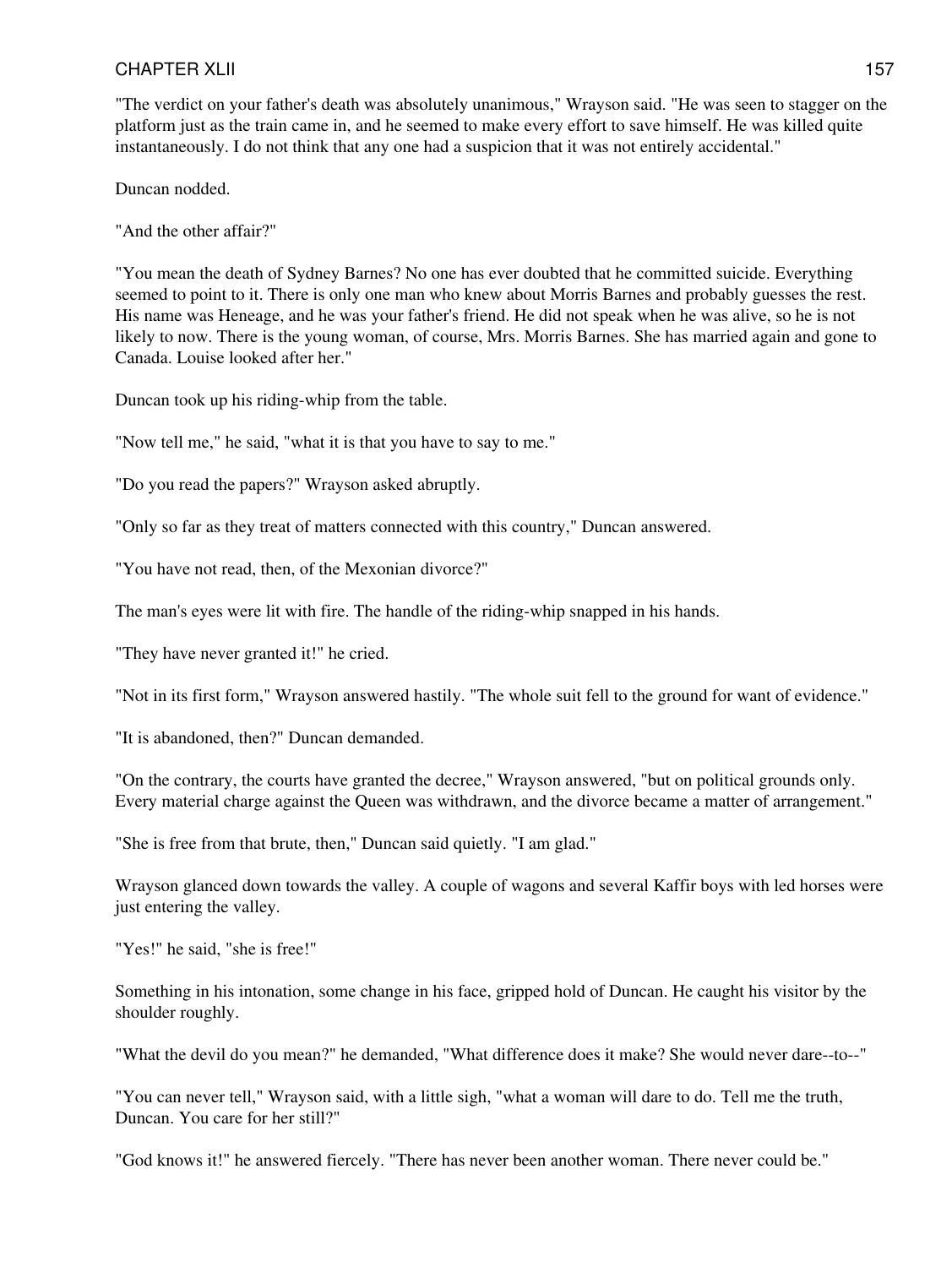"The verdict on your father's death was absolutely unanimous," Wrayson said. "He was seen to stagger on the platform just as the train came in, and he seemed to make every effort to save himself. He was killed quite instantaneously. I do not think that any one had a suspicion that it was not entirely accidental."

Duncan nodded.

"And the other affair?"

"You mean the death of Sydney Barnes? No one has ever doubted that he committed suicide. Everything seemed to point to it. There is only one man who knew about Morris Barnes and probably guesses the rest. His name was Heneage, and he was your father's friend. He did not speak when he was alive, so he is not likely to now. There is the young woman, of course, Mrs. Morris Barnes. She has married again and gone to Canada. Louise looked after her."

Duncan took up his riding-whip from the table.

"Now tell me," he said, "what it is that you have to say to me."

"Do you read the papers?" Wrayson asked abruptly.

"Only so far as they treat of matters connected with this country," Duncan answered.

"You have not read, then, of the Mexonian divorce?"

The man's eyes were lit with fire. The handle of the riding-whip snapped in his hands.

"They have never granted it!" he cried.

"Not in its first form," Wrayson answered hastily. "The whole suit fell to the ground for want of evidence."

"It is abandoned, then?" Duncan demanded.

"On the contrary, the courts have granted the decree," Wrayson answered, "but on political grounds only. Every material charge against the Queen was withdrawn, and the divorce became a matter of arrangement."

"She is free from that brute, then," Duncan said quietly. "I am glad."

Wrayson glanced down towards the valley. A couple of wagons and several Kaffir boys with led horses were just entering the valley.

"Yes!" he said, "she is free!"

Something in his intonation, some change in his face, gripped hold of Duncan. He caught his visitor by the shoulder roughly.

"What the devil do you mean?" he demanded, "What difference does it make? She would never dare--to--"

"You can never tell," Wrayson said, with a little sigh, "what a woman will dare to do. Tell me the truth, Duncan. You care for her still?"

"God knows it!" he answered fiercely. "There has never been another woman. There never could be."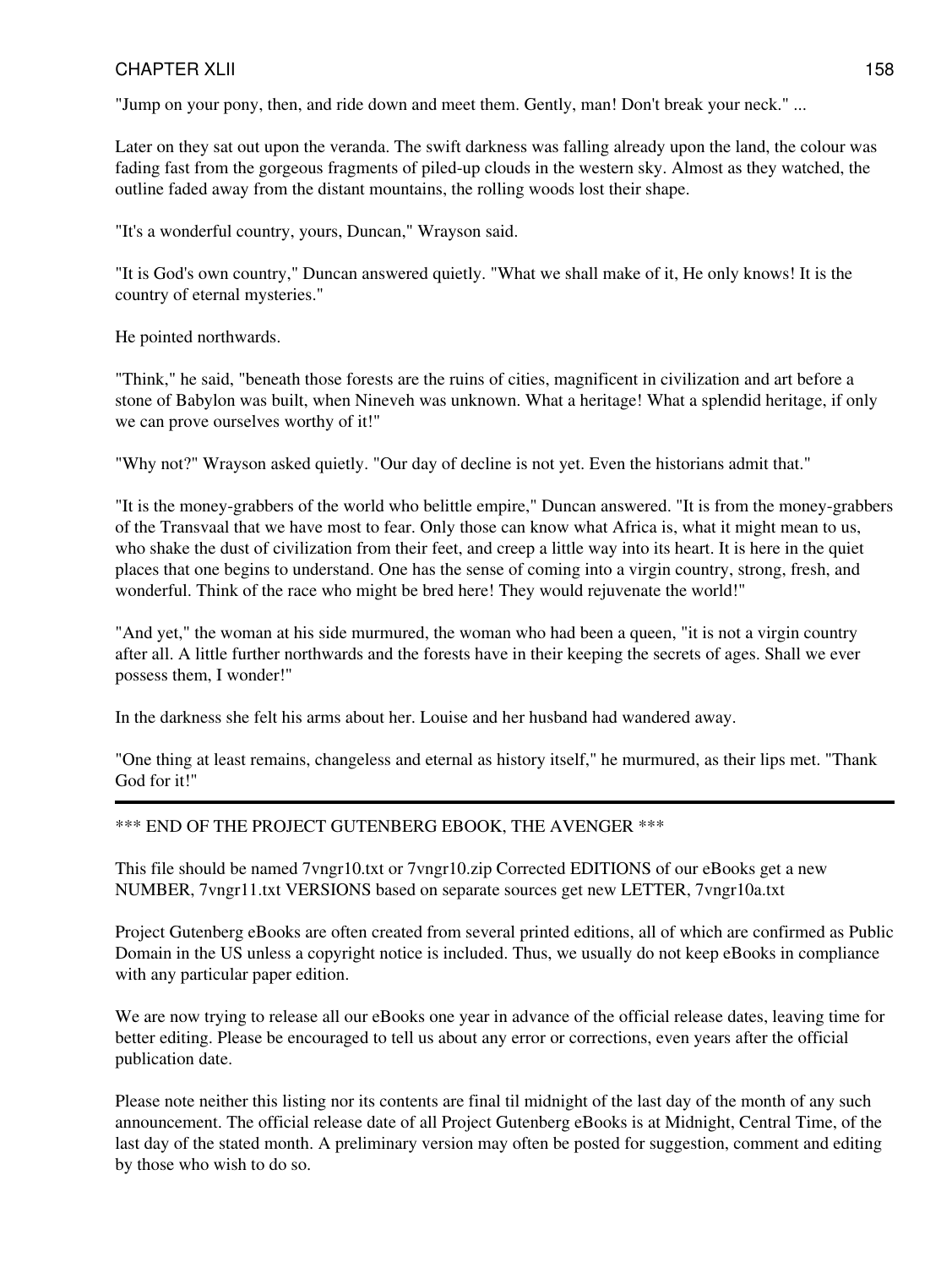"Jump on your pony, then, and ride down and meet them. Gently, man! Don't break your neck." ...

Later on they sat out upon the veranda. The swift darkness was falling already upon the land, the colour was fading fast from the gorgeous fragments of piled-up clouds in the western sky. Almost as they watched, the outline faded away from the distant mountains, the rolling woods lost their shape.

"It's a wonderful country, yours, Duncan," Wrayson said.

"It is God's own country," Duncan answered quietly. "What we shall make of it, He only knows! It is the country of eternal mysteries."

He pointed northwards.

"Think," he said, "beneath those forests are the ruins of cities, magnificent in civilization and art before a stone of Babylon was built, when Nineveh was unknown. What a heritage! What a splendid heritage, if only we can prove ourselves worthy of it!"

"Why not?" Wrayson asked quietly. "Our day of decline is not yet. Even the historians admit that."

"It is the money-grabbers of the world who belittle empire," Duncan answered. "It is from the money-grabbers of the Transvaal that we have most to fear. Only those can know what Africa is, what it might mean to us, who shake the dust of civilization from their feet, and creep a little way into its heart. It is here in the quiet places that one begins to understand. One has the sense of coming into a virgin country, strong, fresh, and wonderful. Think of the race who might be bred here! They would rejuvenate the world!"

"And yet," the woman at his side murmured, the woman who had been a queen, "it is not a virgin country after all. A little further northwards and the forests have in their keeping the secrets of ages. Shall we ever possess them, I wonder!"

In the darkness she felt his arms about her. Louise and her husband had wandered away.

"One thing at least remains, changeless and eternal as history itself," he murmured, as their lips met. "Thank God for it!"

---

*** END OF THE PROJECT GUTENBERG EBOOK, THE AVENGER ***

This file should be named 7vngr10.txt or 7vngr10.zip Corrected EDITIONS of our eBooks get a new NUMBER, 7vngr11.txt VERSIONS based on separate sources get new LETTER, 7vngr10a.txt

Project Gutenberg eBooks are often created from several printed editions, all of which are confirmed as Public Domain in the US unless a copyright notice is included. Thus, we usually do not keep eBooks in compliance with any particular paper edition.

We are now trying to release all our eBooks one year in advance of the official release dates, leaving time for better editing. Please be encouraged to tell us about any error or corrections, even years after the official publication date.

Please note neither this listing nor its contents are final til midnight of the last day of the month of any such announcement. The official release date of all Project Gutenberg eBooks is at Midnight, Central Time, of the last day of the stated month. A preliminary version may often be posted for suggestion, comment and editing by those who wish to do so.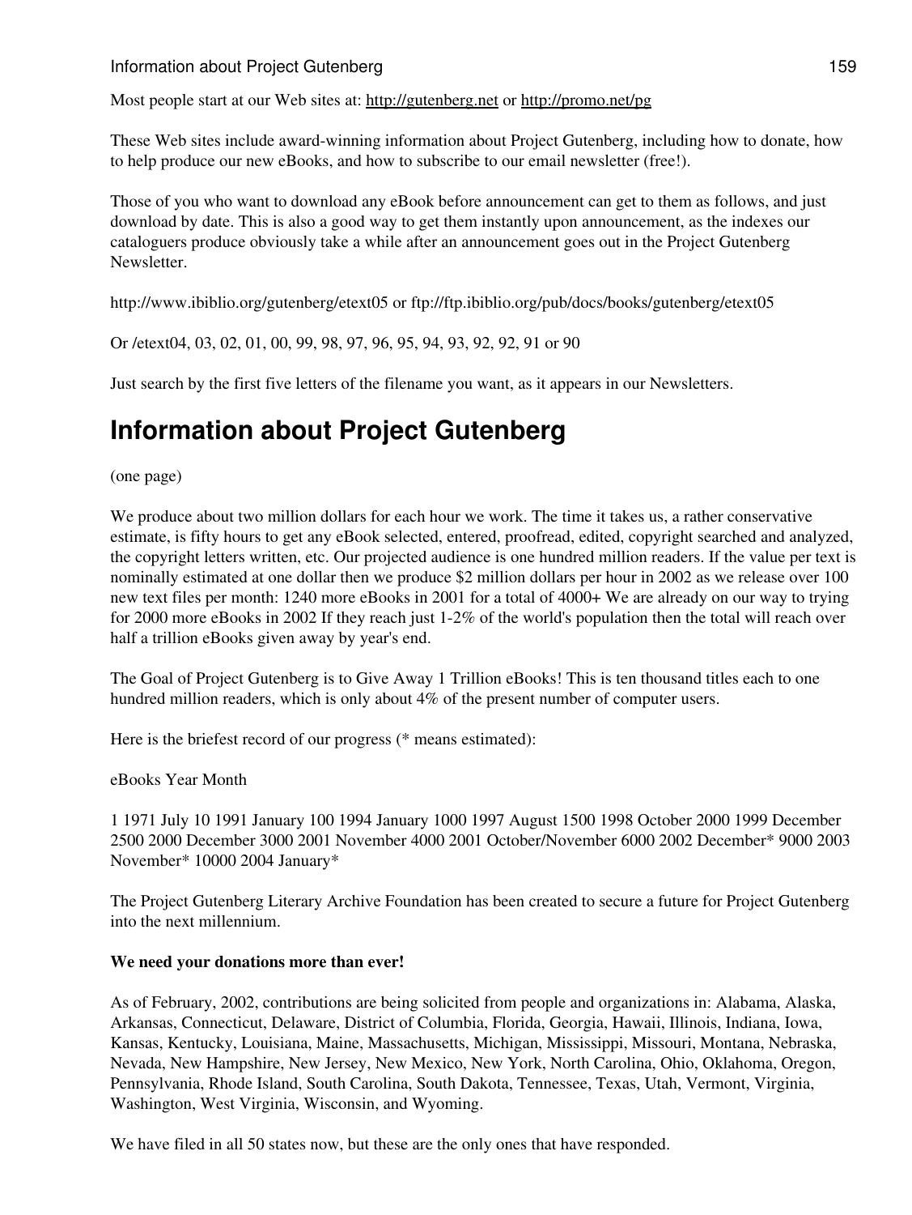Most people start at our Web sites at: http://gutenberg.net or http://promo.net/pg

These Web sites include award-winning information about Project Gutenberg, including how to donate, how to help produce our new eBooks, and how to subscribe to our email newsletter (free!).

Those of you who want to download any eBook before announcement can get to them as follows, and just download by date. This is also a good way to get them instantly upon announcement, as the indexes our cataloguers produce obviously take a while after an announcement goes out in the Project Gutenberg Newsletter.

http://www.ibiblio.org/gutenberg/etext05 or ftp://ftp.ibiblio.org/pub/docs/books/gutenberg/etext05

Or /etext04, 03, 02, 01, 00, 99, 98, 97, 96, 95, 94, 93, 92, 92, 91 or 90

Just search by the first five letters of the filename you want, as it appears in our Newsletters.

# Information about Project Gutenberg

(one page)

We produce about two million dollars for each hour we work. The time it takes us, a rather conservative estimate, is fifty hours to get any eBook selected, entered, proofread, edited, copyright searched and analyzed, the copyright letters written, etc. Our projected audience is one hundred million readers. If the value per text is nominally estimated at one dollar then we produce $2 million dollars per hour in 2002 as we release over 100 new text files per month: 1240 more eBooks in 2001 for a total of 4000+ We are already on our way to trying for 2000 more eBooks in 2002 If they reach just 1-2% of the world's population then the total will reach over half a trillion eBooks given away by year's end.

The Goal of Project Gutenberg is to Give Away 1 Trillion eBooks! This is ten thousand titles each to one hundred million readers, which is only about 4% of the present number of computer users.

Here is the briefest record of our progress (* means estimated):

eBooks Year Month

1 1971 July 10 1991 January 100 1994 January 1000 1997 August 1500 1998 October 2000 1999 December 2500 2000 December 3000 2001 November 4000 2001 October/November 6000 2002 December* 9000 2003 November* 10000 2004 January*

The Project Gutenberg Literary Archive Foundation has been created to secure a future for Project Gutenberg into the next millennium.

**We need your donations more than ever!**

As of February, 2002, contributions are being solicited from people and organizations in: Alabama, Alaska, Arkansas, Connecticut, Delaware, District of Columbia, Florida, Georgia, Hawaii, Illinois, Indiana, Iowa, Kansas, Kentucky, Louisiana, Maine, Massachusetts, Michigan, Mississippi, Missouri, Montana, Nebraska, Nevada, New Hampshire, New Jersey, New Mexico, New York, North Carolina, Ohio, Oklahoma, Oregon, Pennsylvania, Rhode Island, South Carolina, South Dakota, Tennessee, Texas, Utah, Vermont, Virginia, Washington, West Virginia, Wisconsin, and Wyoming.

We have filed in all 50 states now, but these are the only ones that have responded.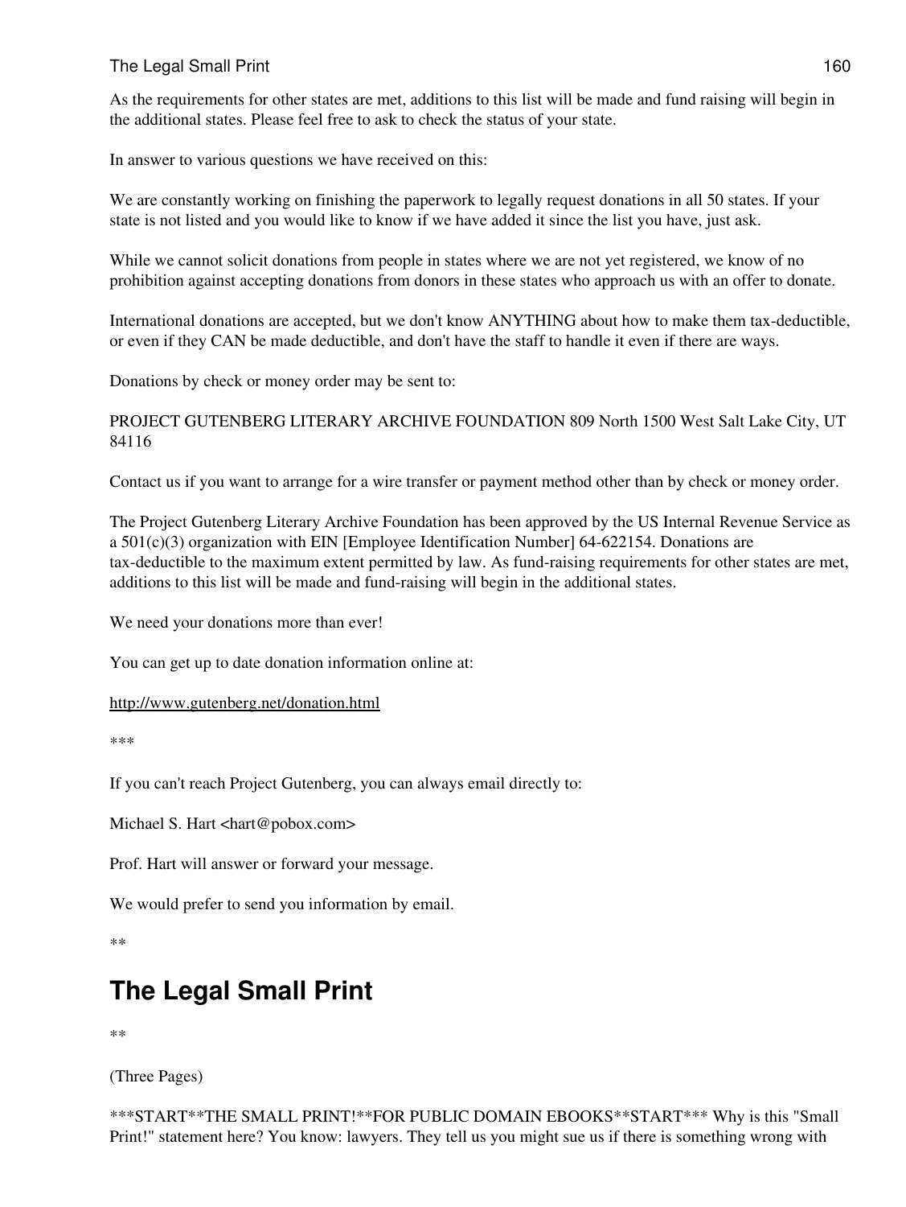As the requirements for other states are met, additions to this list will be made and fund raising will begin in the additional states. Please feel free to ask to check the status of your state.

In answer to various questions we have received on this:

We are constantly working on finishing the paperwork to legally request donations in all 50 states. If your state is not listed and you would like to know if we have added it since the list you have, just ask.

While we cannot solicit donations from people in states where we are not yet registered, we know of no prohibition against accepting donations from donors in these states who approach us with an offer to donate.

International donations are accepted, but we don't know ANYTHING about how to make them tax-deductible, or even if they CAN be made deductible, and don't have the staff to handle it even if there are ways.

Donations by check or money order may be sent to:

PROJECT GUTENBERG LITERARY ARCHIVE FOUNDATION 809 North 1500 West Salt Lake City, UT 84116

Contact us if you want to arrange for a wire transfer or payment method other than by check or money order.

The Project Gutenberg Literary Archive Foundation has been approved by the US Internal Revenue Service as a 501(c)(3) organization with EIN [Employee Identification Number] 64-622154. Donations are tax-deductible to the maximum extent permitted by law. As fund-raising requirements for other states are met, additions to this list will be made and fund-raising will begin in the additional states.

We need your donations more than ever!

You can get up to date donation information online at:

http://www.gutenberg.net/donation.html

***

If you can't reach Project Gutenberg, you can always email directly to:

Michael S. Hart <hart@pobox.com>

Prof. Hart will answer or forward your message.

We would prefer to send you information by email.

**

# The Legal Small Print

**

(Three Pages)

***START**THE SMALL PRINT!**FOR PUBLIC DOMAIN EBOOKS**START*** Why is this "Small Print!" statement here? You know: lawyers. They tell us you might sue us if there is something wrong with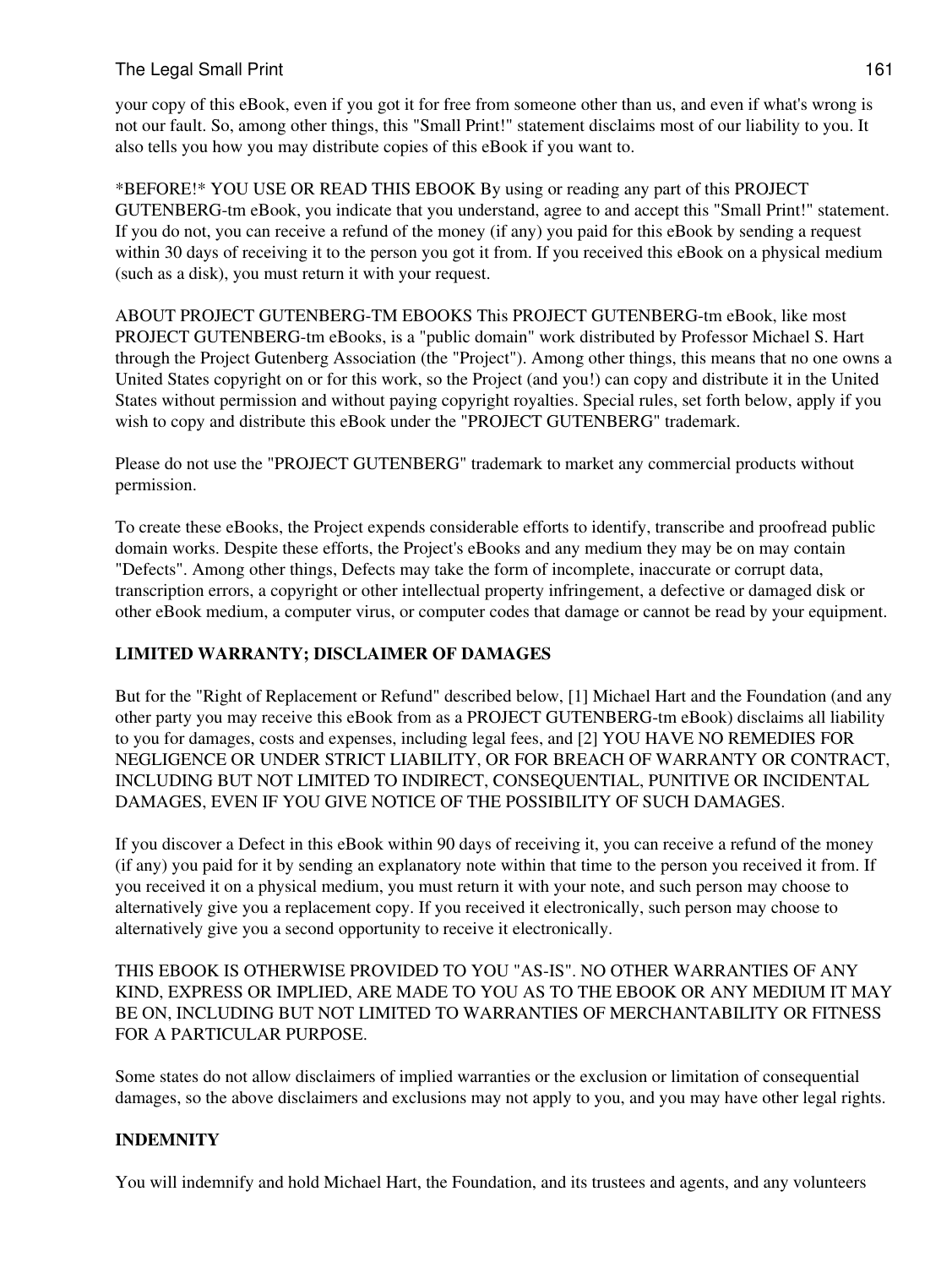your copy of this eBook, even if you got it for free from someone other than us, and even if what's wrong is not our fault. So, among other things, this "Small Print!" statement disclaims most of our liability to you. It also tells you how you may distribute copies of this eBook if you want to.

*BEFORE!* YOU USE OR READ THIS EBOOK By using or reading any part of this PROJECT GUTENBERG-tm eBook, you indicate that you understand, agree to and accept this "Small Print!" statement. If you do not, you can receive a refund of the money (if any) you paid for this eBook by sending a request within 30 days of receiving it to the person you got it from. If you received this eBook on a physical medium (such as a disk), you must return it with your request.

ABOUT PROJECT GUTENBERG-TM EBOOKS This PROJECT GUTENBERG-tm eBook, like most PROJECT GUTENBERG-tm eBooks, is a "public domain" work distributed by Professor Michael S. Hart through the Project Gutenberg Association (the "Project"). Among other things, this means that no one owns a United States copyright on or for this work, so the Project (and you!) can copy and distribute it in the United States without permission and without paying copyright royalties. Special rules, set forth below, apply if you wish to copy and distribute this eBook under the "PROJECT GUTENBERG" trademark.

Please do not use the "PROJECT GUTENBERG" trademark to market any commercial products without permission.

To create these eBooks, the Project expends considerable efforts to identify, transcribe and proofread public domain works. Despite these efforts, the Project's eBooks and any medium they may be on may contain "Defects". Among other things, Defects may take the form of incomplete, inaccurate or corrupt data, transcription errors, a copyright or other intellectual property infringement, a defective or damaged disk or other eBook medium, a computer virus, or computer codes that damage or cannot be read by your equipment.

**LIMITED WARRANTY; DISCLAIMER OF DAMAGES**

But for the "Right of Replacement or Refund" described below, [1] Michael Hart and the Foundation (and any other party you may receive this eBook from as a PROJECT GUTENBERG-tm eBook) disclaims all liability to you for damages, costs and expenses, including legal fees, and [2] YOU HAVE NO REMEDIES FOR NEGLIGENCE OR UNDER STRICT LIABILITY, OR FOR BREACH OF WARRANTY OR CONTRACT, INCLUDING BUT NOT LIMITED TO INDIRECT, CONSEQUENTIAL, PUNITIVE OR INCIDENTAL DAMAGES, EVEN IF YOU GIVE NOTICE OF THE POSSIBILITY OF SUCH DAMAGES.

If you discover a Defect in this eBook within 90 days of receiving it, you can receive a refund of the money (if any) you paid for it by sending an explanatory note within that time to the person you received it from. If you received it on a physical medium, you must return it with your note, and such person may choose to alternatively give you a replacement copy. If you received it electronically, such person may choose to alternatively give you a second opportunity to receive it electronically.

THIS EBOOK IS OTHERWISE PROVIDED TO YOU "AS-IS". NO OTHER WARRANTIES OF ANY KIND, EXPRESS OR IMPLIED, ARE MADE TO YOU AS TO THE EBOOK OR ANY MEDIUM IT MAY BE ON, INCLUDING BUT NOT LIMITED TO WARRANTIES OF MERCHANTABILITY OR FITNESS FOR A PARTICULAR PURPOSE.

Some states do not allow disclaimers of implied warranties or the exclusion or limitation of consequential damages, so the above disclaimers and exclusions may not apply to you, and you may have other legal rights.

**INDEMNITY**

You will indemnify and hold Michael Hart, the Foundation, and its trustees and agents, and any volunteers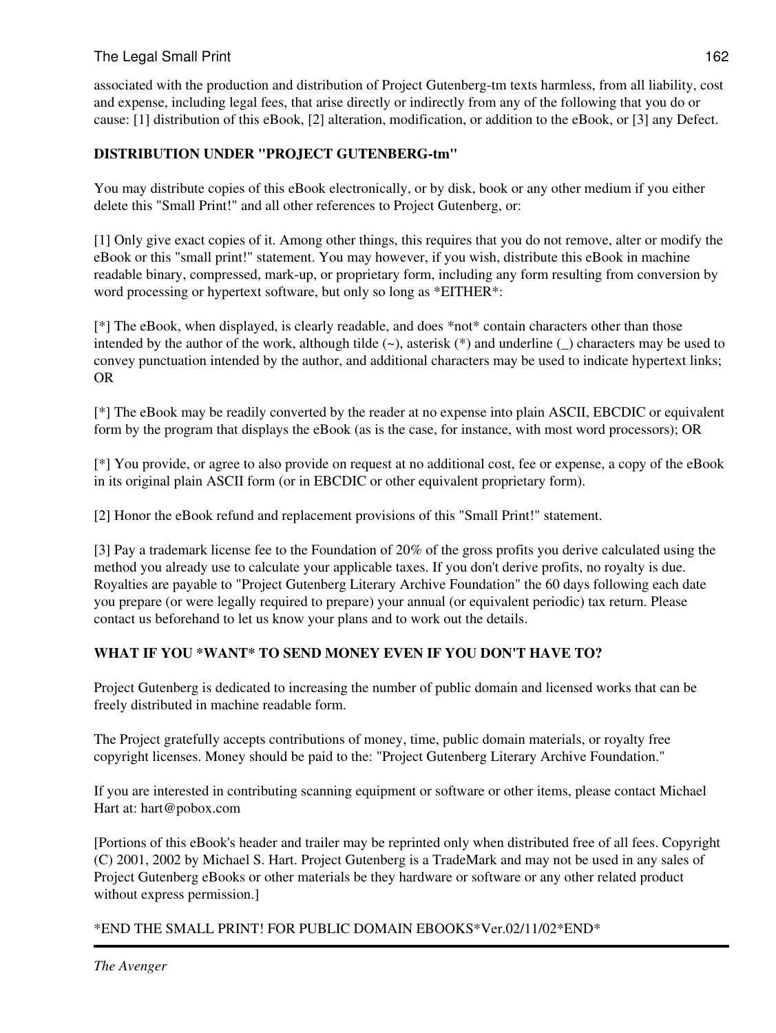associated with the production and distribution of Project Gutenberg-tm texts harmless, from all liability, cost and expense, including legal fees, that arise directly or indirectly from any of the following that you do or cause: [1] distribution of this eBook, [2] alteration, modification, or addition to the eBook, or [3] any Defect.

**DISTRIBUTION UNDER "PROJECT GUTENBERG-tm"**

You may distribute copies of this eBook electronically, or by disk, book or any other medium if you either delete this "Small Print!" and all other references to Project Gutenberg, or:

[1] Only give exact copies of it. Among other things, this requires that you do not remove, alter or modify the eBook or this "small print!" statement. You may however, if you wish, distribute this eBook in machine readable binary, compressed, mark-up, or proprietary form, including any form resulting from conversion by word processing or hypertext software, but only so long as *EITHER*:

[*] The eBook, when displayed, is clearly readable, and does *not* contain characters other than those intended by the author of the work, although tilde (~), asterisk (*) and underline (_) characters may be used to convey punctuation intended by the author, and additional characters may be used to indicate hypertext links; OR

[*] The eBook may be readily converted by the reader at no expense into plain ASCII, EBCDIC or equivalent form by the program that displays the eBook (as is the case, for instance, with most word processors); OR

[*] You provide, or agree to also provide on request at no additional cost, fee or expense, a copy of the eBook in its original plain ASCII form (or in EBCDIC or other equivalent proprietary form).

[2] Honor the eBook refund and replacement provisions of this "Small Print!" statement.

[3] Pay a trademark license fee to the Foundation of 20% of the gross profits you derive calculated using the method you already use to calculate your applicable taxes. If you don't derive profits, no royalty is due. Royalties are payable to "Project Gutenberg Literary Archive Foundation" the 60 days following each date you prepare (or were legally required to prepare) your annual (or equivalent periodic) tax return. Please contact us beforehand to let us know your plans and to work out the details.

**WHAT IF YOU *WANT* TO SEND MONEY EVEN IF YOU DON'T HAVE TO?**

Project Gutenberg is dedicated to increasing the number of public domain and licensed works that can be freely distributed in machine readable form.

The Project gratefully accepts contributions of money, time, public domain materials, or royalty free copyright licenses. Money should be paid to the: "Project Gutenberg Literary Archive Foundation."

If you are interested in contributing scanning equipment or software or other items, please contact Michael Hart at: hart@pobox.com

[Portions of this eBook's header and trailer may be reprinted only when distributed free of all fees. Copyright (C) 2001, 2002 by Michael S. Hart. Project Gutenberg is a TradeMark and may not be used in any sales of Project Gutenberg eBooks or other materials be they hardware or software or any other related product without express permission.]

*END THE SMALL PRINT! FOR PUBLIC DOMAIN EBOOKS*Ver.02/11/02*END*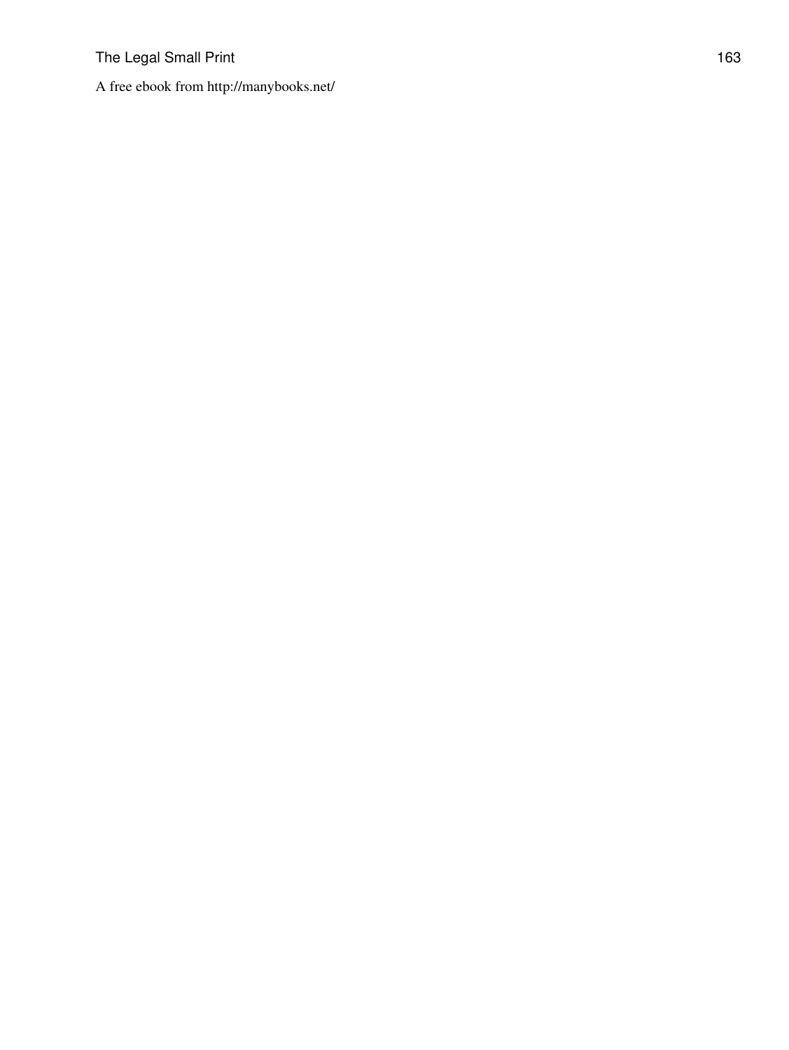A free ebook from http://manybooks.net/